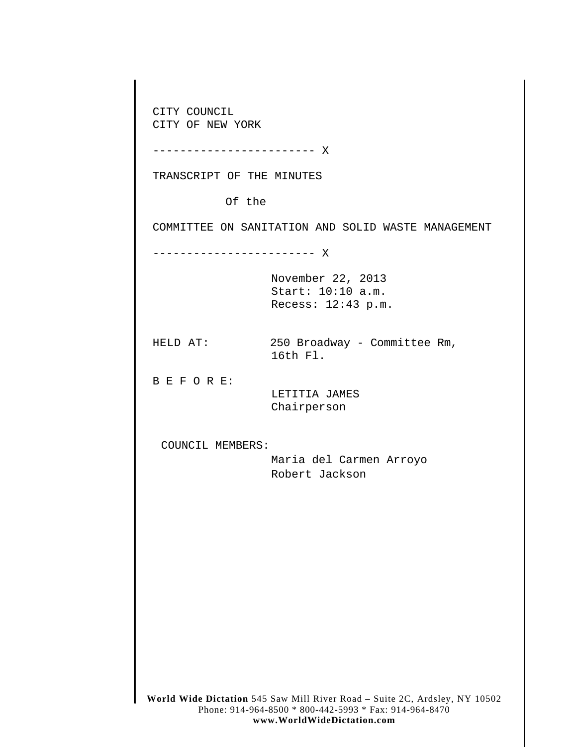CITY COUNCIL
CITY OF NEW YORK

------------------------ X

TRANSCRIPT OF THE MINUTES

Of the

COMMITTEE ON SANITATION AND SOLID WASTE MANAGEMENT

------------------------ X

November 22, 2013
Start: 10:10 a.m.
Recess: 12:43 p.m.

HELD AT: 250 Broadway - Committee Rm, 16th Fl.

B E F O R E:
LETITIA JAMES
Chairperson

COUNCIL MEMBERS:
Maria del Carmen Arroyo
Robert Jackson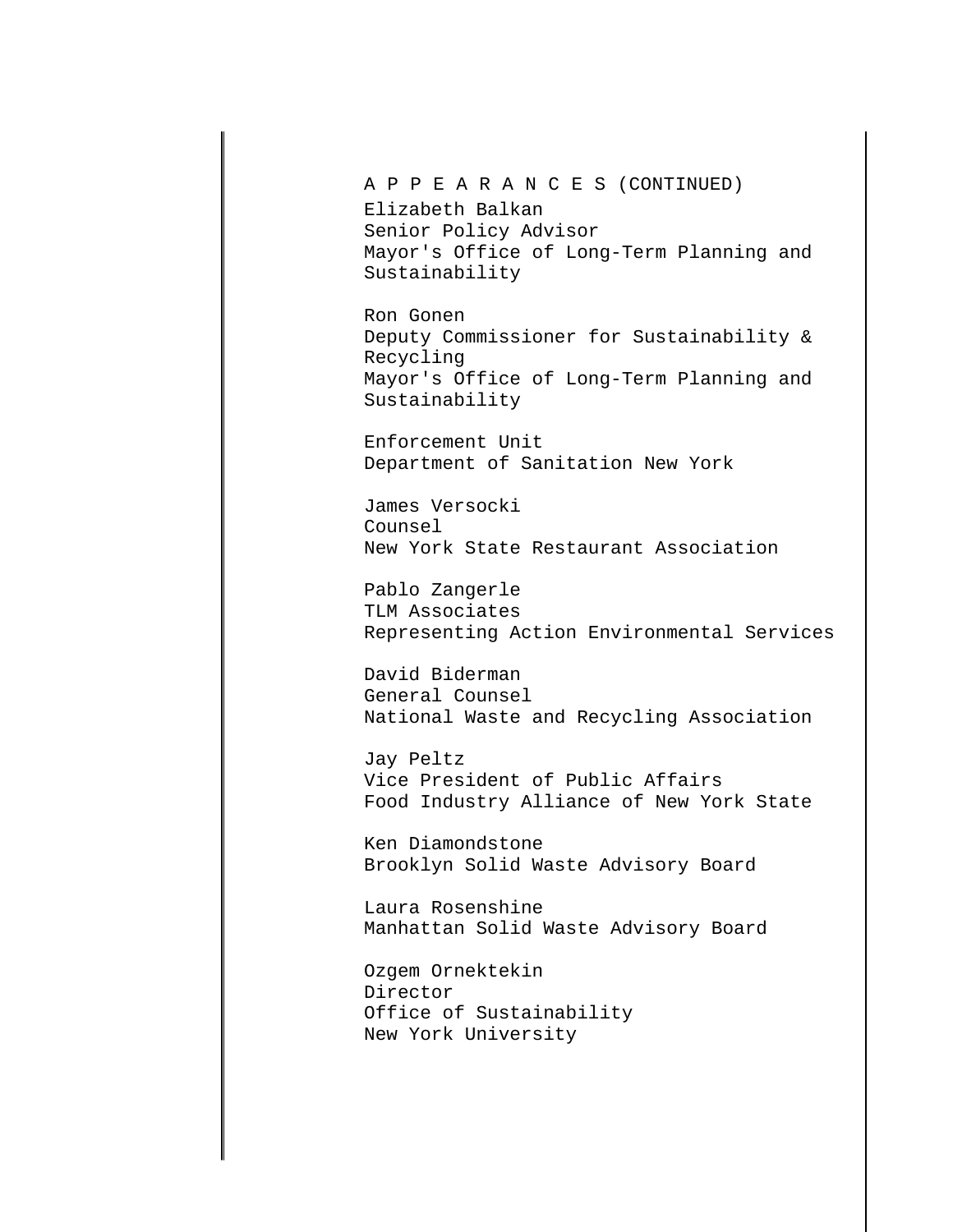A P P E A R A N C E S (CONTINUED)

Elizabeth Balkan
Senior Policy Advisor
Mayor's Office of Long-Term Planning and Sustainability

Ron Gonen
Deputy Commissioner for Sustainability & Recycling
Mayor's Office of Long-Term Planning and Sustainability

Enforcement Unit
Department of Sanitation New York

James Versocki
Counsel
New York State Restaurant Association

Pablo Zangerle
TLM Associates
Representing Action Environmental Services

David Biderman
General Counsel
National Waste and Recycling Association

Jay Peltz
Vice President of Public Affairs
Food Industry Alliance of New York State

Ken Diamondstone
Brooklyn Solid Waste Advisory Board

Laura Rosenshine
Manhattan Solid Waste Advisory Board

Ozgem Ornektekin
Director
Office of Sustainability
New York University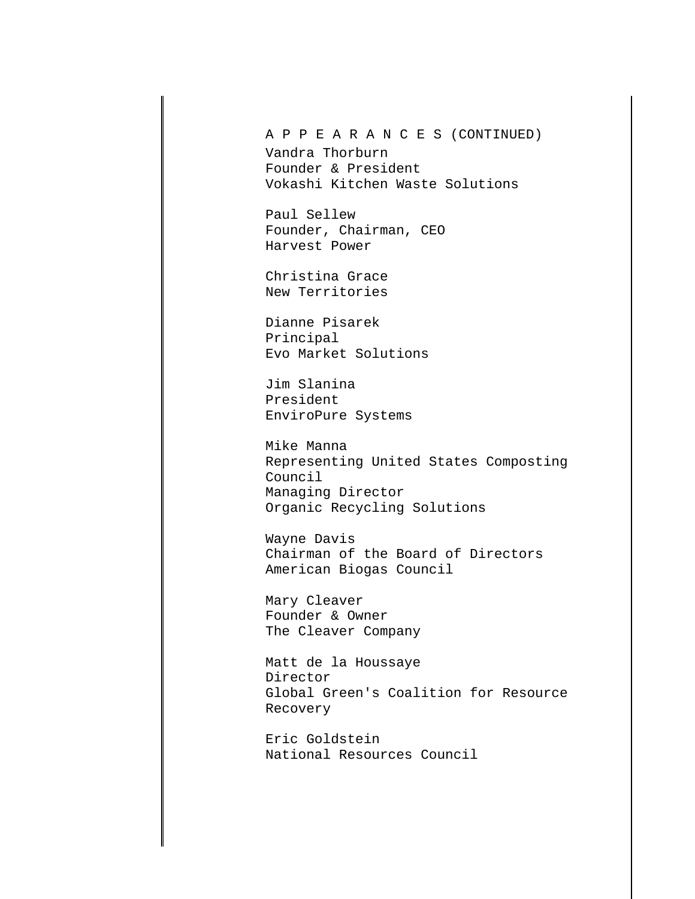A P P E A R A N C E S (CONTINUED)

Vandra Thorburn
Founder & President
Vokashi Kitchen Waste Solutions

Paul Sellew
Founder, Chairman, CEO
Harvest Power

Christina Grace
New Territories

Dianne Pisarek
Principal
Evo Market Solutions

Jim Slanina
President
EnviroPure Systems

Mike Manna
Representing United States Composting Council
Managing Director
Organic Recycling Solutions

Wayne Davis
Chairman of the Board of Directors
American Biogas Council

Mary Cleaver
Founder & Owner
The Cleaver Company

Matt de la Houssaye
Director
Global Green's Coalition for Resource Recovery

Eric Goldstein
National Resources Council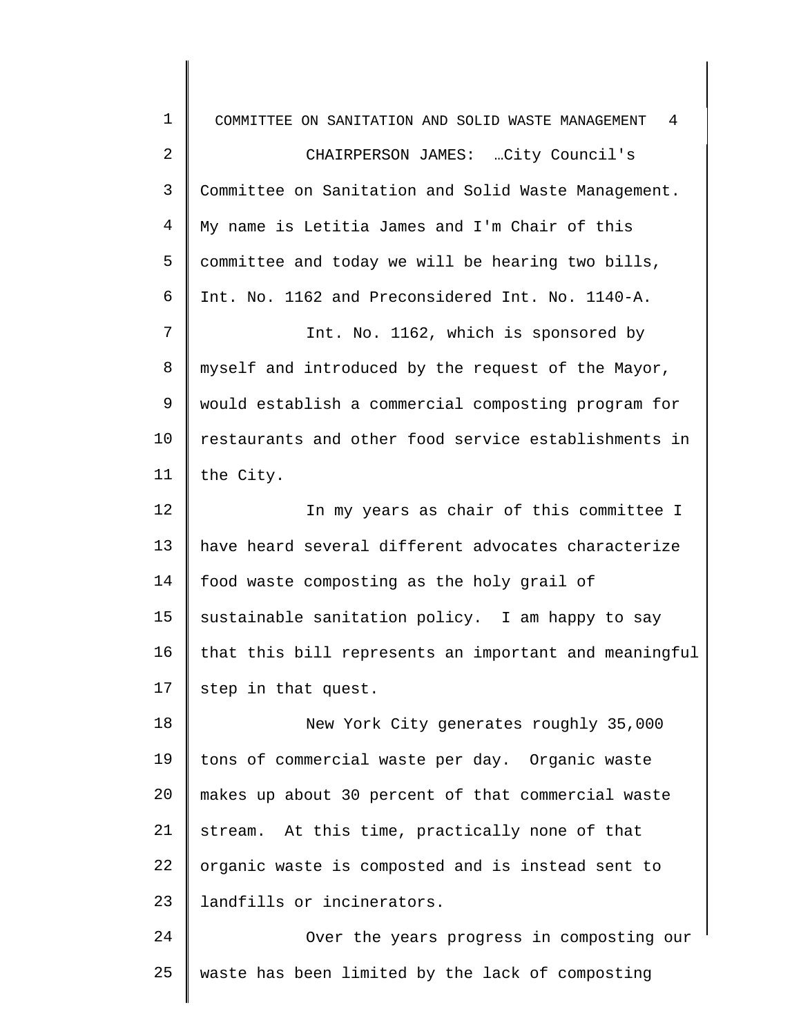CHAIRPERSON JAMES: …City Council's Committee on Sanitation and Solid Waste Management. My name is Letitia James and I'm Chair of this committee and today we will be hearing two bills, Int. No. 1162 and Preconsidered Int. No. 1140-A.

Int. No. 1162, which is sponsored by myself and introduced by the request of the Mayor, would establish a commercial composting program for restaurants and other food service establishments in the City.

In my years as chair of this committee I have heard several different advocates characterize food waste composting as the holy grail of sustainable sanitation policy. I am happy to say that this bill represents an important and meaningful step in that quest.

New York City generates roughly 35,000 tons of commercial waste per day. Organic waste makes up about 30 percent of that commercial waste stream. At this time, practically none of that organic waste is composted and is instead sent to landfills or incinerators.

Over the years progress in composting our waste has been limited by the lack of composting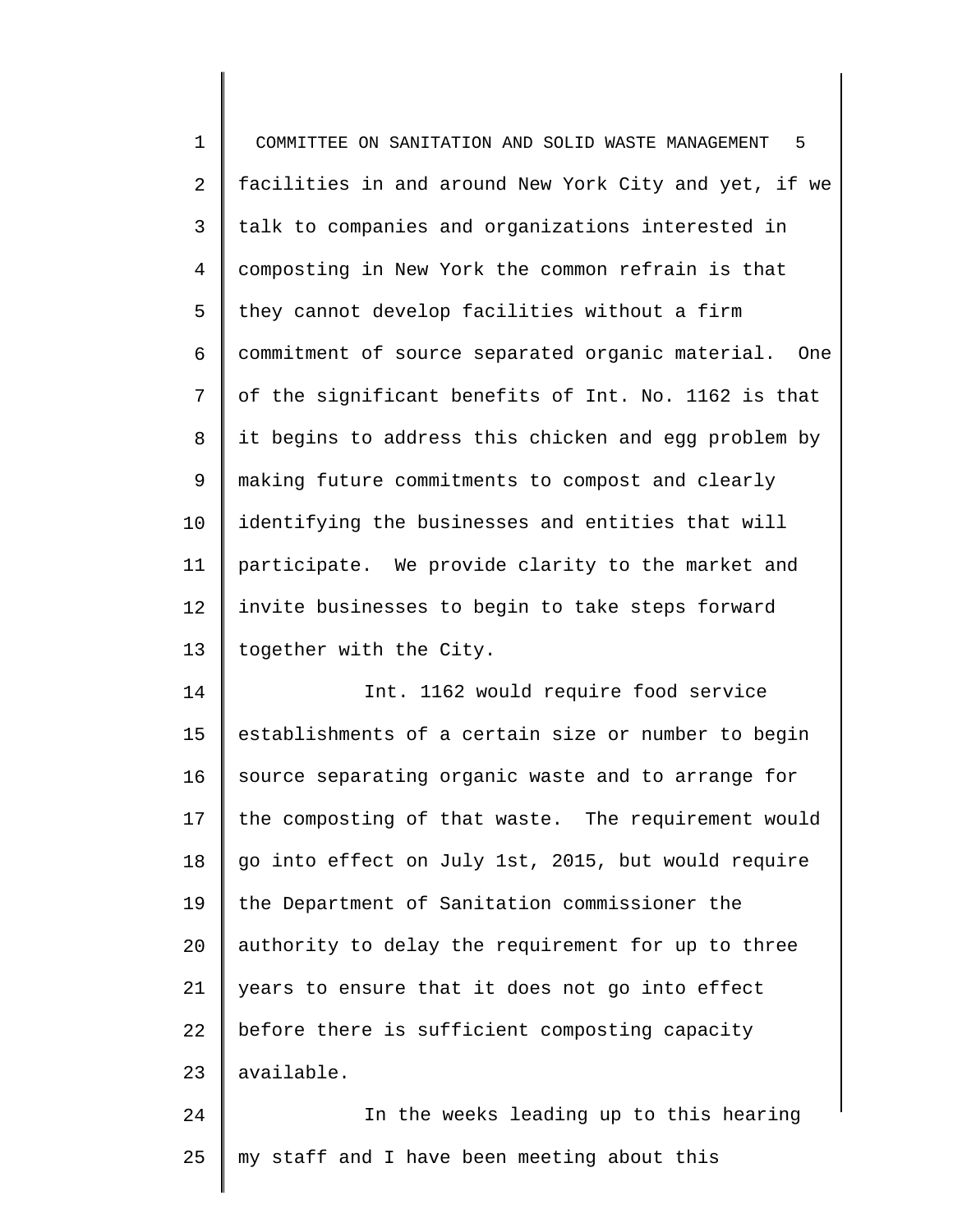facilities in and around New York City and yet, if we talk to companies and organizations interested in composting in New York the common refrain is that they cannot develop facilities without a firm commitment of source separated organic material. One of the significant benefits of Int. No. 1162 is that it begins to address this chicken and egg problem by making future commitments to compost and clearly identifying the businesses and entities that will participate. We provide clarity to the market and invite businesses to begin to take steps forward together with the City.

Int. 1162 would require food service establishments of a certain size or number to begin source separating organic waste and to arrange for the composting of that waste. The requirement would go into effect on July 1st, 2015, but would require the Department of Sanitation commissioner the authority to delay the requirement for up to three years to ensure that it does not go into effect before there is sufficient composting capacity available.

In the weeks leading up to this hearing my staff and I have been meeting about this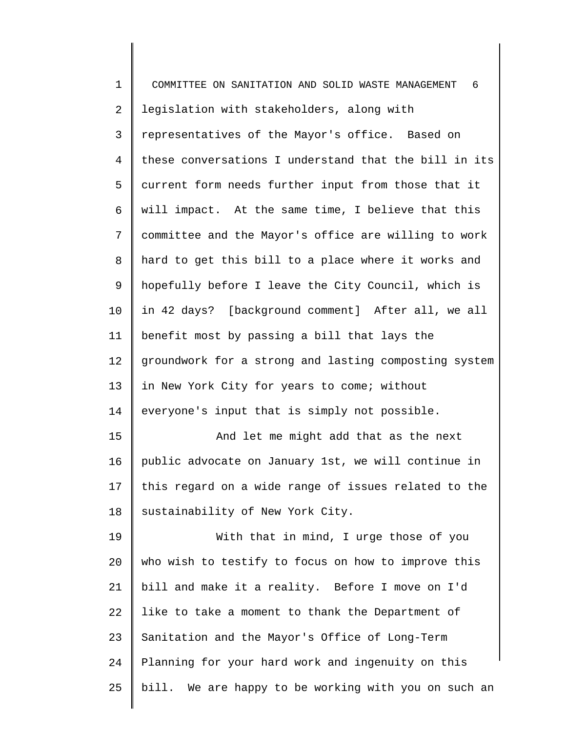legislation with stakeholders, along with representatives of the Mayor's office. Based on these conversations I understand that the bill in its current form needs further input from those that it will impact. At the same time, I believe that this committee and the Mayor's office are willing to work hard to get this bill to a place where it works and hopefully before I leave the City Council, which is in 42 days? [background comment] After all, we all benefit most by passing a bill that lays the groundwork for a strong and lasting composting system in New York City for years to come; without everyone's input that is simply not possible.

And let me might add that as the next public advocate on January 1st, we will continue in this regard on a wide range of issues related to the sustainability of New York City.

With that in mind, I urge those of you who wish to testify to focus on how to improve this bill and make it a reality. Before I move on I'd like to take a moment to thank the Department of Sanitation and the Mayor's Office of Long-Term Planning for your hard work and ingenuity on this bill. We are happy to be working with you on such an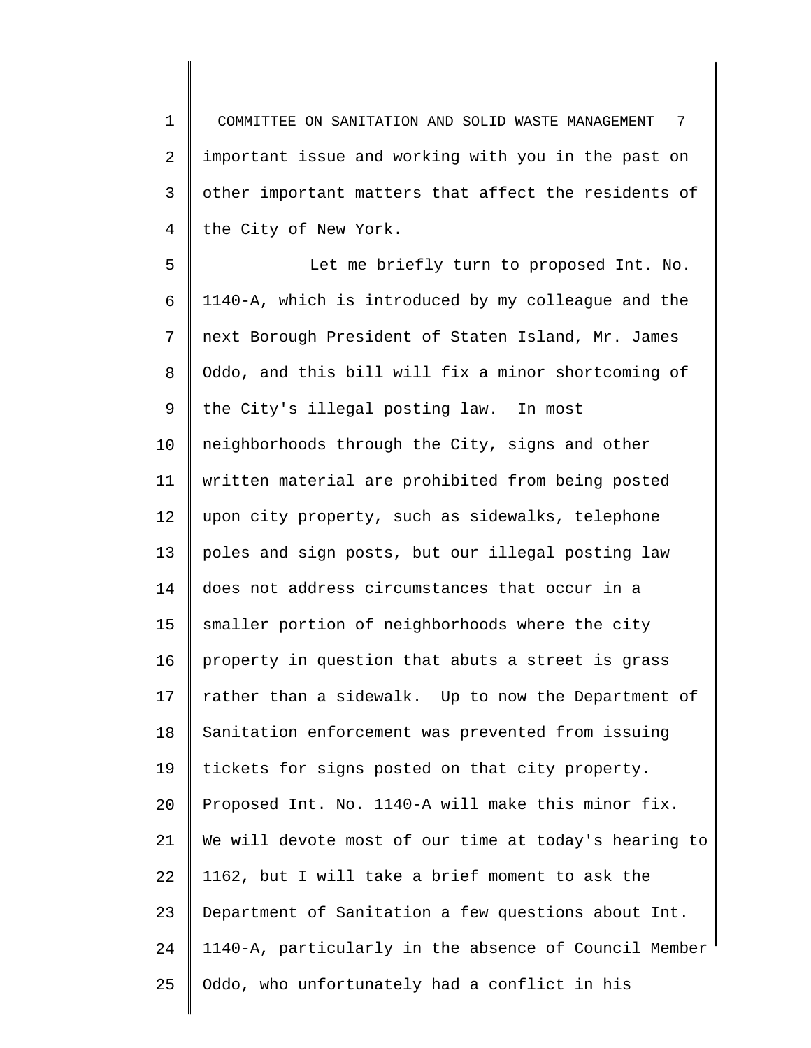important issue and working with you in the past on other important matters that affect the residents of the City of New York.

Let me briefly turn to proposed Int. No. 1140-A, which is introduced by my colleague and the next Borough President of Staten Island, Mr. James Oddo, and this bill will fix a minor shortcoming of the City's illegal posting law. In most neighborhoods through the City, signs and other written material are prohibited from being posted upon city property, such as sidewalks, telephone poles and sign posts, but our illegal posting law does not address circumstances that occur in a smaller portion of neighborhoods where the city property in question that abuts a street is grass rather than a sidewalk. Up to now the Department of Sanitation enforcement was prevented from issuing tickets for signs posted on that city property. Proposed Int. No. 1140-A will make this minor fix. We will devote most of our time at today's hearing to 1162, but I will take a brief moment to ask the Department of Sanitation a few questions about Int. 1140-A, particularly in the absence of Council Member Oddo, who unfortunately had a conflict in his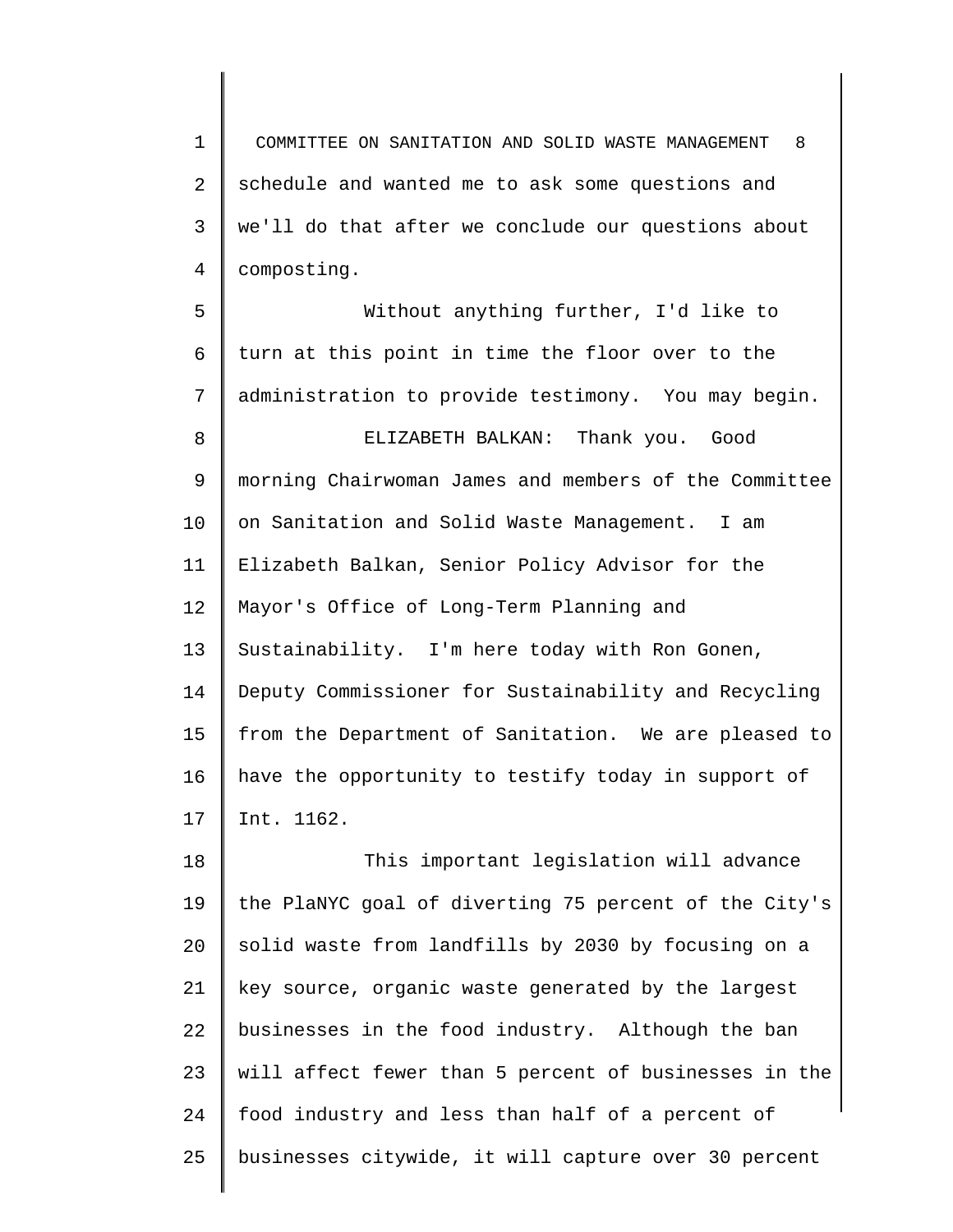schedule and wanted me to ask some questions and we'll do that after we conclude our questions about composting.

Without anything further, I'd like to turn at this point in time the floor over to the administration to provide testimony. You may begin.

ELIZABETH BALKAN: Thank you. Good morning Chairwoman James and members of the Committee on Sanitation and Solid Waste Management. I am Elizabeth Balkan, Senior Policy Advisor for the Mayor's Office of Long-Term Planning and Sustainability. I'm here today with Ron Gonen, Deputy Commissioner for Sustainability and Recycling from the Department of Sanitation. We are pleased to have the opportunity to testify today in support of Int. 1162.

This important legislation will advance the PlaNYC goal of diverting 75 percent of the City's solid waste from landfills by 2030 by focusing on a key source, organic waste generated by the largest businesses in the food industry. Although the ban will affect fewer than 5 percent of businesses in the food industry and less than half of a percent of businesses citywide, it will capture over 30 percent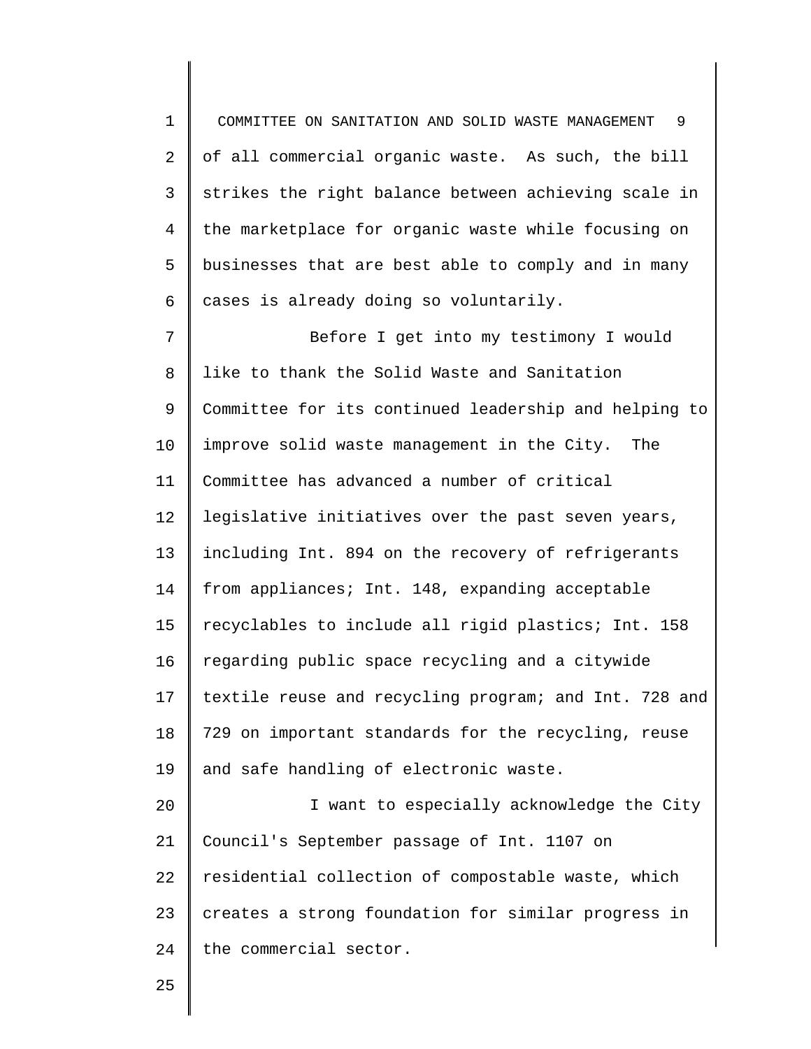of all commercial organic waste. As such, the bill strikes the right balance between achieving scale in the marketplace for organic waste while focusing on businesses that are best able to comply and in many cases is already doing so voluntarily.

Before I get into my testimony I would like to thank the Solid Waste and Sanitation Committee for its continued leadership and helping to improve solid waste management in the City. The Committee has advanced a number of critical legislative initiatives over the past seven years, including Int. 894 on the recovery of refrigerants from appliances; Int. 148, expanding acceptable recyclables to include all rigid plastics; Int. 158 regarding public space recycling and a citywide textile reuse and recycling program; and Int. 728 and 729 on important standards for the recycling, reuse and safe handling of electronic waste.

I want to especially acknowledge the City Council's September passage of Int. 1107 on residential collection of compostable waste, which creates a strong foundation for similar progress in the commercial sector.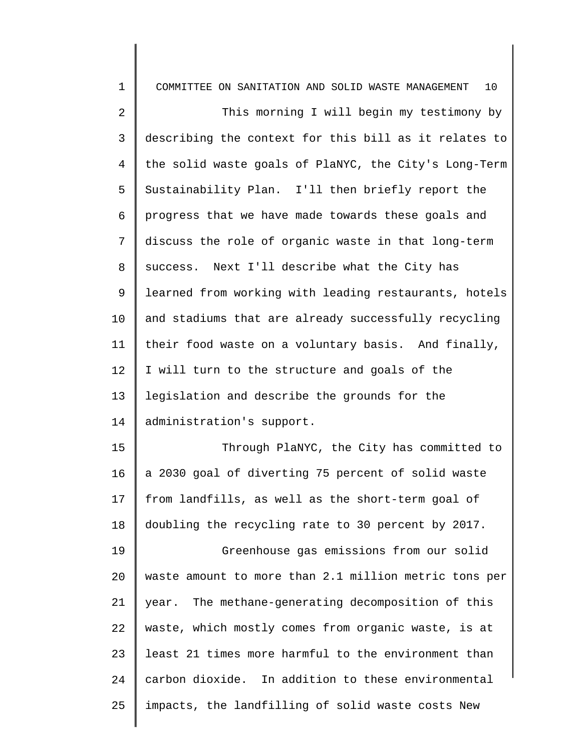This morning I will begin my testimony by describing the context for this bill as it relates to the solid waste goals of PlaNYC, the City's Long-Term Sustainability Plan. I'll then briefly report the progress that we have made towards these goals and discuss the role of organic waste in that long-term success. Next I'll describe what the City has learned from working with leading restaurants, hotels and stadiums that are already successfully recycling their food waste on a voluntary basis. And finally, I will turn to the structure and goals of the legislation and describe the grounds for the administration's support.

Through PlaNYC, the City has committed to a 2030 goal of diverting 75 percent of solid waste from landfills, as well as the short-term goal of doubling the recycling rate to 30 percent by 2017.

Greenhouse gas emissions from our solid waste amount to more than 2.1 million metric tons per year. The methane-generating decomposition of this waste, which mostly comes from organic waste, is at least 21 times more harmful to the environment than carbon dioxide. In addition to these environmental impacts, the landfilling of solid waste costs New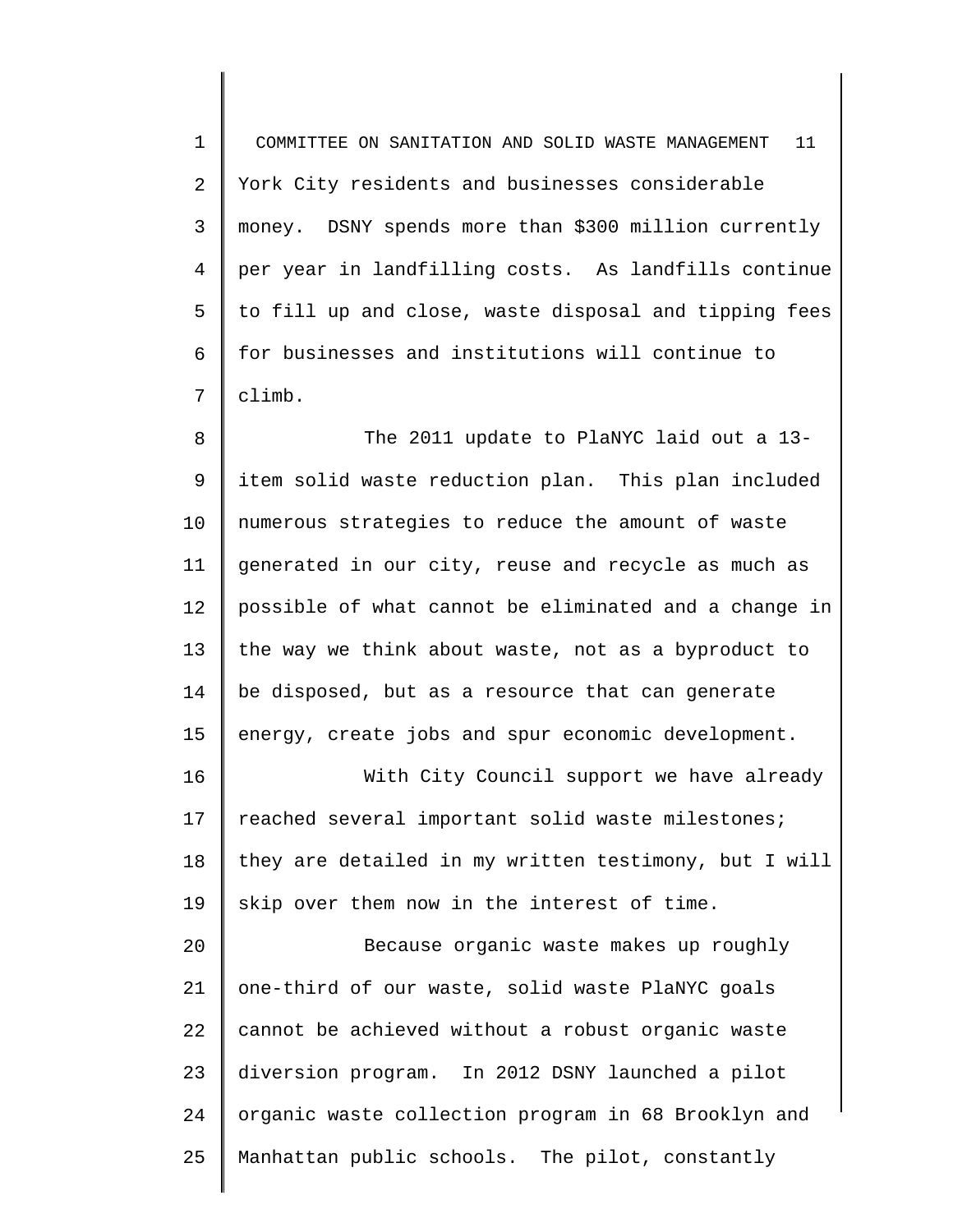York City residents and businesses considerable money. DSNY spends more than $300 million currently per year in landfilling costs. As landfills continue to fill up and close, waste disposal and tipping fees for businesses and institutions will continue to climb.

The 2011 update to PlaNYC laid out a 13-item solid waste reduction plan. This plan included numerous strategies to reduce the amount of waste generated in our city, reuse and recycle as much as possible of what cannot be eliminated and a change in the way we think about waste, not as a byproduct to be disposed, but as a resource that can generate energy, create jobs and spur economic development.

With City Council support we have already reached several important solid waste milestones; they are detailed in my written testimony, but I will skip over them now in the interest of time.

Because organic waste makes up roughly one-third of our waste, solid waste PlaNYC goals cannot be achieved without a robust organic waste diversion program. In 2012 DSNY launched a pilot organic waste collection program in 68 Brooklyn and Manhattan public schools. The pilot, constantly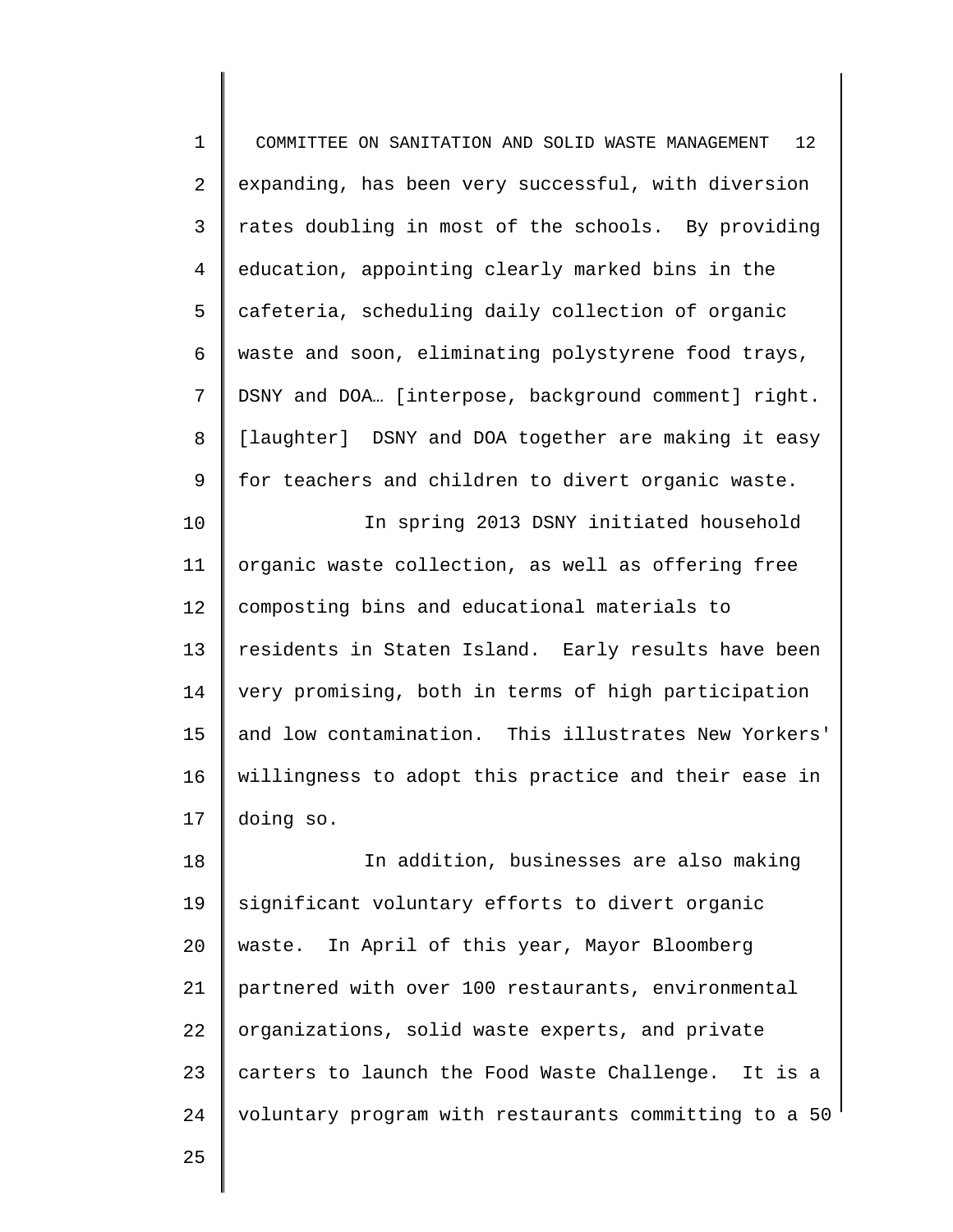expanding, has been very successful, with diversion rates doubling in most of the schools. By providing education, appointing clearly marked bins in the cafeteria, scheduling daily collection of organic waste and soon, eliminating polystyrene food trays, DSNY and DOA… [interpose, background comment] right. [laughter] DSNY and DOA together are making it easy for teachers and children to divert organic waste.

In spring 2013 DSNY initiated household organic waste collection, as well as offering free composting bins and educational materials to residents in Staten Island. Early results have been very promising, both in terms of high participation and low contamination. This illustrates New Yorkers' willingness to adopt this practice and their ease in doing so.

In addition, businesses are also making significant voluntary efforts to divert organic waste. In April of this year, Mayor Bloomberg partnered with over 100 restaurants, environmental organizations, solid waste experts, and private carters to launch the Food Waste Challenge. It is a voluntary program with restaurants committing to a 50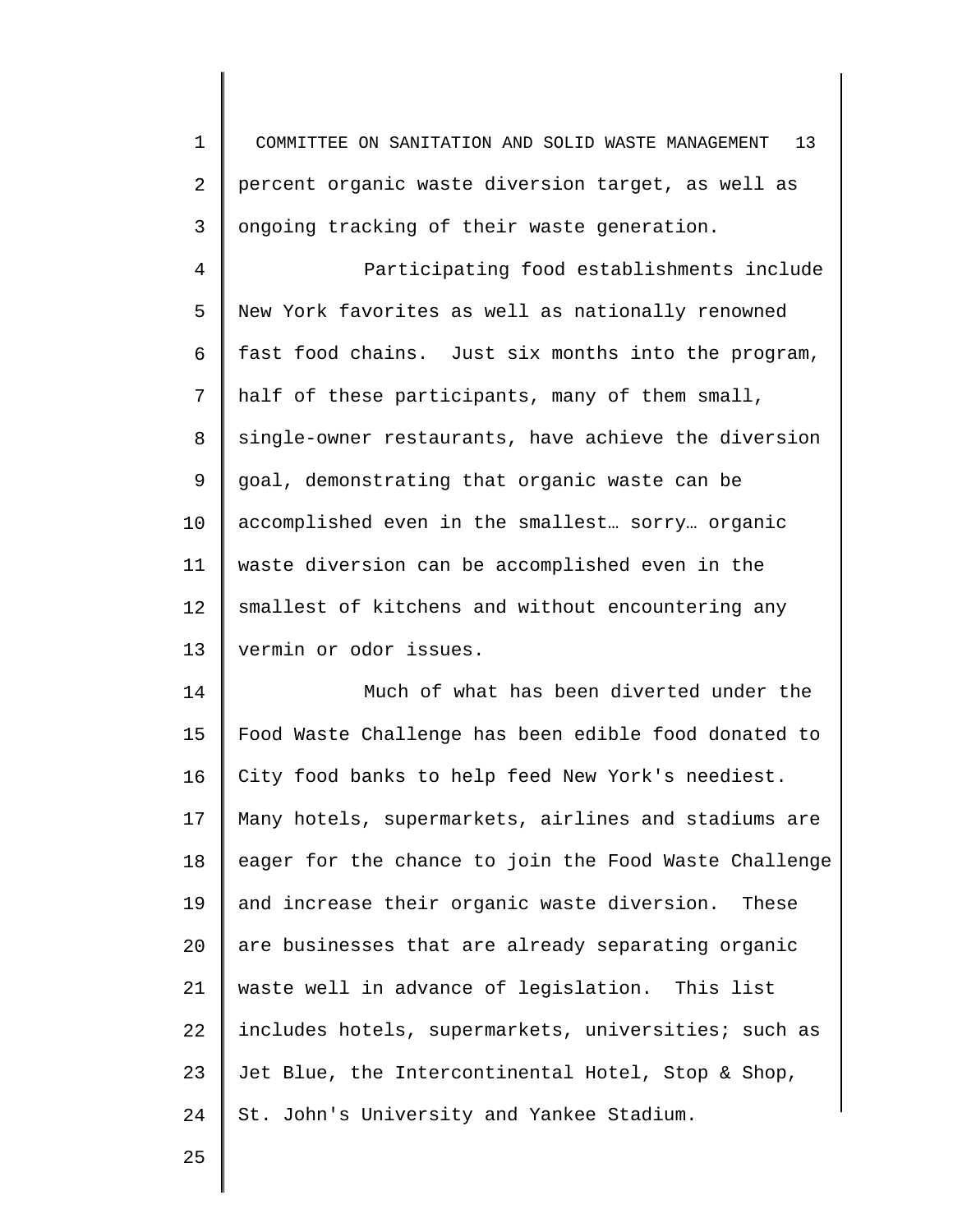percent organic waste diversion target, as well as ongoing tracking of their waste generation.

Participating food establishments include New York favorites as well as nationally renowned fast food chains. Just six months into the program, half of these participants, many of them small, single-owner restaurants, have achieve the diversion goal, demonstrating that organic waste can be accomplished even in the smallest… sorry… organic waste diversion can be accomplished even in the smallest of kitchens and without encountering any vermin or odor issues.

Much of what has been diverted under the Food Waste Challenge has been edible food donated to City food banks to help feed New York's neediest. Many hotels, supermarkets, airlines and stadiums are eager for the chance to join the Food Waste Challenge and increase their organic waste diversion. These are businesses that are already separating organic waste well in advance of legislation. This list includes hotels, supermarkets, universities; such as Jet Blue, the Intercontinental Hotel, Stop & Shop, St. John's University and Yankee Stadium.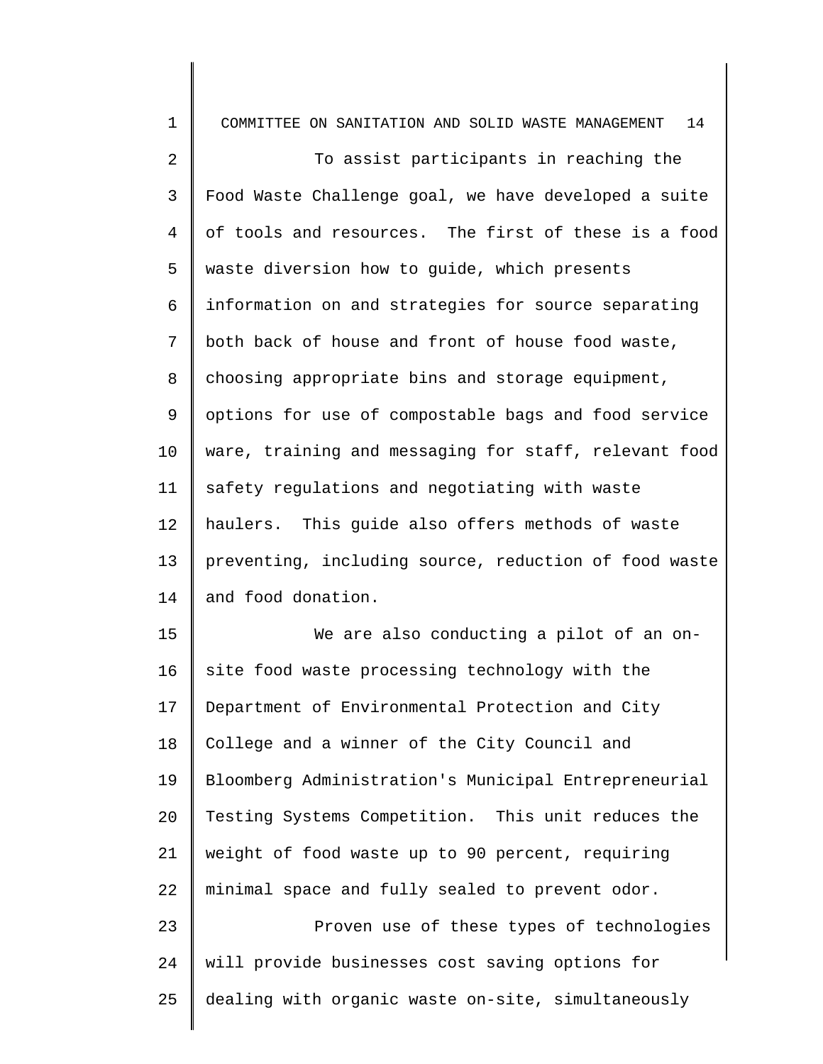To assist participants in reaching the Food Waste Challenge goal, we have developed a suite of tools and resources. The first of these is a food waste diversion how to guide, which presents information on and strategies for source separating both back of house and front of house food waste, choosing appropriate bins and storage equipment, options for use of compostable bags and food service ware, training and messaging for staff, relevant food safety regulations and negotiating with waste haulers. This guide also offers methods of waste preventing, including source, reduction of food waste and food donation.

We are also conducting a pilot of an on-site food waste processing technology with the Department of Environmental Protection and City College and a winner of the City Council and Bloomberg Administration's Municipal Entrepreneurial Testing Systems Competition. This unit reduces the weight of food waste up to 90 percent, requiring minimal space and fully sealed to prevent odor.

Proven use of these types of technologies will provide businesses cost saving options for dealing with organic waste on-site, simultaneously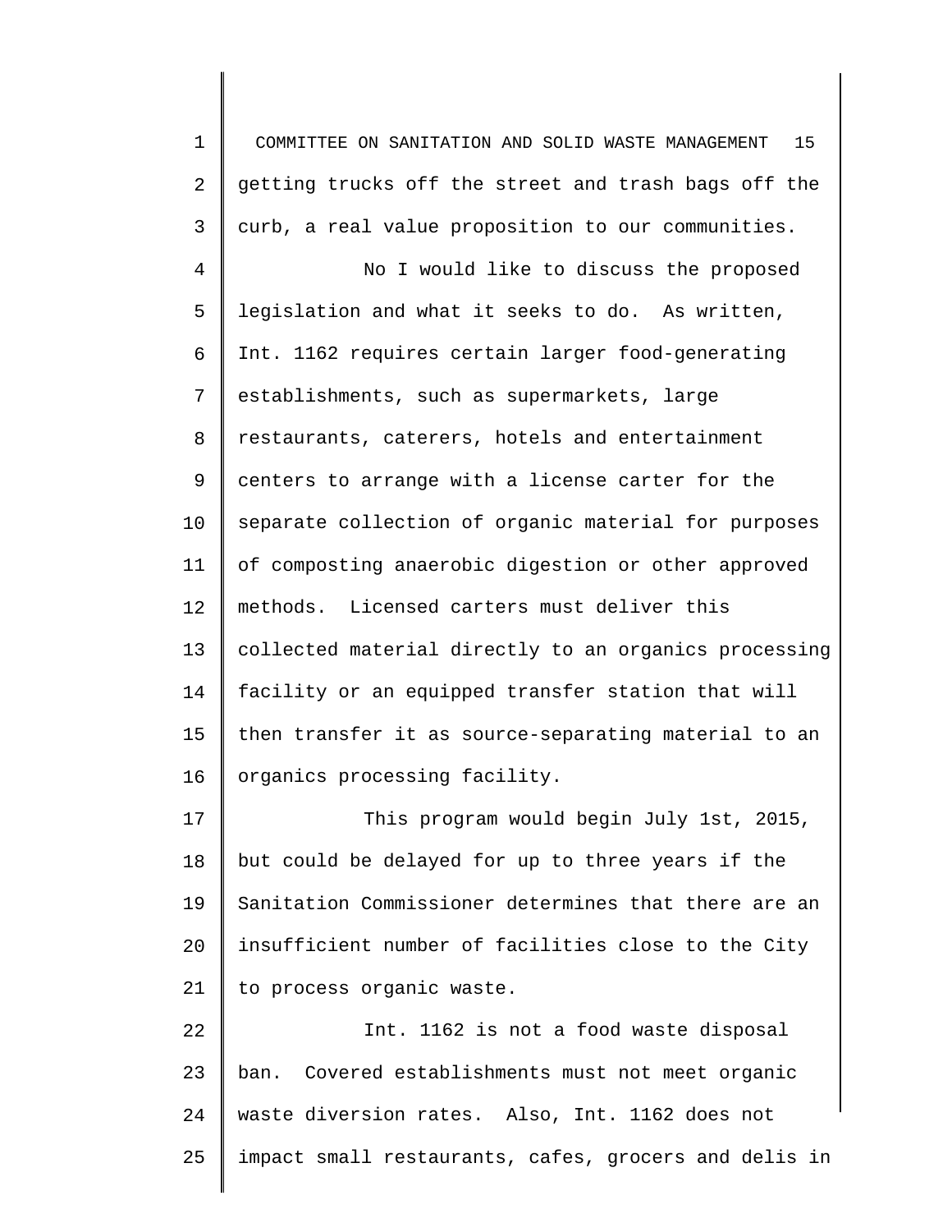getting trucks off the street and trash bags off the curb, a real value proposition to our communities.

No I would like to discuss the proposed legislation and what it seeks to do. As written, Int. 1162 requires certain larger food-generating establishments, such as supermarkets, large restaurants, caterers, hotels and entertainment centers to arrange with a license carter for the separate collection of organic material for purposes of composting anaerobic digestion or other approved methods. Licensed carters must deliver this collected material directly to an organics processing facility or an equipped transfer station that will then transfer it as source-separating material to an organics processing facility.

This program would begin July 1st, 2015, but could be delayed for up to three years if the Sanitation Commissioner determines that there are an insufficient number of facilities close to the City to process organic waste.

Int. 1162 is not a food waste disposal ban. Covered establishments must not meet organic waste diversion rates. Also, Int. 1162 does not impact small restaurants, cafes, grocers and delis in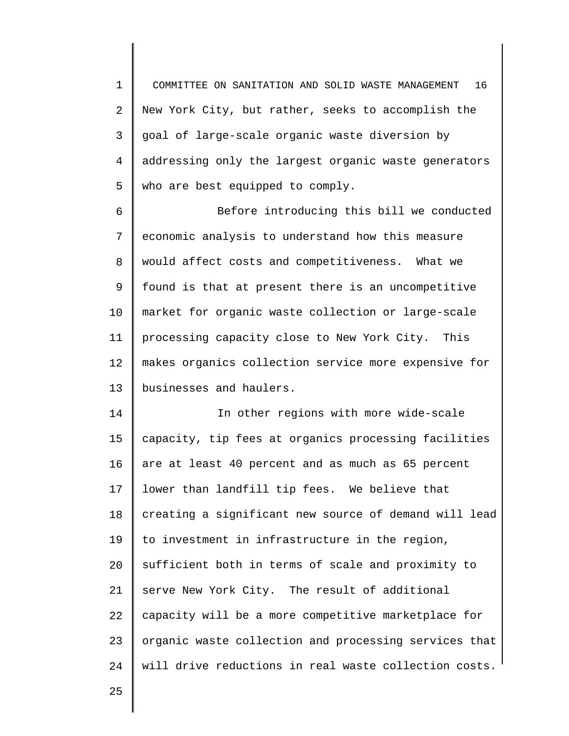New York City, but rather, seeks to accomplish the goal of large-scale organic waste diversion by addressing only the largest organic waste generators who are best equipped to comply.

Before introducing this bill we conducted economic analysis to understand how this measure would affect costs and competitiveness. What we found is that at present there is an uncompetitive market for organic waste collection or large-scale processing capacity close to New York City. This makes organics collection service more expensive for businesses and haulers.

In other regions with more wide-scale capacity, tip fees at organics processing facilities are at least 40 percent and as much as 65 percent lower than landfill tip fees. We believe that creating a significant new source of demand will lead to investment in infrastructure in the region, sufficient both in terms of scale and proximity to serve New York City. The result of additional capacity will be a more competitive marketplace for organic waste collection and processing services that will drive reductions in real waste collection costs.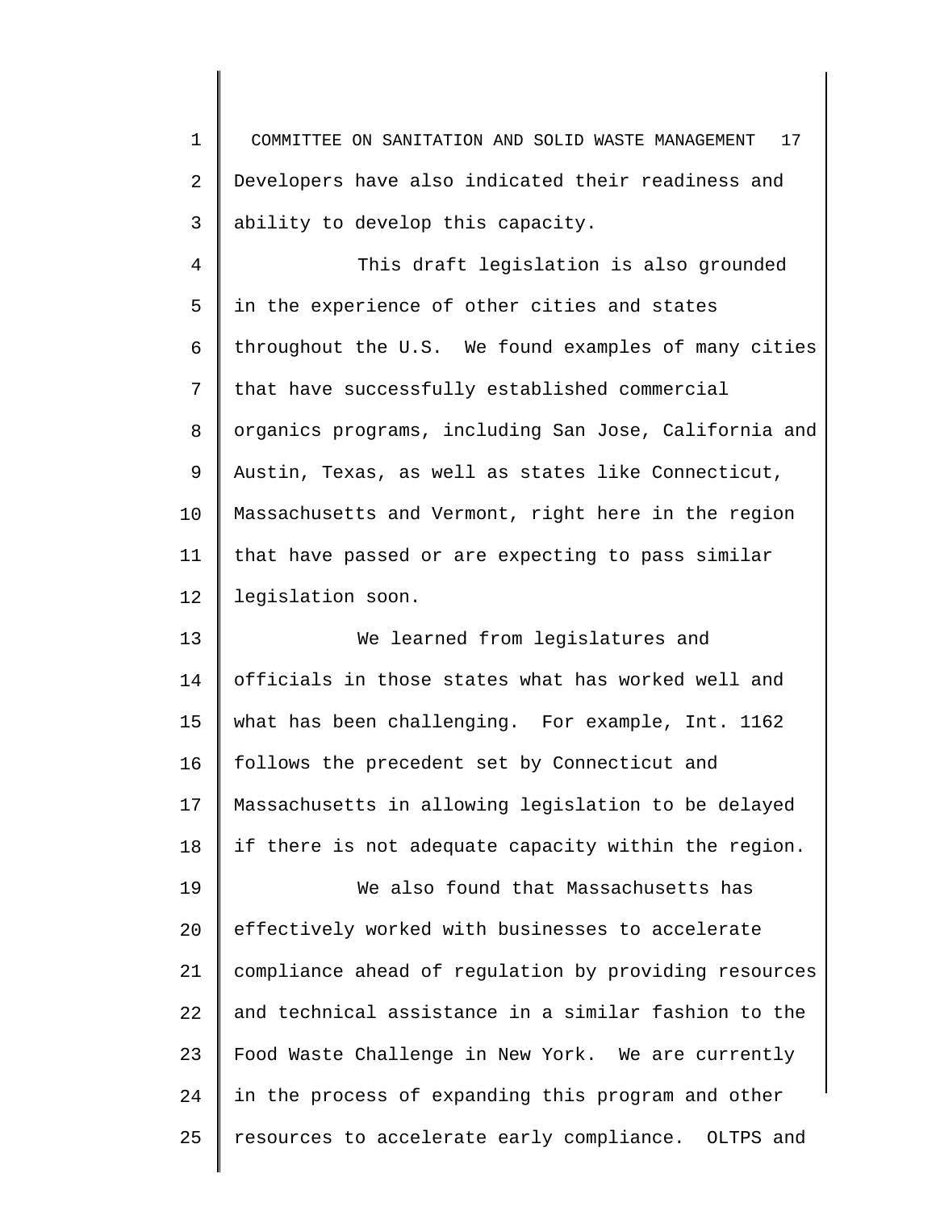Developers have also indicated their readiness and ability to develop this capacity.

This draft legislation is also grounded in the experience of other cities and states throughout the U.S. We found examples of many cities that have successfully established commercial organics programs, including San Jose, California and Austin, Texas, as well as states like Connecticut, Massachusetts and Vermont, right here in the region that have passed or are expecting to pass similar legislation soon.

We learned from legislatures and officials in those states what has worked well and what has been challenging. For example, Int. 1162 follows the precedent set by Connecticut and Massachusetts in allowing legislation to be delayed if there is not adequate capacity within the region.

We also found that Massachusetts has effectively worked with businesses to accelerate compliance ahead of regulation by providing resources and technical assistance in a similar fashion to the Food Waste Challenge in New York. We are currently in the process of expanding this program and other resources to accelerate early compliance. OLTPS and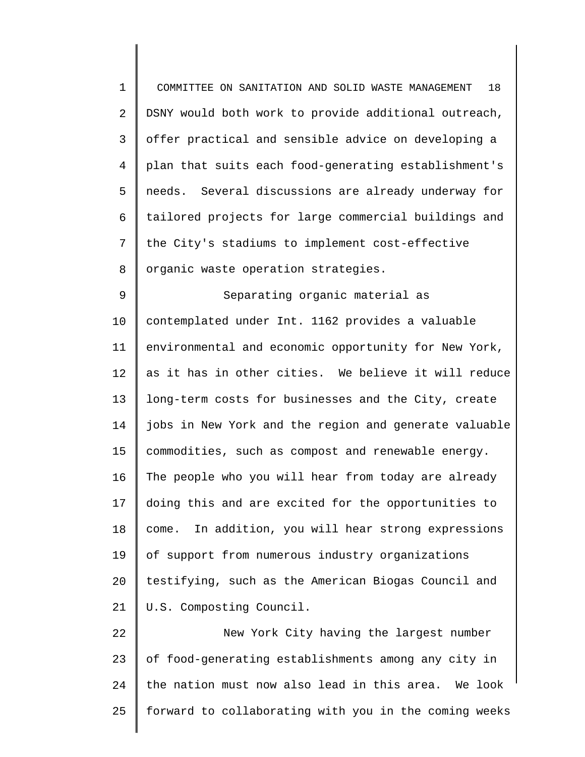DSNY would both work to provide additional outreach, offer practical and sensible advice on developing a plan that suits each food-generating establishment's needs. Several discussions are already underway for tailored projects for large commercial buildings and the City's stadiums to implement cost-effective organic waste operation strategies.

Separating organic material as contemplated under Int. 1162 provides a valuable environmental and economic opportunity for New York, as it has in other cities. We believe it will reduce long-term costs for businesses and the City, create jobs in New York and the region and generate valuable commodities, such as compost and renewable energy. The people who you will hear from today are already doing this and are excited for the opportunities to come. In addition, you will hear strong expressions of support from numerous industry organizations testifying, such as the American Biogas Council and U.S. Composting Council.

New York City having the largest number of food-generating establishments among any city in the nation must now also lead in this area. We look forward to collaborating with you in the coming weeks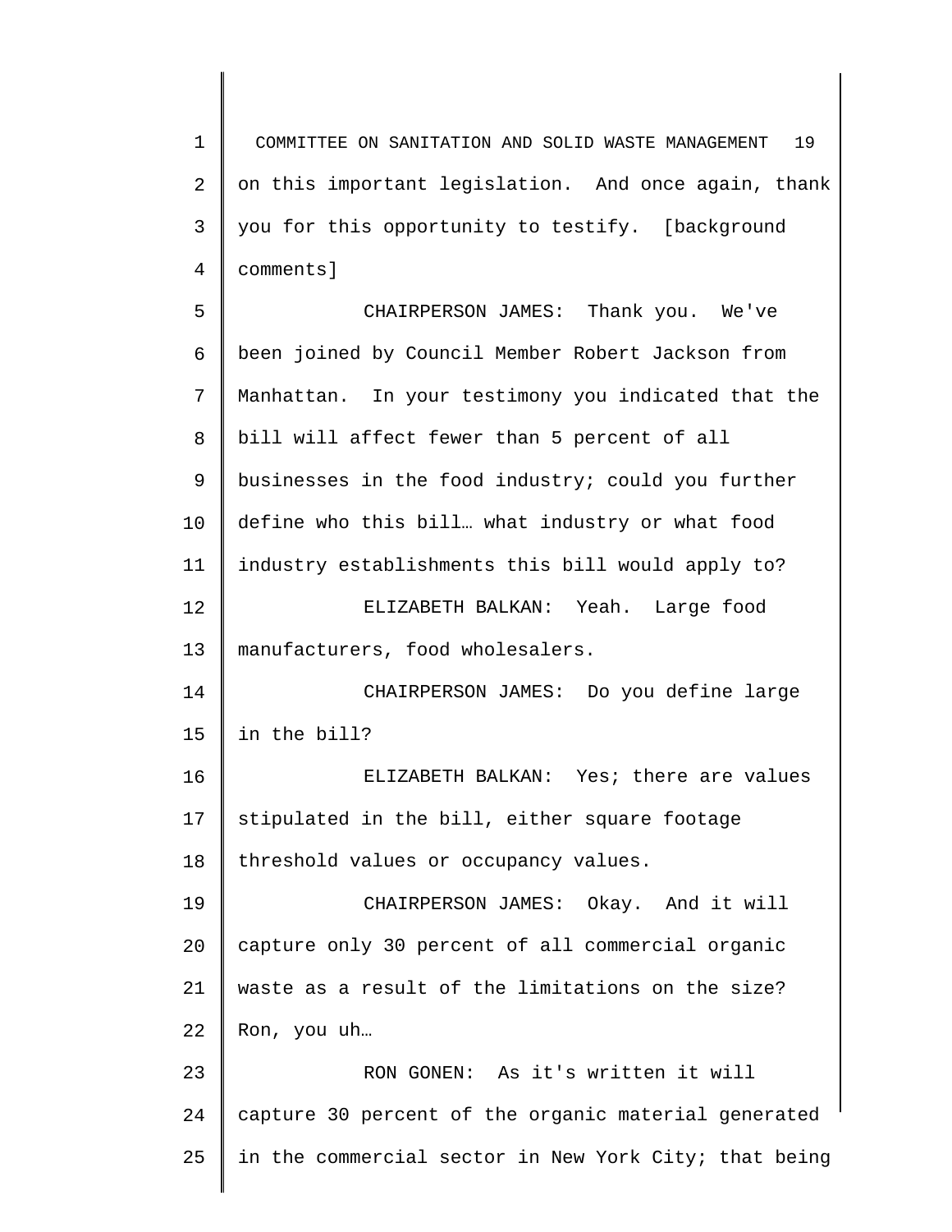on this important legislation. And once again, thank you for this opportunity to testify. [background comments]

CHAIRPERSON JAMES: Thank you. We've been joined by Council Member Robert Jackson from Manhattan. In your testimony you indicated that the bill will affect fewer than 5 percent of all businesses in the food industry; could you further define who this bill… what industry or what food industry establishments this bill would apply to?

ELIZABETH BALKAN: Yeah. Large food manufacturers, food wholesalers.

CHAIRPERSON JAMES: Do you define large in the bill?

ELIZABETH BALKAN: Yes; there are values stipulated in the bill, either square footage threshold values or occupancy values.

CHAIRPERSON JAMES: Okay. And it will capture only 30 percent of all commercial organic waste as a result of the limitations on the size? Ron, you uh…

RON GONEN: As it's written it will capture 30 percent of the organic material generated in the commercial sector in New York City; that being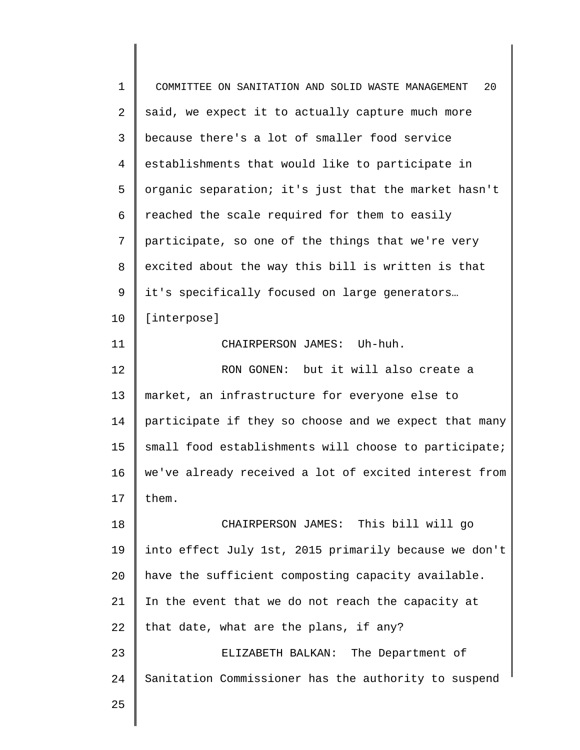said, we expect it to actually capture much more because there's a lot of smaller food service establishments that would like to participate in organic separation; it's just that the market hasn't reached the scale required for them to easily participate, so one of the things that we're very excited about the way this bill is written is that it's specifically focused on large generators… [interpose]

CHAIRPERSON JAMES: Uh-huh.

RON GONEN: but it will also create a market, an infrastructure for everyone else to participate if they so choose and we expect that many small food establishments will choose to participate; we've already received a lot of excited interest from them.

CHAIRPERSON JAMES: This bill will go into effect July 1st, 2015 primarily because we don't have the sufficient composting capacity available. In the event that we do not reach the capacity at that date, what are the plans, if any?

ELIZABETH BALKAN: The Department of Sanitation Commissioner has the authority to suspend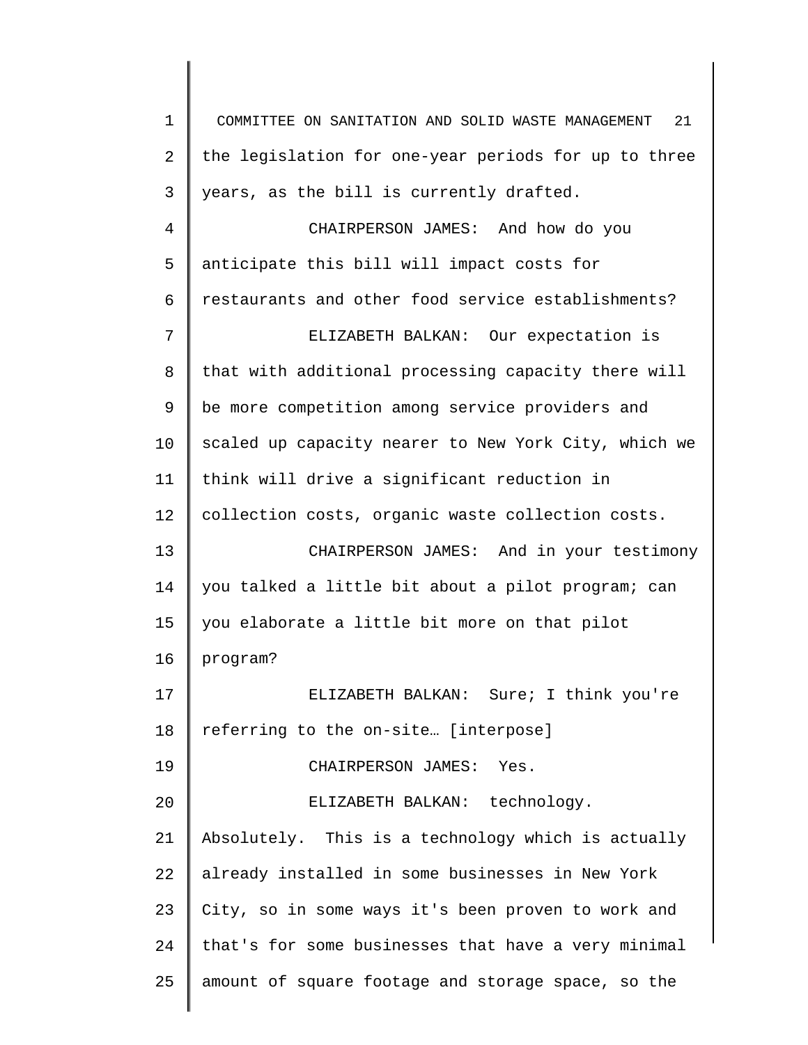the legislation for one-year periods for up to three years, as the bill is currently drafted.

CHAIRPERSON JAMES: And how do you anticipate this bill will impact costs for restaurants and other food service establishments?

ELIZABETH BALKAN: Our expectation is that with additional processing capacity there will be more competition among service providers and scaled up capacity nearer to New York City, which we think will drive a significant reduction in collection costs, organic waste collection costs.

CHAIRPERSON JAMES: And in your testimony you talked a little bit about a pilot program; can you elaborate a little bit more on that pilot program?

ELIZABETH BALKAN: Sure; I think you're referring to the on-site… [interpose]

CHAIRPERSON JAMES: Yes.

ELIZABETH BALKAN: technology. Absolutely. This is a technology which is actually already installed in some businesses in New York City, so in some ways it's been proven to work and that's for some businesses that have a very minimal amount of square footage and storage space, so the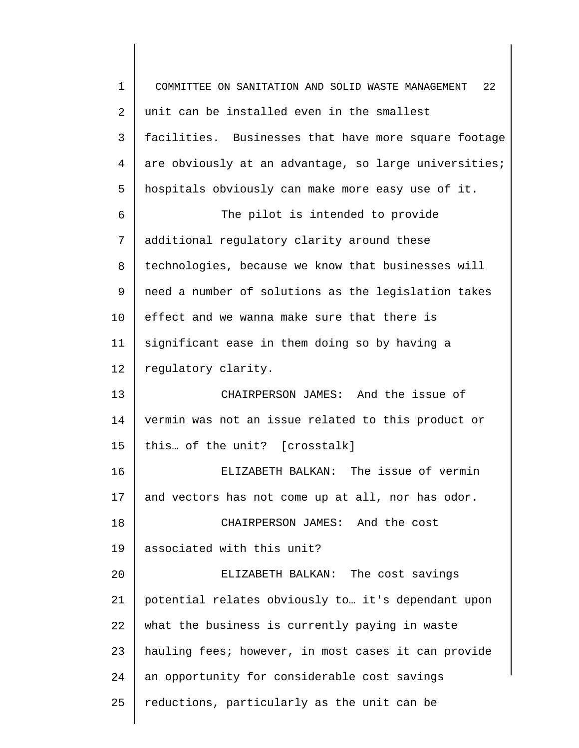unit can be installed even in the smallest facilities. Businesses that have more square footage are obviously at an advantage, so large universities; hospitals obviously can make more easy use of it.

The pilot is intended to provide additional regulatory clarity around these technologies, because we know that businesses will need a number of solutions as the legislation takes effect and we wanna make sure that there is significant ease in them doing so by having a regulatory clarity.

CHAIRPERSON JAMES: And the issue of vermin was not an issue related to this product or this… of the unit? [crosstalk]

ELIZABETH BALKAN: The issue of vermin and vectors has not come up at all, nor has odor.

CHAIRPERSON JAMES: And the cost associated with this unit?

ELIZABETH BALKAN: The cost savings potential relates obviously to… it's dependant upon what the business is currently paying in waste hauling fees; however, in most cases it can provide an opportunity for considerable cost savings reductions, particularly as the unit can be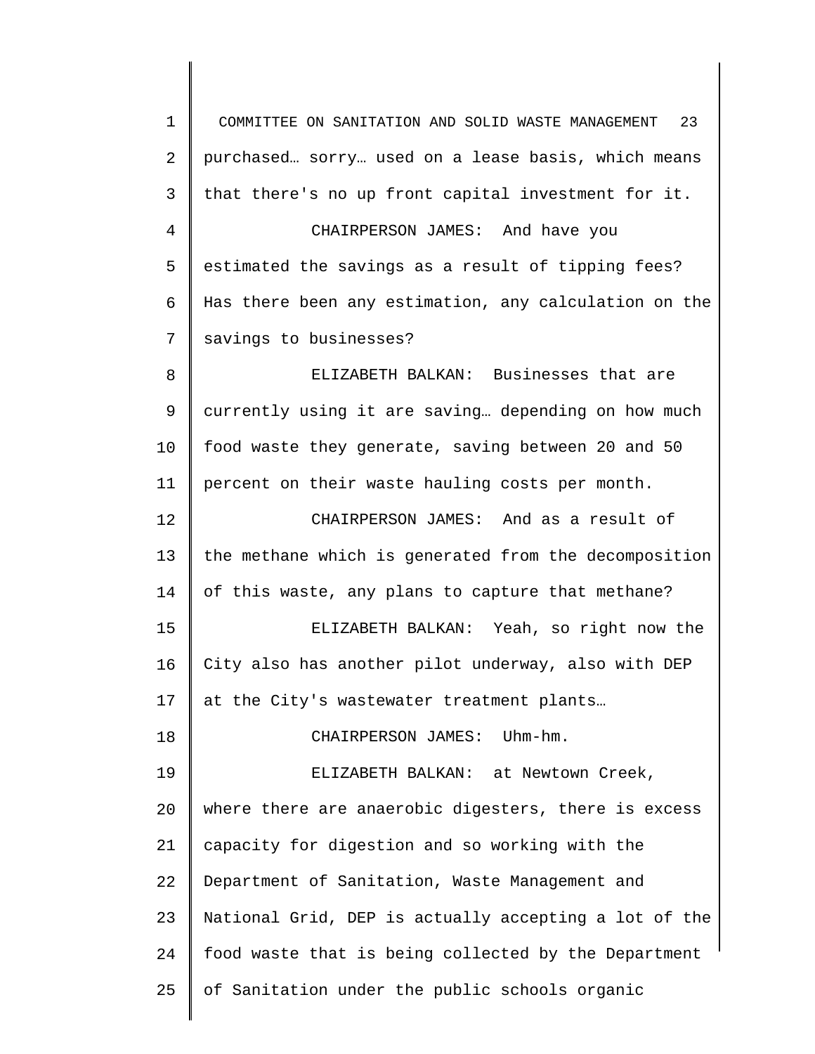purchased… sorry… used on a lease basis, which means that there's no up front capital investment for it.

CHAIRPERSON JAMES: And have you estimated the savings as a result of tipping fees? Has there been any estimation, any calculation on the savings to businesses?

ELIZABETH BALKAN: Businesses that are currently using it are saving… depending on how much food waste they generate, saving between 20 and 50 percent on their waste hauling costs per month.

CHAIRPERSON JAMES: And as a result of the methane which is generated from the decomposition of this waste, any plans to capture that methane?

ELIZABETH BALKAN: Yeah, so right now the City also has another pilot underway, also with DEP at the City's wastewater treatment plants…

CHAIRPERSON JAMES: Uhm-hm.

ELIZABETH BALKAN: at Newtown Creek, where there are anaerobic digesters, there is excess capacity for digestion and so working with the Department of Sanitation, Waste Management and National Grid, DEP is actually accepting a lot of the food waste that is being collected by the Department of Sanitation under the public schools organic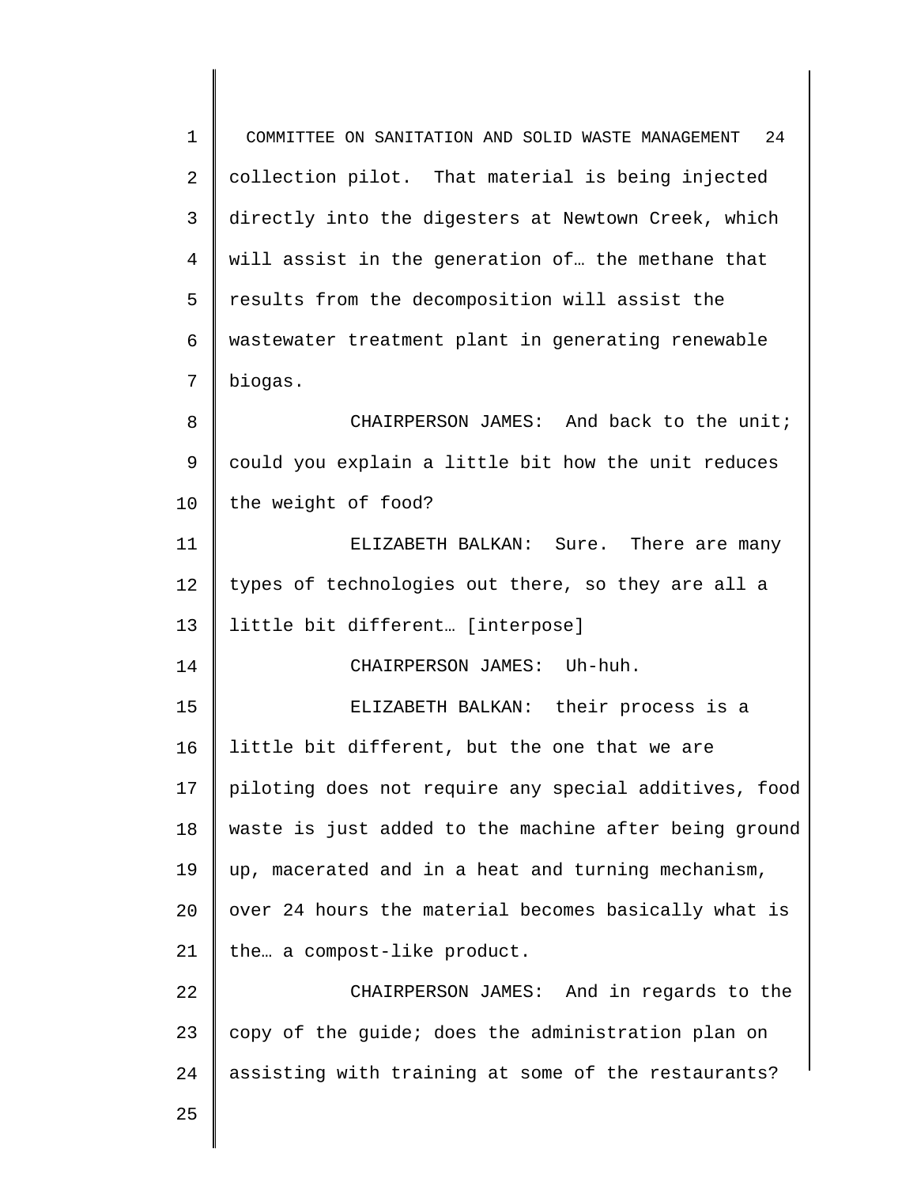collection pilot. That material is being injected directly into the digesters at Newtown Creek, which will assist in the generation of… the methane that results from the decomposition will assist the wastewater treatment plant in generating renewable biogas.

CHAIRPERSON JAMES: And back to the unit; could you explain a little bit how the unit reduces the weight of food?

ELIZABETH BALKAN: Sure. There are many types of technologies out there, so they are all a little bit different… [interpose]

CHAIRPERSON JAMES: Uh-huh.

ELIZABETH BALKAN: their process is a little bit different, but the one that we are piloting does not require any special additives, food waste is just added to the machine after being ground up, macerated and in a heat and turning mechanism, over 24 hours the material becomes basically what is the… a compost-like product.

CHAIRPERSON JAMES: And in regards to the copy of the guide; does the administration plan on assisting with training at some of the restaurants?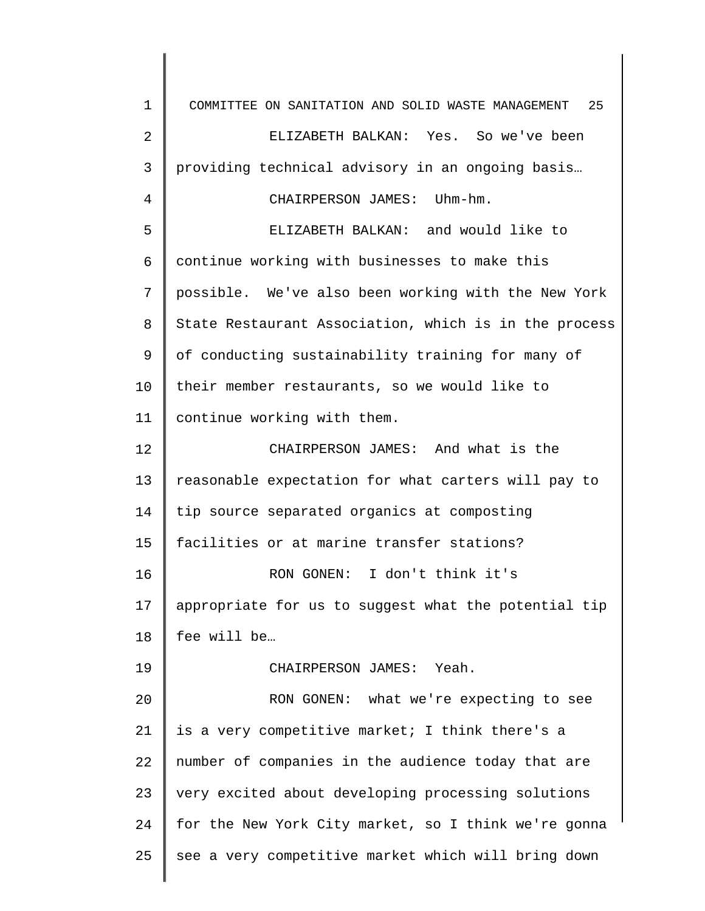ELIZABETH BALKAN: Yes. So we've been providing technical advisory in an ongoing basis…

CHAIRPERSON JAMES: Uhm-hm.

ELIZABETH BALKAN: and would like to continue working with businesses to make this possible. We've also been working with the New York State Restaurant Association, which is in the process of conducting sustainability training for many of their member restaurants, so we would like to continue working with them.

CHAIRPERSON JAMES: And what is the reasonable expectation for what carters will pay to tip source separated organics at composting facilities or at marine transfer stations?

RON GONEN: I don't think it's appropriate for us to suggest what the potential tip fee will be…

CHAIRPERSON JAMES: Yeah.

RON GONEN: what we're expecting to see is a very competitive market; I think there's a number of companies in the audience today that are very excited about developing processing solutions for the New York City market, so I think we're gonna see a very competitive market which will bring down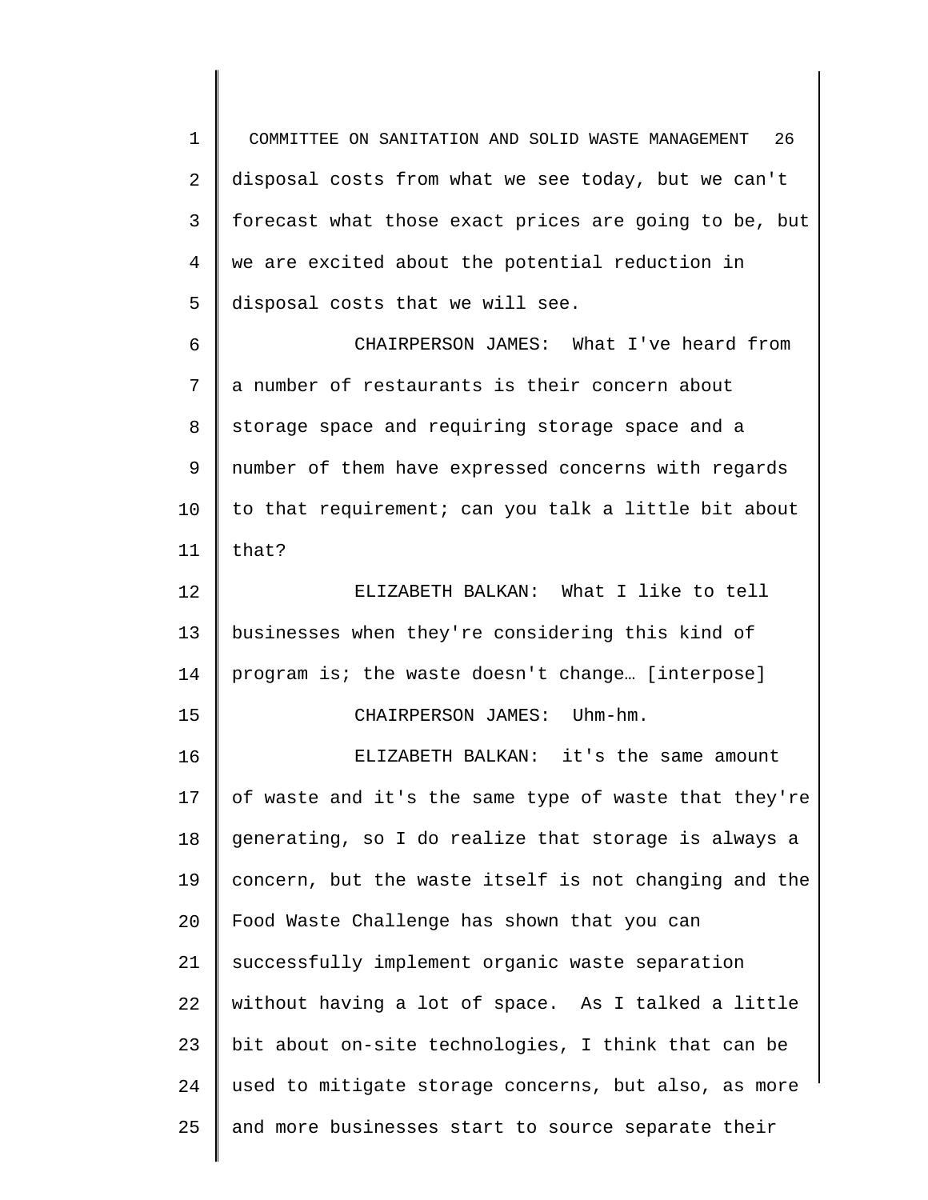disposal costs from what we see today, but we can't forecast what those exact prices are going to be, but we are excited about the potential reduction in disposal costs that we will see.

CHAIRPERSON JAMES: What I've heard from a number of restaurants is their concern about storage space and requiring storage space and a number of them have expressed concerns with regards to that requirement; can you talk a little bit about that?

ELIZABETH BALKAN: What I like to tell businesses when they're considering this kind of program is; the waste doesn't change… [interpose]

CHAIRPERSON JAMES: Uhm-hm.

ELIZABETH BALKAN: it's the same amount of waste and it's the same type of waste that they're generating, so I do realize that storage is always a concern, but the waste itself is not changing and the Food Waste Challenge has shown that you can successfully implement organic waste separation without having a lot of space. As I talked a little bit about on-site technologies, I think that can be used to mitigate storage concerns, but also, as more and more businesses start to source separate their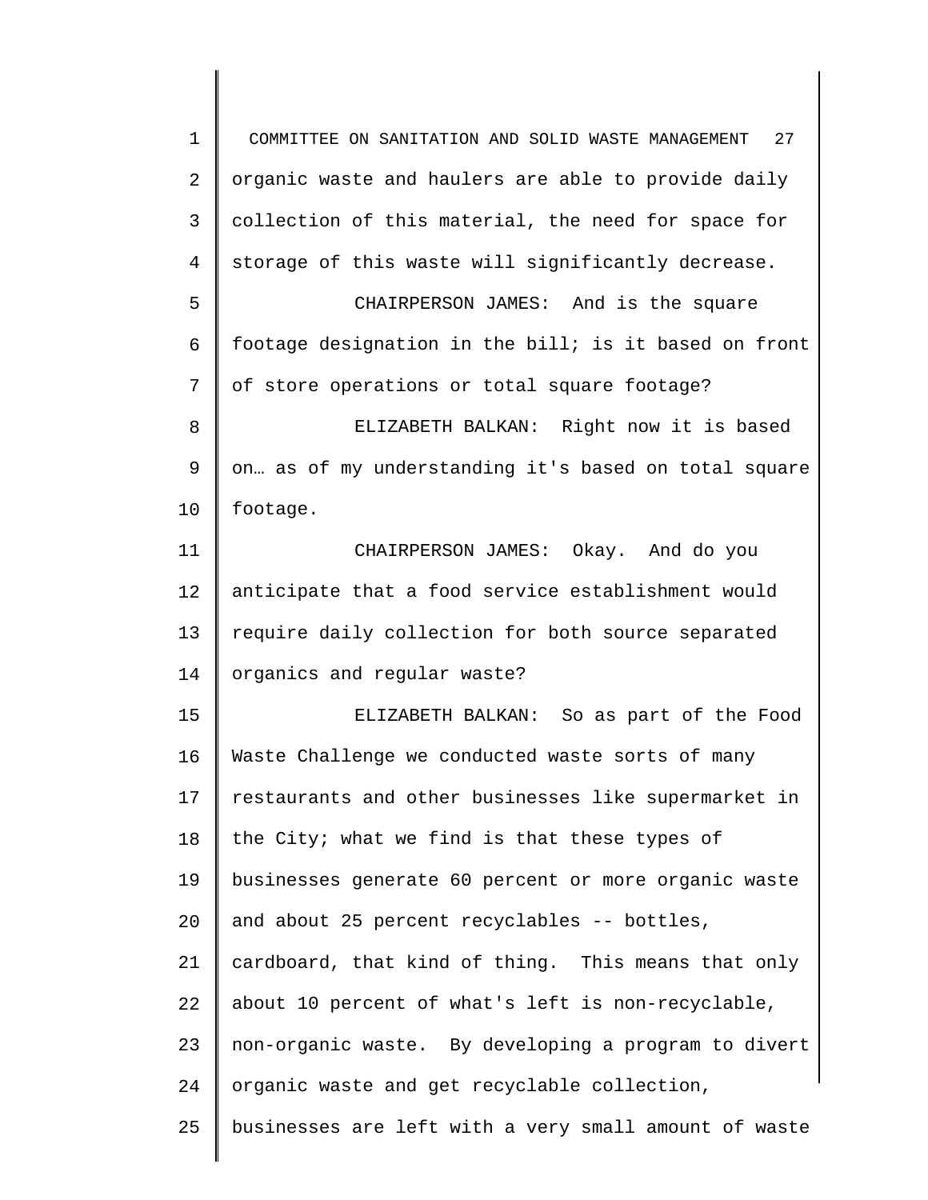organic waste and haulers are able to provide daily collection of this material, the need for space for storage of this waste will significantly decrease.

CHAIRPERSON JAMES: And is the square footage designation in the bill; is it based on front of store operations or total square footage?

ELIZABETH BALKAN: Right now it is based on… as of my understanding it's based on total square footage.

CHAIRPERSON JAMES: Okay. And do you anticipate that a food service establishment would require daily collection for both source separated organics and regular waste?

ELIZABETH BALKAN: So as part of the Food Waste Challenge we conducted waste sorts of many restaurants and other businesses like supermarket in the City; what we find is that these types of businesses generate 60 percent or more organic waste and about 25 percent recyclables -- bottles, cardboard, that kind of thing. This means that only about 10 percent of what's left is non-recyclable, non-organic waste. By developing a program to divert organic waste and get recyclable collection, businesses are left with a very small amount of waste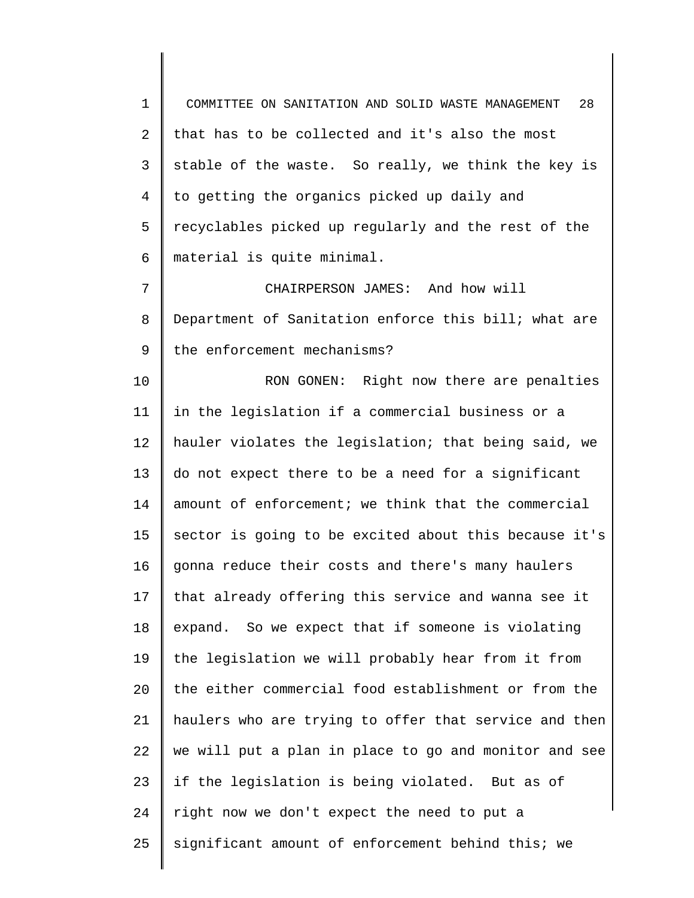that has to be collected and it's also the most stable of the waste. So really, we think the key is to getting the organics picked up daily and recyclables picked up regularly and the rest of the material is quite minimal.

CHAIRPERSON JAMES: And how will Department of Sanitation enforce this bill; what are the enforcement mechanisms?

RON GONEN: Right now there are penalties in the legislation if a commercial business or a hauler violates the legislation; that being said, we do not expect there to be a need for a significant amount of enforcement; we think that the commercial sector is going to be excited about this because it's gonna reduce their costs and there's many haulers that already offering this service and wanna see it expand. So we expect that if someone is violating the legislation we will probably hear from it from the either commercial food establishment or from the haulers who are trying to offer that service and then we will put a plan in place to go and monitor and see if the legislation is being violated. But as of right now we don't expect the need to put a significant amount of enforcement behind this; we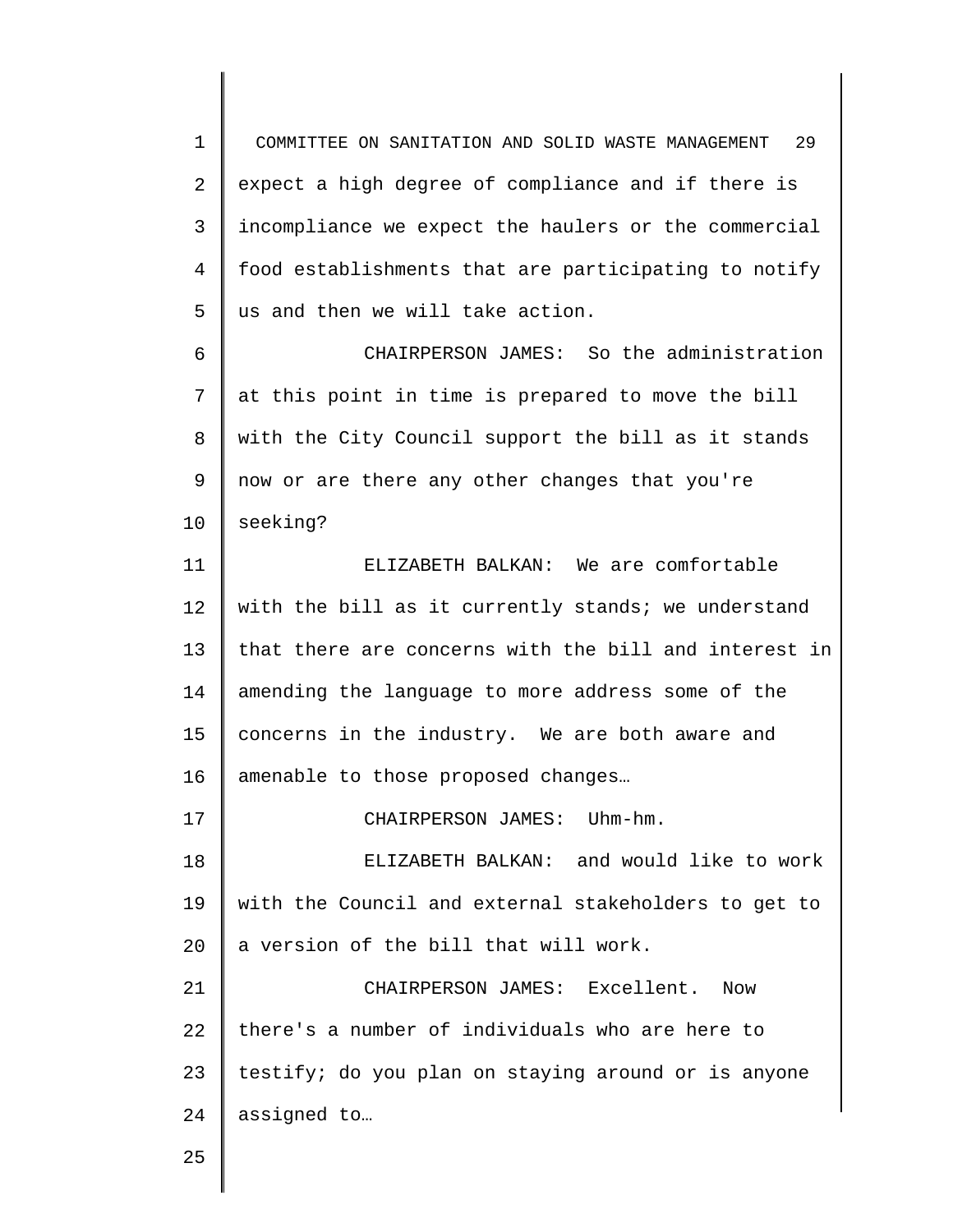expect a high degree of compliance and if there is incompliance we expect the haulers or the commercial food establishments that are participating to notify us and then we will take action.

CHAIRPERSON JAMES: So the administration at this point in time is prepared to move the bill with the City Council support the bill as it stands now or are there any other changes that you're seeking?

ELIZABETH BALKAN: We are comfortable with the bill as it currently stands; we understand that there are concerns with the bill and interest in amending the language to more address some of the concerns in the industry. We are both aware and amenable to those proposed changes…

CHAIRPERSON JAMES: Uhm-hm.

ELIZABETH BALKAN: and would like to work with the Council and external stakeholders to get to a version of the bill that will work.

CHAIRPERSON JAMES: Excellent. Now there's a number of individuals who are here to testify; do you plan on staying around or is anyone assigned to…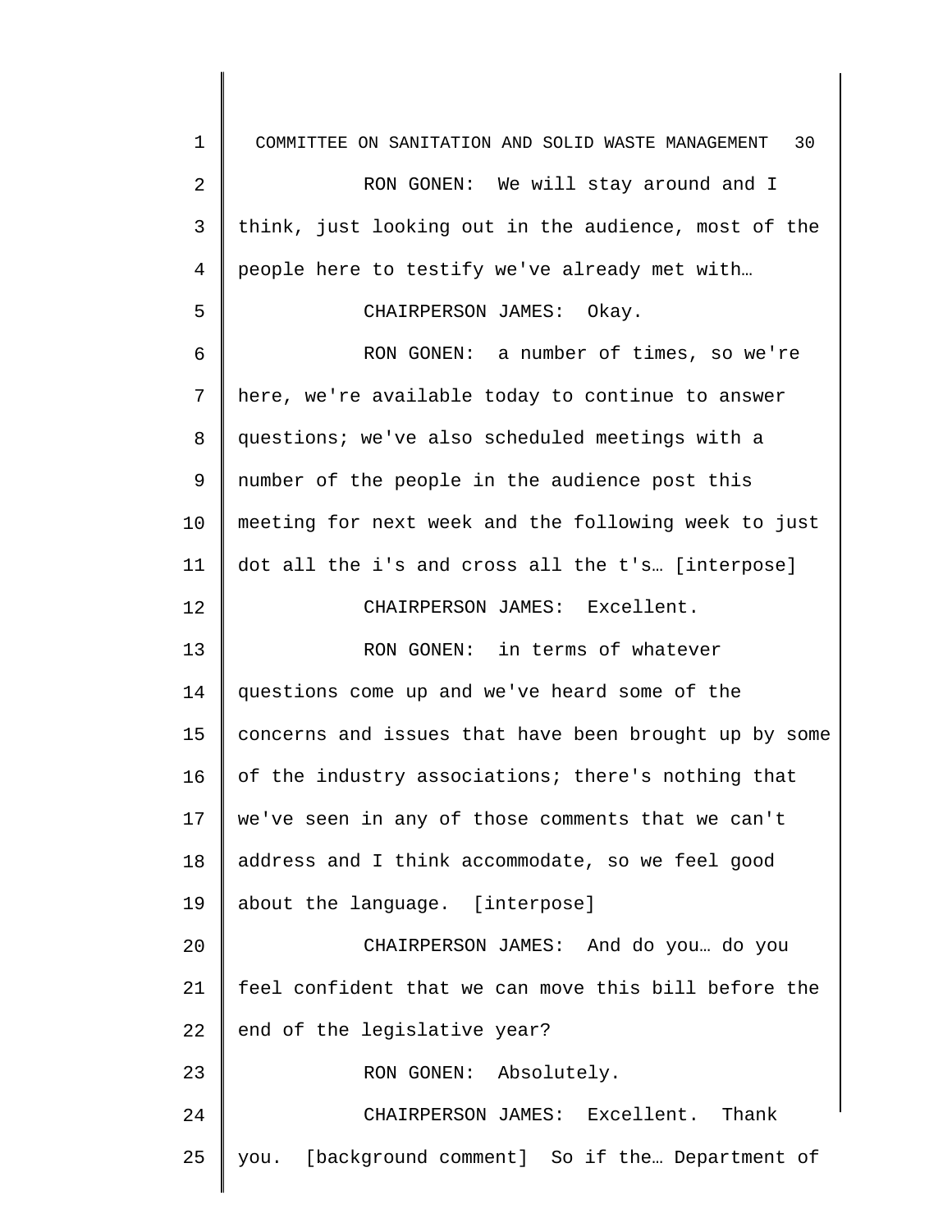RON GONEN: We will stay around and I think, just looking out in the audience, most of the people here to testify we've already met with…

CHAIRPERSON JAMES: Okay.

RON GONEN: a number of times, so we're here, we're available today to continue to answer questions; we've also scheduled meetings with a number of the people in the audience post this meeting for next week and the following week to just dot all the i's and cross all the t's… [interpose]

CHAIRPERSON JAMES: Excellent.

RON GONEN: in terms of whatever questions come up and we've heard some of the concerns and issues that have been brought up by some of the industry associations; there's nothing that we've seen in any of those comments that we can't address and I think accommodate, so we feel good about the language. [interpose]

CHAIRPERSON JAMES: And do you… do you feel confident that we can move this bill before the end of the legislative year?

RON GONEN: Absolutely.

CHAIRPERSON JAMES: Excellent. Thank you. [background comment] So if the… Department of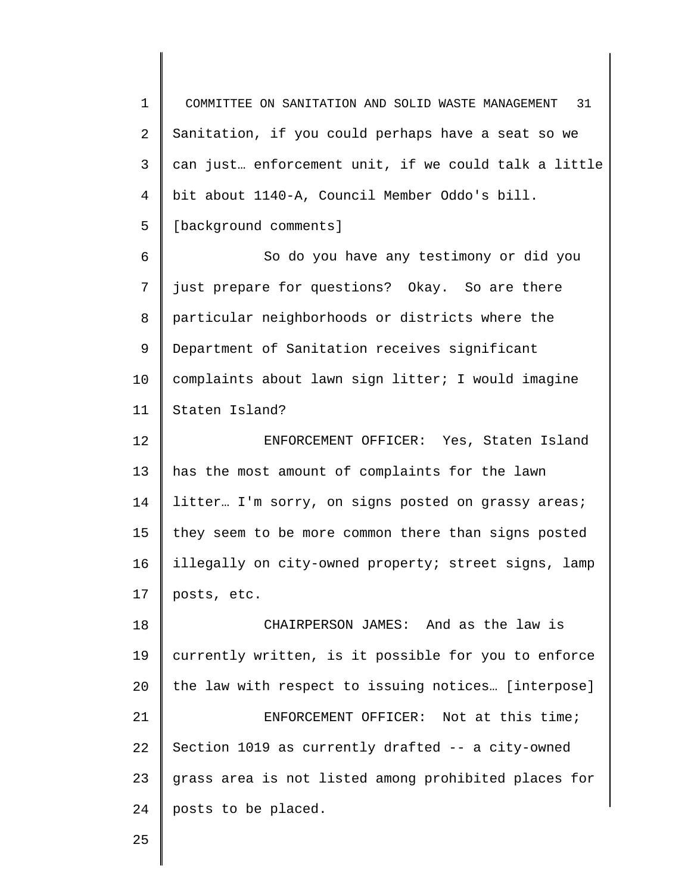Sanitation, if you could perhaps have a seat so we can just… enforcement unit, if we could talk a little bit about 1140-A, Council Member Oddo's bill. [background comments]

So do you have any testimony or did you just prepare for questions? Okay. So are there particular neighborhoods or districts where the Department of Sanitation receives significant complaints about lawn sign litter; I would imagine Staten Island?

ENFORCEMENT OFFICER: Yes, Staten Island has the most amount of complaints for the lawn litter… I'm sorry, on signs posted on grassy areas; they seem to be more common there than signs posted illegally on city-owned property; street signs, lamp posts, etc.

CHAIRPERSON JAMES: And as the law is currently written, is it possible for you to enforce the law with respect to issuing notices… [interpose]

ENFORCEMENT OFFICER: Not at this time; Section 1019 as currently drafted -- a city-owned grass area is not listed among prohibited places for posts to be placed.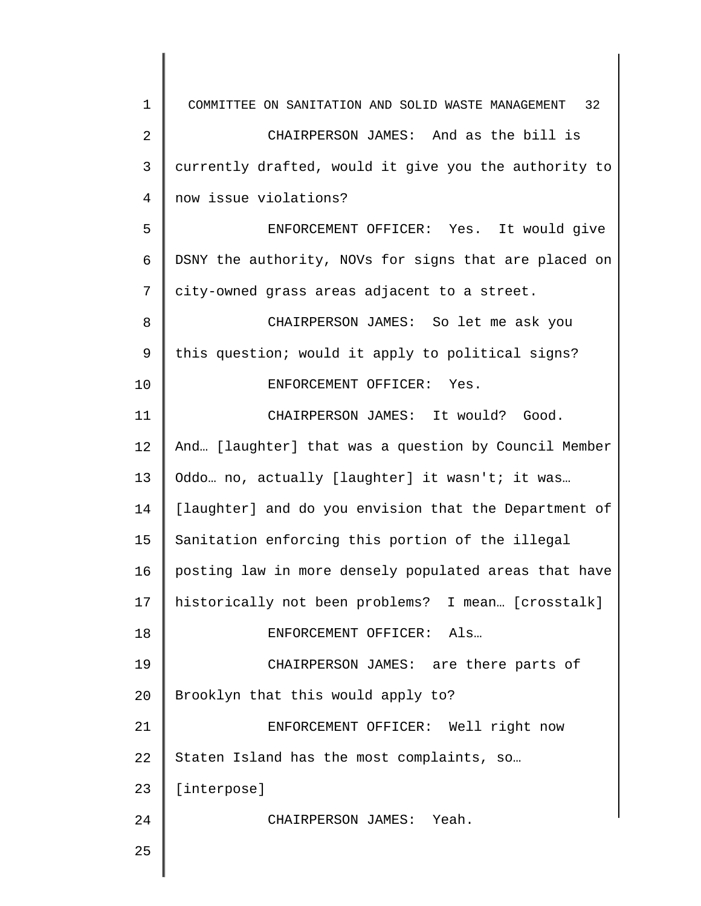CHAIRPERSON JAMES: And as the bill is currently drafted, would it give you the authority to now issue violations?

ENFORCEMENT OFFICER: Yes. It would give DSNY the authority, NOVs for signs that are placed on city-owned grass areas adjacent to a street.

CHAIRPERSON JAMES: So let me ask you this question; would it apply to political signs?

ENFORCEMENT OFFICER: Yes.

CHAIRPERSON JAMES: It would? Good. And… [laughter] that was a question by Council Member Oddo… no, actually [laughter] it wasn't; it was… [laughter] and do you envision that the Department of Sanitation enforcing this portion of the illegal posting law in more densely populated areas that have historically not been problems? I mean… [crosstalk]

ENFORCEMENT OFFICER: Als…

CHAIRPERSON JAMES: are there parts of Brooklyn that this would apply to?

ENFORCEMENT OFFICER: Well right now Staten Island has the most complaints, so… [interpose]

CHAIRPERSON JAMES: Yeah.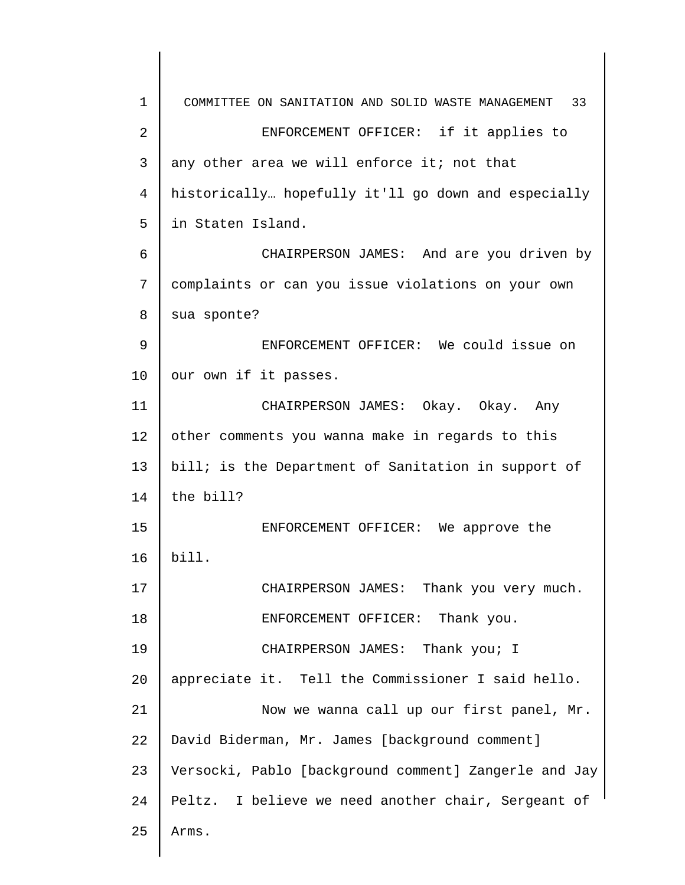ENFORCEMENT OFFICER: if it applies to any other area we will enforce it; not that historically… hopefully it'll go down and especially in Staten Island.

CHAIRPERSON JAMES: And are you driven by complaints or can you issue violations on your own sua sponte?

ENFORCEMENT OFFICER: We could issue on our own if it passes.

CHAIRPERSON JAMES: Okay. Okay. Any other comments you wanna make in regards to this bill; is the Department of Sanitation in support of the bill?

ENFORCEMENT OFFICER: We approve the bill.

CHAIRPERSON JAMES: Thank you very much.

ENFORCEMENT OFFICER: Thank you.

CHAIRPERSON JAMES: Thank you; I appreciate it. Tell the Commissioner I said hello.

Now we wanna call up our first panel, Mr. David Biderman, Mr. James [background comment] Versocki, Pablo [background comment] Zangerle and Jay Peltz. I believe we need another chair, Sergeant of Arms.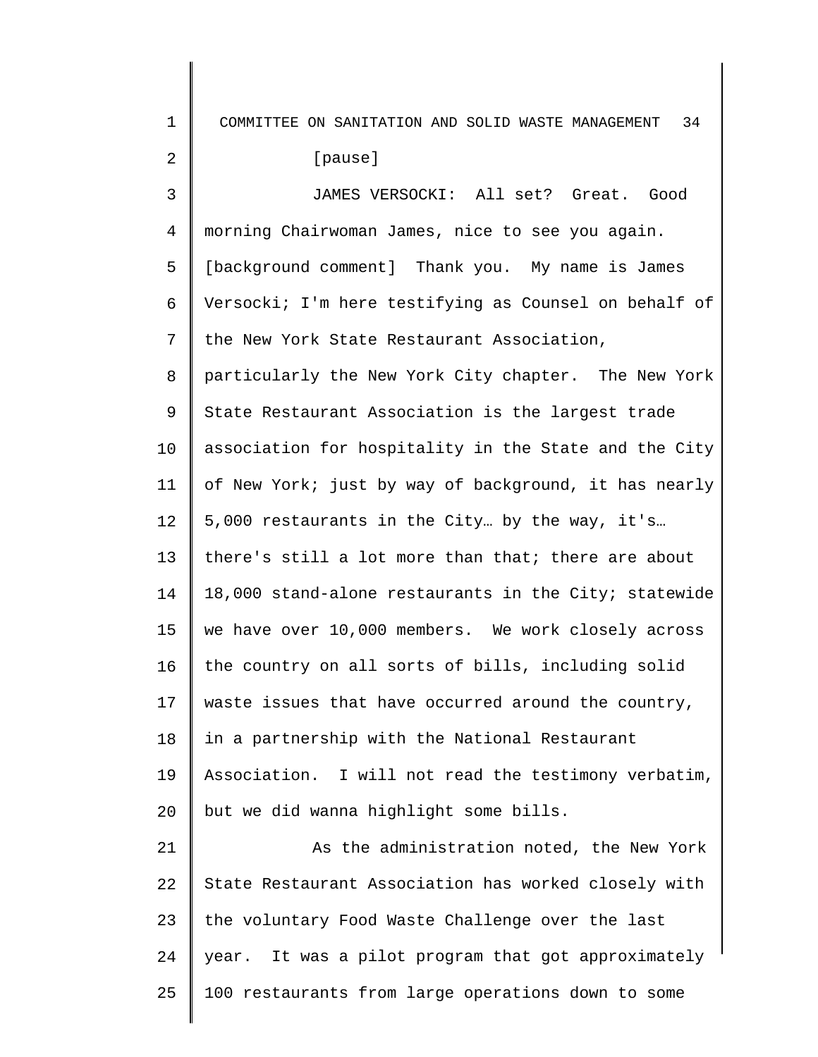[pause]

JAMES VERSOCKI: All set? Great. Good morning Chairwoman James, nice to see you again. [background comment] Thank you. My name is James Versocki; I'm here testifying as Counsel on behalf of the New York State Restaurant Association, particularly the New York City chapter. The New York State Restaurant Association is the largest trade association for hospitality in the State and the City of New York; just by way of background, it has nearly 5,000 restaurants in the City… by the way, it's… there's still a lot more than that; there are about 18,000 stand-alone restaurants in the City; statewide we have over 10,000 members. We work closely across the country on all sorts of bills, including solid waste issues that have occurred around the country, in a partnership with the National Restaurant Association. I will not read the testimony verbatim, but we did wanna highlight some bills.

As the administration noted, the New York State Restaurant Association has worked closely with the voluntary Food Waste Challenge over the last year. It was a pilot program that got approximately 100 restaurants from large operations down to some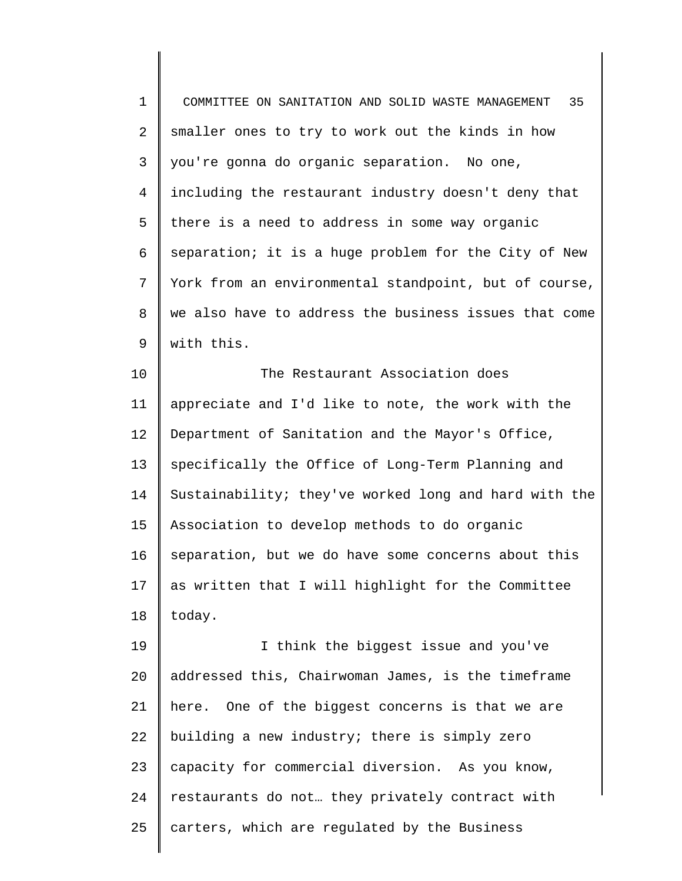smaller ones to try to work out the kinds in how you're gonna do organic separation. No one, including the restaurant industry doesn't deny that there is a need to address in some way organic separation; it is a huge problem for the City of New York from an environmental standpoint, but of course, we also have to address the business issues that come with this.

The Restaurant Association does appreciate and I'd like to note, the work with the Department of Sanitation and the Mayor's Office, specifically the Office of Long-Term Planning and Sustainability; they've worked long and hard with the Association to develop methods to do organic separation, but we do have some concerns about this as written that I will highlight for the Committee today.

I think the biggest issue and you've addressed this, Chairwoman James, is the timeframe here. One of the biggest concerns is that we are building a new industry; there is simply zero capacity for commercial diversion. As you know, restaurants do not… they privately contract with carters, which are regulated by the Business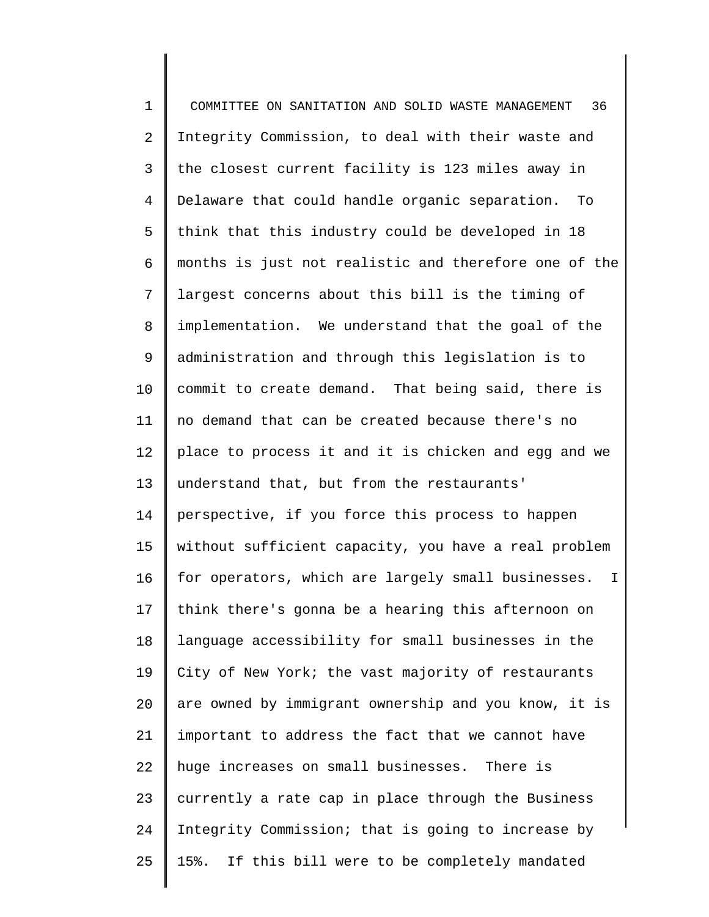Integrity Commission, to deal with their waste and the closest current facility is 123 miles away in Delaware that could handle organic separation. To think that this industry could be developed in 18 months is just not realistic and therefore one of the largest concerns about this bill is the timing of implementation. We understand that the goal of the administration and through this legislation is to commit to create demand. That being said, there is no demand that can be created because there's no place to process it and it is chicken and egg and we understand that, but from the restaurants' perspective, if you force this process to happen without sufficient capacity, you have a real problem for operators, which are largely small businesses. I think there's gonna be a hearing this afternoon on language accessibility for small businesses in the City of New York; the vast majority of restaurants are owned by immigrant ownership and you know, it is important to address the fact that we cannot have huge increases on small businesses. There is currently a rate cap in place through the Business Integrity Commission; that is going to increase by 15%. If this bill were to be completely mandated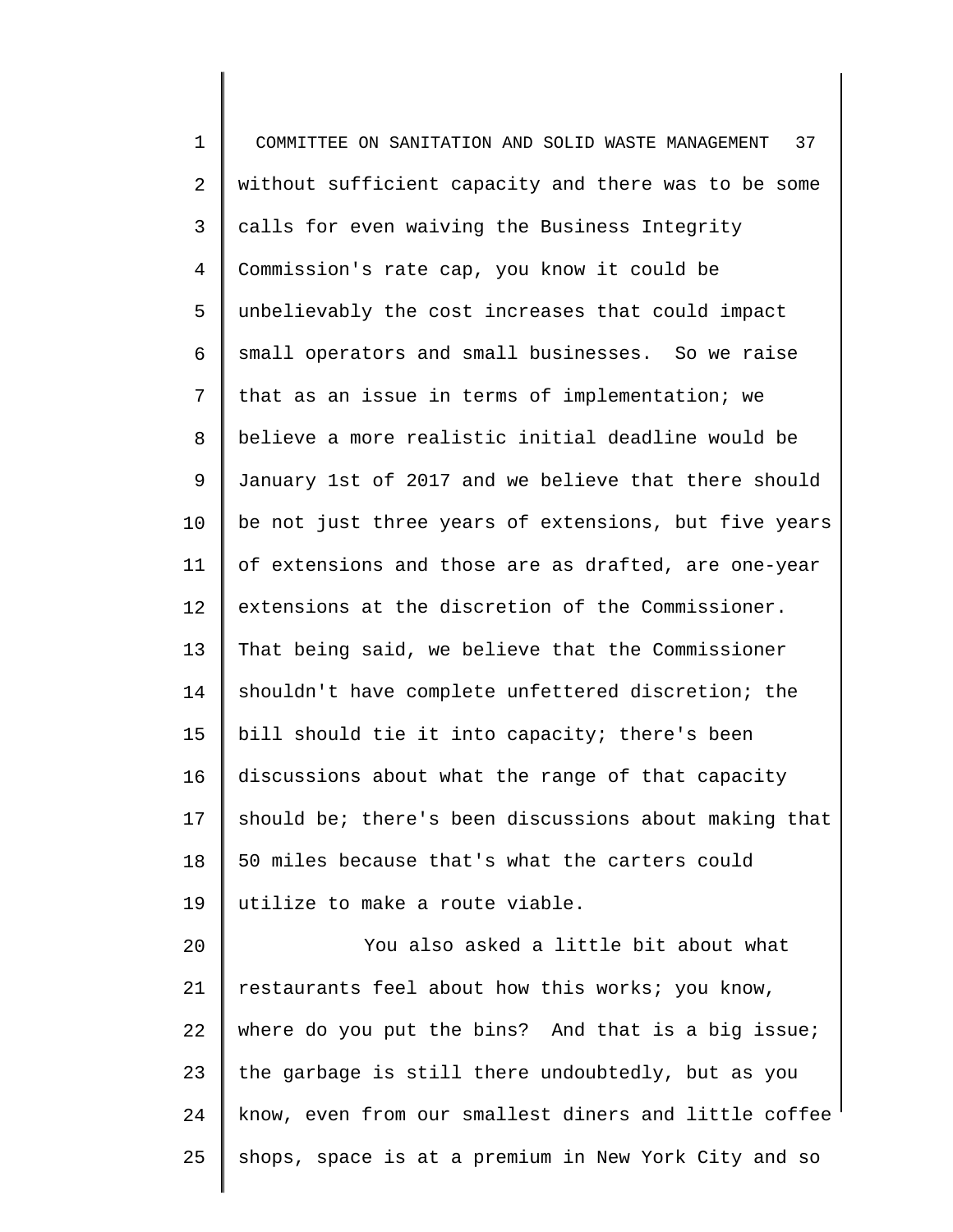without sufficient capacity and there was to be some calls for even waiving the Business Integrity Commission's rate cap, you know it could be unbelievably the cost increases that could impact small operators and small businesses. So we raise that as an issue in terms of implementation; we believe a more realistic initial deadline would be January 1st of 2017 and we believe that there should be not just three years of extensions, but five years of extensions and those are as drafted, are one-year extensions at the discretion of the Commissioner. That being said, we believe that the Commissioner shouldn't have complete unfettered discretion; the bill should tie it into capacity; there's been discussions about what the range of that capacity should be; there's been discussions about making that 50 miles because that's what the carters could utilize to make a route viable.

You also asked a little bit about what restaurants feel about how this works; you know, where do you put the bins? And that is a big issue; the garbage is still there undoubtedly, but as you know, even from our smallest diners and little coffee shops, space is at a premium in New York City and so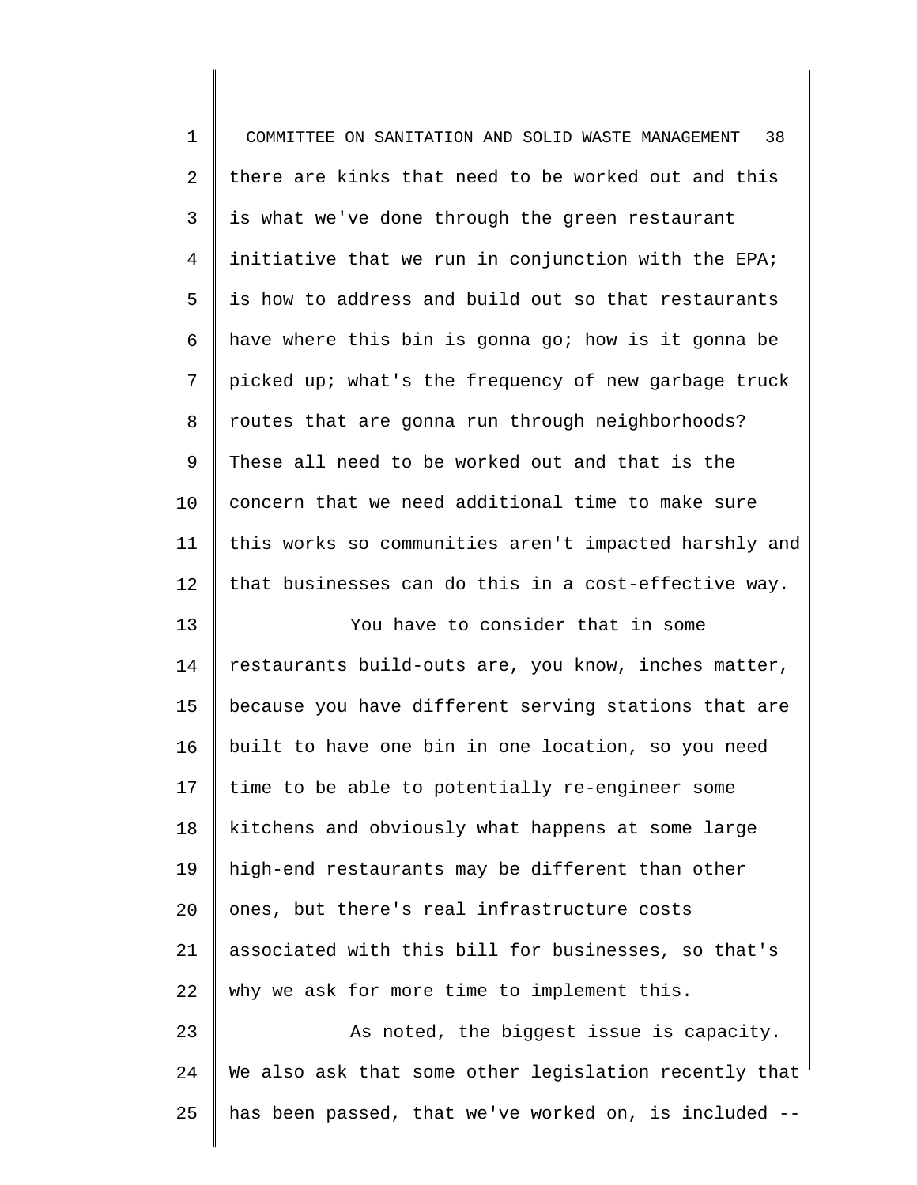there are kinks that need to be worked out and this is what we've done through the green restaurant initiative that we run in conjunction with the EPA; is how to address and build out so that restaurants have where this bin is gonna go; how is it gonna be picked up; what's the frequency of new garbage truck routes that are gonna run through neighborhoods? These all need to be worked out and that is the concern that we need additional time to make sure this works so communities aren't impacted harshly and that businesses can do this in a cost-effective way.

You have to consider that in some restaurants build-outs are, you know, inches matter, because you have different serving stations that are built to have one bin in one location, so you need time to be able to potentially re-engineer some kitchens and obviously what happens at some large high-end restaurants may be different than other ones, but there's real infrastructure costs associated with this bill for businesses, so that's why we ask for more time to implement this.

As noted, the biggest issue is capacity. We also ask that some other legislation recently that has been passed, that we've worked on, is included --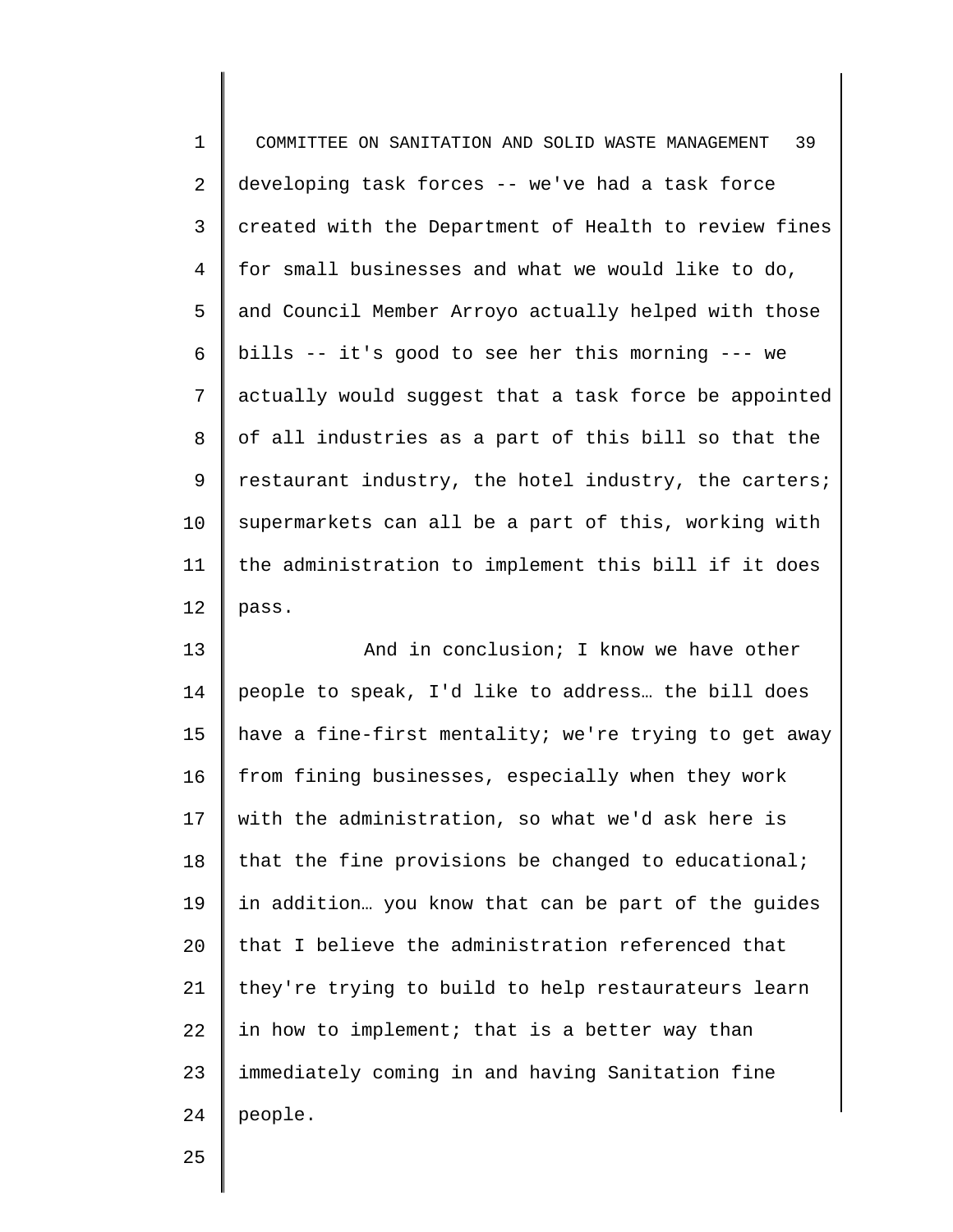developing task forces -- we've had a task force created with the Department of Health to review fines for small businesses and what we would like to do, and Council Member Arroyo actually helped with those bills -- it's good to see her this morning --- we actually would suggest that a task force be appointed of all industries as a part of this bill so that the restaurant industry, the hotel industry, the carters; supermarkets can all be a part of this, working with the administration to implement this bill if it does pass.

And in conclusion; I know we have other people to speak, I'd like to address… the bill does have a fine-first mentality; we're trying to get away from fining businesses, especially when they work with the administration, so what we'd ask here is that the fine provisions be changed to educational; in addition… you know that can be part of the guides that I believe the administration referenced that they're trying to build to help restaurateurs learn in how to implement; that is a better way than immediately coming in and having Sanitation fine people.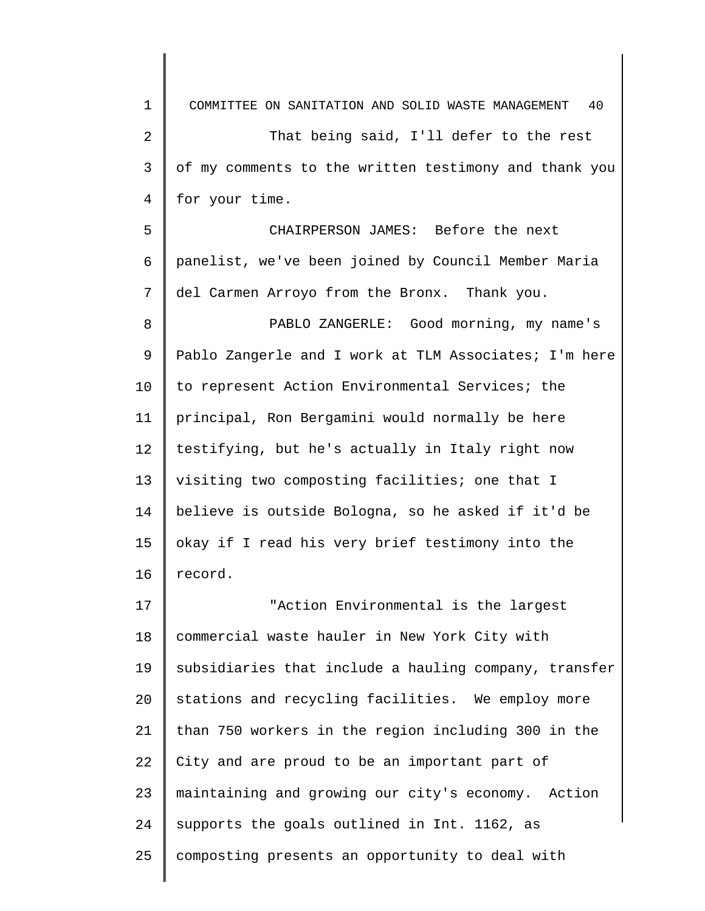That being said, I'll defer to the rest of my comments to the written testimony and thank you for your time.

CHAIRPERSON JAMES: Before the next panelist, we've been joined by Council Member Maria del Carmen Arroyo from the Bronx. Thank you.

PABLO ZANGERLE: Good morning, my name's Pablo Zangerle and I work at TLM Associates; I'm here to represent Action Environmental Services; the principal, Ron Bergamini would normally be here testifying, but he's actually in Italy right now visiting two composting facilities; one that I believe is outside Bologna, so he asked if it'd be okay if I read his very brief testimony into the record.

"Action Environmental is the largest commercial waste hauler in New York City with subsidiaries that include a hauling company, transfer stations and recycling facilities. We employ more than 750 workers in the region including 300 in the City and are proud to be an important part of maintaining and growing our city's economy. Action supports the goals outlined in Int. 1162, as composting presents an opportunity to deal with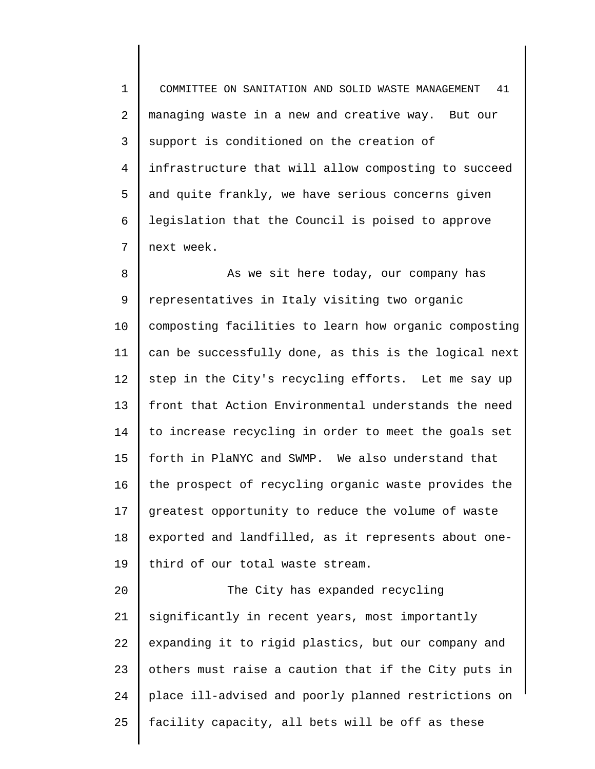managing waste in a new and creative way. But our support is conditioned on the creation of infrastructure that will allow composting to succeed and quite frankly, we have serious concerns given legislation that the Council is poised to approve next week.

As we sit here today, our company has representatives in Italy visiting two organic composting facilities to learn how organic composting can be successfully done, as this is the logical next step in the City's recycling efforts. Let me say up front that Action Environmental understands the need to increase recycling in order to meet the goals set forth in PlaNYC and SWMP. We also understand that the prospect of recycling organic waste provides the greatest opportunity to reduce the volume of waste exported and landfilled, as it represents about one-third of our total waste stream.

The City has expanded recycling significantly in recent years, most importantly expanding it to rigid plastics, but our company and others must raise a caution that if the City puts in place ill-advised and poorly planned restrictions on facility capacity, all bets will be off as these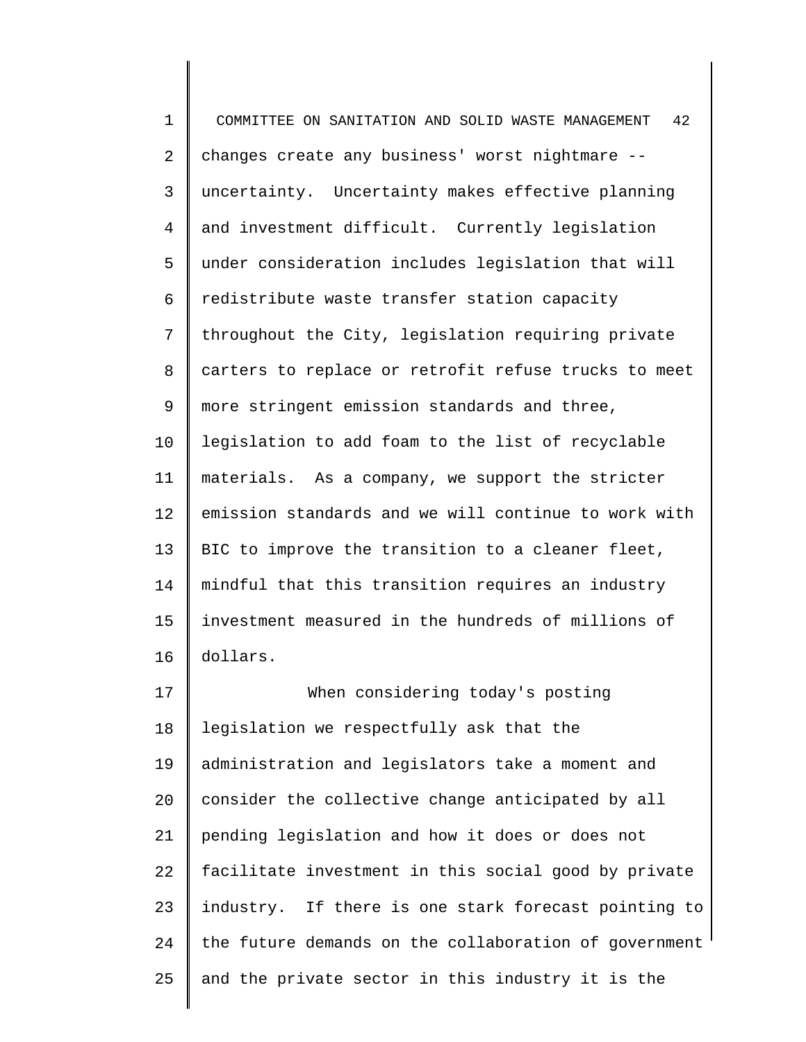changes create any business' worst nightmare -- uncertainty. Uncertainty makes effective planning and investment difficult. Currently legislation under consideration includes legislation that will redistribute waste transfer station capacity throughout the City, legislation requiring private carters to replace or retrofit refuse trucks to meet more stringent emission standards and three, legislation to add foam to the list of recyclable materials. As a company, we support the stricter emission standards and we will continue to work with BIC to improve the transition to a cleaner fleet, mindful that this transition requires an industry investment measured in the hundreds of millions of dollars.

When considering today's posting legislation we respectfully ask that the administration and legislators take a moment and consider the collective change anticipated by all pending legislation and how it does or does not facilitate investment in this social good by private industry. If there is one stark forecast pointing to the future demands on the collaboration of government and the private sector in this industry it is the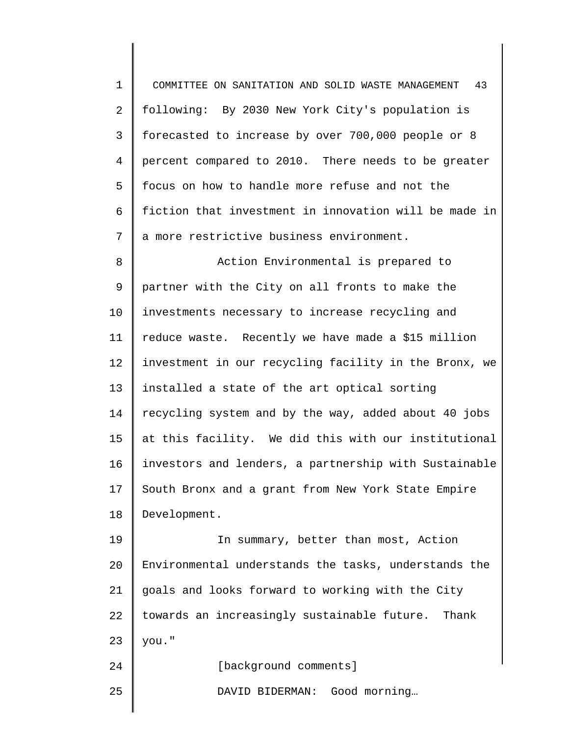following: By 2030 New York City's population is forecasted to increase by over 700,000 people or 8 percent compared to 2010. There needs to be greater focus on how to handle more refuse and not the fiction that investment in innovation will be made in a more restrictive business environment.

Action Environmental is prepared to partner with the City on all fronts to make the investments necessary to increase recycling and reduce waste. Recently we have made a $15 million investment in our recycling facility in the Bronx, we installed a state of the art optical sorting recycling system and by the way, added about 40 jobs at this facility. We did this with our institutional investors and lenders, a partnership with Sustainable South Bronx and a grant from New York State Empire Development.

In summary, better than most, Action Environmental understands the tasks, understands the goals and looks forward to working with the City towards an increasingly sustainable future. Thank you."

[background comments]

DAVID BIDERMAN: Good morning…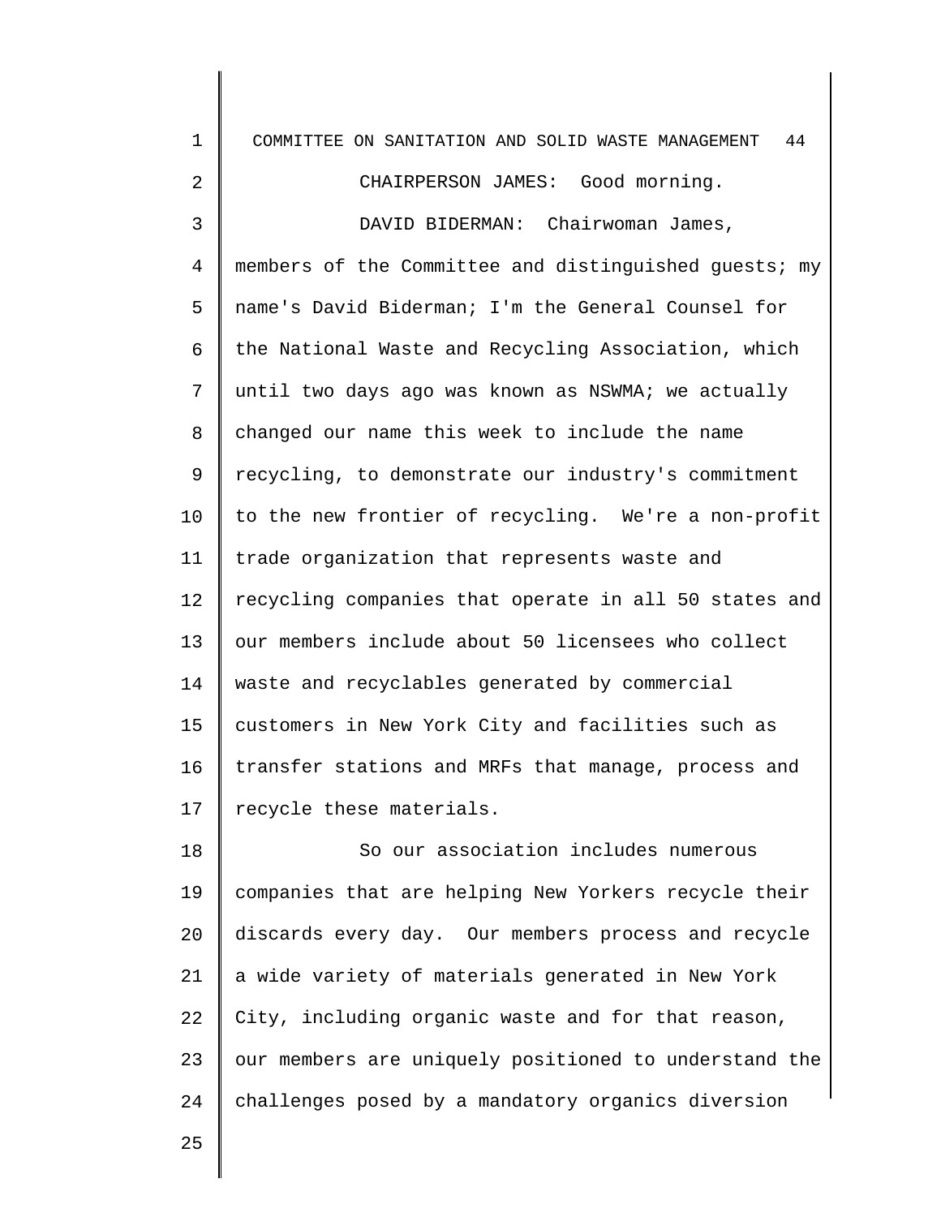CHAIRPERSON JAMES: Good morning.

DAVID BIDERMAN: Chairwoman James, members of the Committee and distinguished guests; my name's David Biderman; I'm the General Counsel for the National Waste and Recycling Association, which until two days ago was known as NSWMA; we actually changed our name this week to include the name recycling, to demonstrate our industry's commitment to the new frontier of recycling. We're a non-profit trade organization that represents waste and recycling companies that operate in all 50 states and our members include about 50 licensees who collect waste and recyclables generated by commercial customers in New York City and facilities such as transfer stations and MRFs that manage, process and recycle these materials.

So our association includes numerous companies that are helping New Yorkers recycle their discards every day. Our members process and recycle a wide variety of materials generated in New York City, including organic waste and for that reason, our members are uniquely positioned to understand the challenges posed by a mandatory organics diversion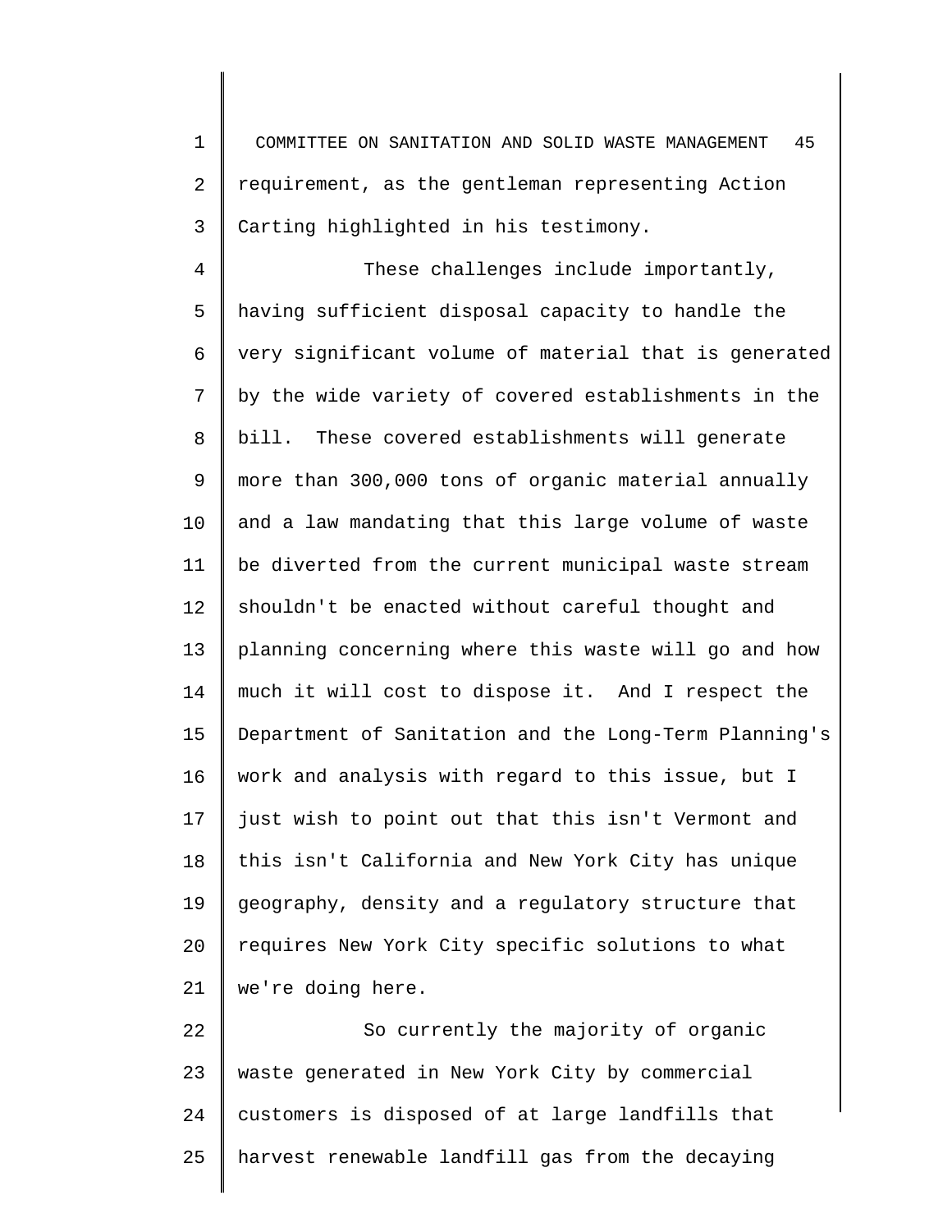requirement, as the gentleman representing Action Carting highlighted in his testimony.

These challenges include importantly, having sufficient disposal capacity to handle the very significant volume of material that is generated by the wide variety of covered establishments in the bill. These covered establishments will generate more than 300,000 tons of organic material annually and a law mandating that this large volume of waste be diverted from the current municipal waste stream shouldn't be enacted without careful thought and planning concerning where this waste will go and how much it will cost to dispose it. And I respect the Department of Sanitation and the Long-Term Planning's work and analysis with regard to this issue, but I just wish to point out that this isn't Vermont and this isn't California and New York City has unique geography, density and a regulatory structure that requires New York City specific solutions to what we're doing here.

So currently the majority of organic waste generated in New York City by commercial customers is disposed of at large landfills that harvest renewable landfill gas from the decaying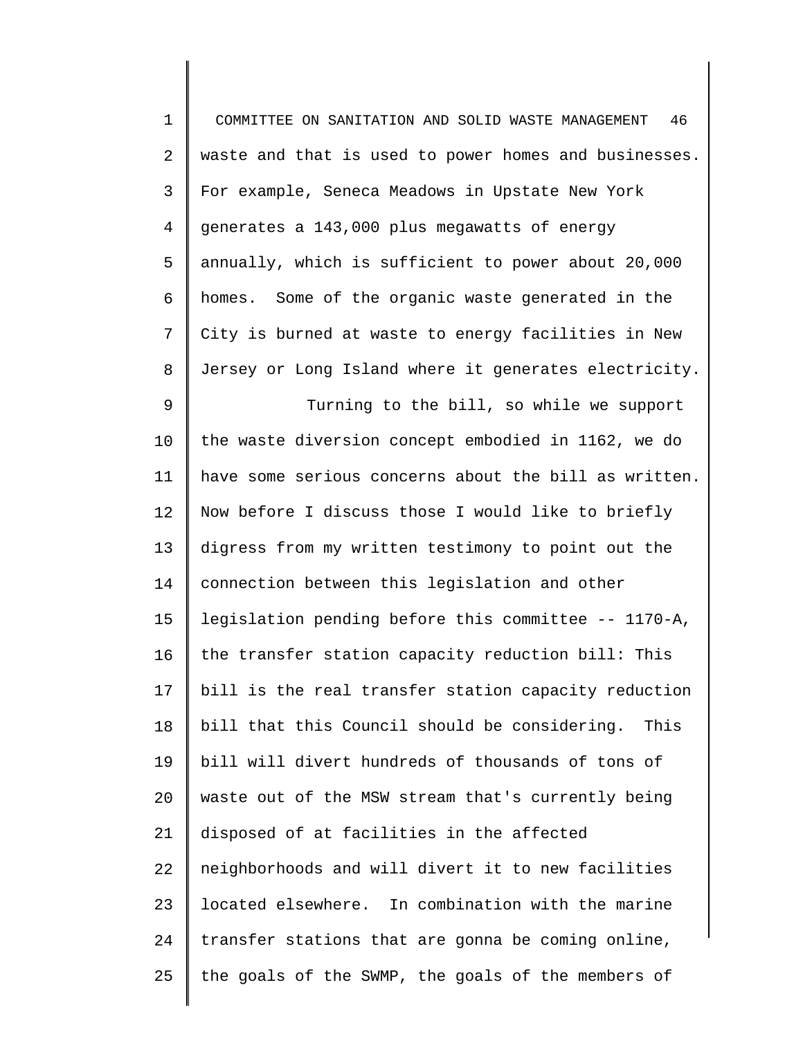waste and that is used to power homes and businesses. For example, Seneca Meadows in Upstate New York generates a 143,000 plus megawatts of energy annually, which is sufficient to power about 20,000 homes. Some of the organic waste generated in the City is burned at waste to energy facilities in New Jersey or Long Island where it generates electricity.

Turning to the bill, so while we support the waste diversion concept embodied in 1162, we do have some serious concerns about the bill as written. Now before I discuss those I would like to briefly digress from my written testimony to point out the connection between this legislation and other legislation pending before this committee -- 1170-A, the transfer station capacity reduction bill: This bill is the real transfer station capacity reduction bill that this Council should be considering. This bill will divert hundreds of thousands of tons of waste out of the MSW stream that's currently being disposed of at facilities in the affected neighborhoods and will divert it to new facilities located elsewhere. In combination with the marine transfer stations that are gonna be coming online, the goals of the SWMP, the goals of the members of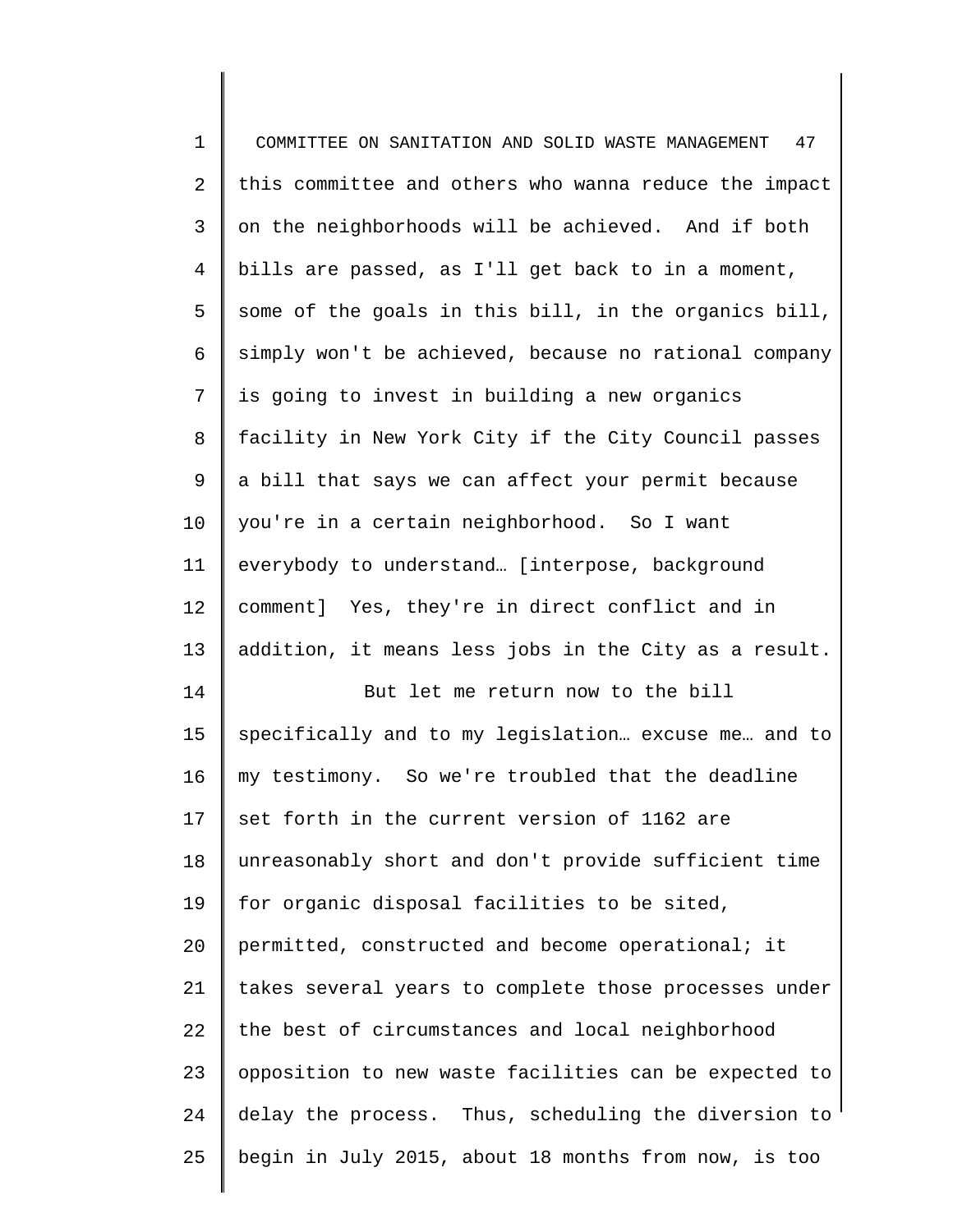this committee and others who wanna reduce the impact on the neighborhoods will be achieved. And if both bills are passed, as I'll get back to in a moment, some of the goals in this bill, in the organics bill, simply won't be achieved, because no rational company is going to invest in building a new organics facility in New York City if the City Council passes a bill that says we can affect your permit because you're in a certain neighborhood. So I want everybody to understand… [interpose, background comment] Yes, they're in direct conflict and in addition, it means less jobs in the City as a result.

But let me return now to the bill specifically and to my legislation… excuse me… and to my testimony. So we're troubled that the deadline set forth in the current version of 1162 are unreasonably short and don't provide sufficient time for organic disposal facilities to be sited, permitted, constructed and become operational; it takes several years to complete those processes under the best of circumstances and local neighborhood opposition to new waste facilities can be expected to delay the process. Thus, scheduling the diversion to begin in July 2015, about 18 months from now, is too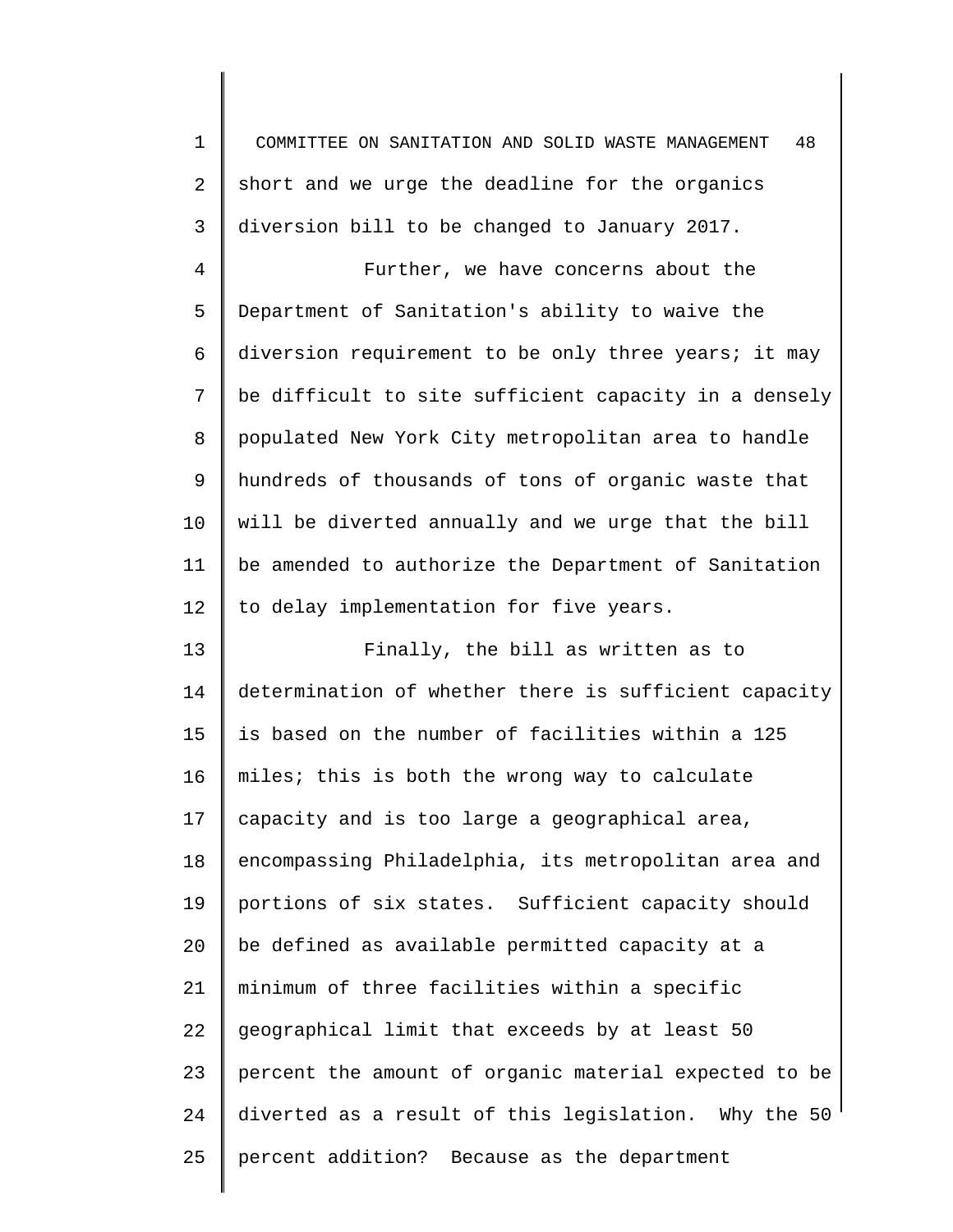short and we urge the deadline for the organics diversion bill to be changed to January 2017.

Further, we have concerns about the Department of Sanitation's ability to waive the diversion requirement to be only three years; it may be difficult to site sufficient capacity in a densely populated New York City metropolitan area to handle hundreds of thousands of tons of organic waste that will be diverted annually and we urge that the bill be amended to authorize the Department of Sanitation to delay implementation for five years.

Finally, the bill as written as to determination of whether there is sufficient capacity is based on the number of facilities within a 125 miles; this is both the wrong way to calculate capacity and is too large a geographical area, encompassing Philadelphia, its metropolitan area and portions of six states. Sufficient capacity should be defined as available permitted capacity at a minimum of three facilities within a specific geographical limit that exceeds by at least 50 percent the amount of organic material expected to be diverted as a result of this legislation. Why the 50 percent addition? Because as the department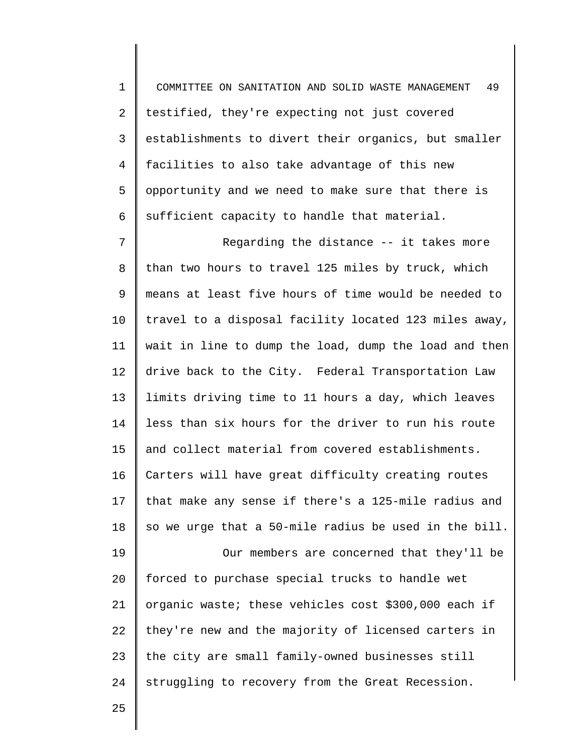testified, they're expecting not just covered establishments to divert their organics, but smaller facilities to also take advantage of this new opportunity and we need to make sure that there is sufficient capacity to handle that material.

Regarding the distance -- it takes more than two hours to travel 125 miles by truck, which means at least five hours of time would be needed to travel to a disposal facility located 123 miles away, wait in line to dump the load, dump the load and then drive back to the City. Federal Transportation Law limits driving time to 11 hours a day, which leaves less than six hours for the driver to run his route and collect material from covered establishments. Carters will have great difficulty creating routes that make any sense if there's a 125-mile radius and so we urge that a 50-mile radius be used in the bill.

Our members are concerned that they'll be forced to purchase special trucks to handle wet organic waste; these vehicles cost $300,000 each if they're new and the majority of licensed carters in the city are small family-owned businesses still struggling to recovery from the Great Recession.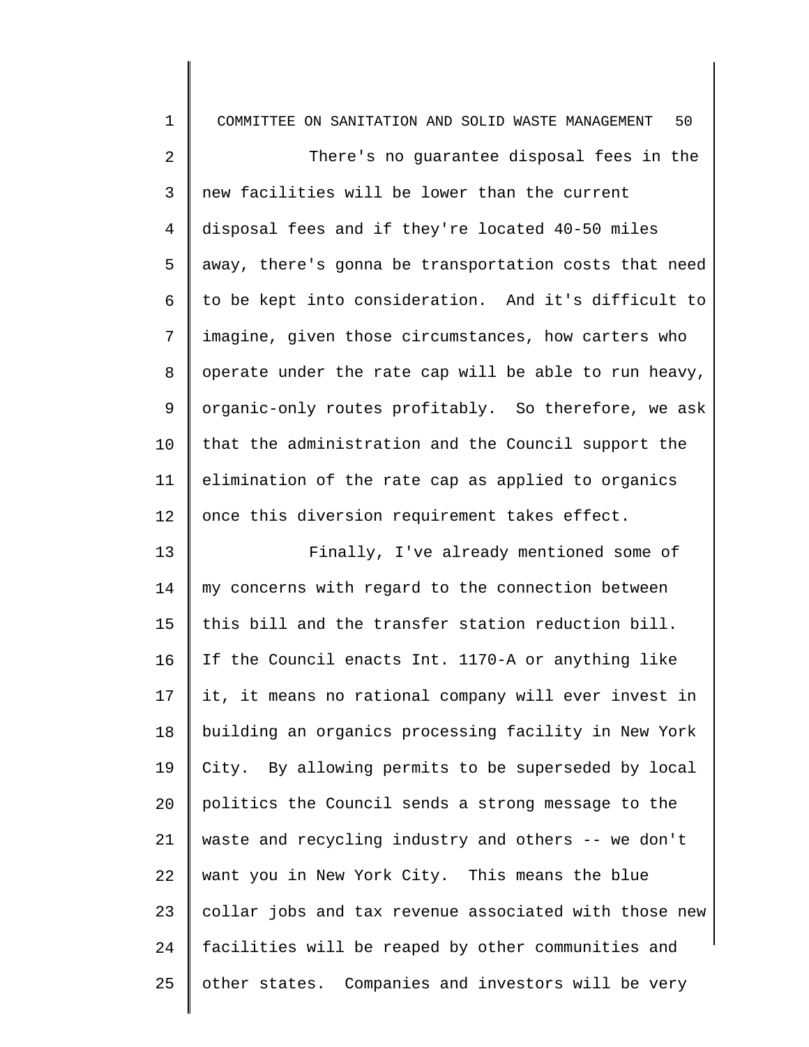There's no guarantee disposal fees in the new facilities will be lower than the current disposal fees and if they're located 40-50 miles away, there's gonna be transportation costs that need to be kept into consideration. And it's difficult to imagine, given those circumstances, how carters who operate under the rate cap will be able to run heavy, organic-only routes profitably. So therefore, we ask that the administration and the Council support the elimination of the rate cap as applied to organics once this diversion requirement takes effect.

Finally, I've already mentioned some of my concerns with regard to the connection between this bill and the transfer station reduction bill. If the Council enacts Int. 1170-A or anything like it, it means no rational company will ever invest in building an organics processing facility in New York City. By allowing permits to be superseded by local politics the Council sends a strong message to the waste and recycling industry and others -- we don't want you in New York City. This means the blue collar jobs and tax revenue associated with those new facilities will be reaped by other communities and other states. Companies and investors will be very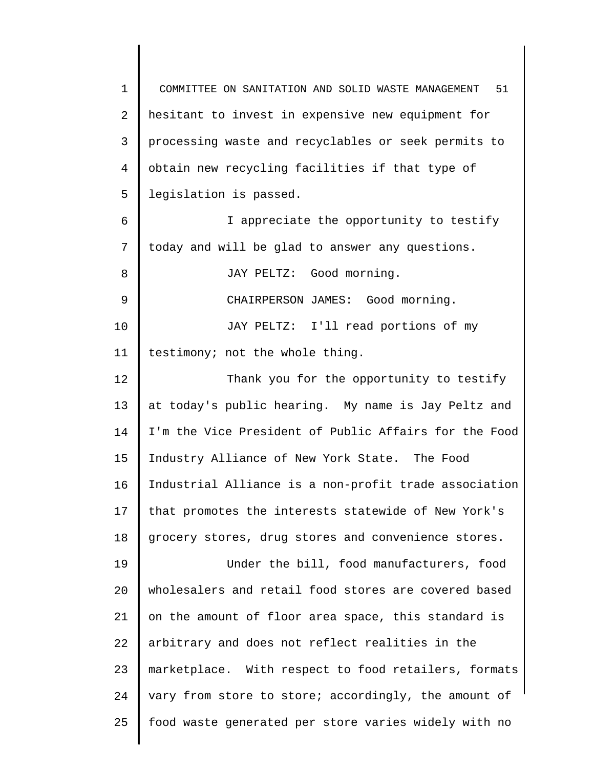hesitant to invest in expensive new equipment for processing waste and recyclables or seek permits to obtain new recycling facilities if that type of legislation is passed.

I appreciate the opportunity to testify today and will be glad to answer any questions.

JAY PELTZ: Good morning.

CHAIRPERSON JAMES: Good morning.

JAY PELTZ: I'll read portions of my testimony; not the whole thing.

Thank you for the opportunity to testify at today's public hearing. My name is Jay Peltz and I'm the Vice President of Public Affairs for the Food Industry Alliance of New York State. The Food Industrial Alliance is a non-profit trade association that promotes the interests statewide of New York's grocery stores, drug stores and convenience stores.

Under the bill, food manufacturers, food wholesalers and retail food stores are covered based on the amount of floor area space, this standard is arbitrary and does not reflect realities in the marketplace. With respect to food retailers, formats vary from store to store; accordingly, the amount of food waste generated per store varies widely with no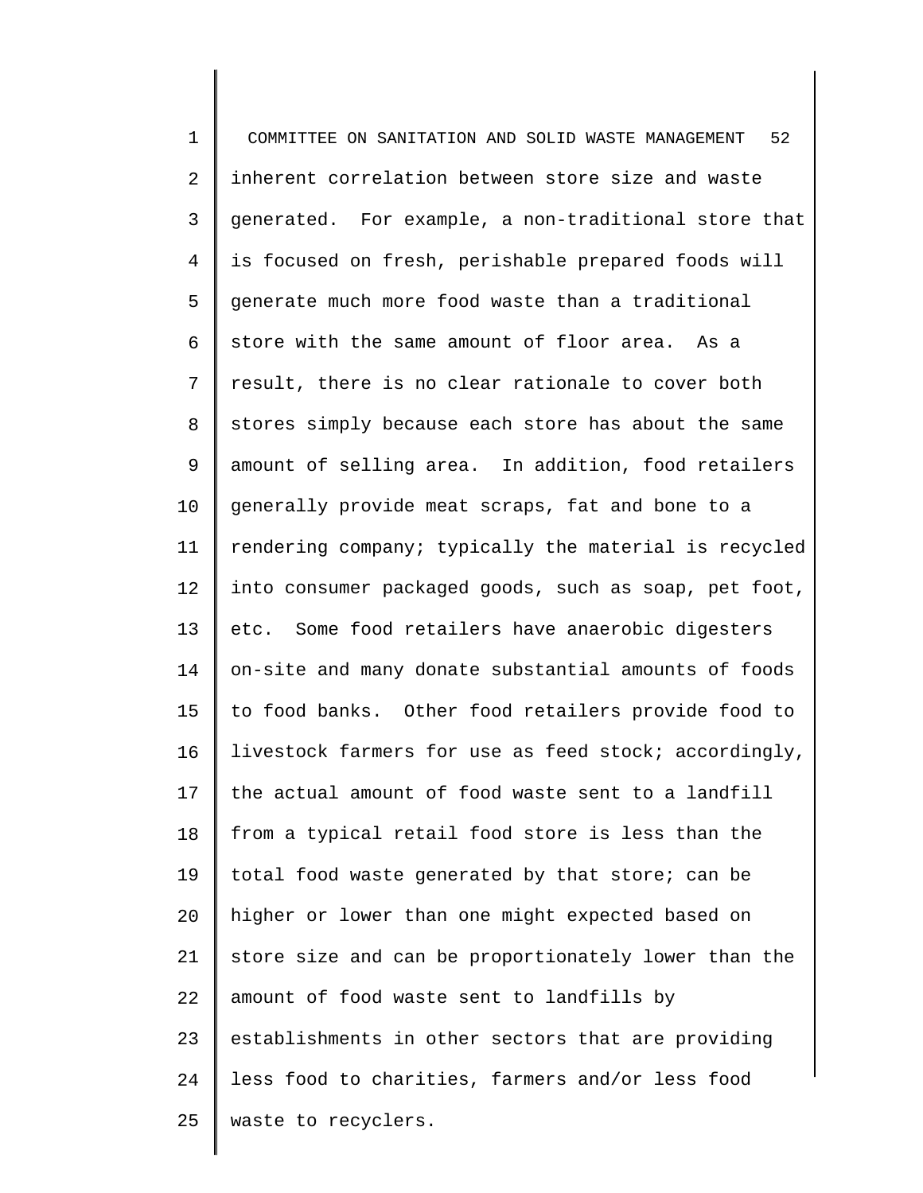inherent correlation between store size and waste generated. For example, a non-traditional store that is focused on fresh, perishable prepared foods will generate much more food waste than a traditional store with the same amount of floor area. As a result, there is no clear rationale to cover both stores simply because each store has about the same amount of selling area. In addition, food retailers generally provide meat scraps, fat and bone to a rendering company; typically the material is recycled into consumer packaged goods, such as soap, pet foot, etc. Some food retailers have anaerobic digesters on-site and many donate substantial amounts of foods to food banks. Other food retailers provide food to livestock farmers for use as feed stock; accordingly, the actual amount of food waste sent to a landfill from a typical retail food store is less than the total food waste generated by that store; can be higher or lower than one might expected based on store size and can be proportionately lower than the amount of food waste sent to landfills by establishments in other sectors that are providing less food to charities, farmers and/or less food waste to recyclers.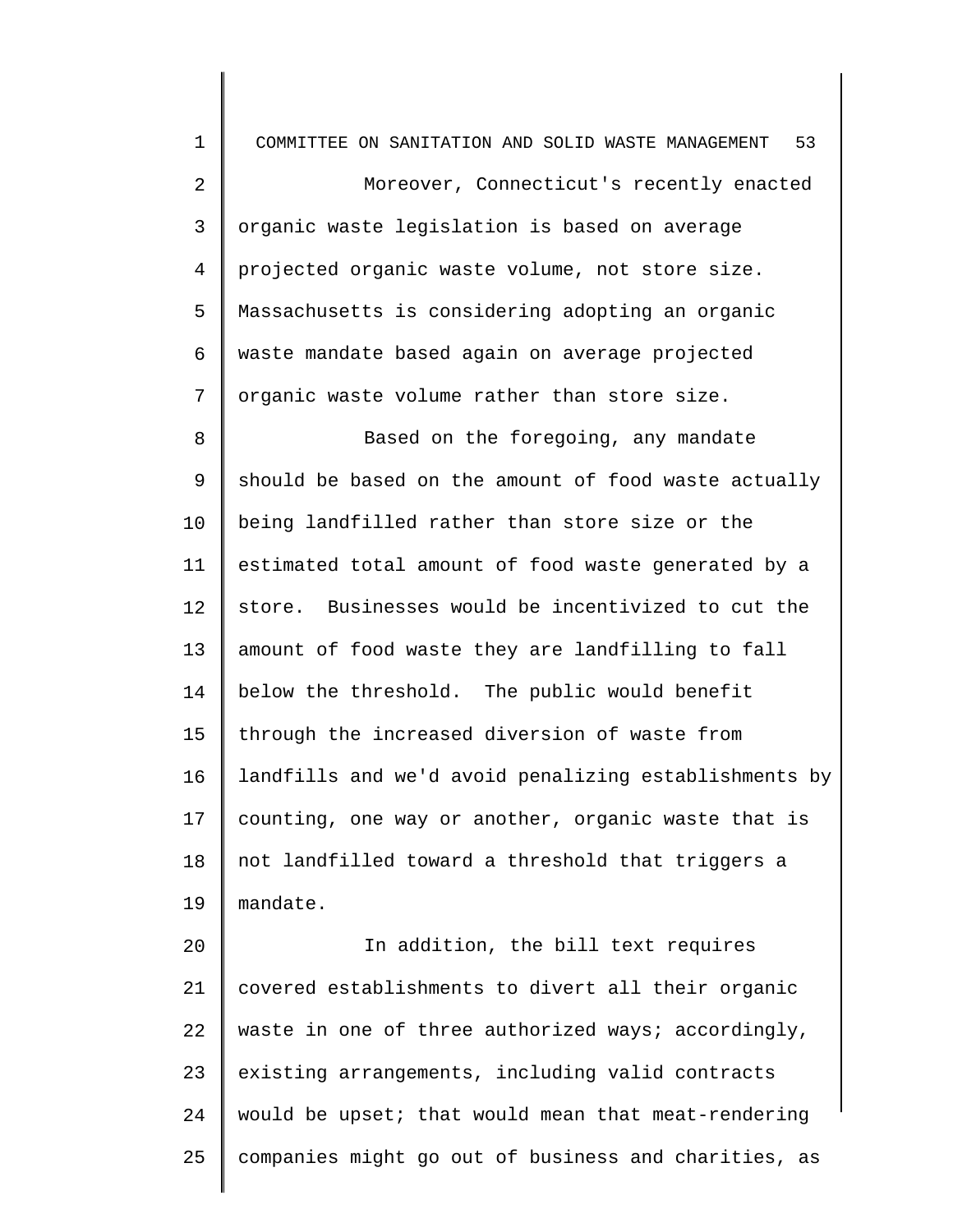Moreover, Connecticut's recently enacted organic waste legislation is based on average projected organic waste volume, not store size. Massachusetts is considering adopting an organic waste mandate based again on average projected organic waste volume rather than store size.

Based on the foregoing, any mandate should be based on the amount of food waste actually being landfilled rather than store size or the estimated total amount of food waste generated by a store. Businesses would be incentivized to cut the amount of food waste they are landfilling to fall below the threshold. The public would benefit through the increased diversion of waste from landfills and we'd avoid penalizing establishments by counting, one way or another, organic waste that is not landfilled toward a threshold that triggers a mandate.

In addition, the bill text requires covered establishments to divert all their organic waste in one of three authorized ways; accordingly, existing arrangements, including valid contracts would be upset; that would mean that meat-rendering companies might go out of business and charities, as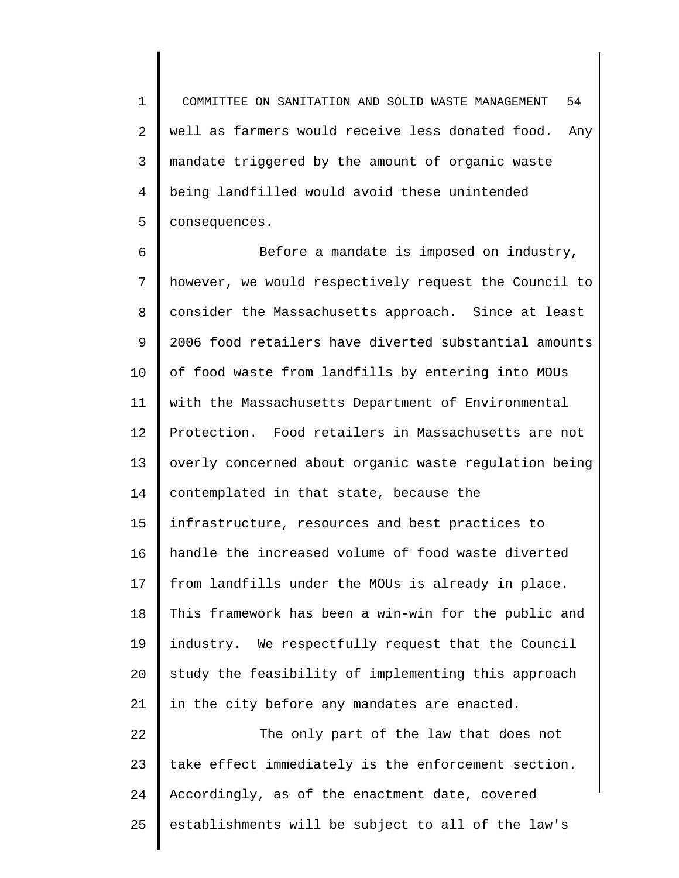well as farmers would receive less donated food. Any mandate triggered by the amount of organic waste being landfilled would avoid these unintended consequences.

Before a mandate is imposed on industry, however, we would respectively request the Council to consider the Massachusetts approach. Since at least 2006 food retailers have diverted substantial amounts of food waste from landfills by entering into MOUs with the Massachusetts Department of Environmental Protection. Food retailers in Massachusetts are not overly concerned about organic waste regulation being contemplated in that state, because the infrastructure, resources and best practices to handle the increased volume of food waste diverted from landfills under the MOUs is already in place. This framework has been a win-win for the public and industry. We respectfully request that the Council study the feasibility of implementing this approach in the city before any mandates are enacted.

The only part of the law that does not take effect immediately is the enforcement section. Accordingly, as of the enactment date, covered establishments will be subject to all of the law's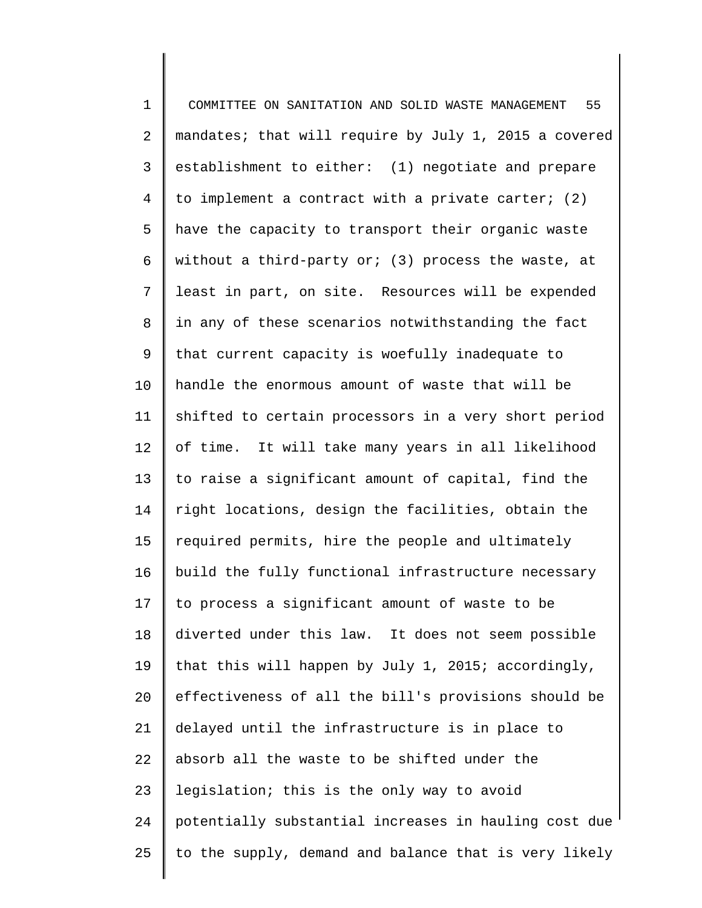mandates; that will require by July 1, 2015 a covered establishment to either: (1) negotiate and prepare to implement a contract with a private carter; (2) have the capacity to transport their organic waste without a third-party or; (3) process the waste, at least in part, on site. Resources will be expended in any of these scenarios notwithstanding the fact that current capacity is woefully inadequate to handle the enormous amount of waste that will be shifted to certain processors in a very short period of time. It will take many years in all likelihood to raise a significant amount of capital, find the right locations, design the facilities, obtain the required permits, hire the people and ultimately build the fully functional infrastructure necessary to process a significant amount of waste to be diverted under this law. It does not seem possible that this will happen by July 1, 2015; accordingly, effectiveness of all the bill's provisions should be delayed until the infrastructure is in place to absorb all the waste to be shifted under the legislation; this is the only way to avoid potentially substantial increases in hauling cost due to the supply, demand and balance that is very likely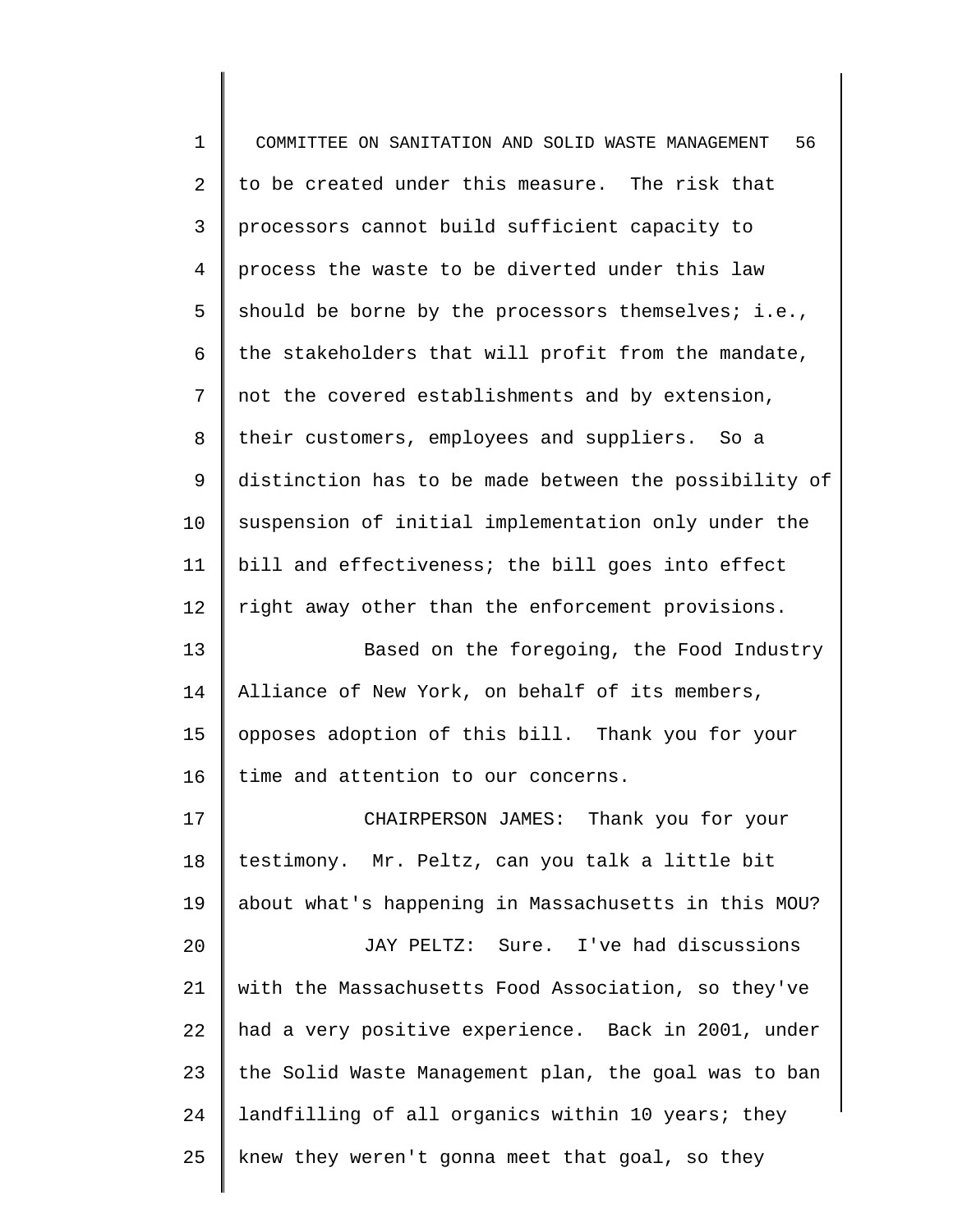to be created under this measure. The risk that processors cannot build sufficient capacity to process the waste to be diverted under this law should be borne by the processors themselves; i.e., the stakeholders that will profit from the mandate, not the covered establishments and by extension, their customers, employees and suppliers. So a distinction has to be made between the possibility of suspension of initial implementation only under the bill and effectiveness; the bill goes into effect right away other than the enforcement provisions.

Based on the foregoing, the Food Industry Alliance of New York, on behalf of its members, opposes adoption of this bill. Thank you for your time and attention to our concerns.

CHAIRPERSON JAMES: Thank you for your testimony. Mr. Peltz, can you talk a little bit about what's happening in Massachusetts in this MOU?

JAY PELTZ: Sure. I've had discussions with the Massachusetts Food Association, so they've had a very positive experience. Back in 2001, under the Solid Waste Management plan, the goal was to ban landfilling of all organics within 10 years; they knew they weren't gonna meet that goal, so they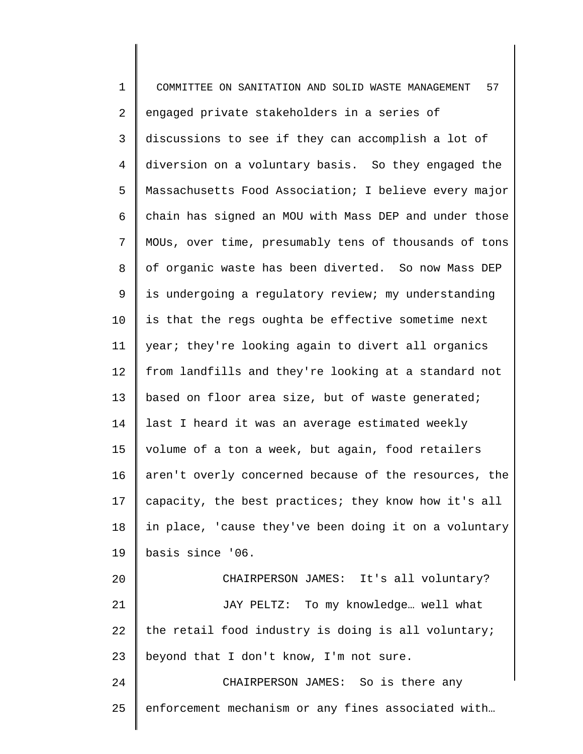engaged private stakeholders in a series of discussions to see if they can accomplish a lot of diversion on a voluntary basis. So they engaged the Massachusetts Food Association; I believe every major chain has signed an MOU with Mass DEP and under those MOUs, over time, presumably tens of thousands of tons of organic waste has been diverted. So now Mass DEP is undergoing a regulatory review; my understanding is that the regs oughta be effective sometime next year; they're looking again to divert all organics from landfills and they're looking at a standard not based on floor area size, but of waste generated; last I heard it was an average estimated weekly volume of a ton a week, but again, food retailers aren't overly concerned because of the resources, the capacity, the best practices; they know how it's all in place, 'cause they've been doing it on a voluntary basis since '06.

CHAIRPERSON JAMES: It's all voluntary?

JAY PELTZ: To my knowledge… well what the retail food industry is doing is all voluntary; beyond that I don't know, I'm not sure.

CHAIRPERSON JAMES: So is there any enforcement mechanism or any fines associated with…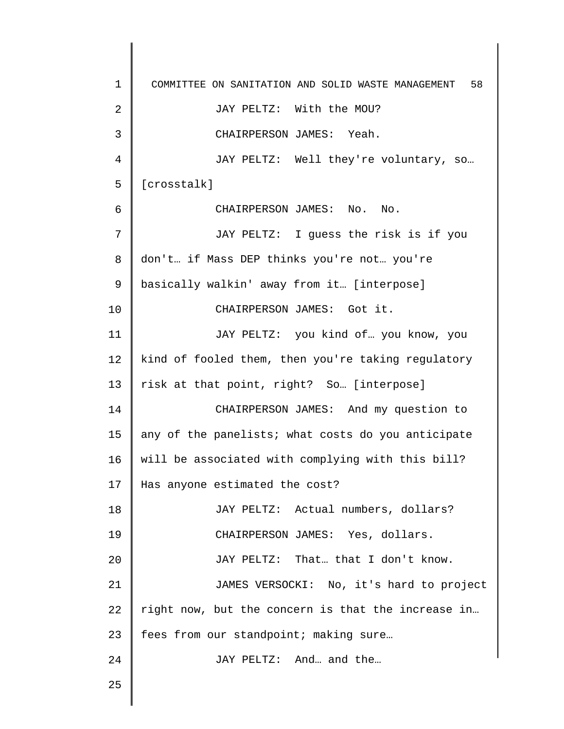JAY PELTZ: With the MOU?

CHAIRPERSON JAMES: Yeah.

JAY PELTZ: Well they're voluntary, so… [crosstalk]

CHAIRPERSON JAMES: No. No.

JAY PELTZ: I guess the risk is if you don't… if Mass DEP thinks you're not… you're basically walkin' away from it… [interpose]

CHAIRPERSON JAMES: Got it.

JAY PELTZ: you kind of… you know, you kind of fooled them, then you're taking regulatory risk at that point, right? So… [interpose]

CHAIRPERSON JAMES: And my question to any of the panelists; what costs do you anticipate will be associated with complying with this bill? Has anyone estimated the cost?

JAY PELTZ: Actual numbers, dollars?

CHAIRPERSON JAMES: Yes, dollars.

JAY PELTZ: That… that I don't know.

JAMES VERSOCKI: No, it's hard to project right now, but the concern is that the increase in… fees from our standpoint; making sure…

JAY PELTZ: And… and the…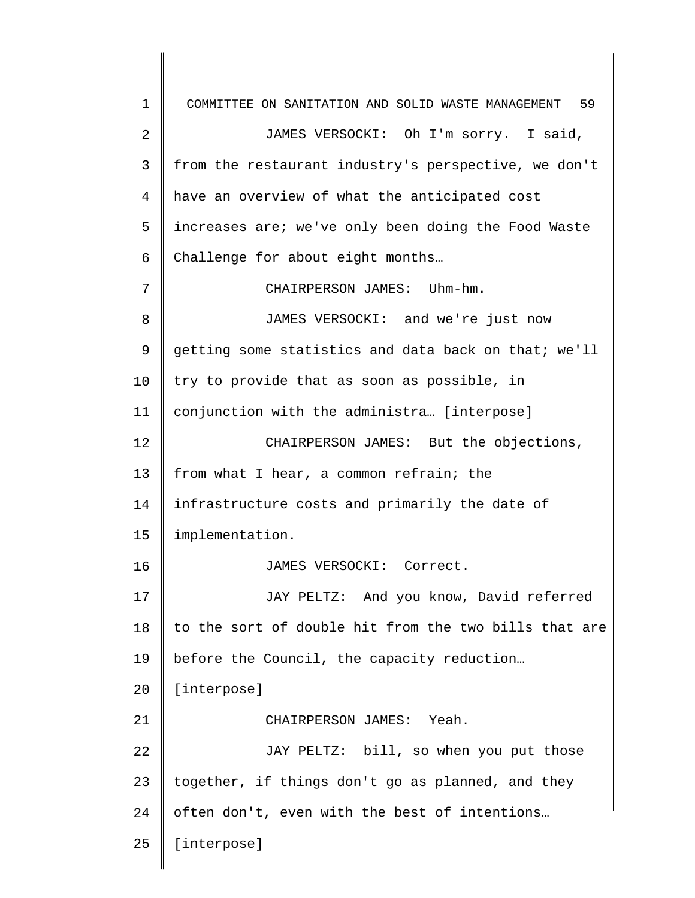JAMES VERSOCKI: Oh I'm sorry. I said, from the restaurant industry's perspective, we don't have an overview of what the anticipated cost increases are; we've only been doing the Food Waste Challenge for about eight months…

CHAIRPERSON JAMES: Uhm-hm.

JAMES VERSOCKI: and we're just now getting some statistics and data back on that; we'll try to provide that as soon as possible, in conjunction with the administra… [interpose]

CHAIRPERSON JAMES: But the objections, from what I hear, a common refrain; the infrastructure costs and primarily the date of implementation.

JAMES VERSOCKI: Correct.

JAY PELTZ: And you know, David referred to the sort of double hit from the two bills that are before the Council, the capacity reduction… [interpose]

CHAIRPERSON JAMES: Yeah.

JAY PELTZ: bill, so when you put those together, if things don't go as planned, and they often don't, even with the best of intentions… [interpose]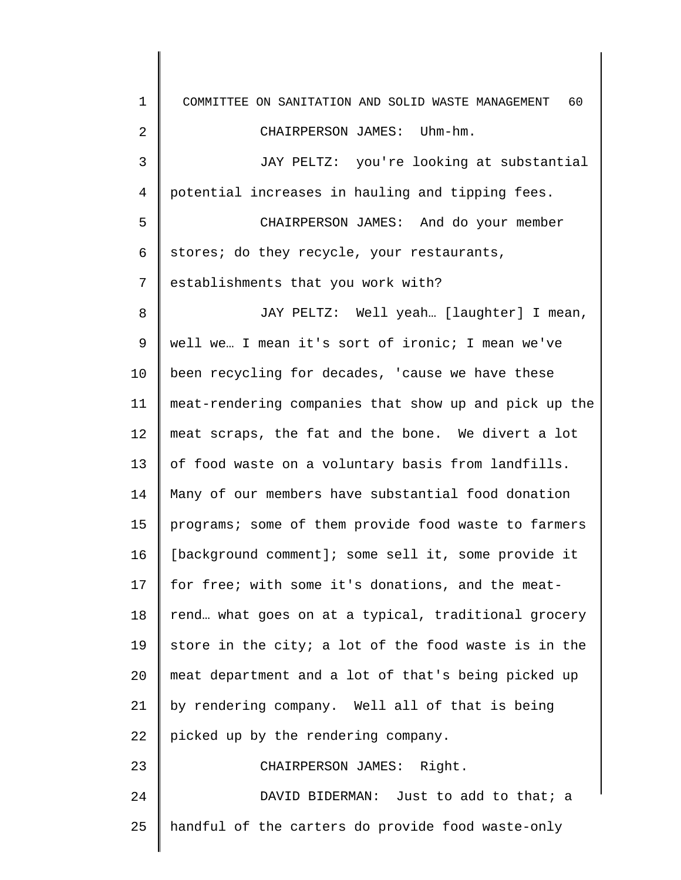CHAIRPERSON JAMES: Uhm-hm.

JAY PELTZ: you're looking at substantial potential increases in hauling and tipping fees.

CHAIRPERSON JAMES: And do your member stores; do they recycle, your restaurants, establishments that you work with?

JAY PELTZ: Well yeah… [laughter] I mean, well we… I mean it's sort of ironic; I mean we've been recycling for decades, 'cause we have these meat-rendering companies that show up and pick up the meat scraps, the fat and the bone. We divert a lot of food waste on a voluntary basis from landfills. Many of our members have substantial food donation programs; some of them provide food waste to farmers [background comment]; some sell it, some provide it for free; with some it's donations, and the meat-rend… what goes on at a typical, traditional grocery store in the city; a lot of the food waste is in the meat department and a lot of that's being picked up by rendering company. Well all of that is being picked up by the rendering company.

CHAIRPERSON JAMES: Right.

DAVID BIDERMAN: Just to add to that; a handful of the carters do provide food waste-only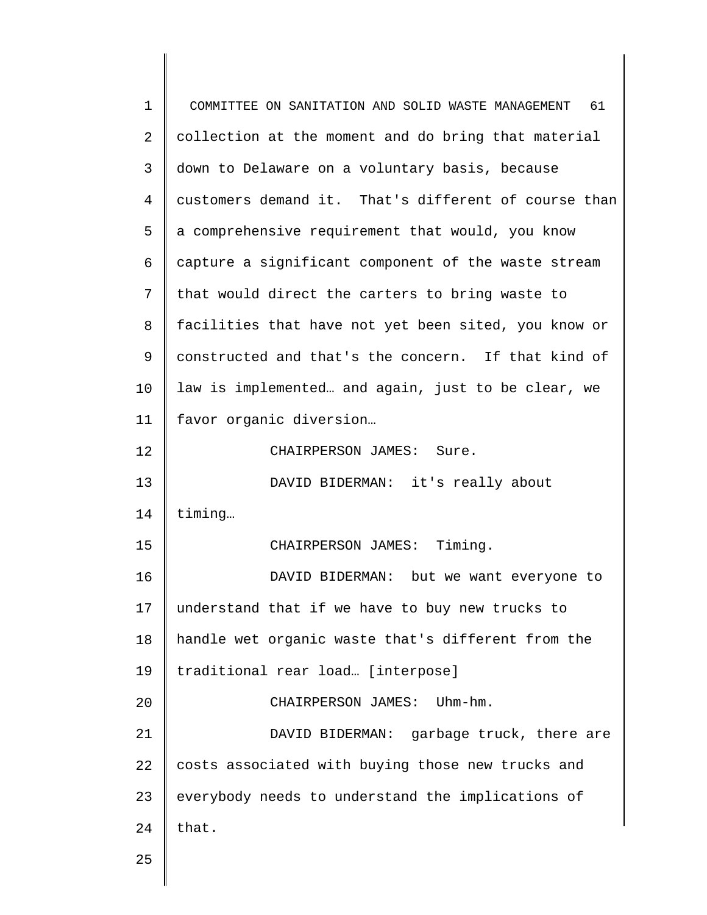collection at the moment and do bring that material down to Delaware on a voluntary basis, because customers demand it. That's different of course than a comprehensive requirement that would, you know capture a significant component of the waste stream that would direct the carters to bring waste to facilities that have not yet been sited, you know or constructed and that's the concern. If that kind of law is implemented… and again, just to be clear, we favor organic diversion…

CHAIRPERSON JAMES: Sure.

DAVID BIDERMAN: it's really about timing…

CHAIRPERSON JAMES: Timing.

DAVID BIDERMAN: but we want everyone to understand that if we have to buy new trucks to handle wet organic waste that's different from the traditional rear load… [interpose]

CHAIRPERSON JAMES: Uhm-hm.

DAVID BIDERMAN: garbage truck, there are costs associated with buying those new trucks and everybody needs to understand the implications of that.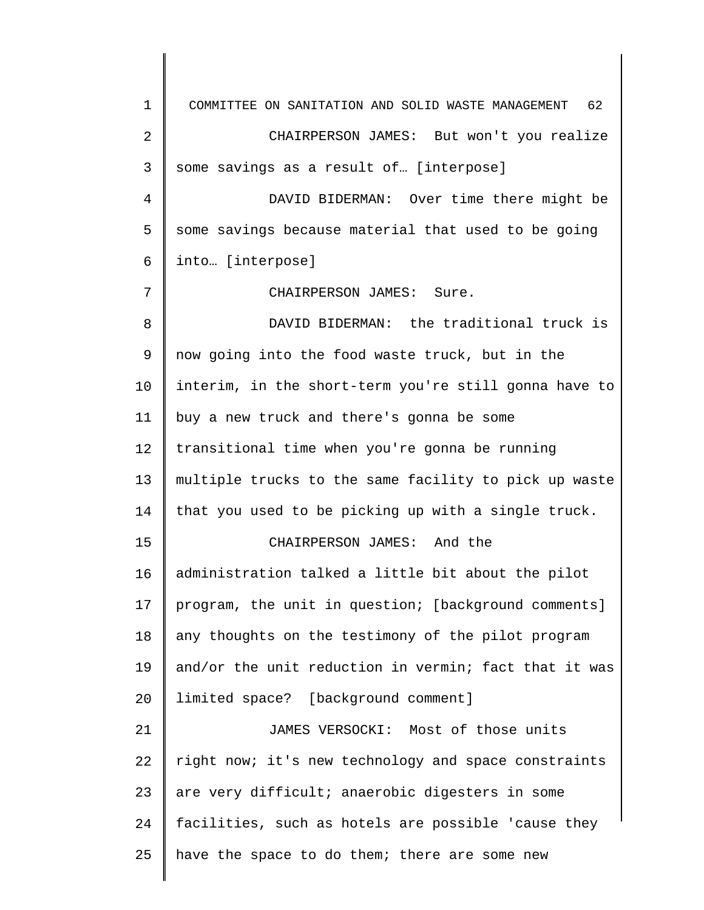CHAIRPERSON JAMES: But won't you realize some savings as a result of… [interpose]

DAVID BIDERMAN: Over time there might be some savings because material that used to be going into… [interpose]

CHAIRPERSON JAMES: Sure.

DAVID BIDERMAN: the traditional truck is now going into the food waste truck, but in the interim, in the short-term you're still gonna have to buy a new truck and there's gonna be some transitional time when you're gonna be running multiple trucks to the same facility to pick up waste that you used to be picking up with a single truck.

CHAIRPERSON JAMES: And the administration talked a little bit about the pilot program, the unit in question; [background comments] any thoughts on the testimony of the pilot program and/or the unit reduction in vermin; fact that it was limited space? [background comment]

JAMES VERSOCKI: Most of those units right now; it's new technology and space constraints are very difficult; anaerobic digesters in some facilities, such as hotels are possible 'cause they have the space to do them; there are some new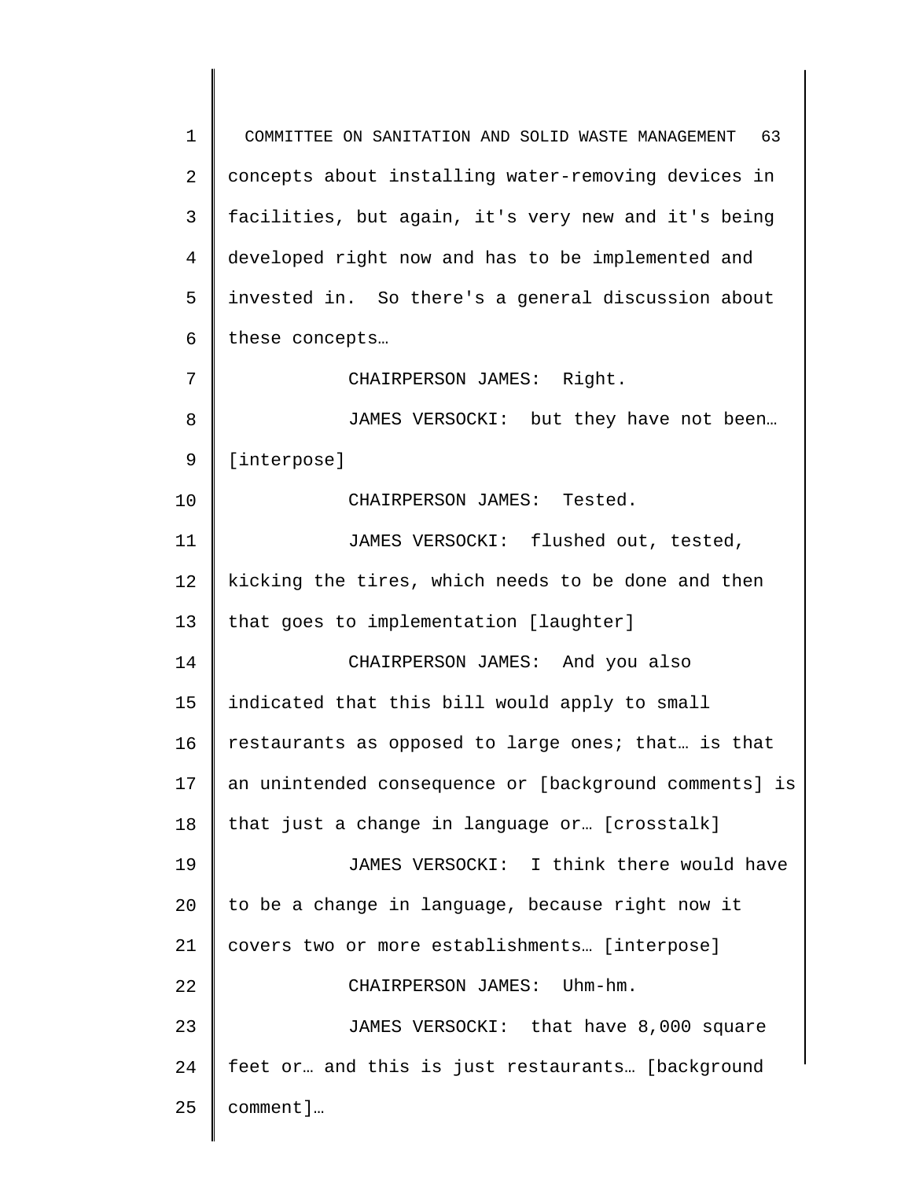concepts about installing water-removing devices in facilities, but again, it's very new and it's being developed right now and has to be implemented and invested in. So there's a general discussion about these concepts…

CHAIRPERSON JAMES: Right.

JAMES VERSOCKI: but they have not been… [interpose]

CHAIRPERSON JAMES: Tested.

JAMES VERSOCKI: flushed out, tested, kicking the tires, which needs to be done and then that goes to implementation [laughter]

CHAIRPERSON JAMES: And you also indicated that this bill would apply to small restaurants as opposed to large ones; that… is that an unintended consequence or [background comments] is that just a change in language or… [crosstalk]

JAMES VERSOCKI: I think there would have to be a change in language, because right now it covers two or more establishments… [interpose]

CHAIRPERSON JAMES: Uhm-hm.

JAMES VERSOCKI: that have 8,000 square feet or… and this is just restaurants… [background comment]…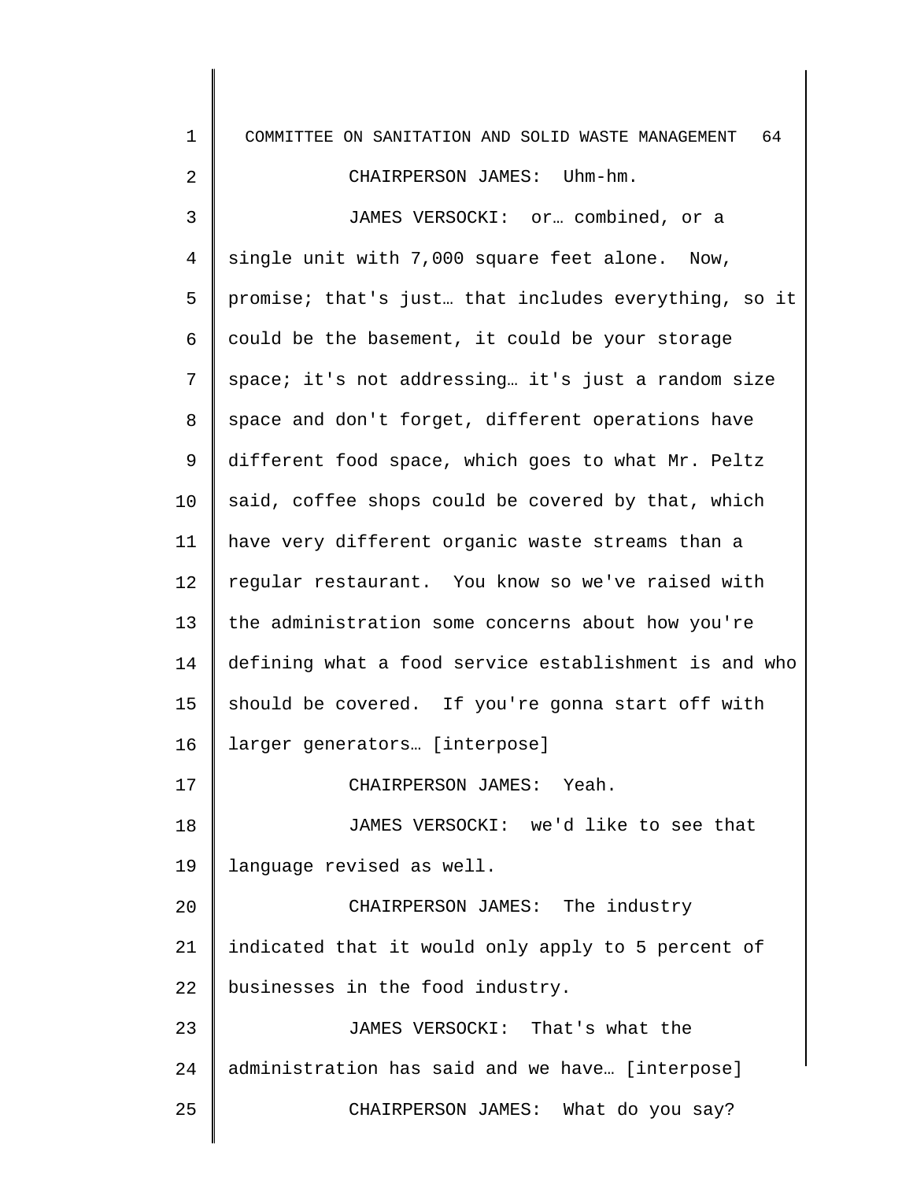CHAIRPERSON JAMES: Uhm-hm.

JAMES VERSOCKI: or… combined, or a single unit with 7,000 square feet alone. Now, promise; that's just… that includes everything, so it could be the basement, it could be your storage space; it's not addressing… it's just a random size space and don't forget, different operations have different food space, which goes to what Mr. Peltz said, coffee shops could be covered by that, which have very different organic waste streams than a regular restaurant. You know so we've raised with the administration some concerns about how you're defining what a food service establishment is and who should be covered. If you're gonna start off with larger generators… [interpose]

CHAIRPERSON JAMES: Yeah.

JAMES VERSOCKI: we'd like to see that language revised as well.

CHAIRPERSON JAMES: The industry indicated that it would only apply to 5 percent of businesses in the food industry.

JAMES VERSOCKI: That's what the administration has said and we have… [interpose]

CHAIRPERSON JAMES: What do you say?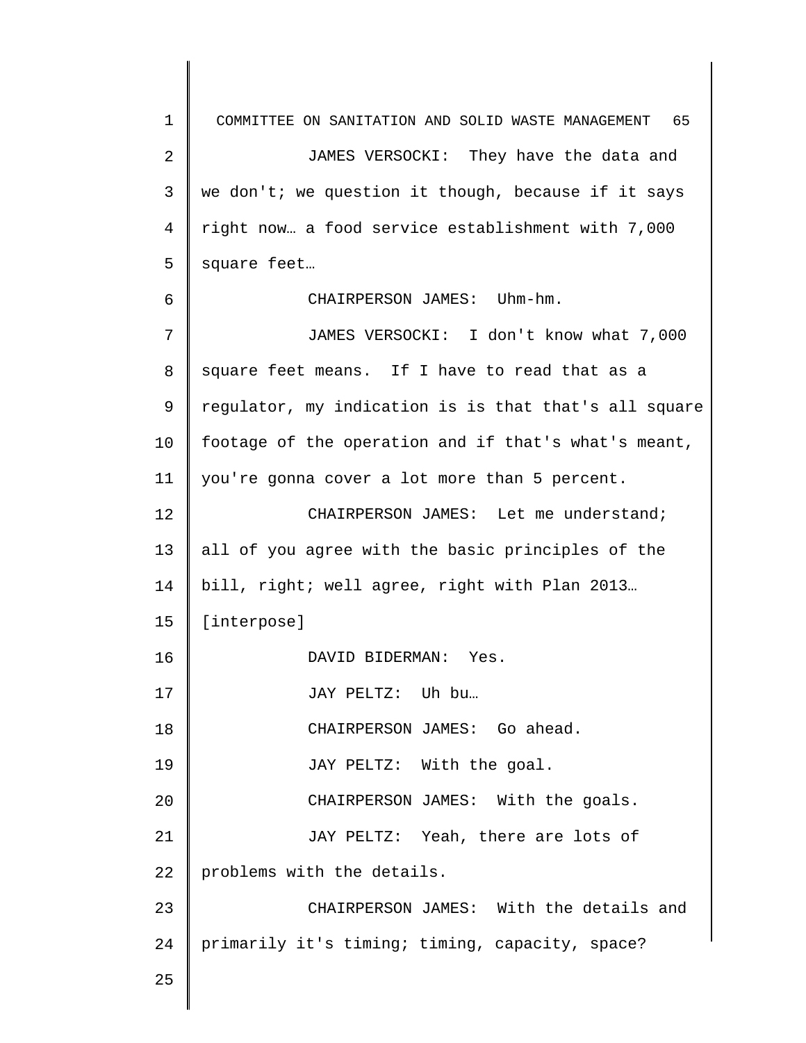JAMES VERSOCKI: They have the data and we don't; we question it though, because if it says right now… a food service establishment with 7,000 square feet…

CHAIRPERSON JAMES: Uhm-hm.

JAMES VERSOCKI: I don't know what 7,000 square feet means. If I have to read that as a regulator, my indication is is that that's all square footage of the operation and if that's what's meant, you're gonna cover a lot more than 5 percent.

CHAIRPERSON JAMES: Let me understand; all of you agree with the basic principles of the bill, right; well agree, right with Plan 2013… [interpose]

DAVID BIDERMAN: Yes.

JAY PELTZ: Uh bu…

CHAIRPERSON JAMES: Go ahead.

JAY PELTZ: With the goal.

CHAIRPERSON JAMES: With the goals.

JAY PELTZ: Yeah, there are lots of problems with the details.

CHAIRPERSON JAMES: With the details and primarily it's timing; timing, capacity, space?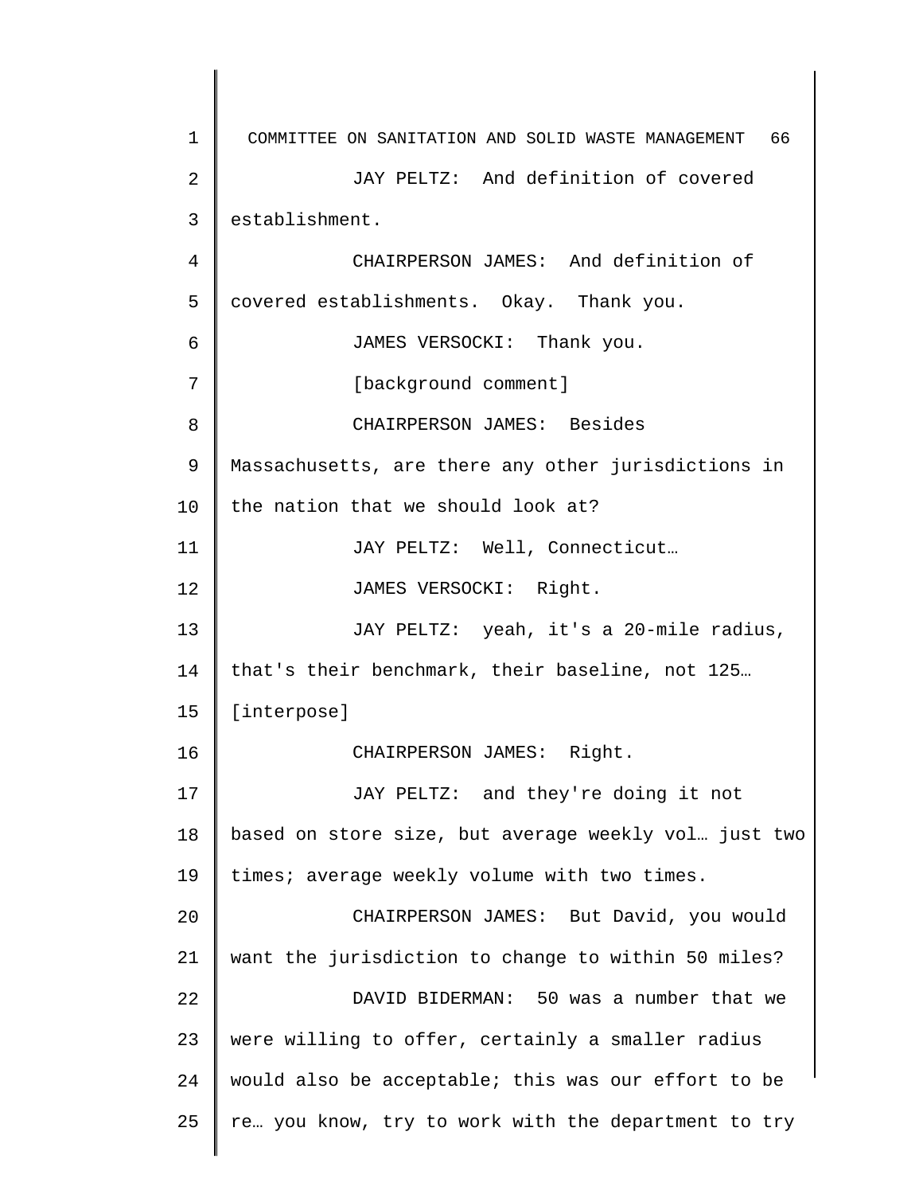JAY PELTZ: And definition of covered establishment.

CHAIRPERSON JAMES: And definition of covered establishments. Okay. Thank you.

JAMES VERSOCKI: Thank you.

[background comment]

CHAIRPERSON JAMES: Besides Massachusetts, are there any other jurisdictions in the nation that we should look at?

JAY PELTZ: Well, Connecticut…

JAMES VERSOCKI: Right.

JAY PELTZ: yeah, it's a 20-mile radius, that's their benchmark, their baseline, not 125… [interpose]

CHAIRPERSON JAMES: Right.

JAY PELTZ: and they're doing it not based on store size, but average weekly vol… just two times; average weekly volume with two times.

CHAIRPERSON JAMES: But David, you would want the jurisdiction to change to within 50 miles?

DAVID BIDERMAN: 50 was a number that we were willing to offer, certainly a smaller radius would also be acceptable; this was our effort to be re… you know, try to work with the department to try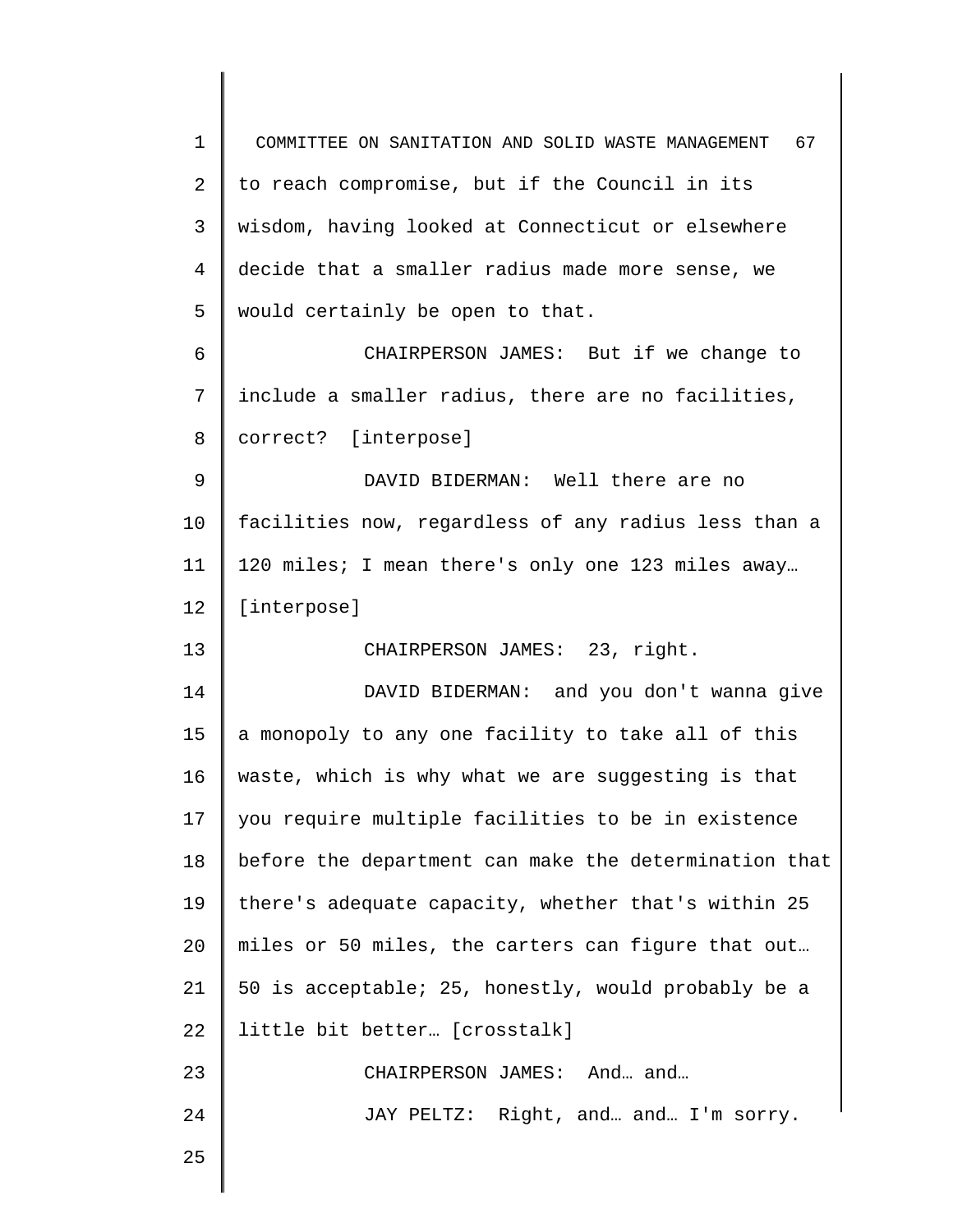to reach compromise, but if the Council in its wisdom, having looked at Connecticut or elsewhere decide that a smaller radius made more sense, we would certainly be open to that.

CHAIRPERSON JAMES: But if we change to include a smaller radius, there are no facilities, correct? [interpose]

DAVID BIDERMAN: Well there are no facilities now, regardless of any radius less than a 120 miles; I mean there's only one 123 miles away… [interpose]

CHAIRPERSON JAMES: 23, right.

DAVID BIDERMAN: and you don't wanna give a monopoly to any one facility to take all of this waste, which is why what we are suggesting is that you require multiple facilities to be in existence before the department can make the determination that there's adequate capacity, whether that's within 25 miles or 50 miles, the carters can figure that out… 50 is acceptable; 25, honestly, would probably be a little bit better… [crosstalk]

CHAIRPERSON JAMES: And… and…

JAY PELTZ: Right, and… and… I'm sorry.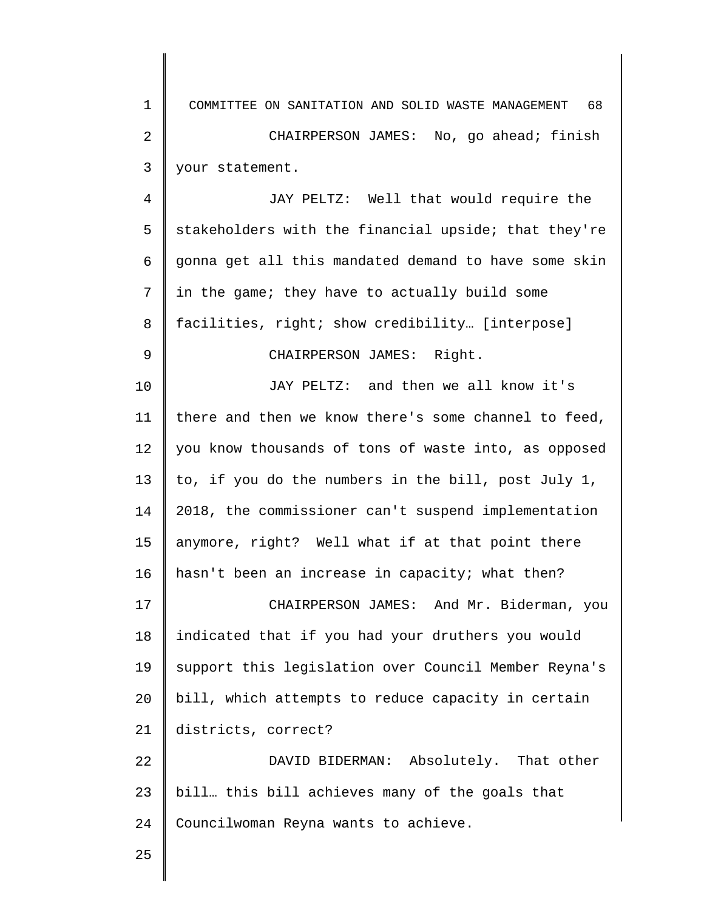CHAIRPERSON JAMES: No, go ahead; finish your statement.

JAY PELTZ: Well that would require the stakeholders with the financial upside; that they're gonna get all this mandated demand to have some skin in the game; they have to actually build some facilities, right; show credibility… [interpose]

CHAIRPERSON JAMES: Right.

JAY PELTZ: and then we all know it's there and then we know there's some channel to feed, you know thousands of tons of waste into, as opposed to, if you do the numbers in the bill, post July 1, 2018, the commissioner can't suspend implementation anymore, right? Well what if at that point there hasn't been an increase in capacity; what then?

CHAIRPERSON JAMES: And Mr. Biderman, you indicated that if you had your druthers you would support this legislation over Council Member Reyna's bill, which attempts to reduce capacity in certain districts, correct?

DAVID BIDERMAN: Absolutely. That other bill… this bill achieves many of the goals that Councilwoman Reyna wants to achieve.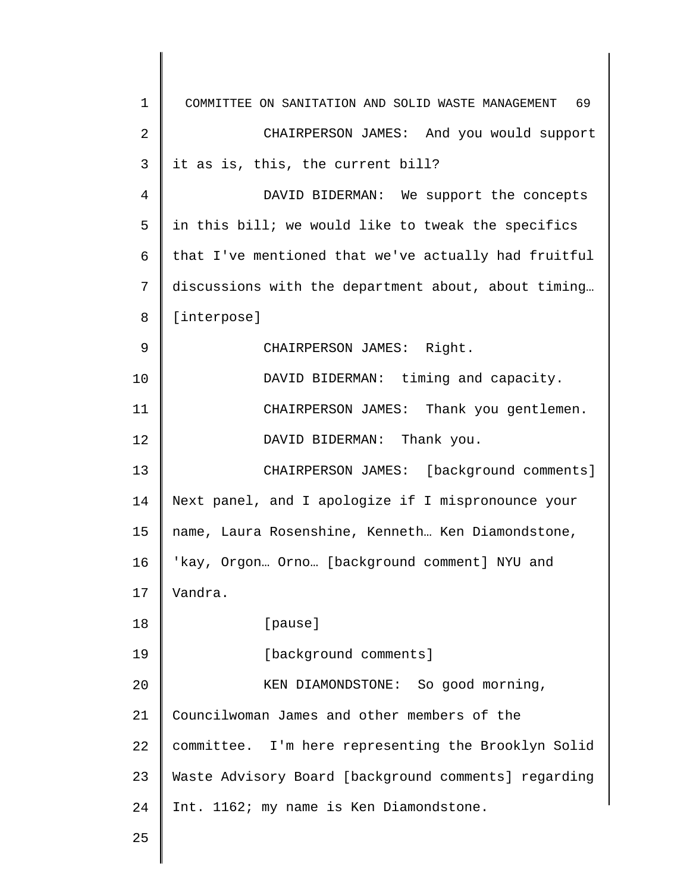CHAIRPERSON JAMES: And you would support it as is, this, the current bill?

DAVID BIDERMAN: We support the concepts in this bill; we would like to tweak the specifics that I've mentioned that we've actually had fruitful discussions with the department about, about timing… [interpose]

CHAIRPERSON JAMES: Right.

DAVID BIDERMAN: timing and capacity.

CHAIRPERSON JAMES: Thank you gentlemen.

DAVID BIDERMAN: Thank you.

CHAIRPERSON JAMES: [background comments] Next panel, and I apologize if I mispronounce your name, Laura Rosenshine, Kenneth… Ken Diamondstone, 'kay, Orgon… Orno… [background comment] NYU and Vandra.

[pause]

[background comments]

KEN DIAMONDSTONE: So good morning, Councilwoman James and other members of the committee. I'm here representing the Brooklyn Solid Waste Advisory Board [background comments] regarding Int. 1162; my name is Ken Diamondstone.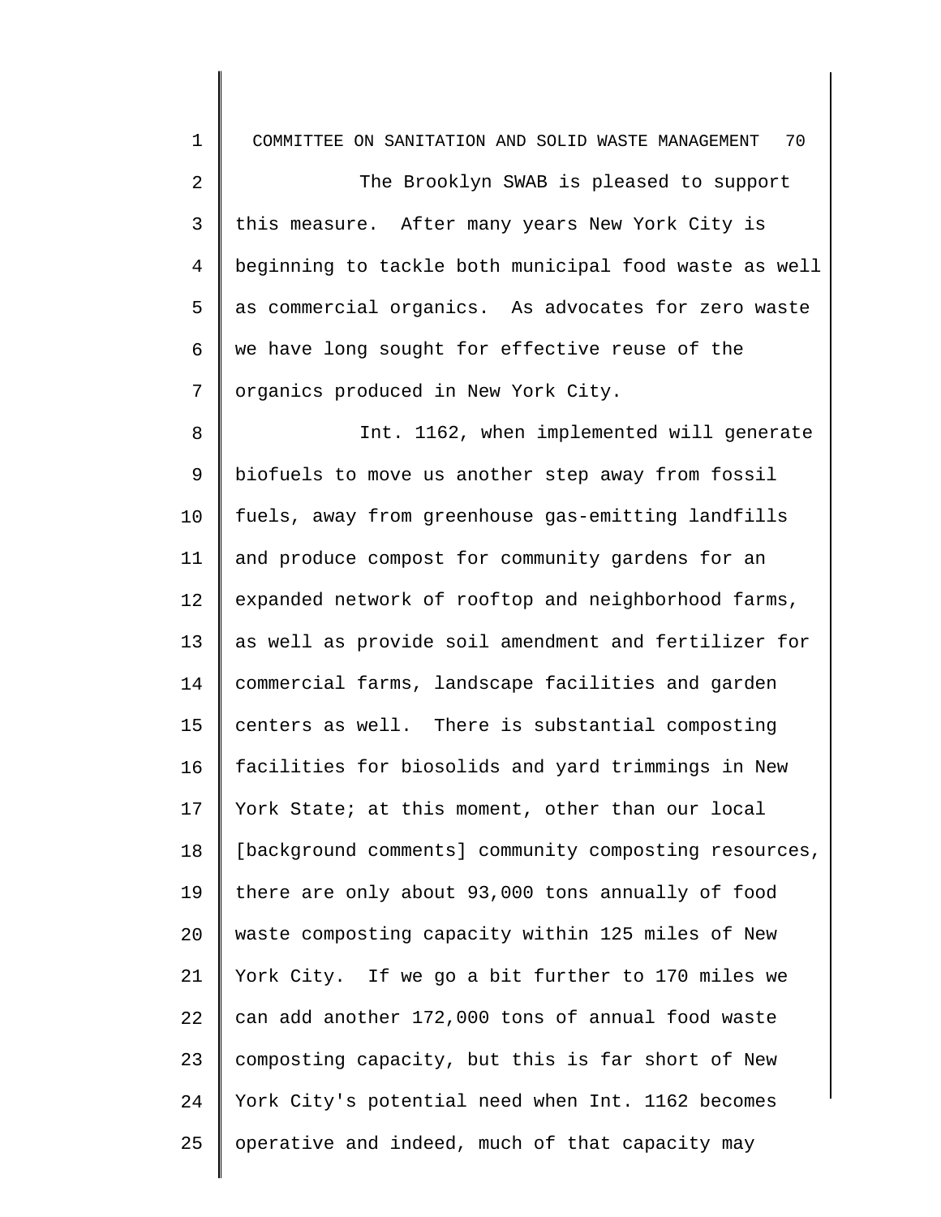The Brooklyn SWAB is pleased to support this measure. After many years New York City is beginning to tackle both municipal food waste as well as commercial organics. As advocates for zero waste we have long sought for effective reuse of the organics produced in New York City.

Int. 1162, when implemented will generate biofuels to move us another step away from fossil fuels, away from greenhouse gas-emitting landfills and produce compost for community gardens for an expanded network of rooftop and neighborhood farms, as well as provide soil amendment and fertilizer for commercial farms, landscape facilities and garden centers as well. There is substantial composting facilities for biosolids and yard trimmings in New York State; at this moment, other than our local [background comments] community composting resources, there are only about 93,000 tons annually of food waste composting capacity within 125 miles of New York City. If we go a bit further to 170 miles we can add another 172,000 tons of annual food waste composting capacity, but this is far short of New York City's potential need when Int. 1162 becomes operative and indeed, much of that capacity may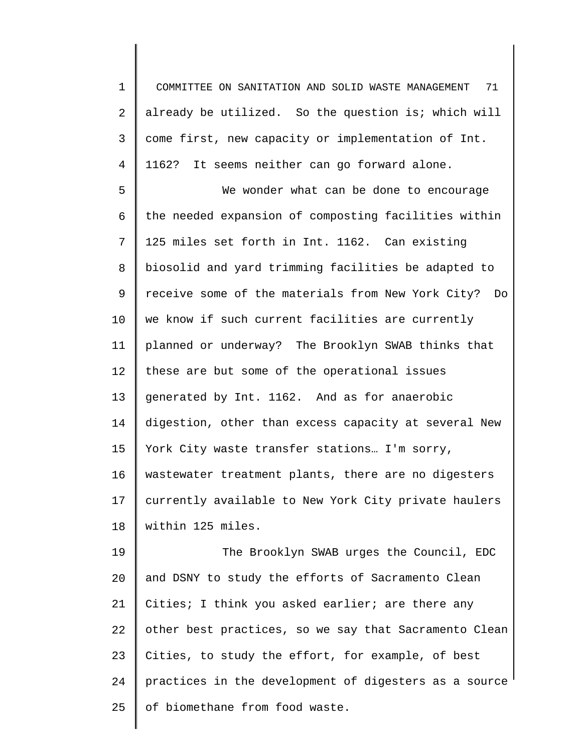already be utilized. So the question is; which will come first, new capacity or implementation of Int. 1162? It seems neither can go forward alone.

We wonder what can be done to encourage the needed expansion of composting facilities within 125 miles set forth in Int. 1162. Can existing biosolid and yard trimming facilities be adapted to receive some of the materials from New York City? Do we know if such current facilities are currently planned or underway? The Brooklyn SWAB thinks that these are but some of the operational issues generated by Int. 1162. And as for anaerobic digestion, other than excess capacity at several New York City waste transfer stations… I'm sorry, wastewater treatment plants, there are no digesters currently available to New York City private haulers within 125 miles.

The Brooklyn SWAB urges the Council, EDC and DSNY to study the efforts of Sacramento Clean Cities; I think you asked earlier; are there any other best practices, so we say that Sacramento Clean Cities, to study the effort, for example, of best practices in the development of digesters as a source of biomethane from food waste.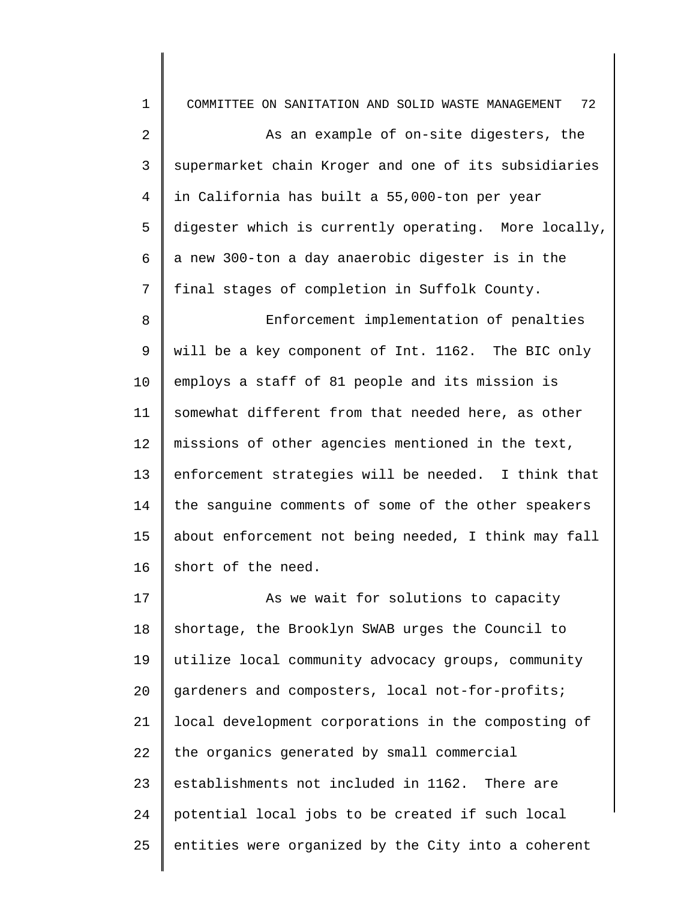As an example of on-site digesters, the supermarket chain Kroger and one of its subsidiaries in California has built a 55,000-ton per year digester which is currently operating. More locally, a new 300-ton a day anaerobic digester is in the final stages of completion in Suffolk County.

Enforcement implementation of penalties will be a key component of Int. 1162. The BIC only employs a staff of 81 people and its mission is somewhat different from that needed here, as other missions of other agencies mentioned in the text, enforcement strategies will be needed. I think that the sanguine comments of some of the other speakers about enforcement not being needed, I think may fall short of the need.

As we wait for solutions to capacity shortage, the Brooklyn SWAB urges the Council to utilize local community advocacy groups, community gardeners and composters, local not-for-profits; local development corporations in the composting of the organics generated by small commercial establishments not included in 1162. There are potential local jobs to be created if such local entities were organized by the City into a coherent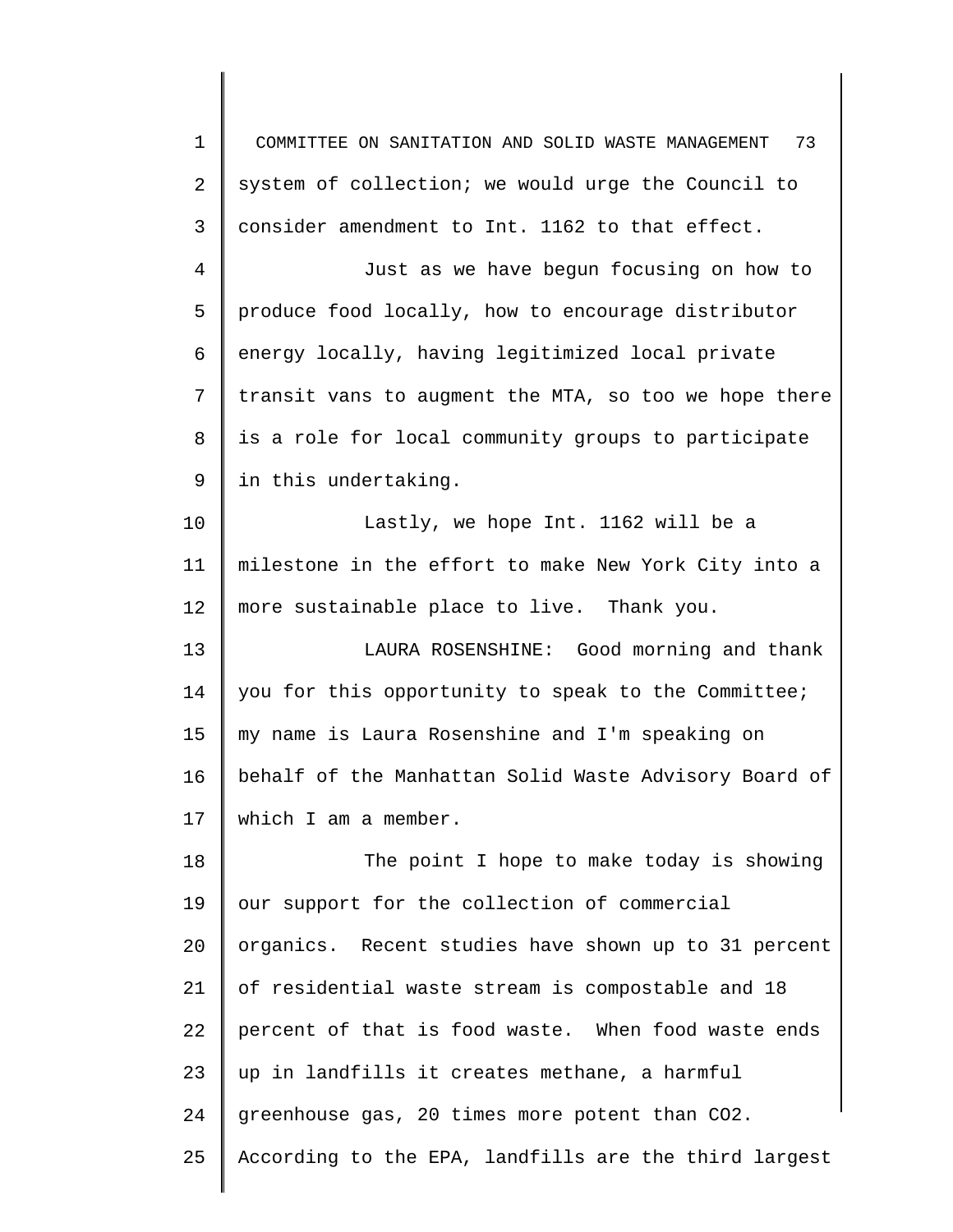system of collection; we would urge the Council to consider amendment to Int. 1162 to that effect.

Just as we have begun focusing on how to produce food locally, how to encourage distributor energy locally, having legitimized local private transit vans to augment the MTA, so too we hope there is a role for local community groups to participate in this undertaking.

Lastly, we hope Int. 1162 will be a milestone in the effort to make New York City into a more sustainable place to live. Thank you.

LAURA ROSENSHINE: Good morning and thank you for this opportunity to speak to the Committee; my name is Laura Rosenshine and I'm speaking on behalf of the Manhattan Solid Waste Advisory Board of which I am a member.

The point I hope to make today is showing our support for the collection of commercial organics. Recent studies have shown up to 31 percent of residential waste stream is compostable and 18 percent of that is food waste. When food waste ends up in landfills it creates methane, a harmful greenhouse gas, 20 times more potent than $CO_2$. According to the EPA, landfills are the third largest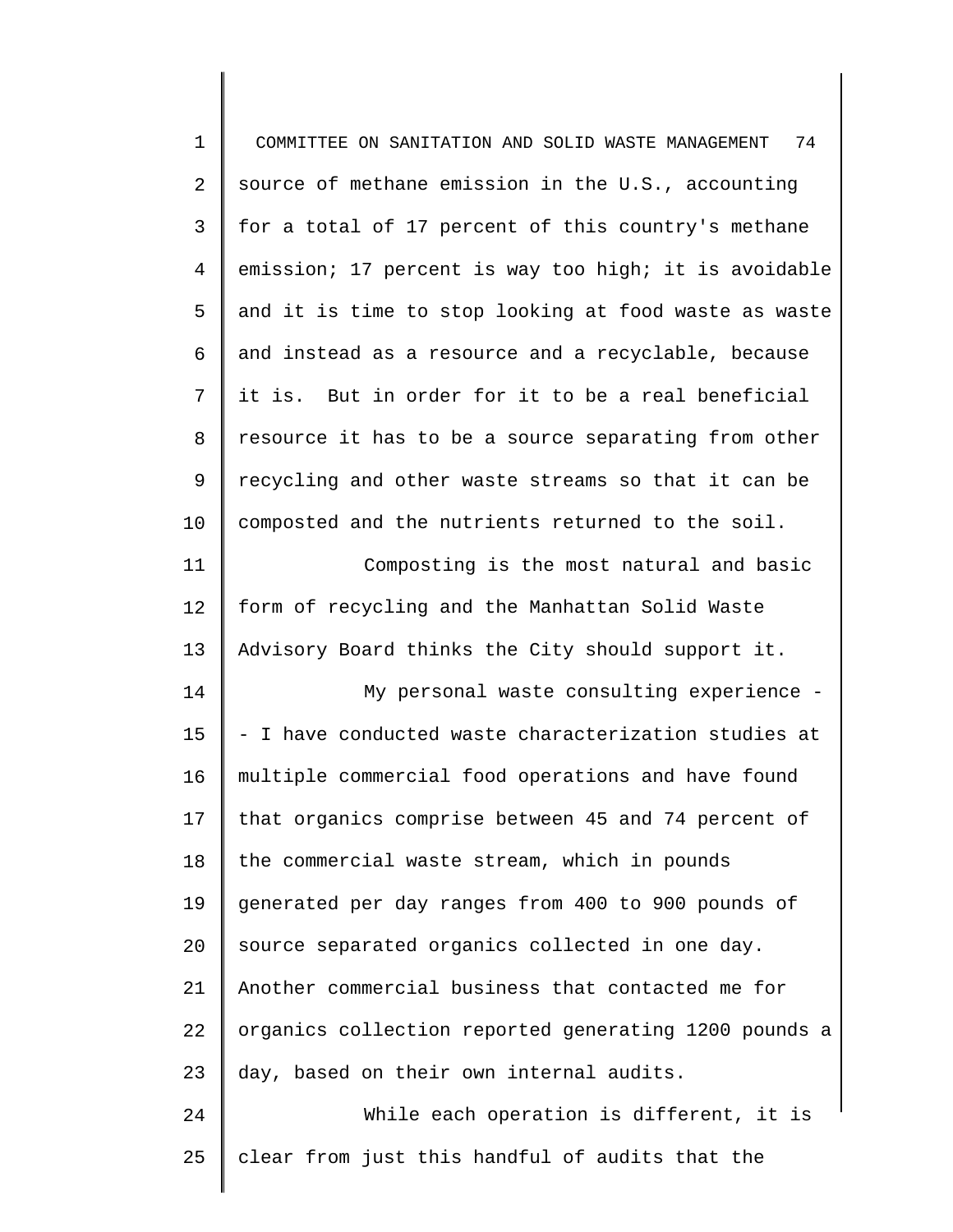source of methane emission in the U.S., accounting for a total of 17 percent of this country's methane emission; 17 percent is way too high; it is avoidable and it is time to stop looking at food waste as waste and instead as a resource and a recyclable, because it is. But in order for it to be a real beneficial resource it has to be a source separating from other recycling and other waste streams so that it can be composted and the nutrients returned to the soil.

Composting is the most natural and basic form of recycling and the Manhattan Solid Waste Advisory Board thinks the City should support it.

My personal waste consulting experience -- I have conducted waste characterization studies at multiple commercial food operations and have found that organics comprise between 45 and 74 percent of the commercial waste stream, which in pounds generated per day ranges from 400 to 900 pounds of source separated organics collected in one day. Another commercial business that contacted me for organics collection reported generating 1200 pounds a day, based on their own internal audits.

While each operation is different, it is clear from just this handful of audits that the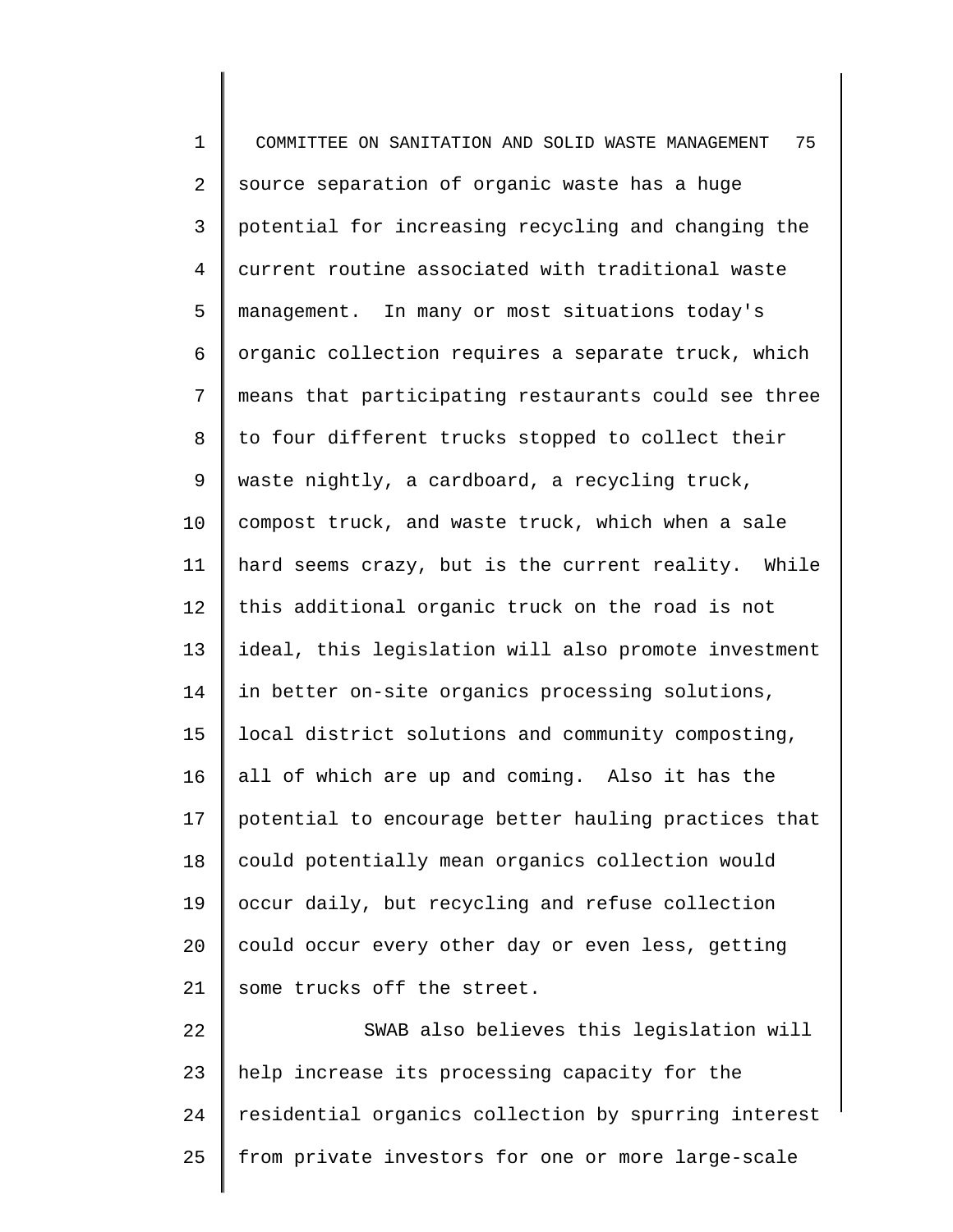source separation of organic waste has a huge potential for increasing recycling and changing the current routine associated with traditional waste management. In many or most situations today's organic collection requires a separate truck, which means that participating restaurants could see three to four different trucks stopped to collect their waste nightly, a cardboard, a recycling truck, compost truck, and waste truck, which when a sale hard seems crazy, but is the current reality. While this additional organic truck on the road is not ideal, this legislation will also promote investment in better on-site organics processing solutions, local district solutions and community composting, all of which are up and coming. Also it has the potential to encourage better hauling practices that could potentially mean organics collection would occur daily, but recycling and refuse collection could occur every other day or even less, getting some trucks off the street.

SWAB also believes this legislation will help increase its processing capacity for the residential organics collection by spurring interest from private investors for one or more large-scale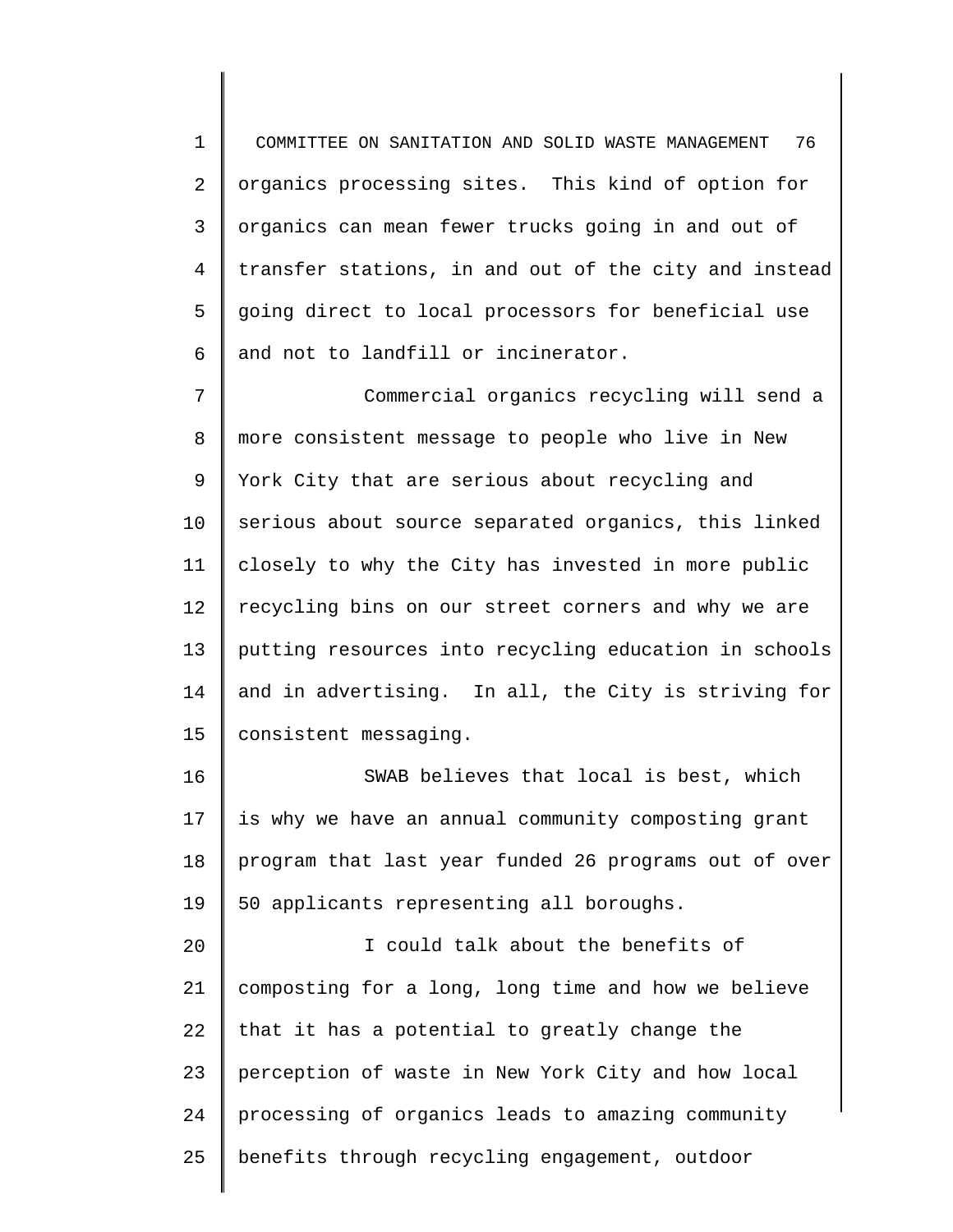organics processing sites. This kind of option for organics can mean fewer trucks going in and out of transfer stations, in and out of the city and instead going direct to local processors for beneficial use and not to landfill or incinerator.

Commercial organics recycling will send a more consistent message to people who live in New York City that are serious about recycling and serious about source separated organics, this linked closely to why the City has invested in more public recycling bins on our street corners and why we are putting resources into recycling education in schools and in advertising. In all, the City is striving for consistent messaging.

SWAB believes that local is best, which is why we have an annual community composting grant program that last year funded 26 programs out of over 50 applicants representing all boroughs.

I could talk about the benefits of composting for a long, long time and how we believe that it has a potential to greatly change the perception of waste in New York City and how local processing of organics leads to amazing community benefits through recycling engagement, outdoor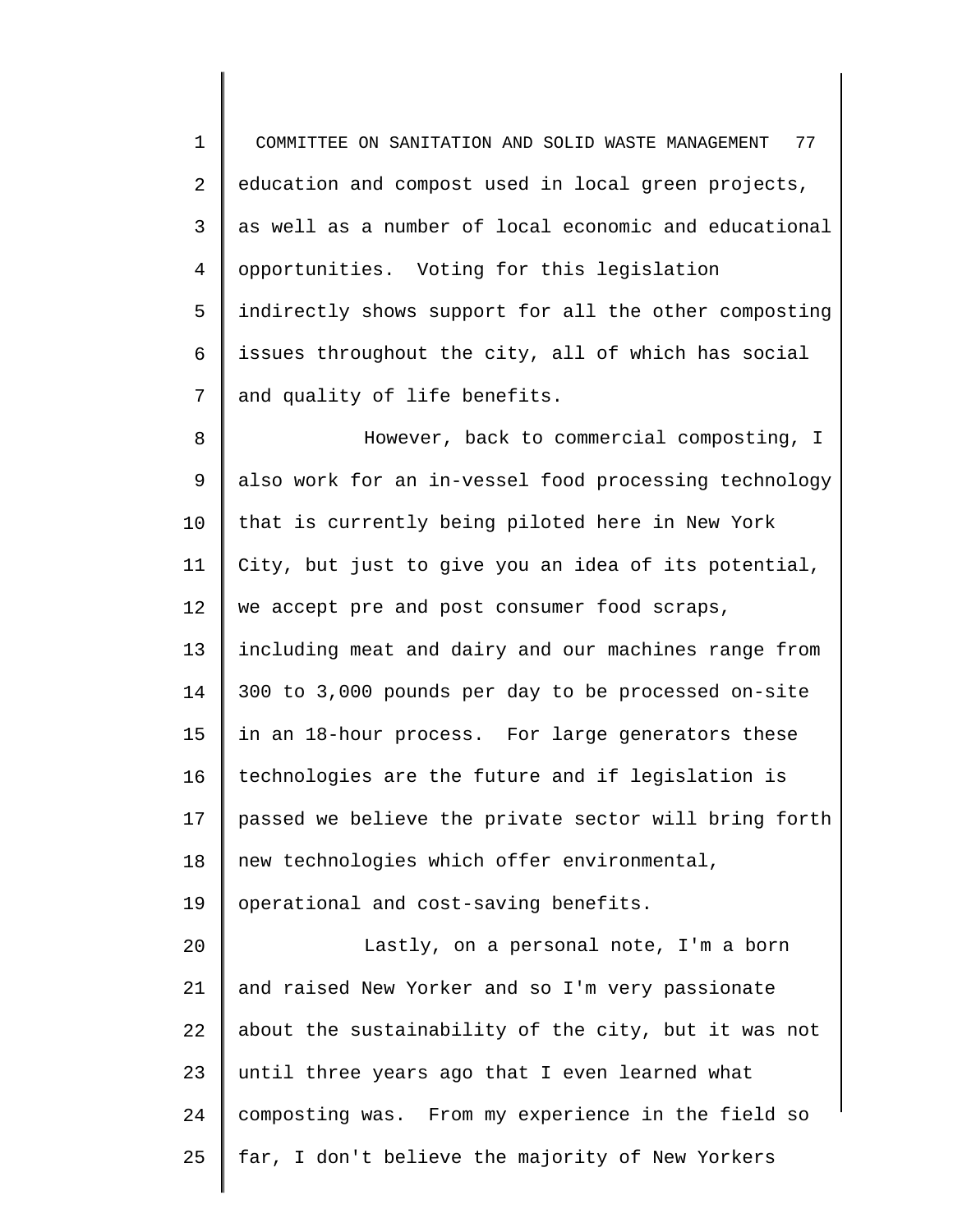education and compost used in local green projects, as well as a number of local economic and educational opportunities. Voting for this legislation indirectly shows support for all the other composting issues throughout the city, all of which has social and quality of life benefits.

However, back to commercial composting, I also work for an in-vessel food processing technology that is currently being piloted here in New York City, but just to give you an idea of its potential, we accept pre and post consumer food scraps, including meat and dairy and our machines range from 300 to 3,000 pounds per day to be processed on-site in an 18-hour process. For large generators these technologies are the future and if legislation is passed we believe the private sector will bring forth new technologies which offer environmental, operational and cost-saving benefits.

Lastly, on a personal note, I'm a born and raised New Yorker and so I'm very passionate about the sustainability of the city, but it was not until three years ago that I even learned what composting was. From my experience in the field so far, I don't believe the majority of New Yorkers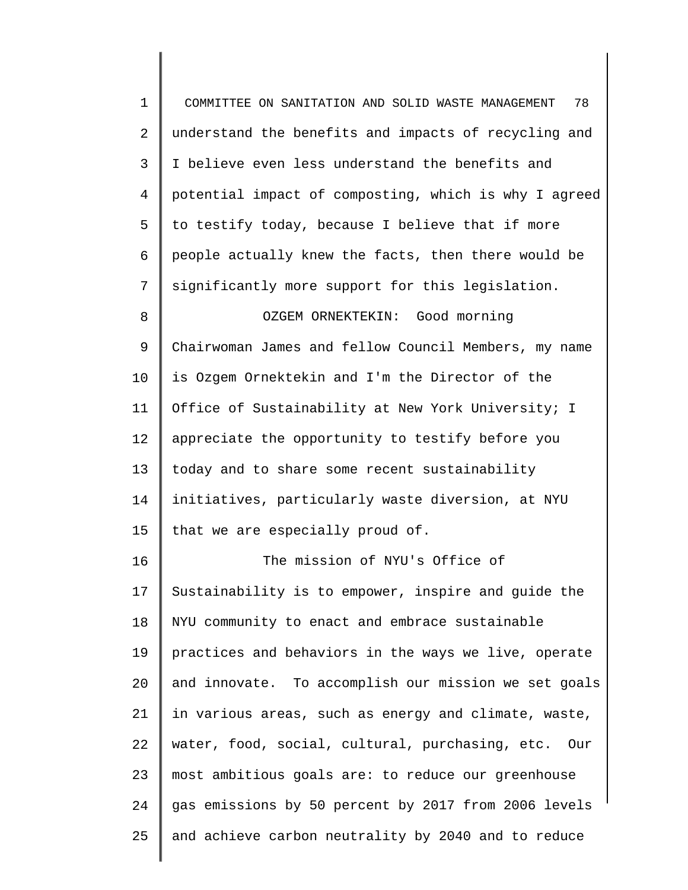understand the benefits and impacts of recycling and I believe even less understand the benefits and potential impact of composting, which is why I agreed to testify today, because I believe that if more people actually knew the facts, then there would be significantly more support for this legislation.

OZGEM ORNEKTEKIN: Good morning Chairwoman James and fellow Council Members, my name is Ozgem Ornektekin and I'm the Director of the Office of Sustainability at New York University; I appreciate the opportunity to testify before you today and to share some recent sustainability initiatives, particularly waste diversion, at NYU that we are especially proud of.

The mission of NYU's Office of Sustainability is to empower, inspire and guide the NYU community to enact and embrace sustainable practices and behaviors in the ways we live, operate and innovate. To accomplish our mission we set goals in various areas, such as energy and climate, waste, water, food, social, cultural, purchasing, etc. Our most ambitious goals are: to reduce our greenhouse gas emissions by 50 percent by 2017 from 2006 levels and achieve carbon neutrality by 2040 and to reduce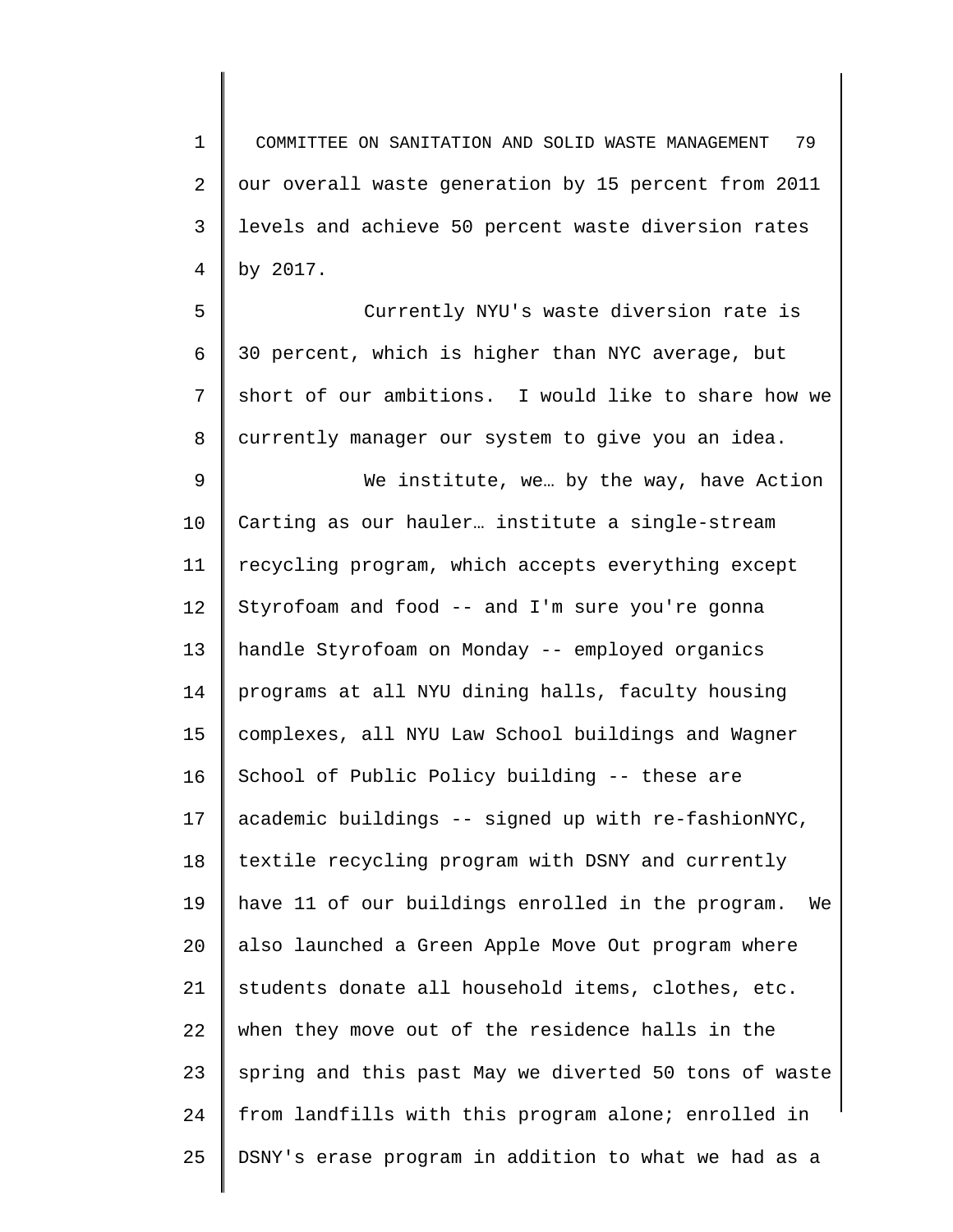our overall waste generation by 15 percent from 2011 levels and achieve 50 percent waste diversion rates by 2017.

Currently NYU's waste diversion rate is 30 percent, which is higher than NYC average, but short of our ambitions. I would like to share how we currently manager our system to give you an idea.

We institute, we… by the way, have Action Carting as our hauler… institute a single-stream recycling program, which accepts everything except Styrofoam and food -- and I'm sure you're gonna handle Styrofoam on Monday -- employed organics programs at all NYU dining halls, faculty housing complexes, all NYU Law School buildings and Wagner School of Public Policy building -- these are academic buildings -- signed up with re-fashionNYC, textile recycling program with DSNY and currently have 11 of our buildings enrolled in the program. We also launched a Green Apple Move Out program where students donate all household items, clothes, etc. when they move out of the residence halls in the spring and this past May we diverted 50 tons of waste from landfills with this program alone; enrolled in DSNY's erase program in addition to what we had as a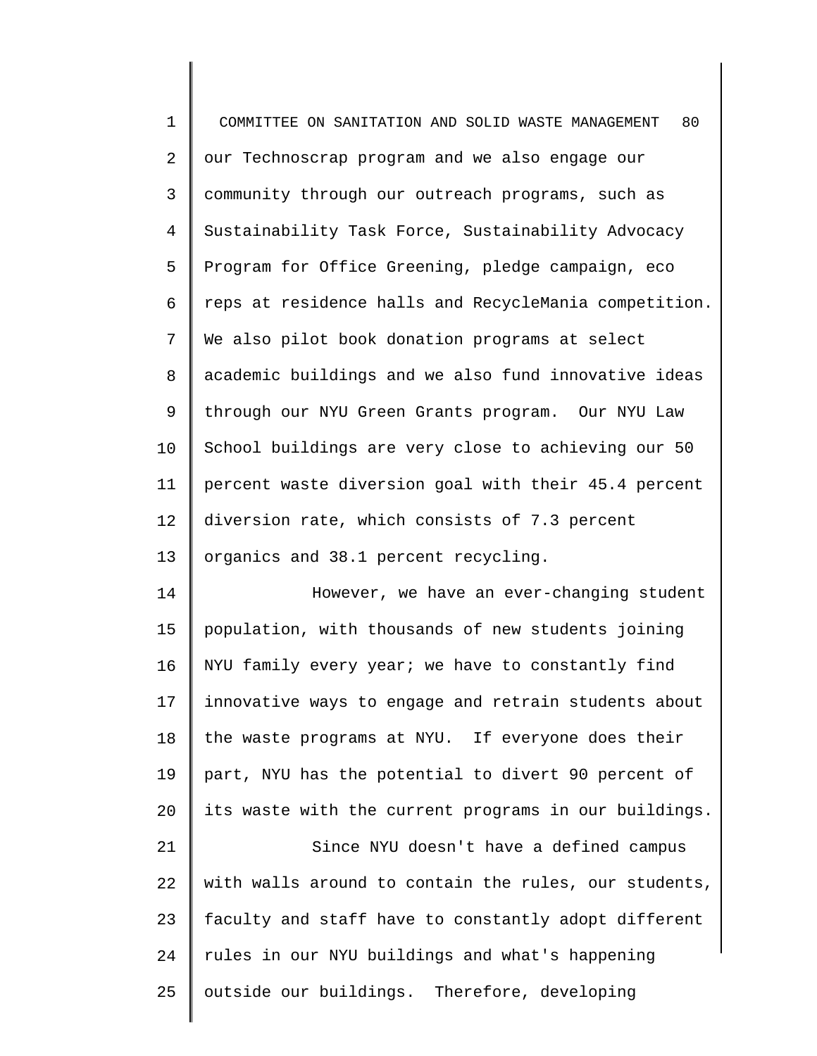our Technoscrap program and we also engage our community through our outreach programs, such as Sustainability Task Force, Sustainability Advocacy Program for Office Greening, pledge campaign, eco reps at residence halls and RecycleMania competition. We also pilot book donation programs at select academic buildings and we also fund innovative ideas through our NYU Green Grants program. Our NYU Law School buildings are very close to achieving our 50 percent waste diversion goal with their 45.4 percent diversion rate, which consists of 7.3 percent organics and 38.1 percent recycling.

However, we have an ever-changing student population, with thousands of new students joining NYU family every year; we have to constantly find innovative ways to engage and retrain students about the waste programs at NYU. If everyone does their part, NYU has the potential to divert 90 percent of its waste with the current programs in our buildings.

Since NYU doesn't have a defined campus with walls around to contain the rules, our students, faculty and staff have to constantly adopt different rules in our NYU buildings and what's happening outside our buildings. Therefore, developing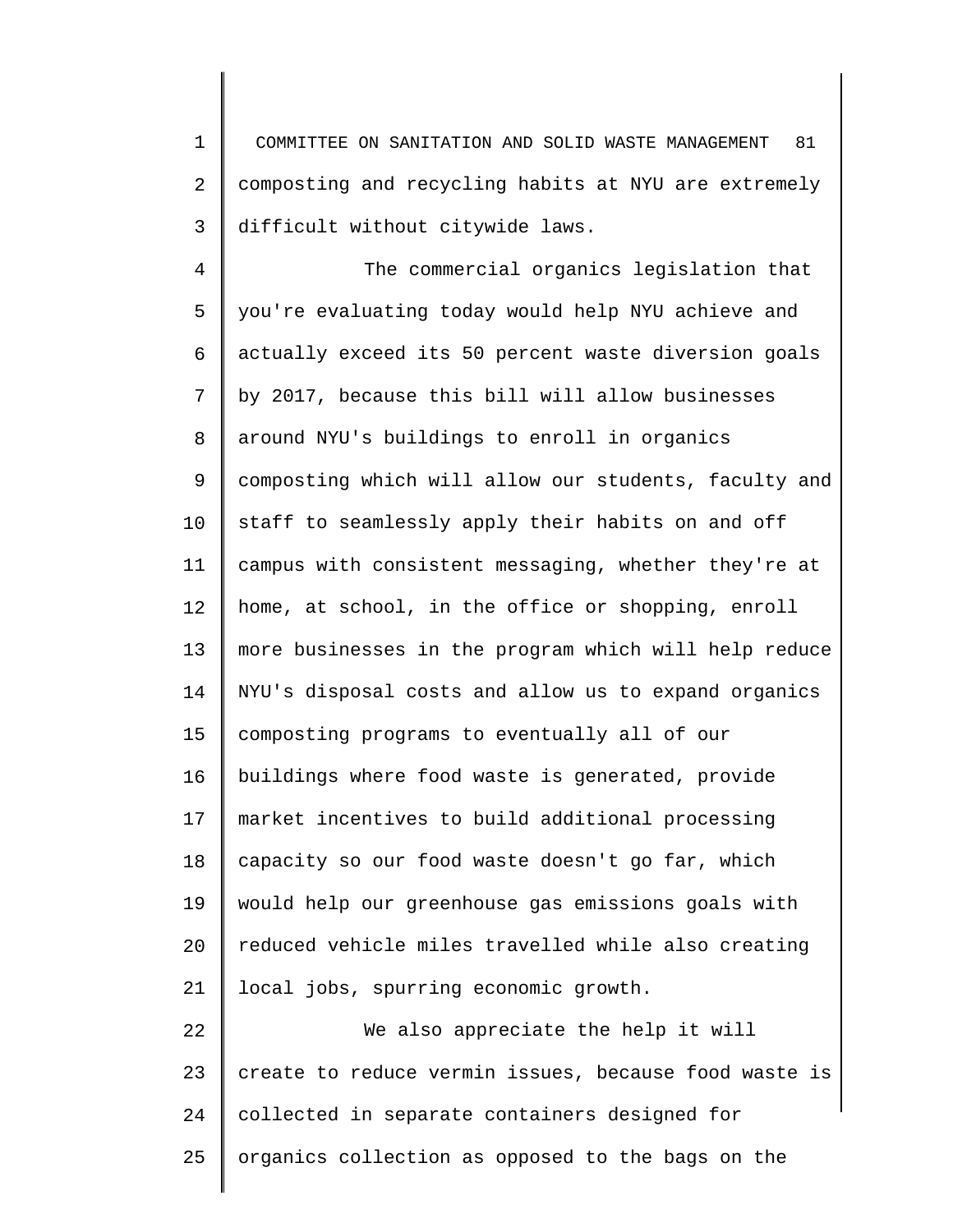composting and recycling habits at NYU are extremely difficult without citywide laws.

The commercial organics legislation that you're evaluating today would help NYU achieve and actually exceed its 50 percent waste diversion goals by 2017, because this bill will allow businesses around NYU's buildings to enroll in organics composting which will allow our students, faculty and staff to seamlessly apply their habits on and off campus with consistent messaging, whether they're at home, at school, in the office or shopping, enroll more businesses in the program which will help reduce NYU's disposal costs and allow us to expand organics composting programs to eventually all of our buildings where food waste is generated, provide market incentives to build additional processing capacity so our food waste doesn't go far, which would help our greenhouse gas emissions goals with reduced vehicle miles travelled while also creating local jobs, spurring economic growth.

We also appreciate the help it will create to reduce vermin issues, because food waste is collected in separate containers designed for organics collection as opposed to the bags on the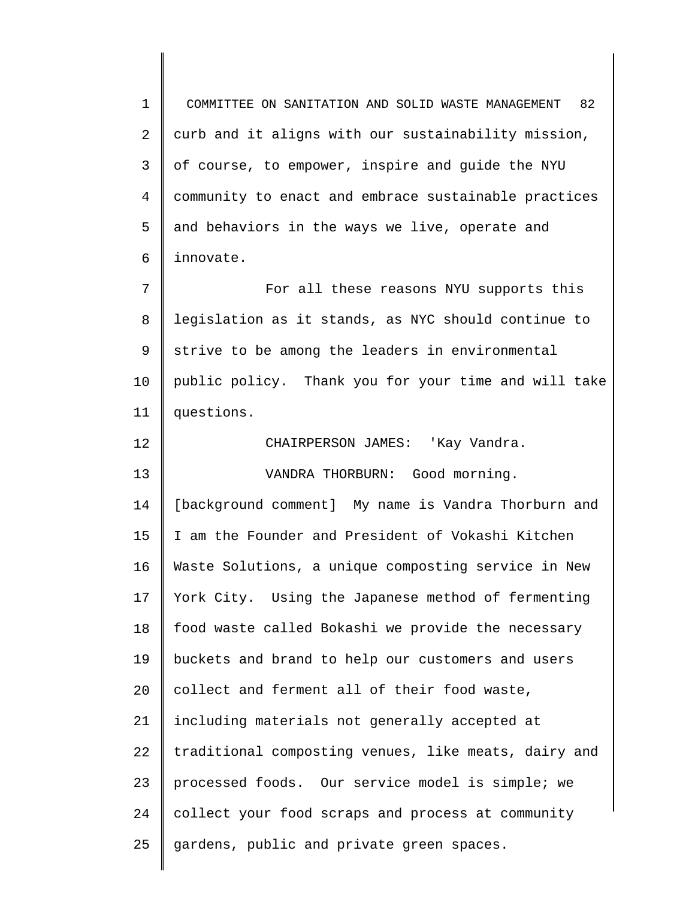curb and it aligns with our sustainability mission, of course, to empower, inspire and guide the NYU community to enact and embrace sustainable practices and behaviors in the ways we live, operate and innovate.

For all these reasons NYU supports this legislation as it stands, as NYC should continue to strive to be among the leaders in environmental public policy. Thank you for your time and will take questions.

CHAIRPERSON JAMES: 'Kay Vandra.

VANDRA THORBURN: Good morning. [background comment] My name is Vandra Thorburn and I am the Founder and President of Vokashi Kitchen Waste Solutions, a unique composting service in New York City. Using the Japanese method of fermenting food waste called Bokashi we provide the necessary buckets and brand to help our customers and users collect and ferment all of their food waste, including materials not generally accepted at traditional composting venues, like meats, dairy and processed foods. Our service model is simple; we collect your food scraps and process at community gardens, public and private green spaces.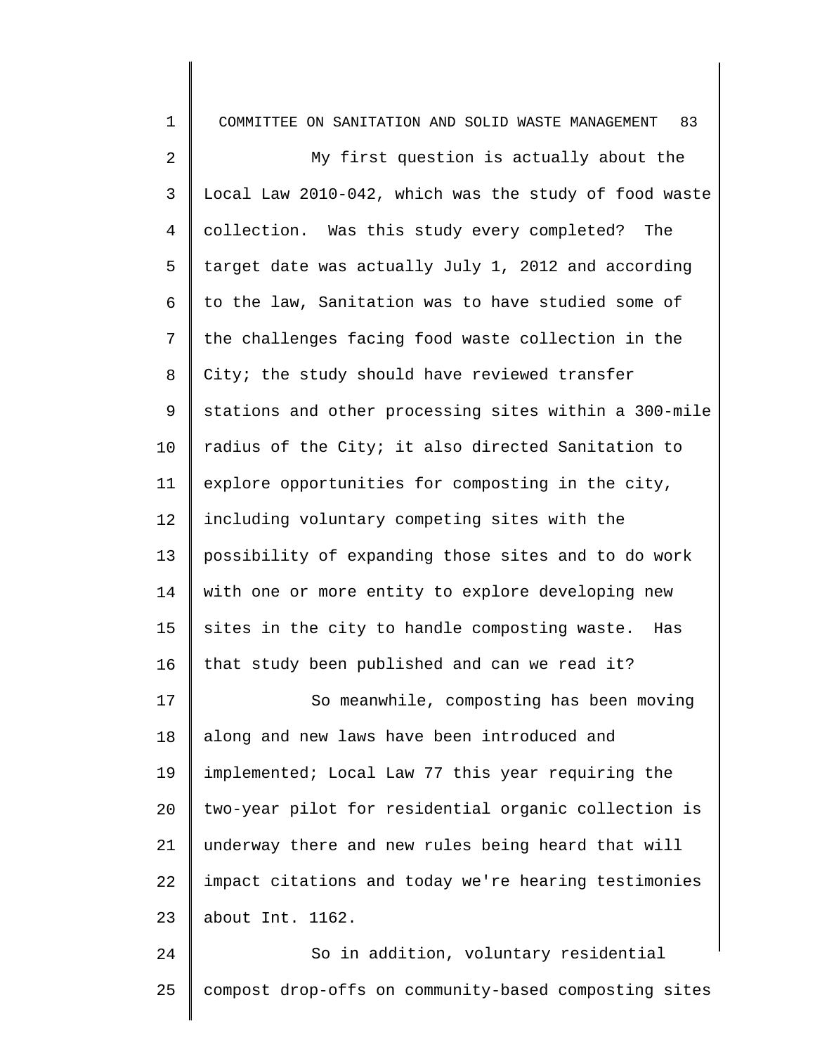My first question is actually about the Local Law 2010-042, which was the study of food waste collection. Was this study every completed? The target date was actually July 1, 2012 and according to the law, Sanitation was to have studied some of the challenges facing food waste collection in the City; the study should have reviewed transfer stations and other processing sites within a 300-mile radius of the City; it also directed Sanitation to explore opportunities for composting in the city, including voluntary competing sites with the possibility of expanding those sites and to do work with one or more entity to explore developing new sites in the city to handle composting waste. Has that study been published and can we read it?

So meanwhile, composting has been moving along and new laws have been introduced and implemented; Local Law 77 this year requiring the two-year pilot for residential organic collection is underway there and new rules being heard that will impact citations and today we're hearing testimonies about Int. 1162.

So in addition, voluntary residential compost drop-offs on community-based composting sites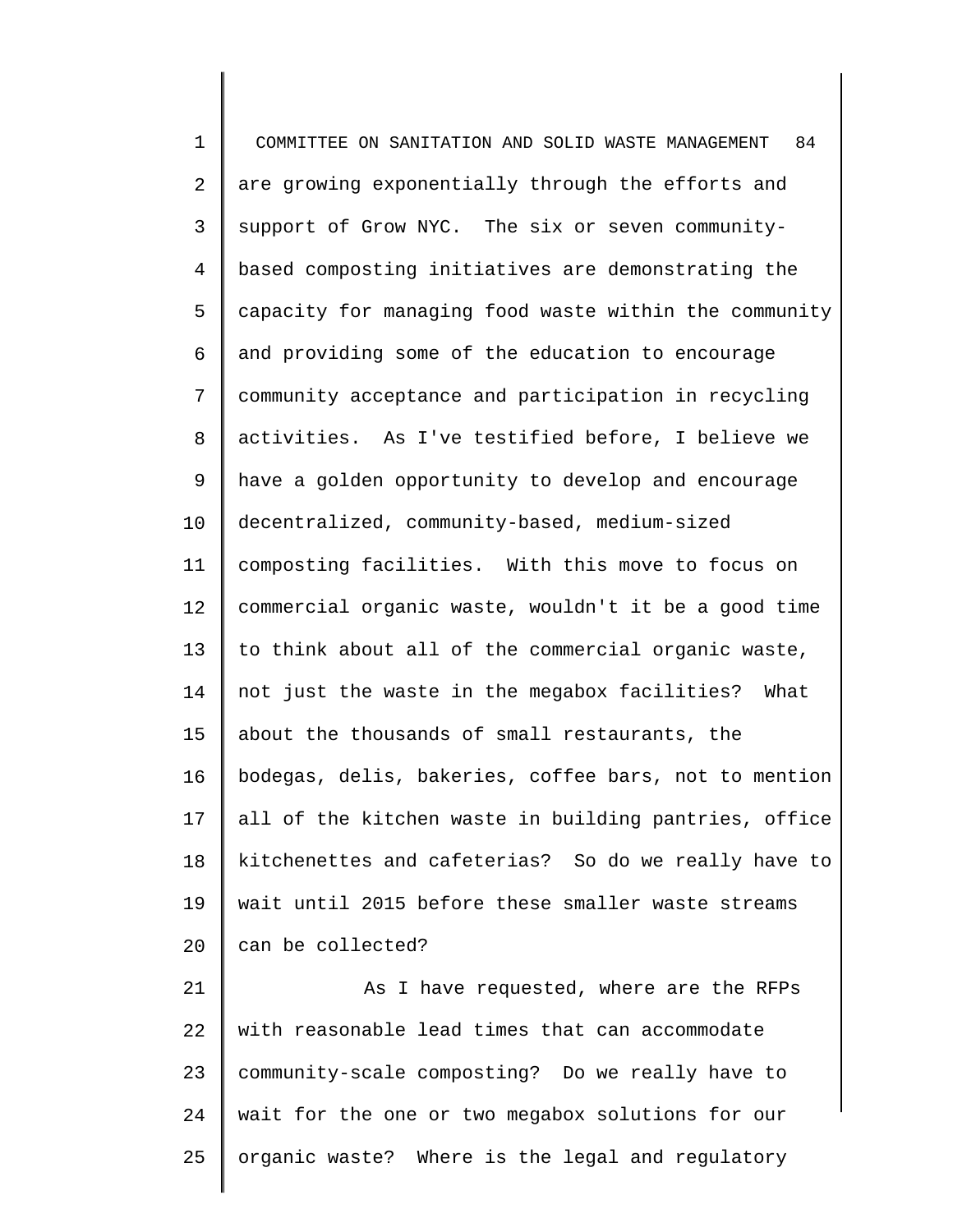are growing exponentially through the efforts and support of Grow NYC. The six or seven community-based composting initiatives are demonstrating the capacity for managing food waste within the community and providing some of the education to encourage community acceptance and participation in recycling activities. As I've testified before, I believe we have a golden opportunity to develop and encourage decentralized, community-based, medium-sized composting facilities. With this move to focus on commercial organic waste, wouldn't it be a good time to think about all of the commercial organic waste, not just the waste in the megabox facilities? What about the thousands of small restaurants, the bodegas, delis, bakeries, coffee bars, not to mention all of the kitchen waste in building pantries, office kitchenettes and cafeterias? So do we really have to wait until 2015 before these smaller waste streams can be collected?

As I have requested, where are the RFPs with reasonable lead times that can accommodate community-scale composting? Do we really have to wait for the one or two megabox solutions for our organic waste? Where is the legal and regulatory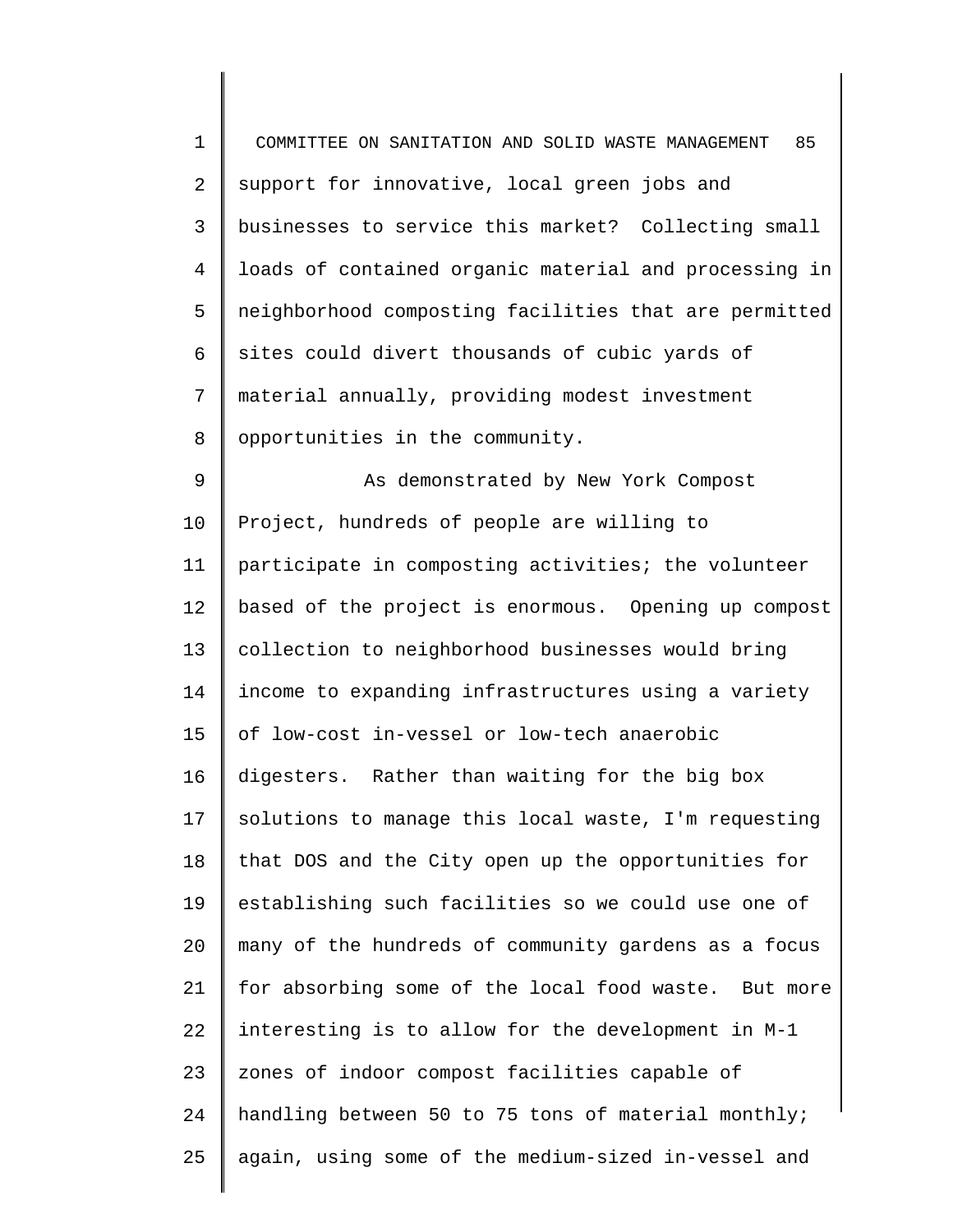support for innovative, local green jobs and businesses to service this market? Collecting small loads of contained organic material and processing in neighborhood composting facilities that are permitted sites could divert thousands of cubic yards of material annually, providing modest investment opportunities in the community.

As demonstrated by New York Compost Project, hundreds of people are willing to participate in composting activities; the volunteer based of the project is enormous. Opening up compost collection to neighborhood businesses would bring income to expanding infrastructures using a variety of low-cost in-vessel or low-tech anaerobic digesters. Rather than waiting for the big box solutions to manage this local waste, I'm requesting that DOS and the City open up the opportunities for establishing such facilities so we could use one of many of the hundreds of community gardens as a focus for absorbing some of the local food waste. But more interesting is to allow for the development in M-1 zones of indoor compost facilities capable of handling between 50 to 75 tons of material monthly; again, using some of the medium-sized in-vessel and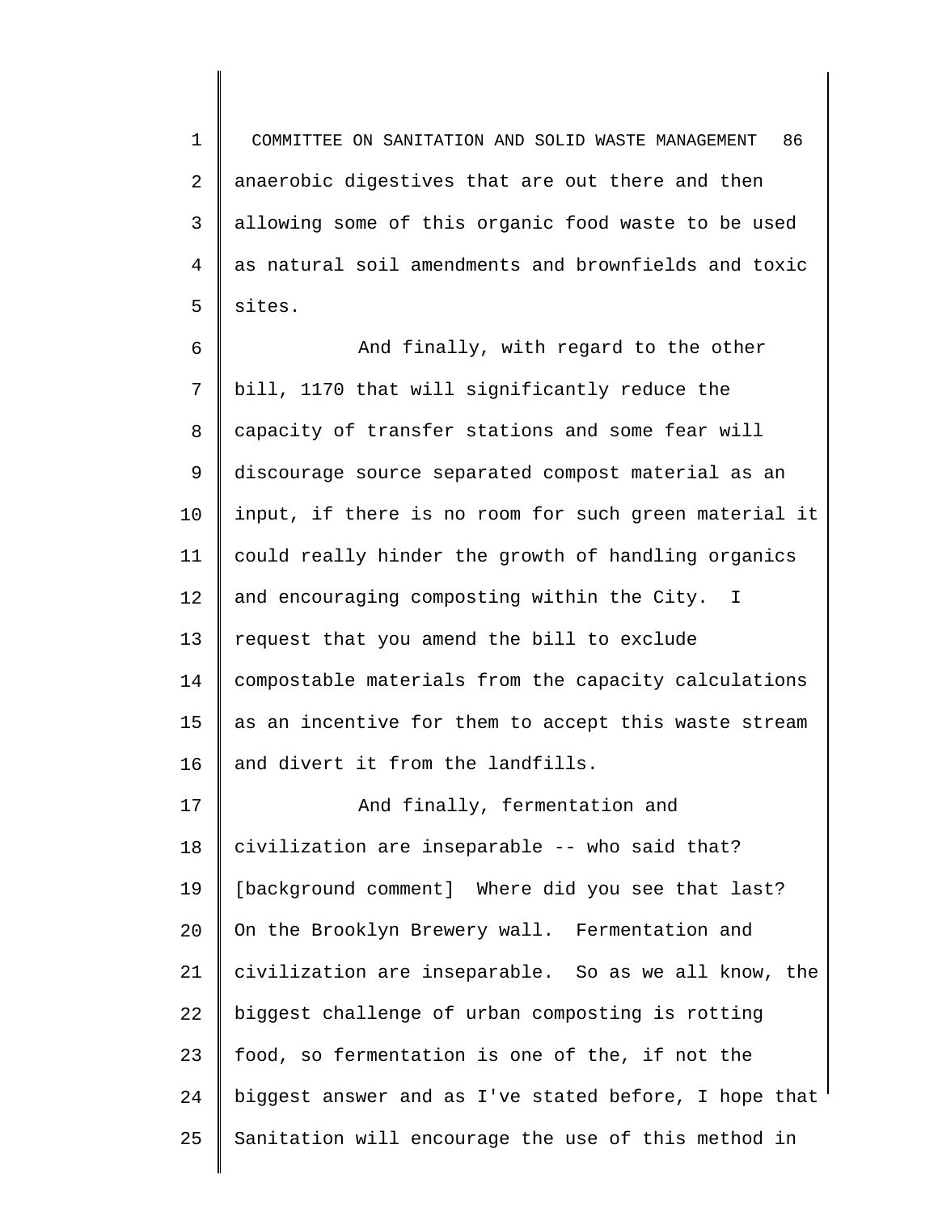anaerobic digestives that are out there and then allowing some of this organic food waste to be used as natural soil amendments and brownfields and toxic sites.

And finally, with regard to the other bill, 1170 that will significantly reduce the capacity of transfer stations and some fear will discourage source separated compost material as an input, if there is no room for such green material it could really hinder the growth of handling organics and encouraging composting within the City. I request that you amend the bill to exclude compostable materials from the capacity calculations as an incentive for them to accept this waste stream and divert it from the landfills.

And finally, fermentation and civilization are inseparable -- who said that? [background comment] Where did you see that last? On the Brooklyn Brewery wall. Fermentation and civilization are inseparable. So as we all know, the biggest challenge of urban composting is rotting food, so fermentation is one of the, if not the biggest answer and as I've stated before, I hope that Sanitation will encourage the use of this method in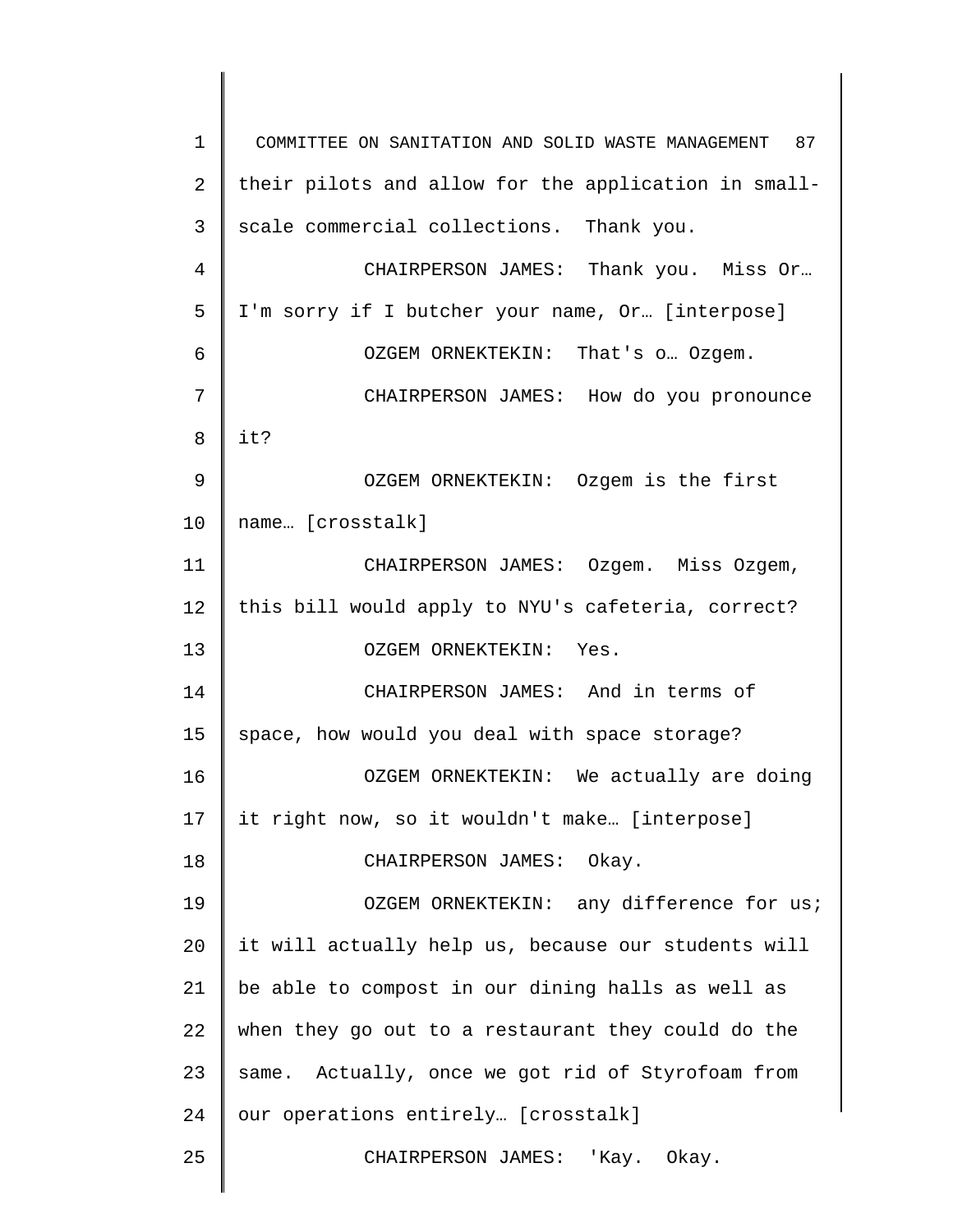their pilots and allow for the application in small-scale commercial collections. Thank you.

CHAIRPERSON JAMES: Thank you. Miss Or… I'm sorry if I butcher your name, Or… [interpose]

OZGEM ORNEKTEKIN: That's o… Ozgem.

CHAIRPERSON JAMES: How do you pronounce it?

OZGEM ORNEKTEKIN: Ozgem is the first name… [crosstalk]

CHAIRPERSON JAMES: Ozgem. Miss Ozgem, this bill would apply to NYU's cafeteria, correct?

OZGEM ORNEKTEKIN: Yes.

CHAIRPERSON JAMES: And in terms of space, how would you deal with space storage?

OZGEM ORNEKTEKIN: We actually are doing it right now, so it wouldn't make… [interpose]

CHAIRPERSON JAMES: Okay.

OZGEM ORNEKTEKIN: any difference for us; it will actually help us, because our students will be able to compost in our dining halls as well as when they go out to a restaurant they could do the same. Actually, once we got rid of Styrofoam from our operations entirely… [crosstalk]

CHAIRPERSON JAMES: 'Kay. Okay.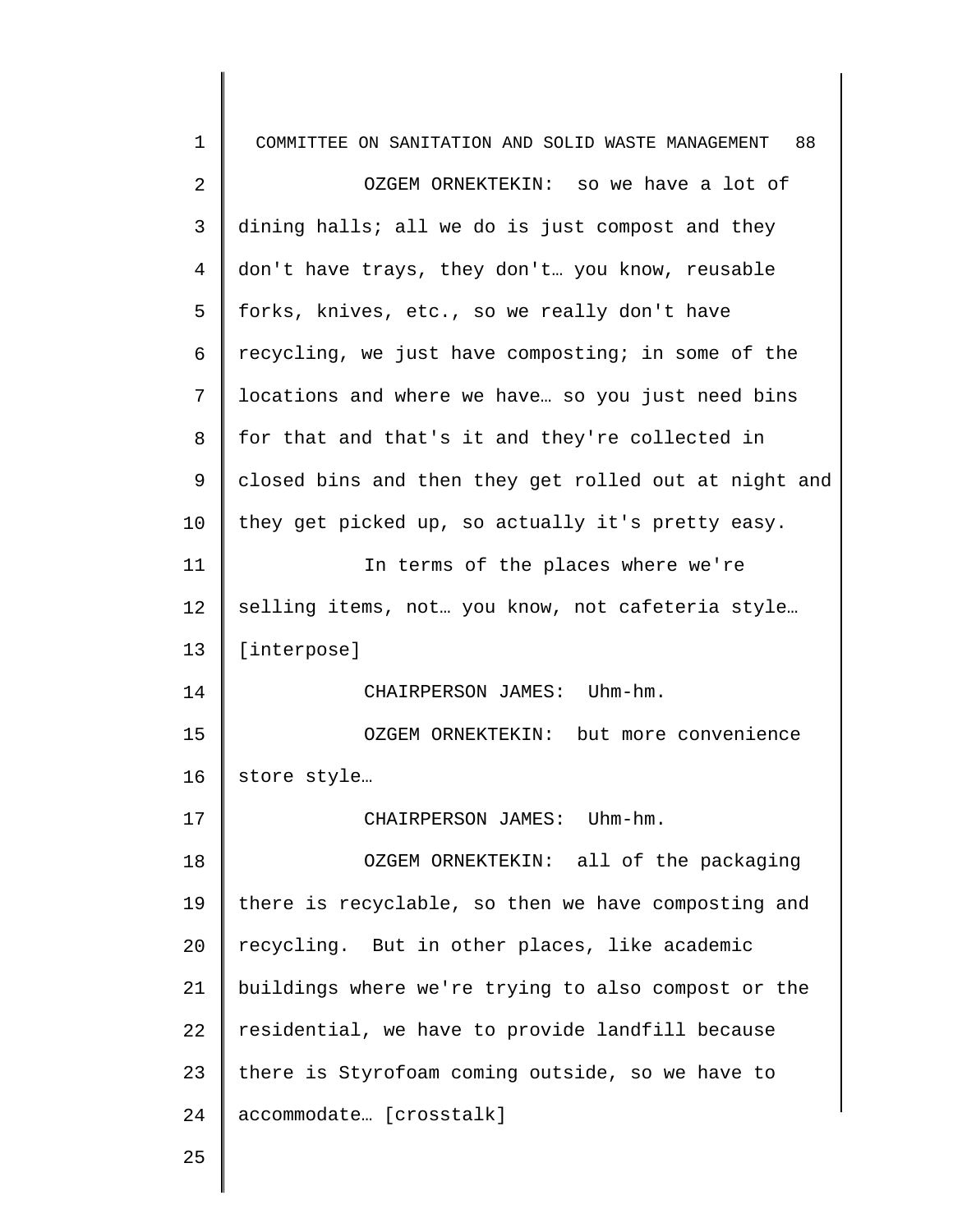OZGEM ORNEKTEKIN: so we have a lot of dining halls; all we do is just compost and they don't have trays, they don't… you know, reusable forks, knives, etc., so we really don't have recycling, we just have composting; in some of the locations and where we have… so you just need bins for that and that's it and they're collected in closed bins and then they get rolled out at night and they get picked up, so actually it's pretty easy.

In terms of the places where we're selling items, not… you know, not cafeteria style… [interpose]

CHAIRPERSON JAMES: Uhm-hm.

OZGEM ORNEKTEKIN: but more convenience store style…

CHAIRPERSON JAMES: Uhm-hm.

OZGEM ORNEKTEKIN: all of the packaging there is recyclable, so then we have composting and recycling. But in other places, like academic buildings where we're trying to also compost or the residential, we have to provide landfill because there is Styrofoam coming outside, so we have to accommodate… [crosstalk]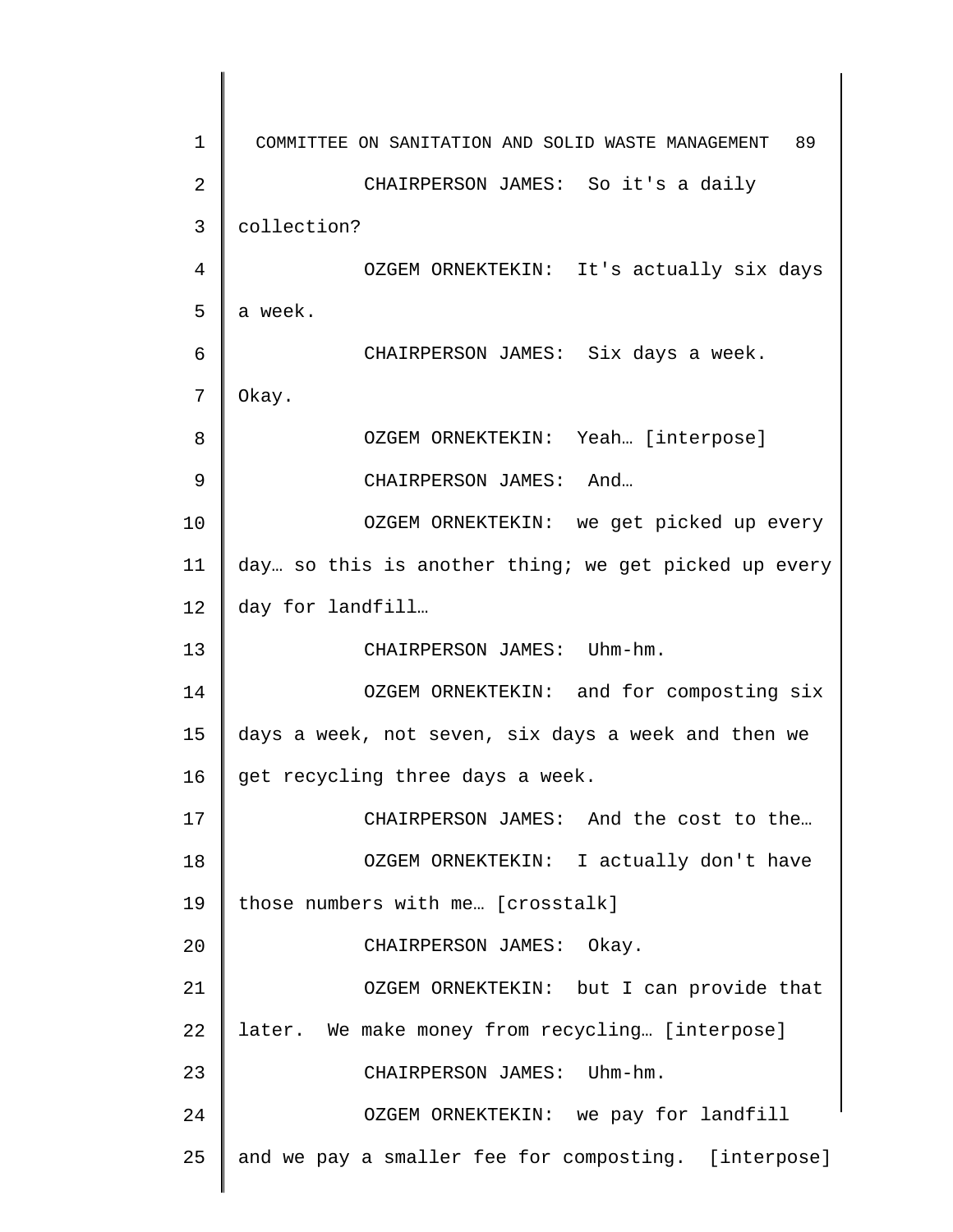CHAIRPERSON JAMES: So it's a daily collection?

OZGEM ORNEKTEKIN: It's actually six days a week.

CHAIRPERSON JAMES: Six days a week. Okay.

OZGEM ORNEKTEKIN: Yeah… [interpose]

CHAIRPERSON JAMES: And…

OZGEM ORNEKTEKIN: we get picked up every day… so this is another thing; we get picked up every day for landfill…

CHAIRPERSON JAMES: Uhm-hm.

OZGEM ORNEKTEKIN: and for composting six days a week, not seven, six days a week and then we get recycling three days a week.

CHAIRPERSON JAMES: And the cost to the…

OZGEM ORNEKTEKIN: I actually don't have those numbers with me… [crosstalk]

CHAIRPERSON JAMES: Okay.

OZGEM ORNEKTEKIN: but I can provide that later. We make money from recycling… [interpose]

CHAIRPERSON JAMES: Uhm-hm.

OZGEM ORNEKTEKIN: we pay for landfill and we pay a smaller fee for composting. [interpose]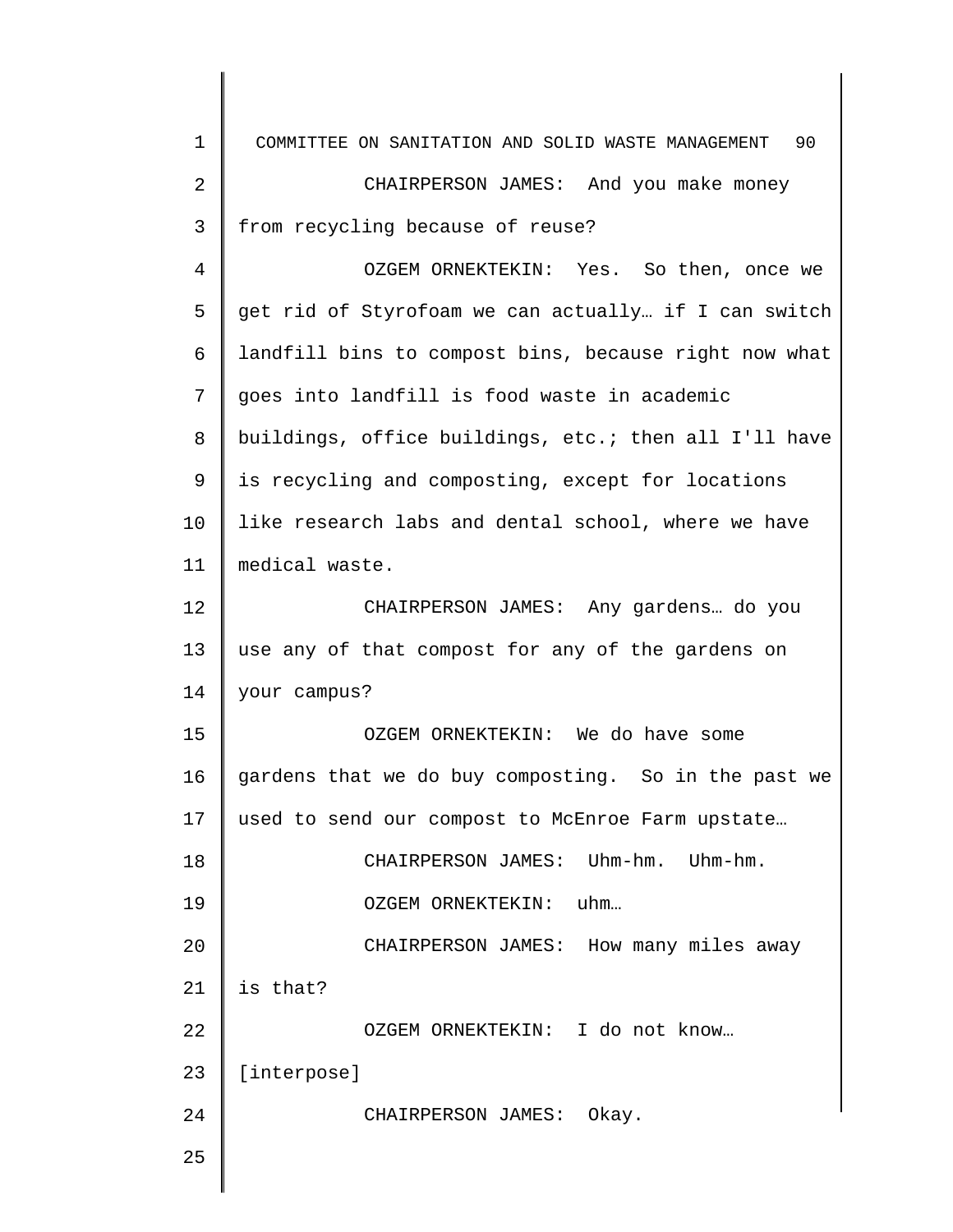CHAIRPERSON JAMES: And you make money from recycling because of reuse?

OZGEM ORNEKTEKIN: Yes. So then, once we get rid of Styrofoam we can actually… if I can switch landfill bins to compost bins, because right now what goes into landfill is food waste in academic buildings, office buildings, etc.; then all I'll have is recycling and composting, except for locations like research labs and dental school, where we have medical waste.

CHAIRPERSON JAMES: Any gardens… do you use any of that compost for any of the gardens on your campus?

OZGEM ORNEKTEKIN: We do have some gardens that we do buy composting. So in the past we used to send our compost to McEnroe Farm upstate…

CHAIRPERSON JAMES: Uhm-hm. Uhm-hm.

OZGEM ORNEKTEKIN: uhm…

CHAIRPERSON JAMES: How many miles away is that?

OZGEM ORNEKTEKIN: I do not know… [interpose]

CHAIRPERSON JAMES: Okay.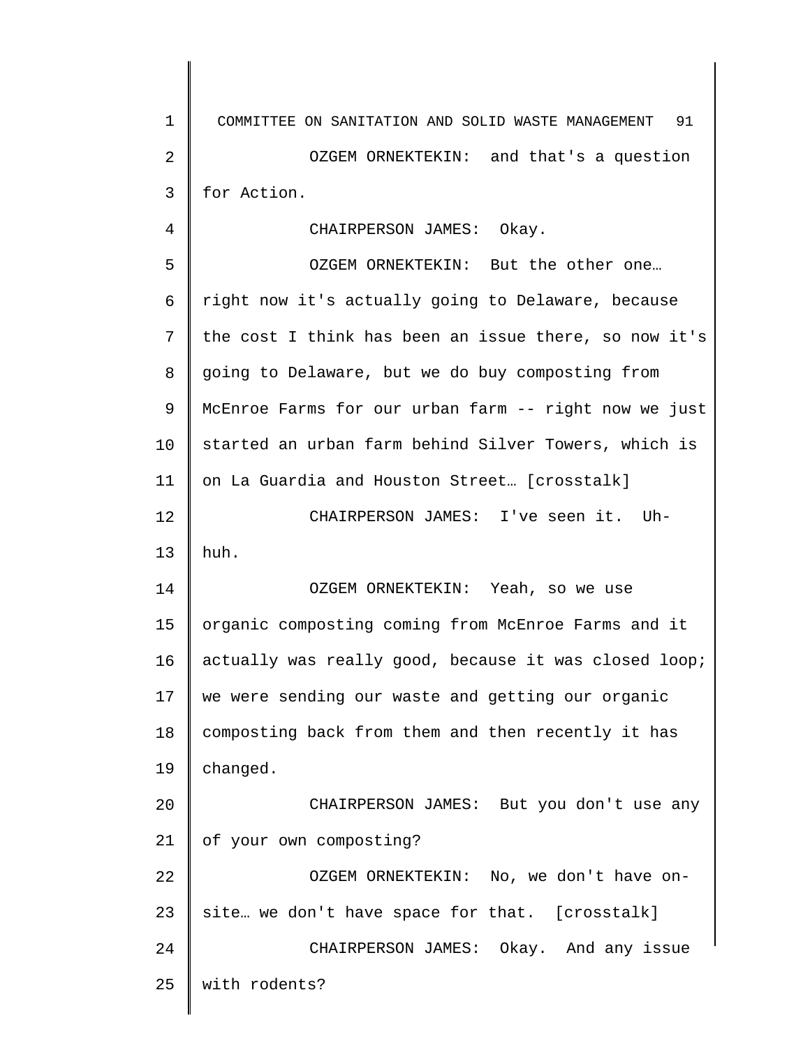OZGEM ORNEKTEKIN: and that's a question for Action.

CHAIRPERSON JAMES: Okay.

OZGEM ORNEKTEKIN: But the other one… right now it's actually going to Delaware, because the cost I think has been an issue there, so now it's going to Delaware, but we do buy composting from McEnroe Farms for our urban farm -- right now we just started an urban farm behind Silver Towers, which is on La Guardia and Houston Street… [crosstalk]

CHAIRPERSON JAMES: I've seen it. Uh-huh.

OZGEM ORNEKTEKIN: Yeah, so we use organic composting coming from McEnroe Farms and it actually was really good, because it was closed loop; we were sending our waste and getting our organic composting back from them and then recently it has changed.

CHAIRPERSON JAMES: But you don't use any of your own composting?

OZGEM ORNEKTEKIN: No, we don't have on-site… we don't have space for that. [crosstalk]

CHAIRPERSON JAMES: Okay. And any issue with rodents?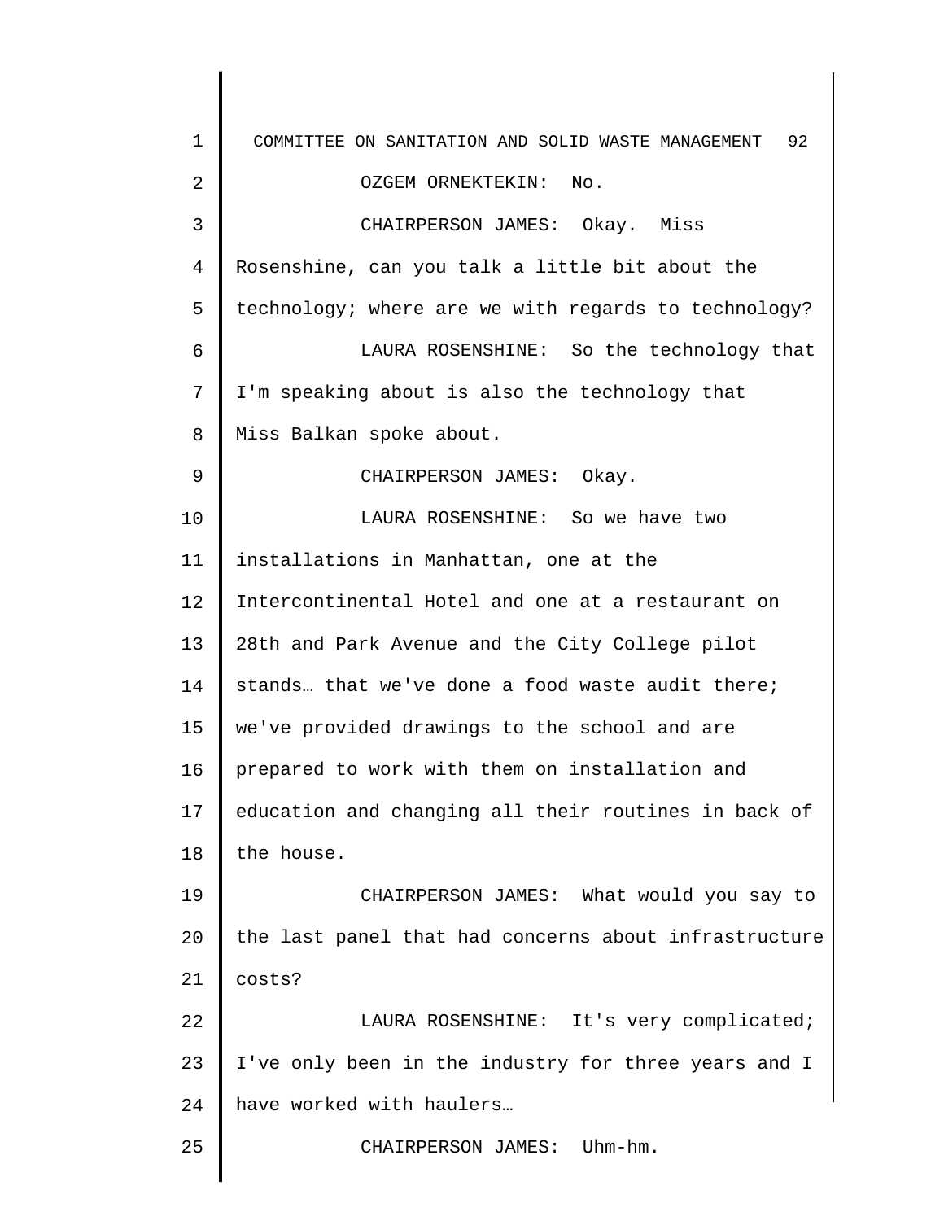OZGEM ORNEKTEKIN: No.

CHAIRPERSON JAMES: Okay. Miss Rosenshine, can you talk a little bit about the technology; where are we with regards to technology?

LAURA ROSENSHINE: So the technology that I'm speaking about is also the technology that Miss Balkan spoke about.

CHAIRPERSON JAMES: Okay.

LAURA ROSENSHINE: So we have two installations in Manhattan, one at the Intercontinental Hotel and one at a restaurant on 28th and Park Avenue and the City College pilot stands… that we've done a food waste audit there; we've provided drawings to the school and are prepared to work with them on installation and education and changing all their routines in back of the house.

CHAIRPERSON JAMES: What would you say to the last panel that had concerns about infrastructure costs?

LAURA ROSENSHINE: It's very complicated; I've only been in the industry for three years and I have worked with haulers…

CHAIRPERSON JAMES: Uhm-hm.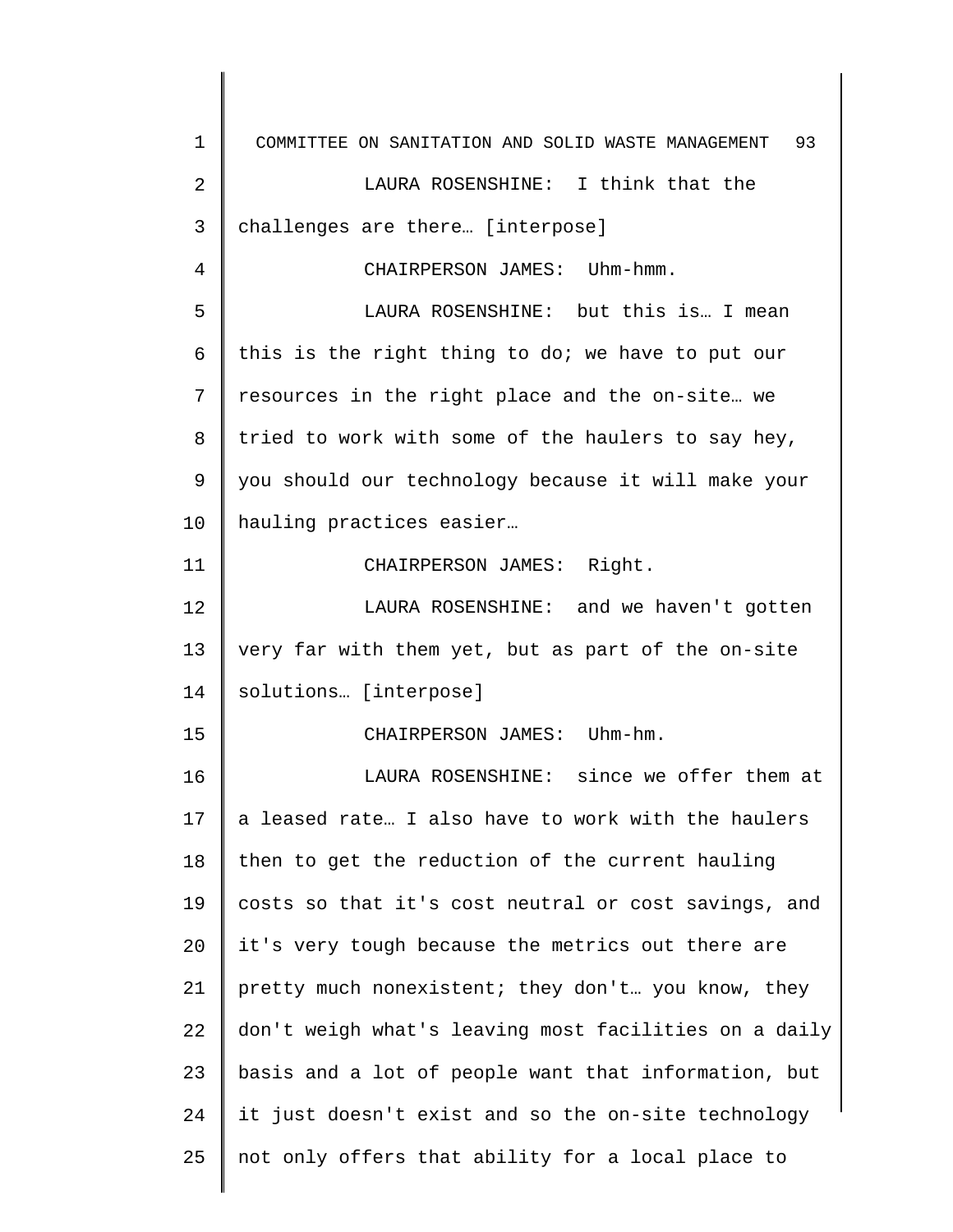LAURA ROSENSHINE: I think that the challenges are there… [interpose]

CHAIRPERSON JAMES: Uhm-hmm.

LAURA ROSENSHINE: but this is… I mean this is the right thing to do; we have to put our resources in the right place and the on-site… we tried to work with some of the haulers to say hey, you should our technology because it will make your hauling practices easier…

CHAIRPERSON JAMES: Right.

LAURA ROSENSHINE: and we haven't gotten very far with them yet, but as part of the on-site solutions… [interpose]

CHAIRPERSON JAMES: Uhm-hm.

LAURA ROSENSHINE: since we offer them at a leased rate… I also have to work with the haulers then to get the reduction of the current hauling costs so that it's cost neutral or cost savings, and it's very tough because the metrics out there are pretty much nonexistent; they don't… you know, they don't weigh what's leaving most facilities on a daily basis and a lot of people want that information, but it just doesn't exist and so the on-site technology not only offers that ability for a local place to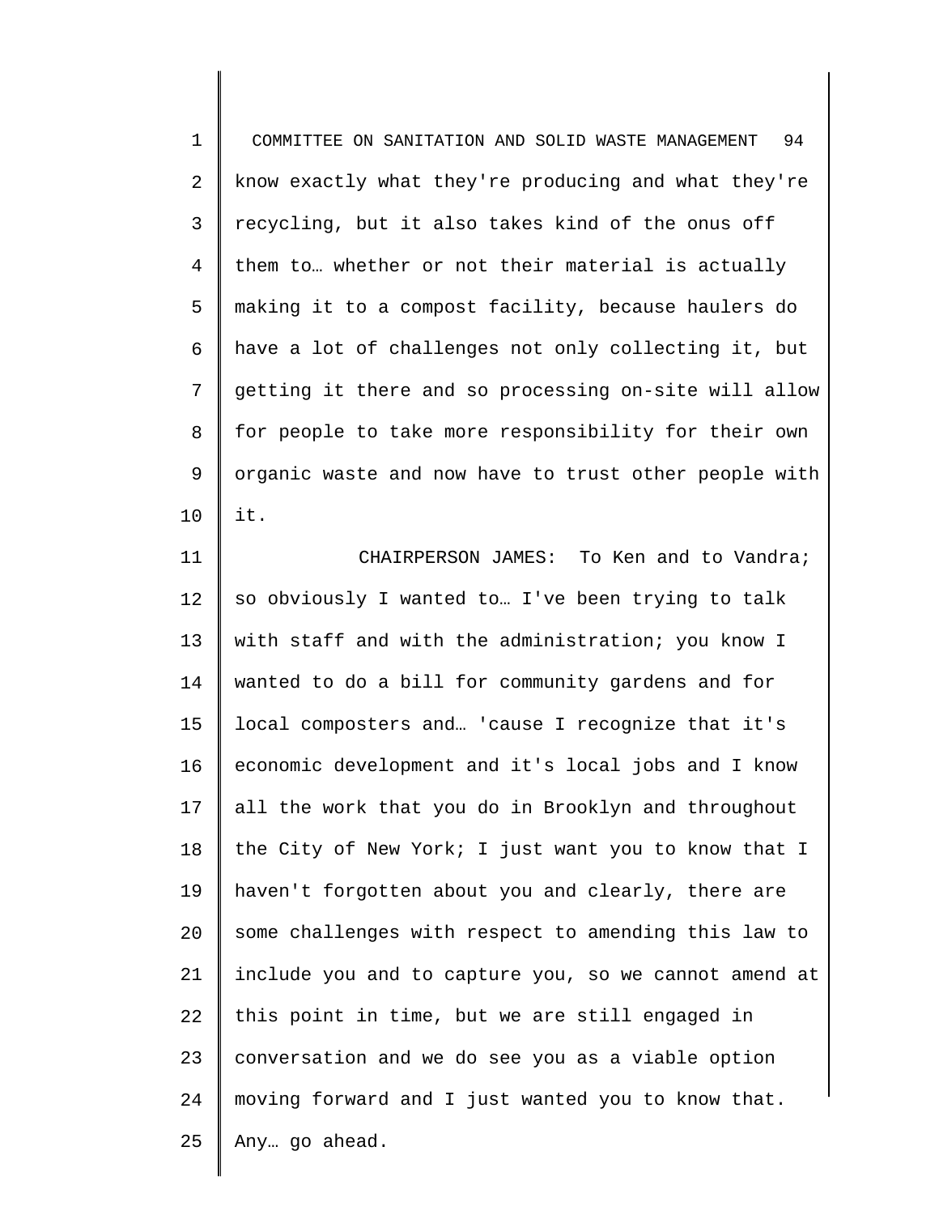know exactly what they're producing and what they're recycling, but it also takes kind of the onus off them to… whether or not their material is actually making it to a compost facility, because haulers do have a lot of challenges not only collecting it, but getting it there and so processing on-site will allow for people to take more responsibility for their own organic waste and now have to trust other people with it.

CHAIRPERSON JAMES: To Ken and to Vandra; so obviously I wanted to… I've been trying to talk with staff and with the administration; you know I wanted to do a bill for community gardens and for local composters and… 'cause I recognize that it's economic development and it's local jobs and I know all the work that you do in Brooklyn and throughout the City of New York; I just want you to know that I haven't forgotten about you and clearly, there are some challenges with respect to amending this law to include you and to capture you, so we cannot amend at this point in time, but we are still engaged in conversation and we do see you as a viable option moving forward and I just wanted you to know that. Any… go ahead.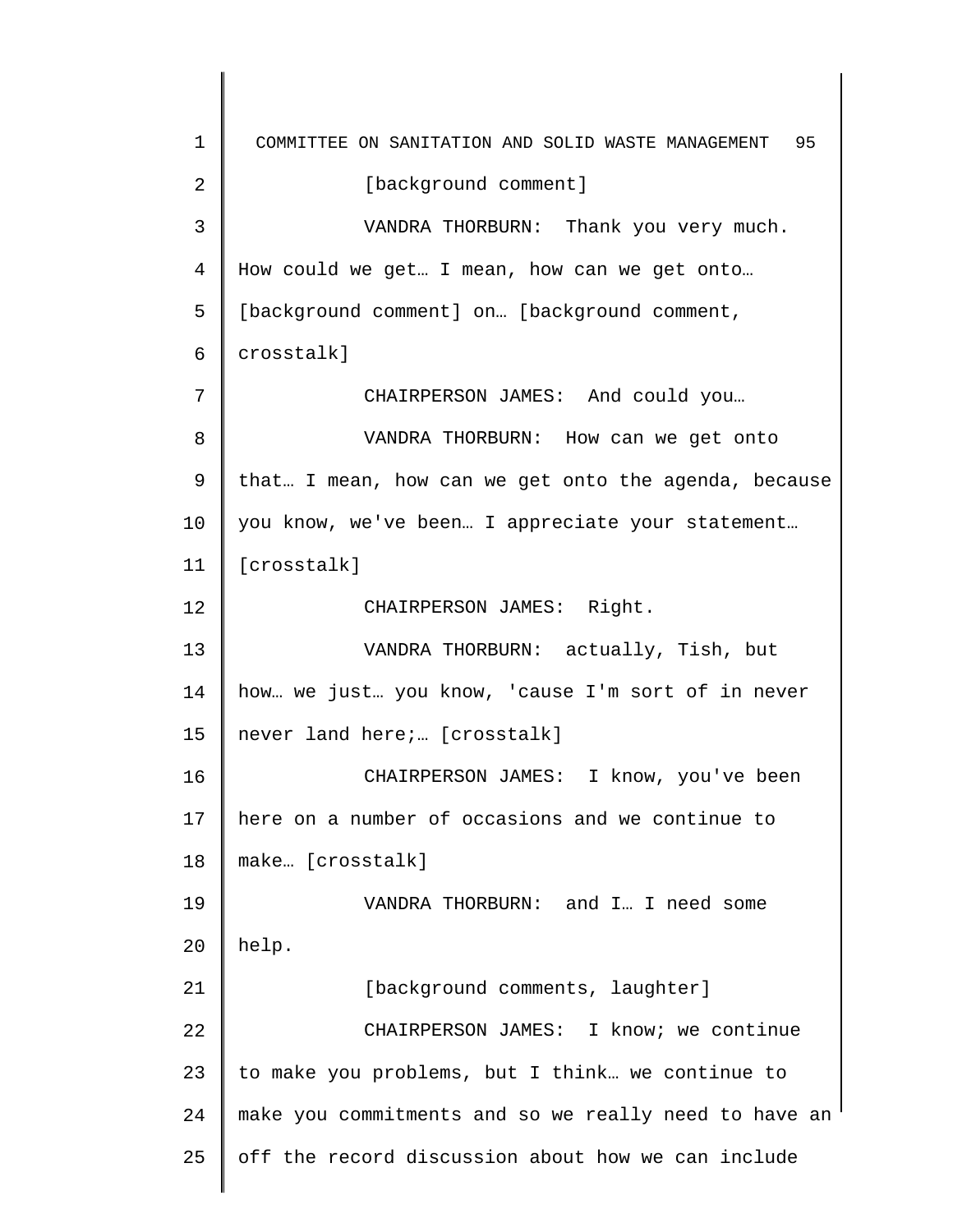[background comment]

VANDRA THORBURN: Thank you very much. How could we get… I mean, how can we get onto… [background comment] on… [background comment, crosstalk]

CHAIRPERSON JAMES: And could you…

VANDRA THORBURN: How can we get onto that… I mean, how can we get onto the agenda, because you know, we've been… I appreciate your statement… [crosstalk]

CHAIRPERSON JAMES: Right.

VANDRA THORBURN: actually, Tish, but how… we just… you know, 'cause I'm sort of in never never land here;… [crosstalk]

CHAIRPERSON JAMES: I know, you've been here on a number of occasions and we continue to make… [crosstalk]

VANDRA THORBURN: and I… I need some help.

[background comments, laughter]

CHAIRPERSON JAMES: I know; we continue to make you problems, but I think… we continue to make you commitments and so we really need to have an off the record discussion about how we can include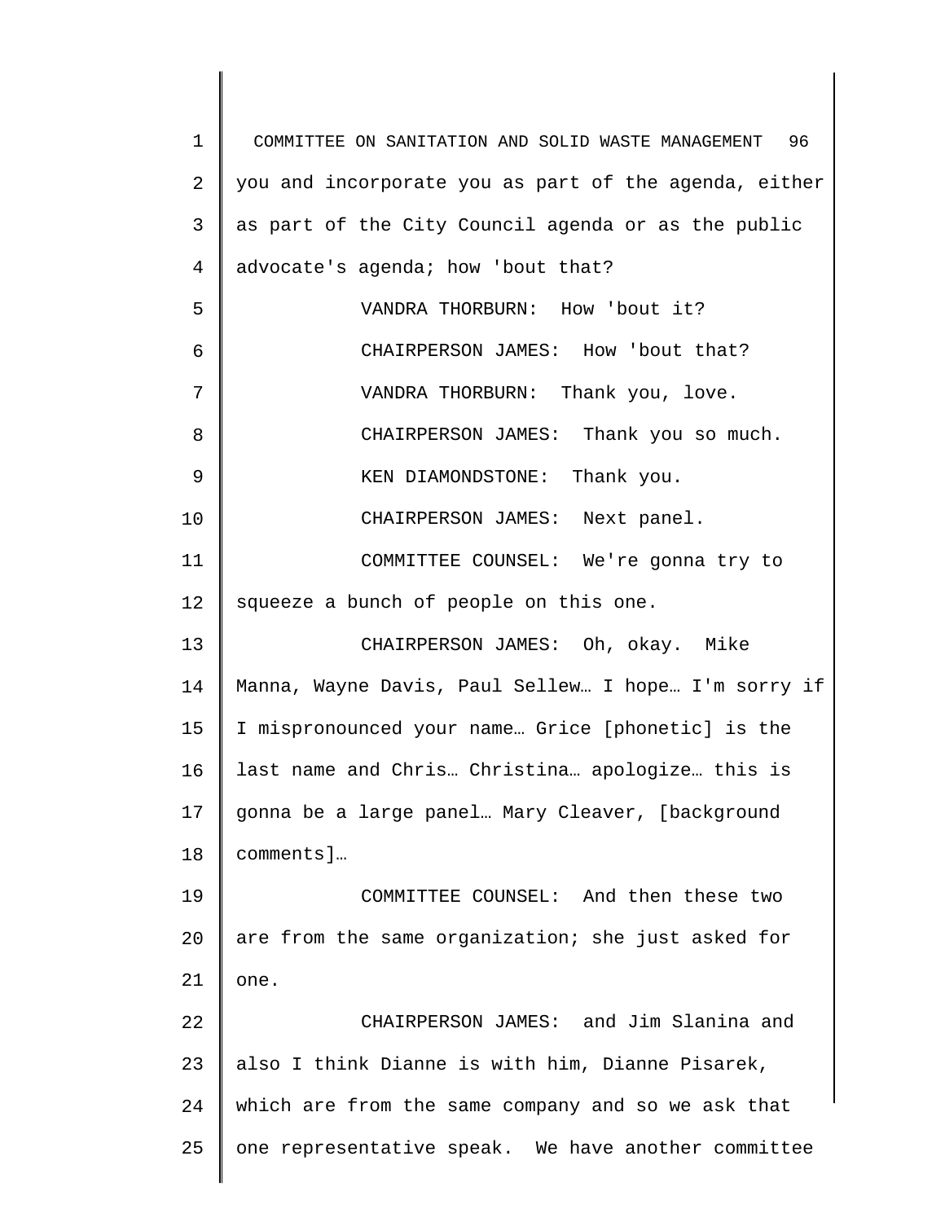you and incorporate you as part of the agenda, either as part of the City Council agenda or as the public advocate's agenda; how 'bout that?

VANDRA THORBURN: How 'bout it?

CHAIRPERSON JAMES: How 'bout that?

VANDRA THORBURN: Thank you, love.

CHAIRPERSON JAMES: Thank you so much.

KEN DIAMONDSTONE: Thank you.

CHAIRPERSON JAMES: Next panel.

COMMITTEE COUNSEL: We're gonna try to squeeze a bunch of people on this one.

CHAIRPERSON JAMES: Oh, okay. Mike Manna, Wayne Davis, Paul Sellew… I hope… I'm sorry if I mispronounced your name… Grice [phonetic] is the last name and Chris… Christina… apologize… this is gonna be a large panel… Mary Cleaver, [background comments]…

COMMITTEE COUNSEL: And then these two are from the same organization; she just asked for one.

CHAIRPERSON JAMES: and Jim Slanina and also I think Dianne is with him, Dianne Pisarek, which are from the same company and so we ask that one representative speak. We have another committee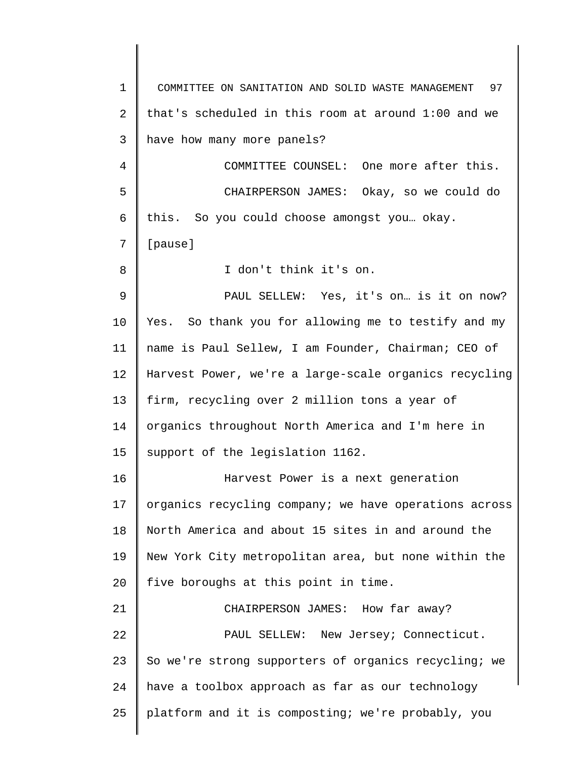that's scheduled in this room at around 1:00 and we have how many more panels?

COMMITTEE COUNSEL: One more after this.

CHAIRPERSON JAMES: Okay, so we could do this. So you could choose amongst you… okay.

[pause]

I don't think it's on.

PAUL SELLEW: Yes, it's on… is it on now? Yes. So thank you for allowing me to testify and my name is Paul Sellew, I am Founder, Chairman; CEO of Harvest Power, we're a large-scale organics recycling firm, recycling over 2 million tons a year of organics throughout North America and I'm here in support of the legislation 1162.

Harvest Power is a next generation organics recycling company; we have operations across North America and about 15 sites in and around the New York City metropolitan area, but none within the five boroughs at this point in time.

CHAIRPERSON JAMES: How far away?

PAUL SELLEW: New Jersey; Connecticut. So we're strong supporters of organics recycling; we have a toolbox approach as far as our technology platform and it is composting; we're probably, you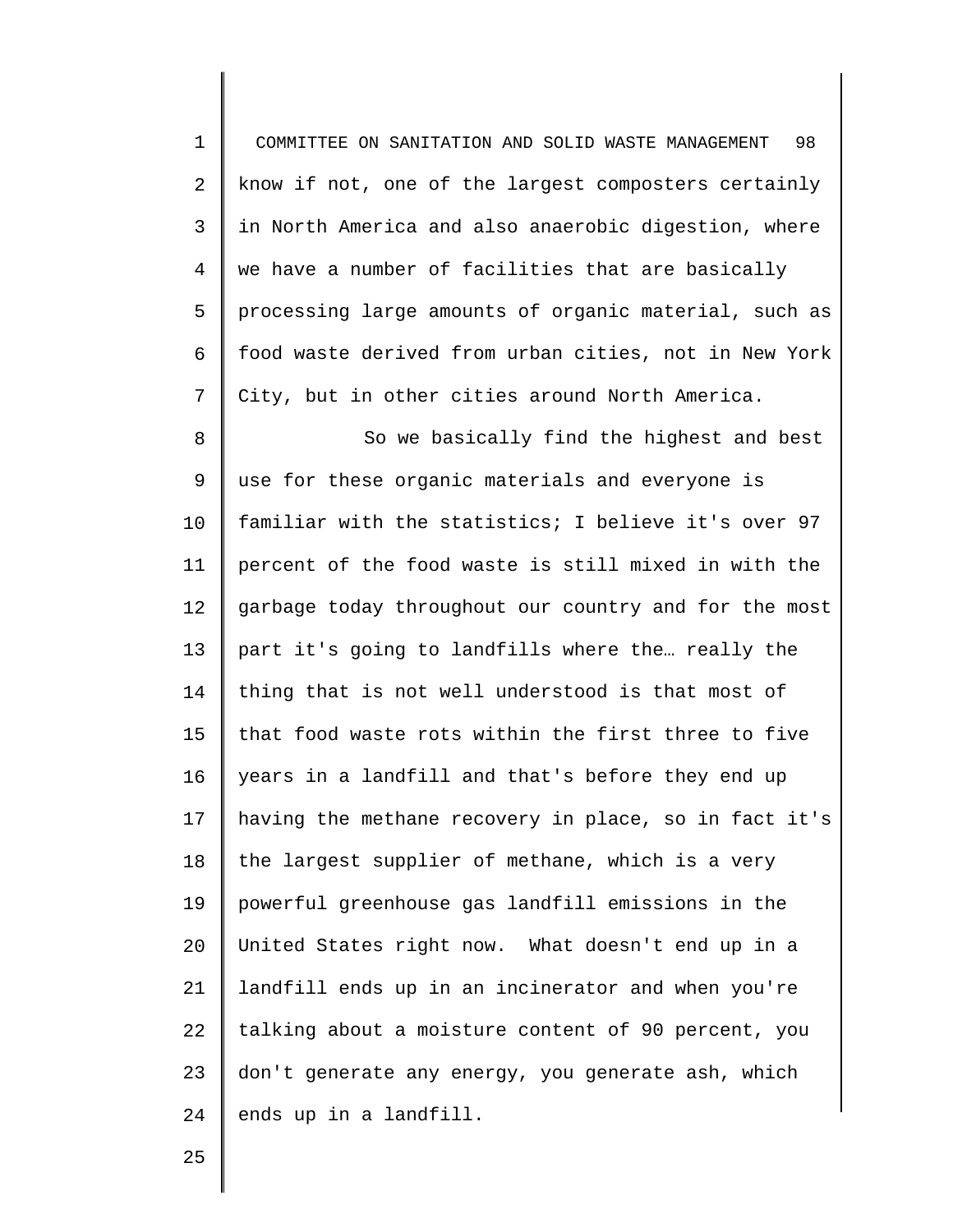know if not, one of the largest composters certainly in North America and also anaerobic digestion, where we have a number of facilities that are basically processing large amounts of organic material, such as food waste derived from urban cities, not in New York City, but in other cities around North America.

So we basically find the highest and best use for these organic materials and everyone is familiar with the statistics; I believe it's over 97 percent of the food waste is still mixed in with the garbage today throughout our country and for the most part it's going to landfills where the… really the thing that is not well understood is that most of that food waste rots within the first three to five years in a landfill and that's before they end up having the methane recovery in place, so in fact it's the largest supplier of methane, which is a very powerful greenhouse gas landfill emissions in the United States right now. What doesn't end up in a landfill ends up in an incinerator and when you're talking about a moisture content of 90 percent, you don't generate any energy, you generate ash, which ends up in a landfill.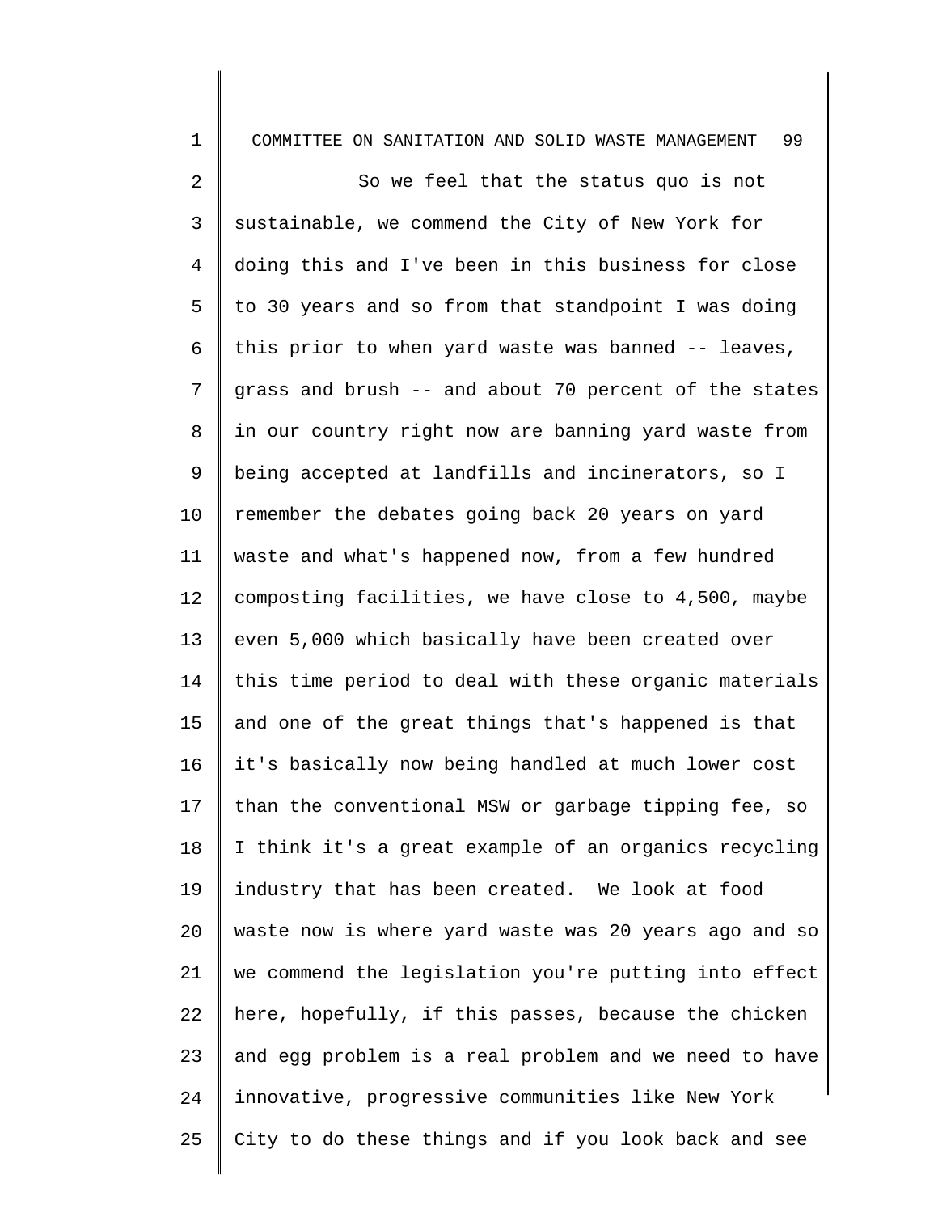So we feel that the status quo is not sustainable, we commend the City of New York for doing this and I've been in this business for close to 30 years and so from that standpoint I was doing this prior to when yard waste was banned -- leaves, grass and brush -- and about 70 percent of the states in our country right now are banning yard waste from being accepted at landfills and incinerators, so I remember the debates going back 20 years on yard waste and what's happened now, from a few hundred composting facilities, we have close to 4,500, maybe even 5,000 which basically have been created over this time period to deal with these organic materials and one of the great things that's happened is that it's basically now being handled at much lower cost than the conventional MSW or garbage tipping fee, so I think it's a great example of an organics recycling industry that has been created. We look at food waste now is where yard waste was 20 years ago and so we commend the legislation you're putting into effect here, hopefully, if this passes, because the chicken and egg problem is a real problem and we need to have innovative, progressive communities like New York City to do these things and if you look back and see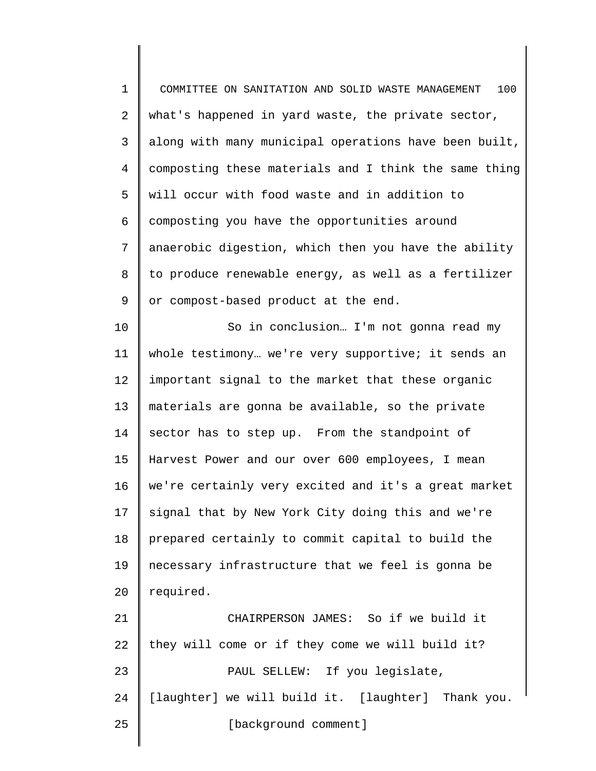what's happened in yard waste, the private sector, along with many municipal operations have been built, composting these materials and I think the same thing will occur with food waste and in addition to composting you have the opportunities around anaerobic digestion, which then you have the ability to produce renewable energy, as well as a fertilizer or compost-based product at the end.

So in conclusion… I'm not gonna read my whole testimony… we're very supportive; it sends an important signal to the market that these organic materials are gonna be available, so the private sector has to step up. From the standpoint of Harvest Power and our over 600 employees, I mean we're certainly very excited and it's a great market signal that by New York City doing this and we're prepared certainly to commit capital to build the necessary infrastructure that we feel is gonna be required.

CHAIRPERSON JAMES: So if we build it they will come or if they come we will build it?

PAUL SELLEW: If you legislate, [laughter] we will build it. [laughter] Thank you.

[background comment]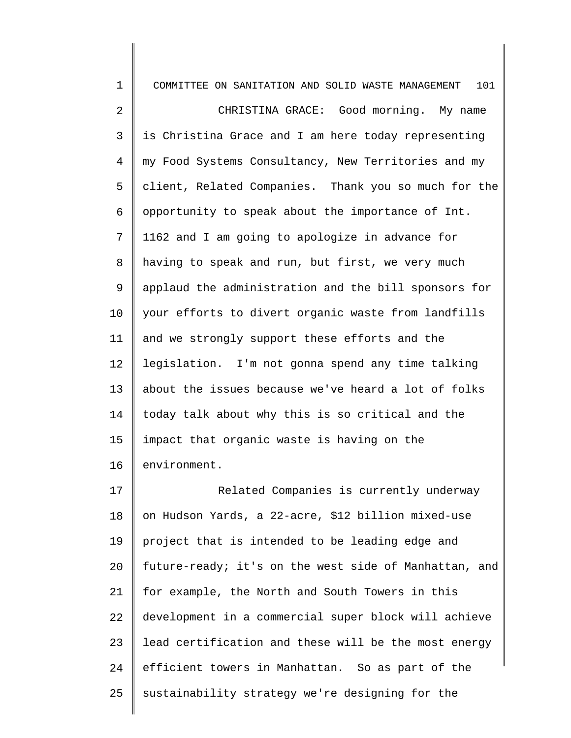CHRISTINA GRACE: Good morning. My name is Christina Grace and I am here today representing my Food Systems Consultancy, New Territories and my client, Related Companies. Thank you so much for the opportunity to speak about the importance of Int. 1162 and I am going to apologize in advance for having to speak and run, but first, we very much applaud the administration and the bill sponsors for your efforts to divert organic waste from landfills and we strongly support these efforts and the legislation. I'm not gonna spend any time talking about the issues because we've heard a lot of folks today talk about why this is so critical and the impact that organic waste is having on the environment.

Related Companies is currently underway on Hudson Yards, a 22-acre, $12 billion mixed-use project that is intended to be leading edge and future-ready; it's on the west side of Manhattan, and for example, the North and South Towers in this development in a commercial super block will achieve lead certification and these will be the most energy efficient towers in Manhattan. So as part of the sustainability strategy we're designing for the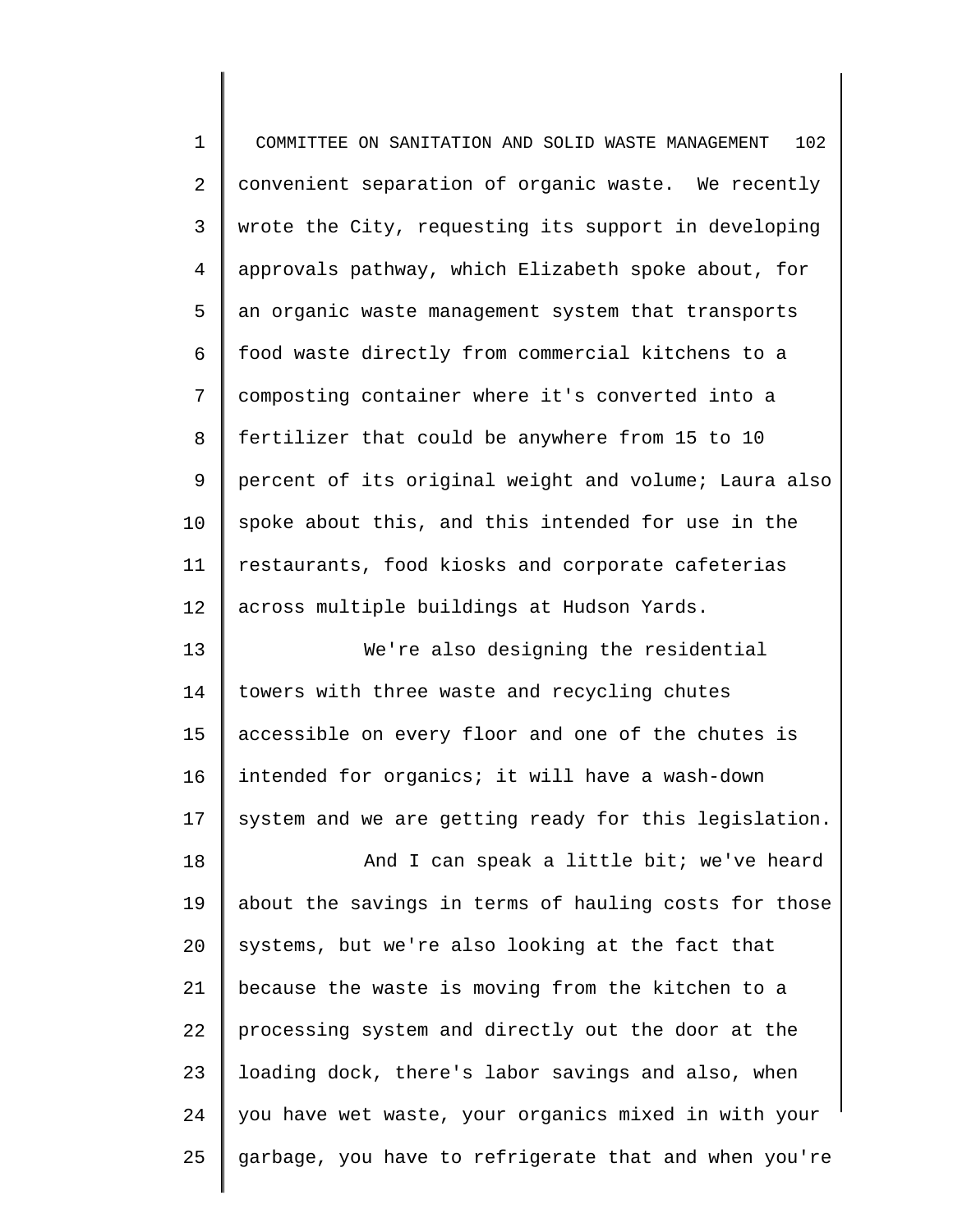convenient separation of organic waste. We recently wrote the City, requesting its support in developing approvals pathway, which Elizabeth spoke about, for an organic waste management system that transports food waste directly from commercial kitchens to a composting container where it's converted into a fertilizer that could be anywhere from 15 to 10 percent of its original weight and volume; Laura also spoke about this, and this intended for use in the restaurants, food kiosks and corporate cafeterias across multiple buildings at Hudson Yards.

We're also designing the residential towers with three waste and recycling chutes accessible on every floor and one of the chutes is intended for organics; it will have a wash-down system and we are getting ready for this legislation.

And I can speak a little bit; we've heard about the savings in terms of hauling costs for those systems, but we're also looking at the fact that because the waste is moving from the kitchen to a processing system and directly out the door at the loading dock, there's labor savings and also, when you have wet waste, your organics mixed in with your garbage, you have to refrigerate that and when you're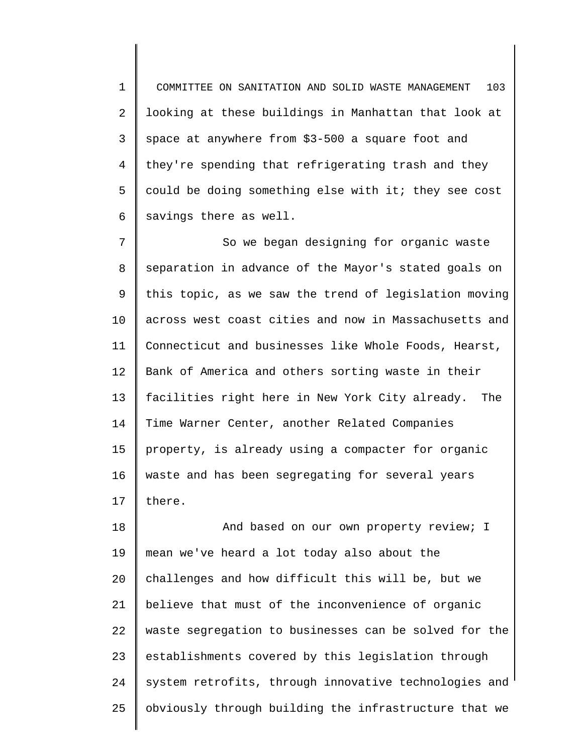looking at these buildings in Manhattan that look at space at anywhere from $3-500 a square foot and they're spending that refrigerating trash and they could be doing something else with it; they see cost savings there as well.

So we began designing for organic waste separation in advance of the Mayor's stated goals on this topic, as we saw the trend of legislation moving across west coast cities and now in Massachusetts and Connecticut and businesses like Whole Foods, Hearst, Bank of America and others sorting waste in their facilities right here in New York City already. The Time Warner Center, another Related Companies property, is already using a compacter for organic waste and has been segregating for several years there.

And based on our own property review; I mean we've heard a lot today also about the challenges and how difficult this will be, but we believe that must of the inconvenience of organic waste segregation to businesses can be solved for the establishments covered by this legislation through system retrofits, through innovative technologies and obviously through building the infrastructure that we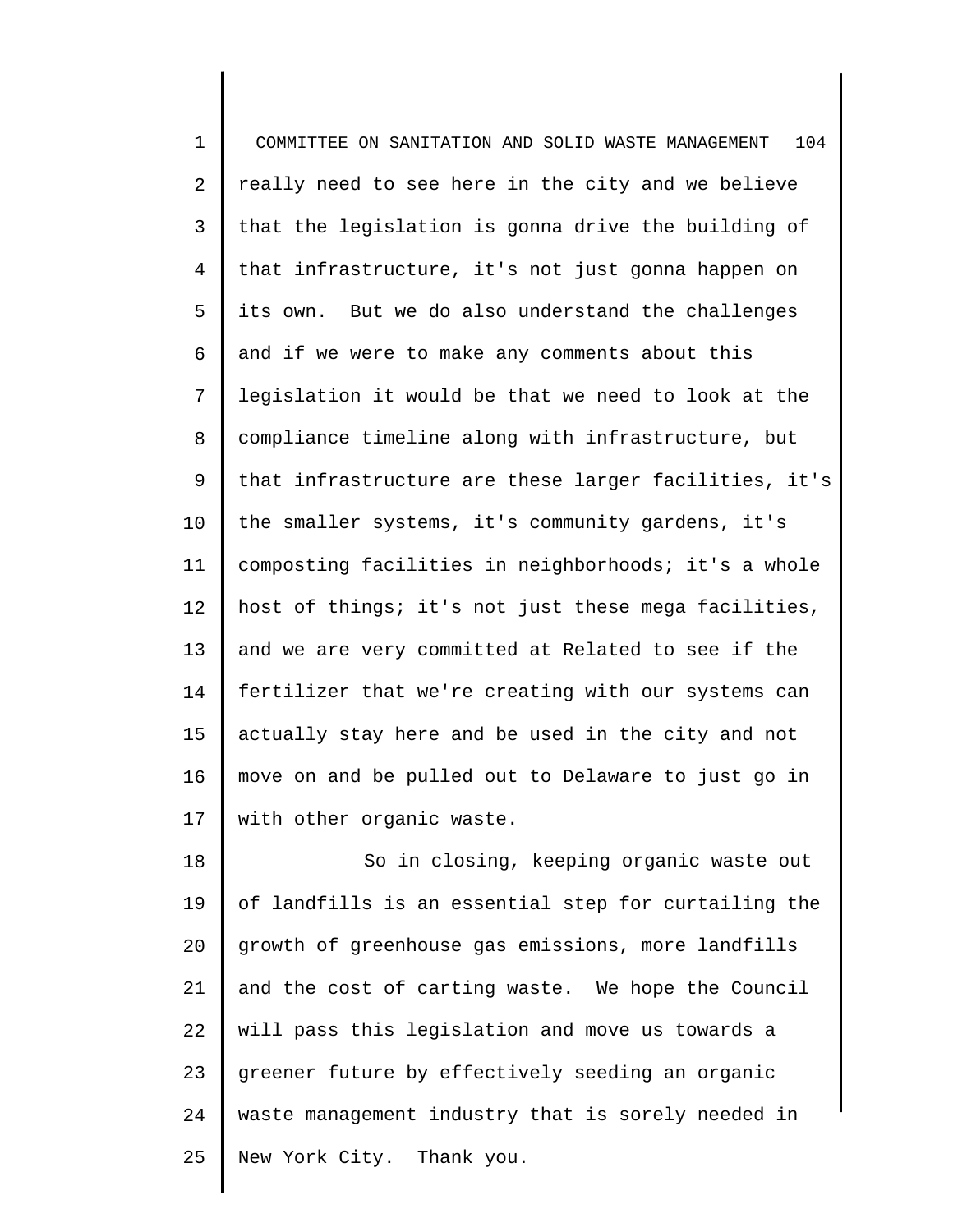really need to see here in the city and we believe that the legislation is gonna drive the building of that infrastructure, it's not just gonna happen on its own. But we do also understand the challenges and if we were to make any comments about this legislation it would be that we need to look at the compliance timeline along with infrastructure, but that infrastructure are these larger facilities, it's the smaller systems, it's community gardens, it's composting facilities in neighborhoods; it's a whole host of things; it's not just these mega facilities, and we are very committed at Related to see if the fertilizer that we're creating with our systems can actually stay here and be used in the city and not move on and be pulled out to Delaware to just go in with other organic waste.

So in closing, keeping organic waste out of landfills is an essential step for curtailing the growth of greenhouse gas emissions, more landfills and the cost of carting waste. We hope the Council will pass this legislation and move us towards a greener future by effectively seeding an organic waste management industry that is sorely needed in New York City. Thank you.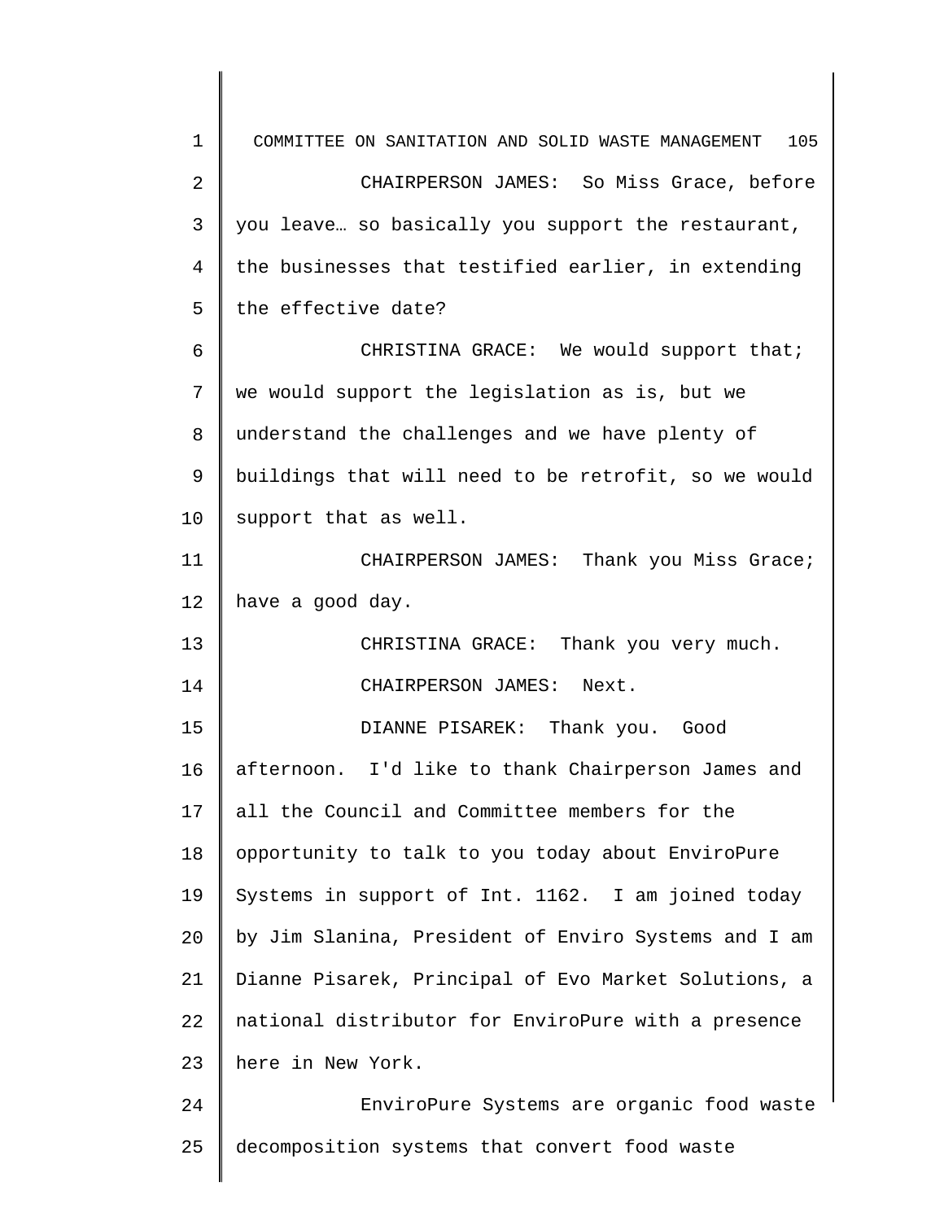CHAIRPERSON JAMES: So Miss Grace, before you leave… so basically you support the restaurant, the businesses that testified earlier, in extending the effective date?

CHRISTINA GRACE: We would support that; we would support the legislation as is, but we understand the challenges and we have plenty of buildings that will need to be retrofit, so we would support that as well.

CHAIRPERSON JAMES: Thank you Miss Grace; have a good day.

CHRISTINA GRACE: Thank you very much.

CHAIRPERSON JAMES: Next.

DIANNE PISAREK: Thank you. Good afternoon. I'd like to thank Chairperson James and all the Council and Committee members for the opportunity to talk to you today about EnviroPure Systems in support of Int. 1162. I am joined today by Jim Slanina, President of Enviro Systems and I am Dianne Pisarek, Principal of Evo Market Solutions, a national distributor for EnviroPure with a presence here in New York.

EnviroPure Systems are organic food waste decomposition systems that convert food waste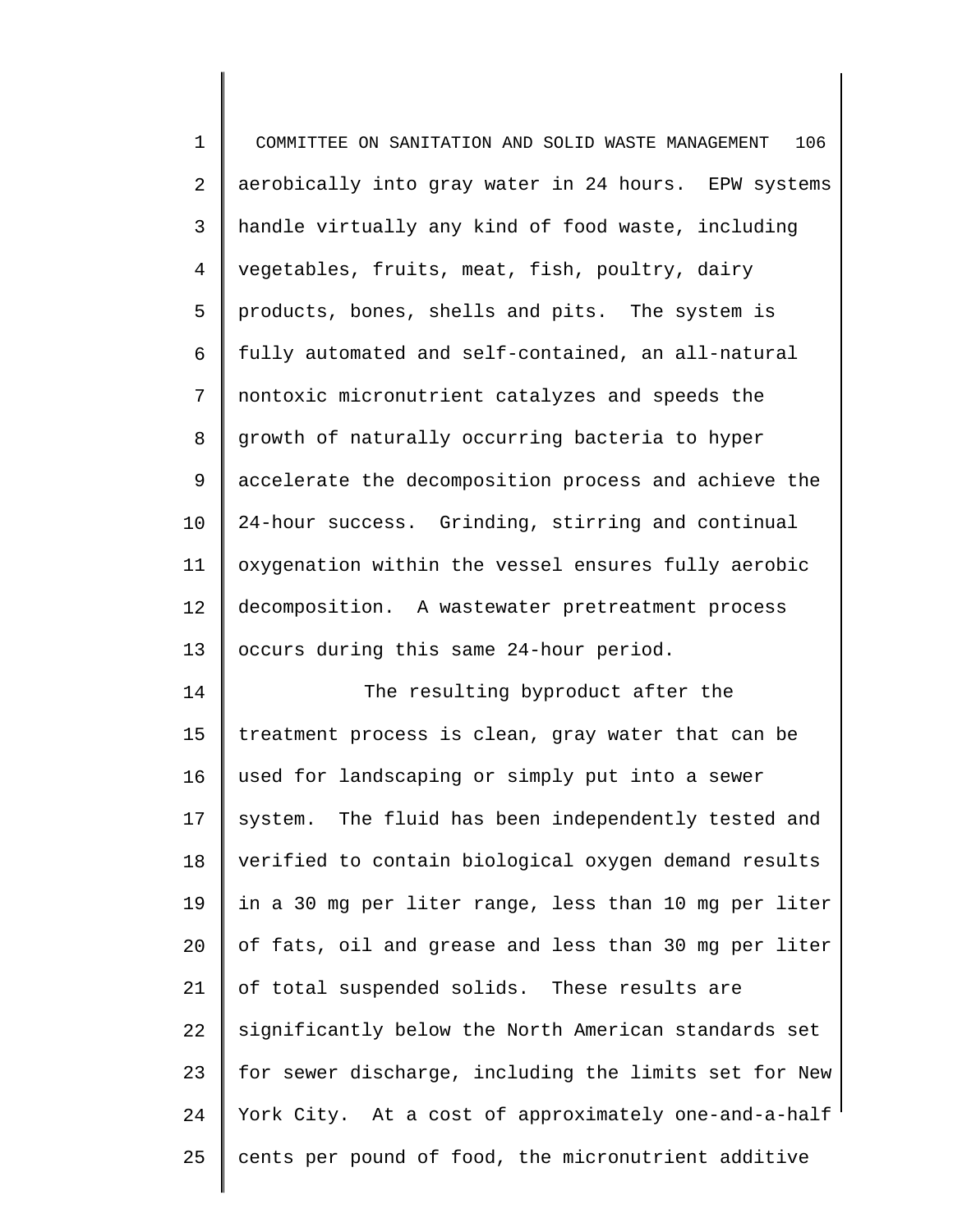aerobically into gray water in 24 hours. EPW systems handle virtually any kind of food waste, including vegetables, fruits, meat, fish, poultry, dairy products, bones, shells and pits. The system is fully automated and self-contained, an all-natural nontoxic micronutrient catalyzes and speeds the growth of naturally occurring bacteria to hyper accelerate the decomposition process and achieve the 24-hour success. Grinding, stirring and continual oxygenation within the vessel ensures fully aerobic decomposition. A wastewater pretreatment process occurs during this same 24-hour period.

The resulting byproduct after the treatment process is clean, gray water that can be used for landscaping or simply put into a sewer system. The fluid has been independently tested and verified to contain biological oxygen demand results in a 30 mg per liter range, less than 10 mg per liter of fats, oil and grease and less than 30 mg per liter of total suspended solids. These results are significantly below the North American standards set for sewer discharge, including the limits set for New York City. At a cost of approximately one-and-a-half cents per pound of food, the micronutrient additive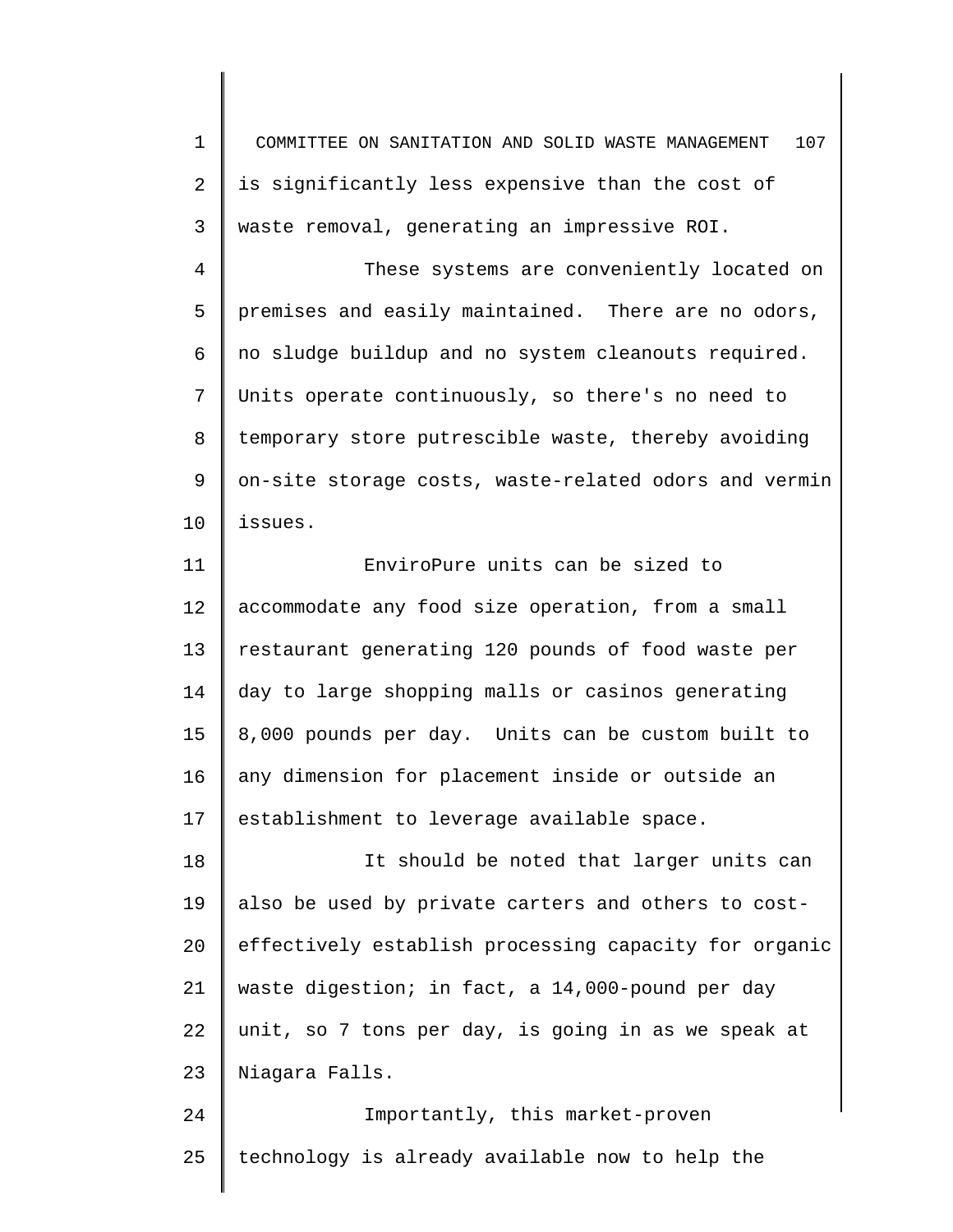is significantly less expensive than the cost of waste removal, generating an impressive ROI.

These systems are conveniently located on premises and easily maintained. There are no odors, no sludge buildup and no system cleanouts required. Units operate continuously, so there's no need to temporary store putrescible waste, thereby avoiding on-site storage costs, waste-related odors and vermin issues.

EnviroPure units can be sized to accommodate any food size operation, from a small restaurant generating 120 pounds of food waste per day to large shopping malls or casinos generating 8,000 pounds per day. Units can be custom built to any dimension for placement inside or outside an establishment to leverage available space.

It should be noted that larger units can also be used by private carters and others to cost-effectively establish processing capacity for organic waste digestion; in fact, a 14,000-pound per day unit, so 7 tons per day, is going in as we speak at Niagara Falls.

Importantly, this market-proven technology is already available now to help the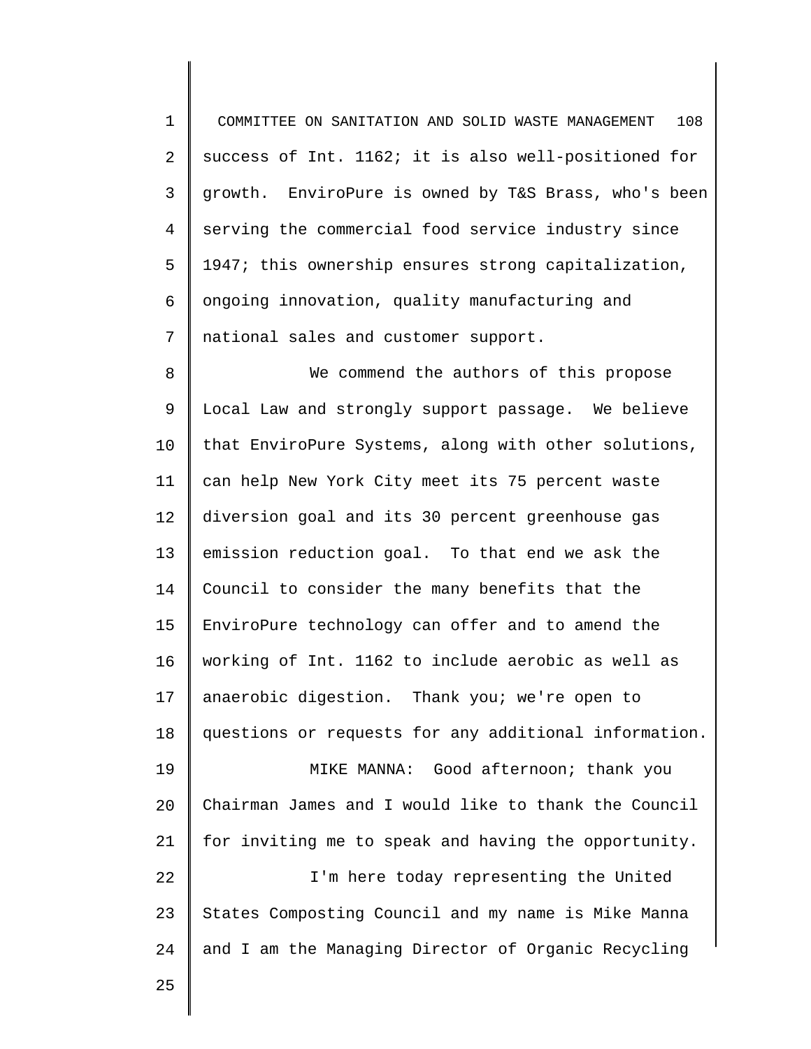success of Int. 1162; it is also well-positioned for growth. EnviroPure is owned by T&S Brass, who's been serving the commercial food service industry since 1947; this ownership ensures strong capitalization, ongoing innovation, quality manufacturing and national sales and customer support.

We commend the authors of this propose Local Law and strongly support passage. We believe that EnviroPure Systems, along with other solutions, can help New York City meet its 75 percent waste diversion goal and its 30 percent greenhouse gas emission reduction goal. To that end we ask the Council to consider the many benefits that the EnviroPure technology can offer and to amend the working of Int. 1162 to include aerobic as well as anaerobic digestion. Thank you; we're open to questions or requests for any additional information.

MIKE MANNA: Good afternoon; thank you Chairman James and I would like to thank the Council for inviting me to speak and having the opportunity.

I'm here today representing the United States Composting Council and my name is Mike Manna and I am the Managing Director of Organic Recycling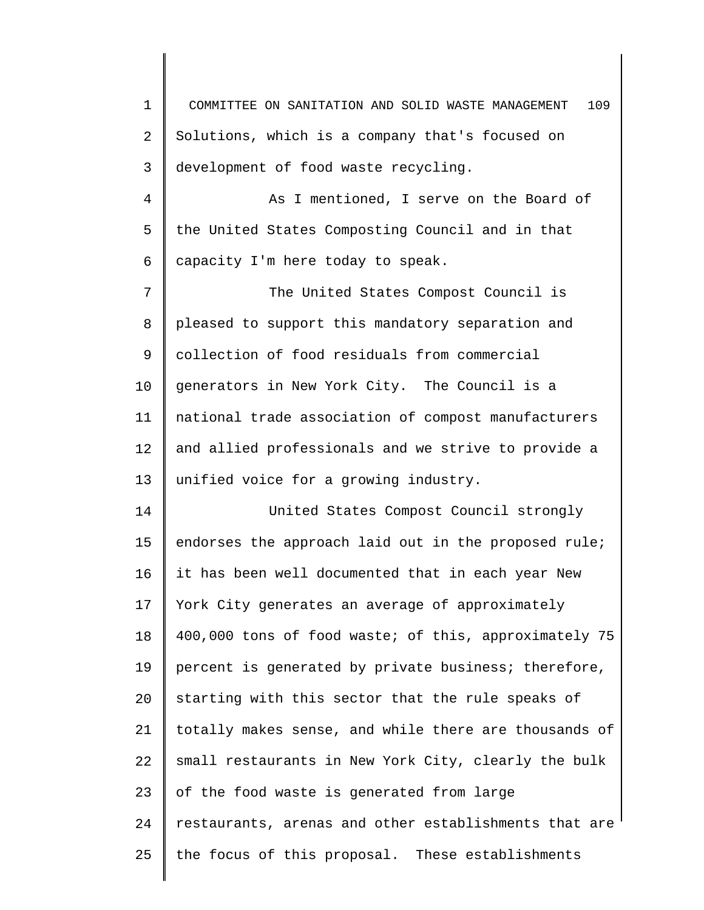Solutions, which is a company that's focused on development of food waste recycling.

As I mentioned, I serve on the Board of the United States Composting Council and in that capacity I'm here today to speak.

The United States Compost Council is pleased to support this mandatory separation and collection of food residuals from commercial generators in New York City. The Council is a national trade association of compost manufacturers and allied professionals and we strive to provide a unified voice for a growing industry.

United States Compost Council strongly endorses the approach laid out in the proposed rule; it has been well documented that in each year New York City generates an average of approximately 400,000 tons of food waste; of this, approximately 75 percent is generated by private business; therefore, starting with this sector that the rule speaks of totally makes sense, and while there are thousands of small restaurants in New York City, clearly the bulk of the food waste is generated from large restaurants, arenas and other establishments that are the focus of this proposal. These establishments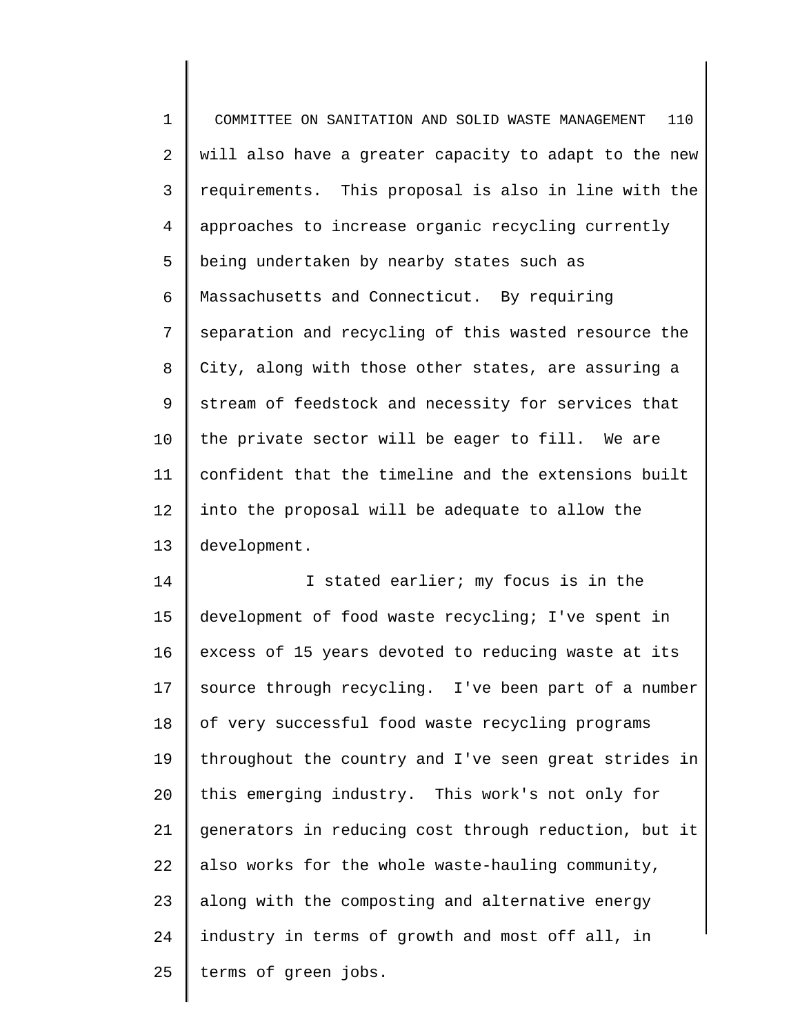will also have a greater capacity to adapt to the new requirements. This proposal is also in line with the approaches to increase organic recycling currently being undertaken by nearby states such as Massachusetts and Connecticut. By requiring separation and recycling of this wasted resource the City, along with those other states, are assuring a stream of feedstock and necessity for services that the private sector will be eager to fill. We are confident that the timeline and the extensions built into the proposal will be adequate to allow the development.

I stated earlier; my focus is in the development of food waste recycling; I've spent in excess of 15 years devoted to reducing waste at its source through recycling. I've been part of a number of very successful food waste recycling programs throughout the country and I've seen great strides in this emerging industry. This work's not only for generators in reducing cost through reduction, but it also works for the whole waste-hauling community, along with the composting and alternative energy industry in terms of growth and most off all, in terms of green jobs.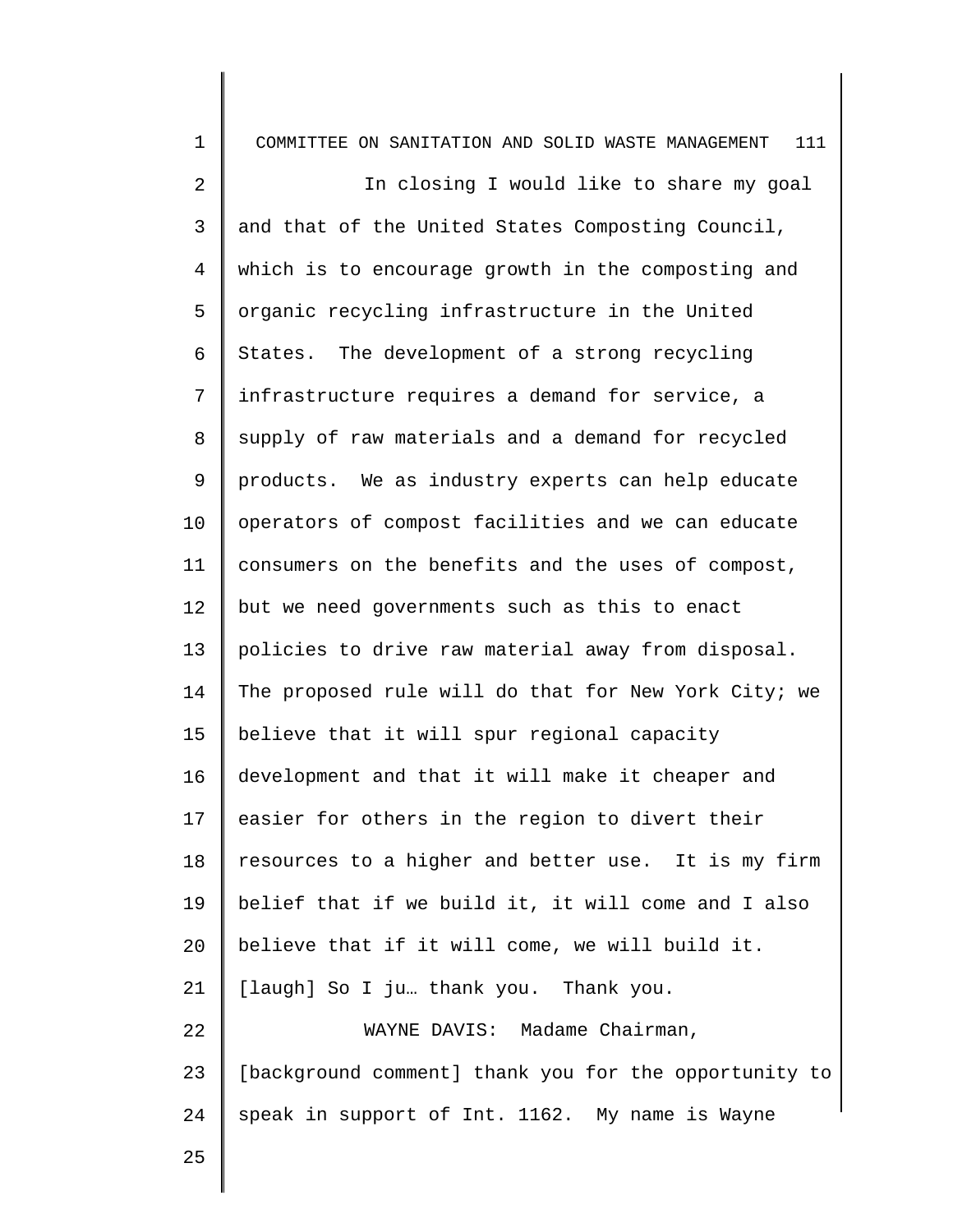In closing I would like to share my goal and that of the United States Composting Council, which is to encourage growth in the composting and organic recycling infrastructure in the United States. The development of a strong recycling infrastructure requires a demand for service, a supply of raw materials and a demand for recycled products. We as industry experts can help educate operators of compost facilities and we can educate consumers on the benefits and the uses of compost, but we need governments such as this to enact policies to drive raw material away from disposal. The proposed rule will do that for New York City; we believe that it will spur regional capacity development and that it will make it cheaper and easier for others in the region to divert their resources to a higher and better use. It is my firm belief that if we build it, it will come and I also believe that if it will come, we will build it. [laugh] So I ju… thank you. Thank you.

WAYNE DAVIS: Madame Chairman, [background comment] thank you for the opportunity to speak in support of Int. 1162. My name is Wayne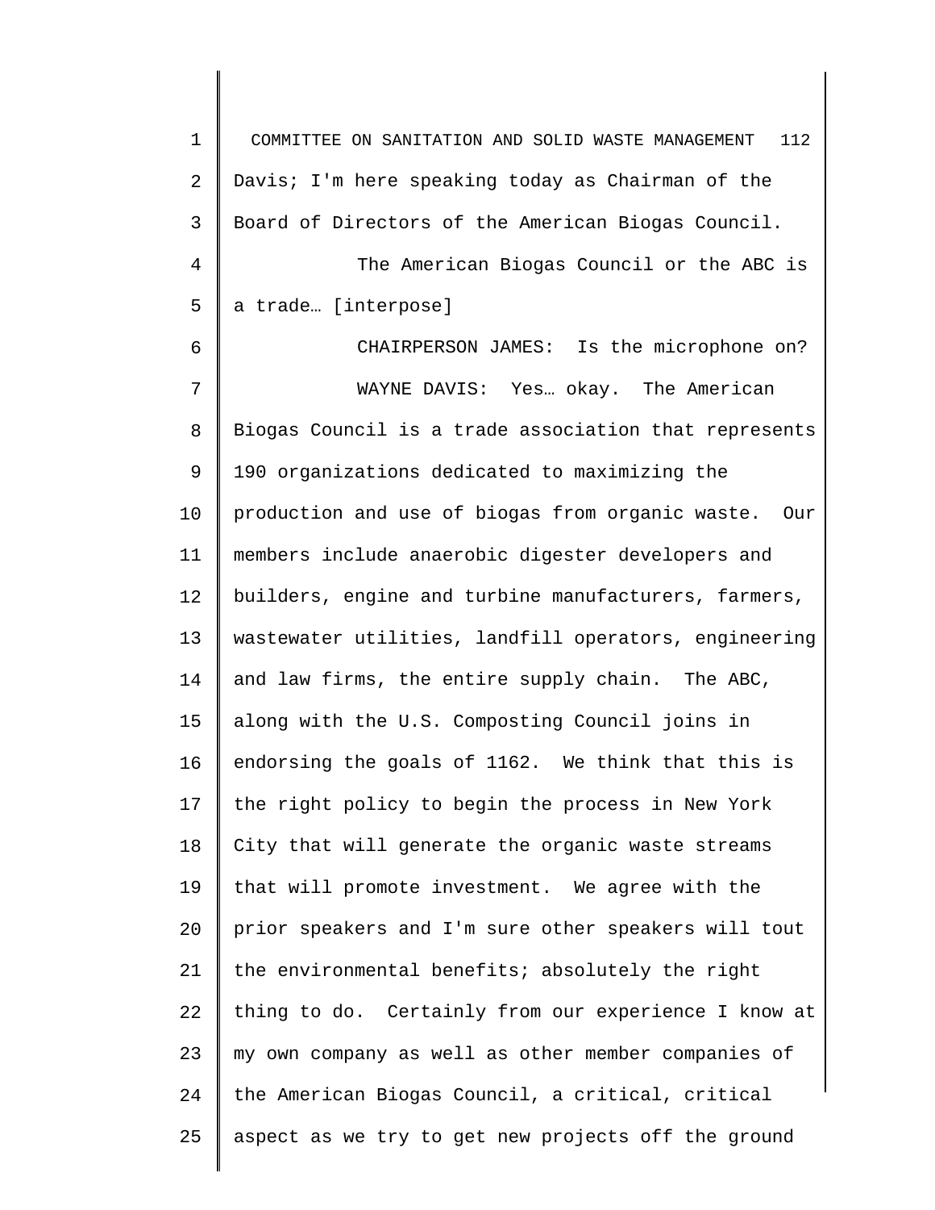Davis; I'm here speaking today as Chairman of the Board of Directors of the American Biogas Council.

The American Biogas Council or the ABC is a trade… [interpose]

CHAIRPERSON JAMES: Is the microphone on?

WAYNE DAVIS: Yes… okay. The American Biogas Council is a trade association that represents 190 organizations dedicated to maximizing the production and use of biogas from organic waste. Our members include anaerobic digester developers and builders, engine and turbine manufacturers, farmers, wastewater utilities, landfill operators, engineering and law firms, the entire supply chain. The ABC, along with the U.S. Composting Council joins in endorsing the goals of 1162. We think that this is the right policy to begin the process in New York City that will generate the organic waste streams that will promote investment. We agree with the prior speakers and I'm sure other speakers will tout the environmental benefits; absolutely the right thing to do. Certainly from our experience I know at my own company as well as other member companies of the American Biogas Council, a critical, critical aspect as we try to get new projects off the ground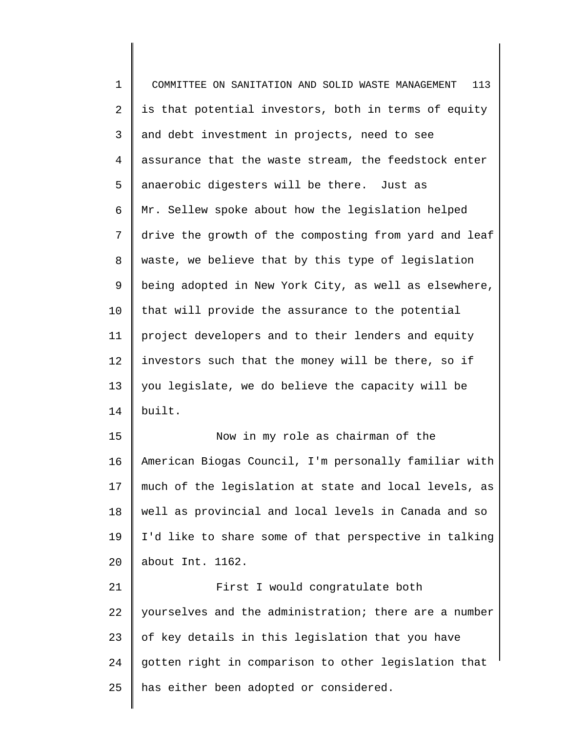is that potential investors, both in terms of equity and debt investment in projects, need to see assurance that the waste stream, the feedstock enter anaerobic digesters will be there. Just as Mr. Sellew spoke about how the legislation helped drive the growth of the composting from yard and leaf waste, we believe that by this type of legislation being adopted in New York City, as well as elsewhere, that will provide the assurance to the potential project developers and to their lenders and equity investors such that the money will be there, so if you legislate, we do believe the capacity will be built.

Now in my role as chairman of the American Biogas Council, I'm personally familiar with much of the legislation at state and local levels, as well as provincial and local levels in Canada and so I'd like to share some of that perspective in talking about Int. 1162.

First I would congratulate both yourselves and the administration; there are a number of key details in this legislation that you have gotten right in comparison to other legislation that has either been adopted or considered.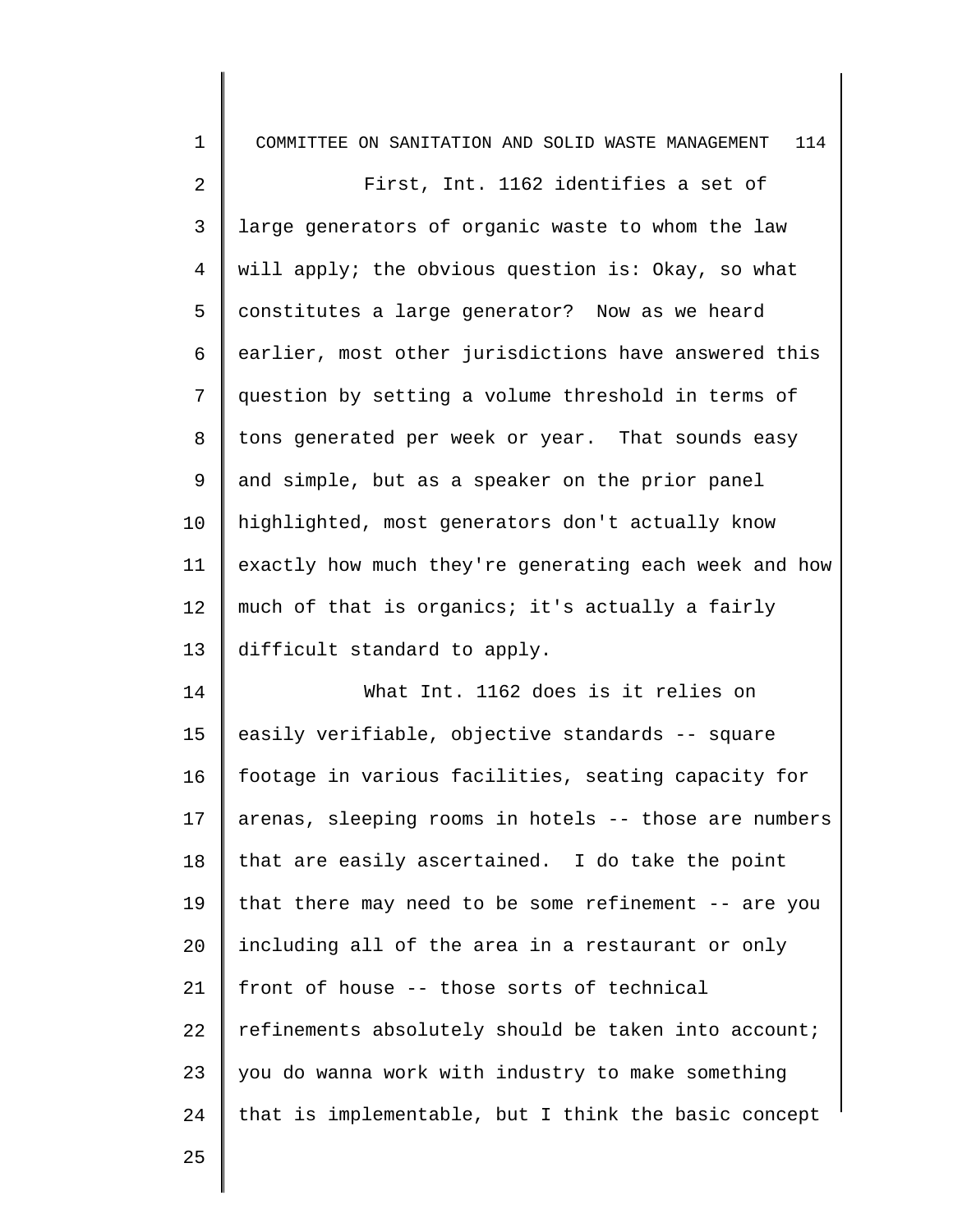First, Int. 1162 identifies a set of large generators of organic waste to whom the law will apply; the obvious question is: Okay, so what constitutes a large generator? Now as we heard earlier, most other jurisdictions have answered this question by setting a volume threshold in terms of tons generated per week or year. That sounds easy and simple, but as a speaker on the prior panel highlighted, most generators don't actually know exactly how much they're generating each week and how much of that is organics; it's actually a fairly difficult standard to apply.

What Int. 1162 does is it relies on easily verifiable, objective standards -- square footage in various facilities, seating capacity for arenas, sleeping rooms in hotels -- those are numbers that are easily ascertained. I do take the point that there may need to be some refinement -- are you including all of the area in a restaurant or only front of house -- those sorts of technical refinements absolutely should be taken into account; you do wanna work with industry to make something that is implementable, but I think the basic concept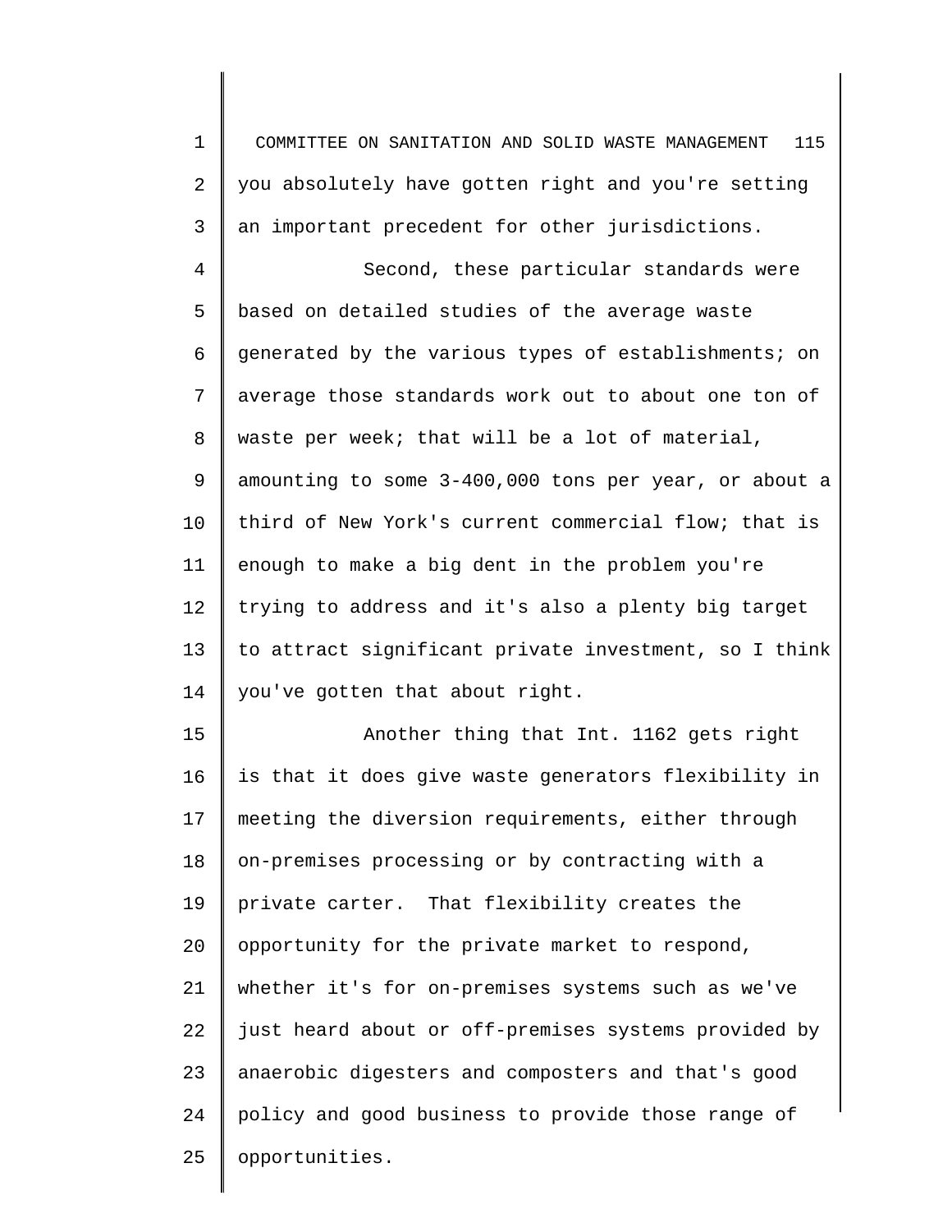you absolutely have gotten right and you're setting an important precedent for other jurisdictions.

Second, these particular standards were based on detailed studies of the average waste generated by the various types of establishments; on average those standards work out to about one ton of waste per week; that will be a lot of material, amounting to some 3-400,000 tons per year, or about a third of New York's current commercial flow; that is enough to make a big dent in the problem you're trying to address and it's also a plenty big target to attract significant private investment, so I think you've gotten that about right.

Another thing that Int. 1162 gets right is that it does give waste generators flexibility in meeting the diversion requirements, either through on-premises processing or by contracting with a private carter. That flexibility creates the opportunity for the private market to respond, whether it's for on-premises systems such as we've just heard about or off-premises systems provided by anaerobic digesters and composters and that's good policy and good business to provide those range of opportunities.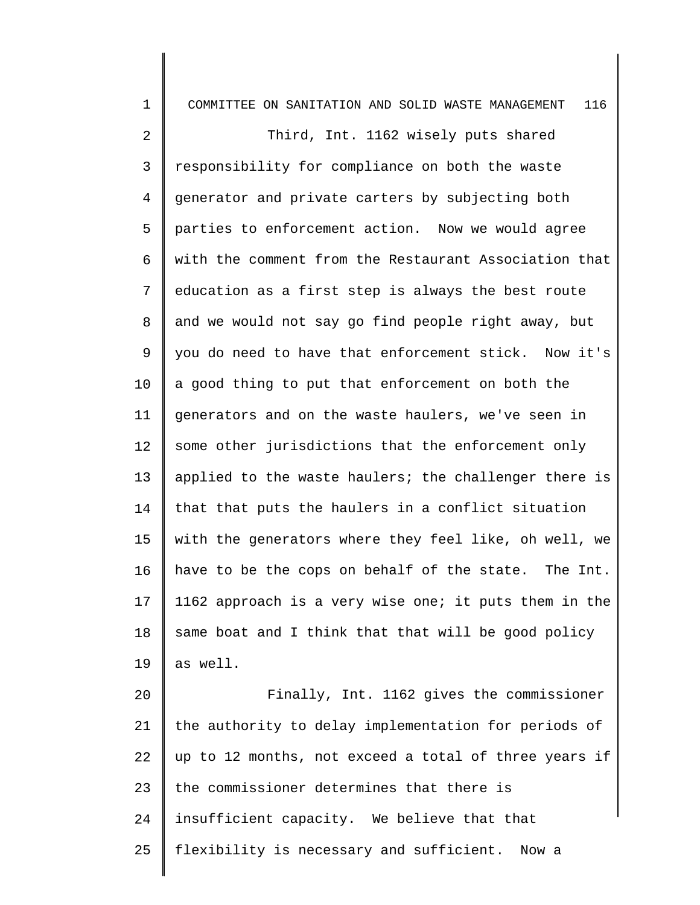Third, Int. 1162 wisely puts shared responsibility for compliance on both the waste generator and private carters by subjecting both parties to enforcement action. Now we would agree with the comment from the Restaurant Association that education as a first step is always the best route and we would not say go find people right away, but you do need to have that enforcement stick. Now it's a good thing to put that enforcement on both the generators and on the waste haulers, we've seen in some other jurisdictions that the enforcement only applied to the waste haulers; the challenger there is that that puts the haulers in a conflict situation with the generators where they feel like, oh well, we have to be the cops on behalf of the state. The Int. 1162 approach is a very wise one; it puts them in the same boat and I think that that will be good policy as well.

Finally, Int. 1162 gives the commissioner the authority to delay implementation for periods of up to 12 months, not exceed a total of three years if the commissioner determines that there is insufficient capacity. We believe that that flexibility is necessary and sufficient. Now a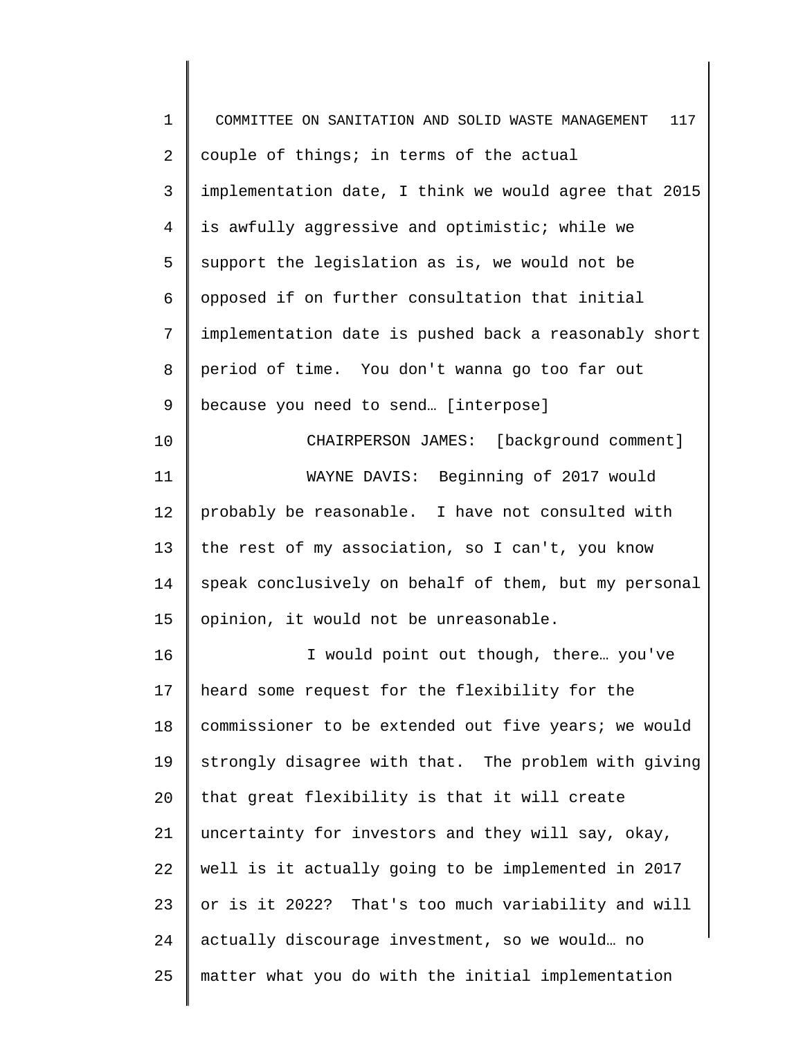couple of things; in terms of the actual implementation date, I think we would agree that 2015 is awfully aggressive and optimistic; while we support the legislation as is, we would not be opposed if on further consultation that initial implementation date is pushed back a reasonably short period of time. You don't wanna go too far out because you need to send… [interpose]

CHAIRPERSON JAMES: [background comment]

WAYNE DAVIS: Beginning of 2017 would probably be reasonable. I have not consulted with the rest of my association, so I can't, you know speak conclusively on behalf of them, but my personal opinion, it would not be unreasonable.

I would point out though, there… you've heard some request for the flexibility for the commissioner to be extended out five years; we would strongly disagree with that. The problem with giving that great flexibility is that it will create uncertainty for investors and they will say, okay, well is it actually going to be implemented in 2017 or is it 2022? That's too much variability and will actually discourage investment, so we would… no matter what you do with the initial implementation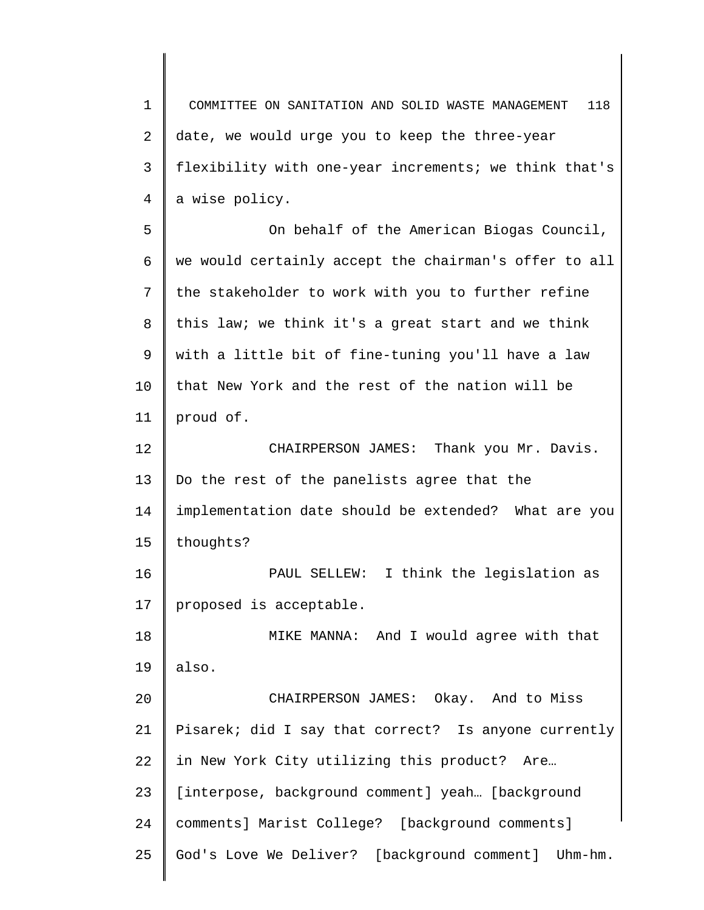date, we would urge you to keep the three-year flexibility with one-year increments; we think that's a wise policy.

On behalf of the American Biogas Council, we would certainly accept the chairman's offer to all the stakeholder to work with you to further refine this law; we think it's a great start and we think with a little bit of fine-tuning you'll have a law that New York and the rest of the nation will be proud of.

CHAIRPERSON JAMES: Thank you Mr. Davis. Do the rest of the panelists agree that the implementation date should be extended? What are you thoughts?

PAUL SELLEW: I think the legislation as proposed is acceptable.

MIKE MANNA: And I would agree with that also.

CHAIRPERSON JAMES: Okay. And to Miss Pisarek; did I say that correct? Is anyone currently in New York City utilizing this product? Are… [interpose, background comment] yeah… [background comments] Marist College? [background comments] God's Love We Deliver? [background comment] Uhm-hm.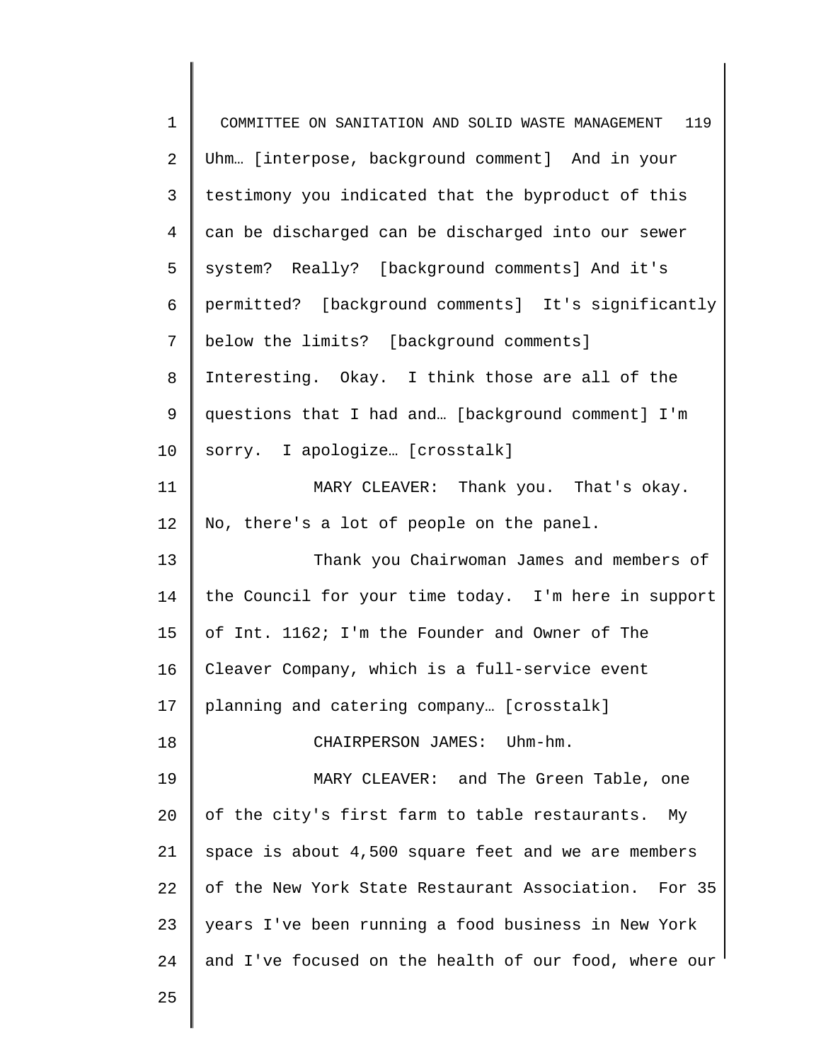Uhm… [interpose, background comment] And in your testimony you indicated that the byproduct of this can be discharged can be discharged into our sewer system? Really? [background comments] And it's permitted? [background comments] It's significantly below the limits? [background comments] Interesting. Okay. I think those are all of the questions that I had and… [background comment] I'm sorry. I apologize… [crosstalk]

MARY CLEAVER: Thank you. That's okay. No, there's a lot of people on the panel.

Thank you Chairwoman James and members of the Council for your time today. I'm here in support of Int. 1162; I'm the Founder and Owner of The Cleaver Company, which is a full-service event planning and catering company… [crosstalk]

CHAIRPERSON JAMES: Uhm-hm.

MARY CLEAVER: and The Green Table, one of the city's first farm to table restaurants. My space is about 4,500 square feet and we are members of the New York State Restaurant Association. For 35 years I've been running a food business in New York and I've focused on the health of our food, where our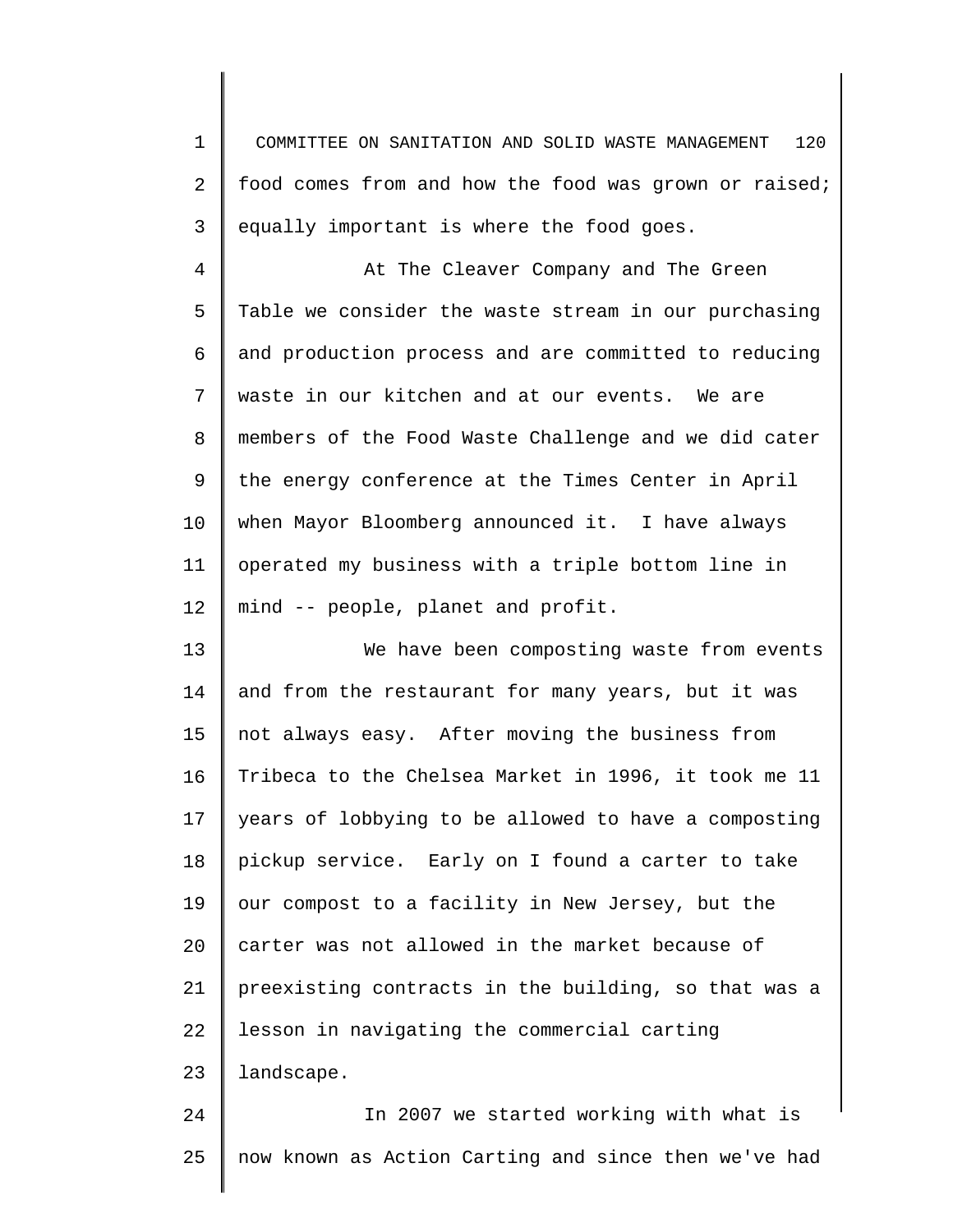food comes from and how the food was grown or raised; equally important is where the food goes.

At The Cleaver Company and The Green Table we consider the waste stream in our purchasing and production process and are committed to reducing waste in our kitchen and at our events. We are members of the Food Waste Challenge and we did cater the energy conference at the Times Center in April when Mayor Bloomberg announced it. I have always operated my business with a triple bottom line in mind -- people, planet and profit.

We have been composting waste from events and from the restaurant for many years, but it was not always easy. After moving the business from Tribeca to the Chelsea Market in 1996, it took me 11 years of lobbying to be allowed to have a composting pickup service. Early on I found a carter to take our compost to a facility in New Jersey, but the carter was not allowed in the market because of preexisting contracts in the building, so that was a lesson in navigating the commercial carting landscape.

In 2007 we started working with what is now known as Action Carting and since then we've had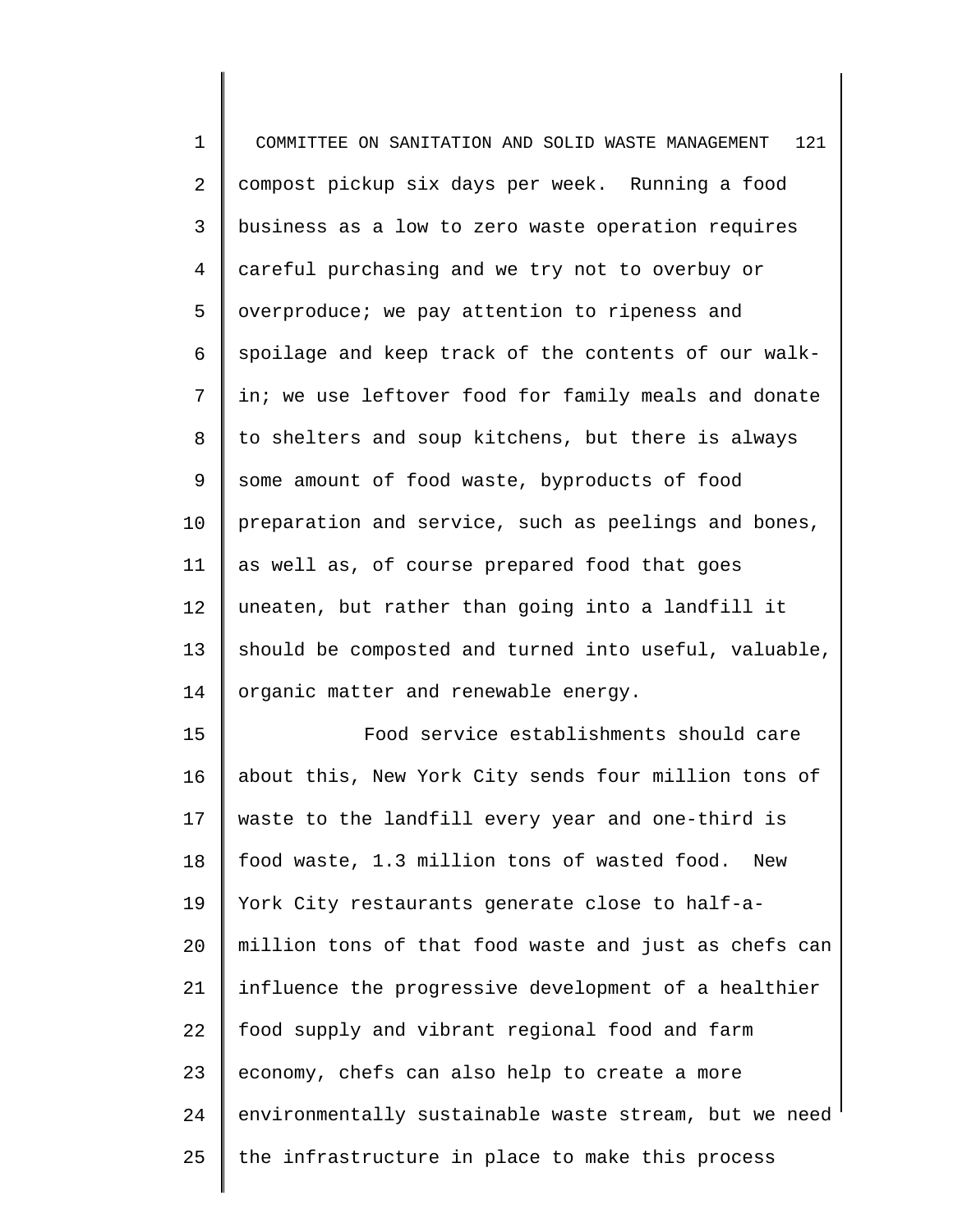compost pickup six days per week. Running a food business as a low to zero waste operation requires careful purchasing and we try not to overbuy or overproduce; we pay attention to ripeness and spoilage and keep track of the contents of our walk-in; we use leftover food for family meals and donate to shelters and soup kitchens, but there is always some amount of food waste, byproducts of food preparation and service, such as peelings and bones, as well as, of course prepared food that goes uneaten, but rather than going into a landfill it should be composted and turned into useful, valuable, organic matter and renewable energy.

Food service establishments should care about this, New York City sends four million tons of waste to the landfill every year and one-third is food waste, 1.3 million tons of wasted food. New York City restaurants generate close to half-a-million tons of that food waste and just as chefs can influence the progressive development of a healthier food supply and vibrant regional food and farm economy, chefs can also help to create a more environmentally sustainable waste stream, but we need the infrastructure in place to make this process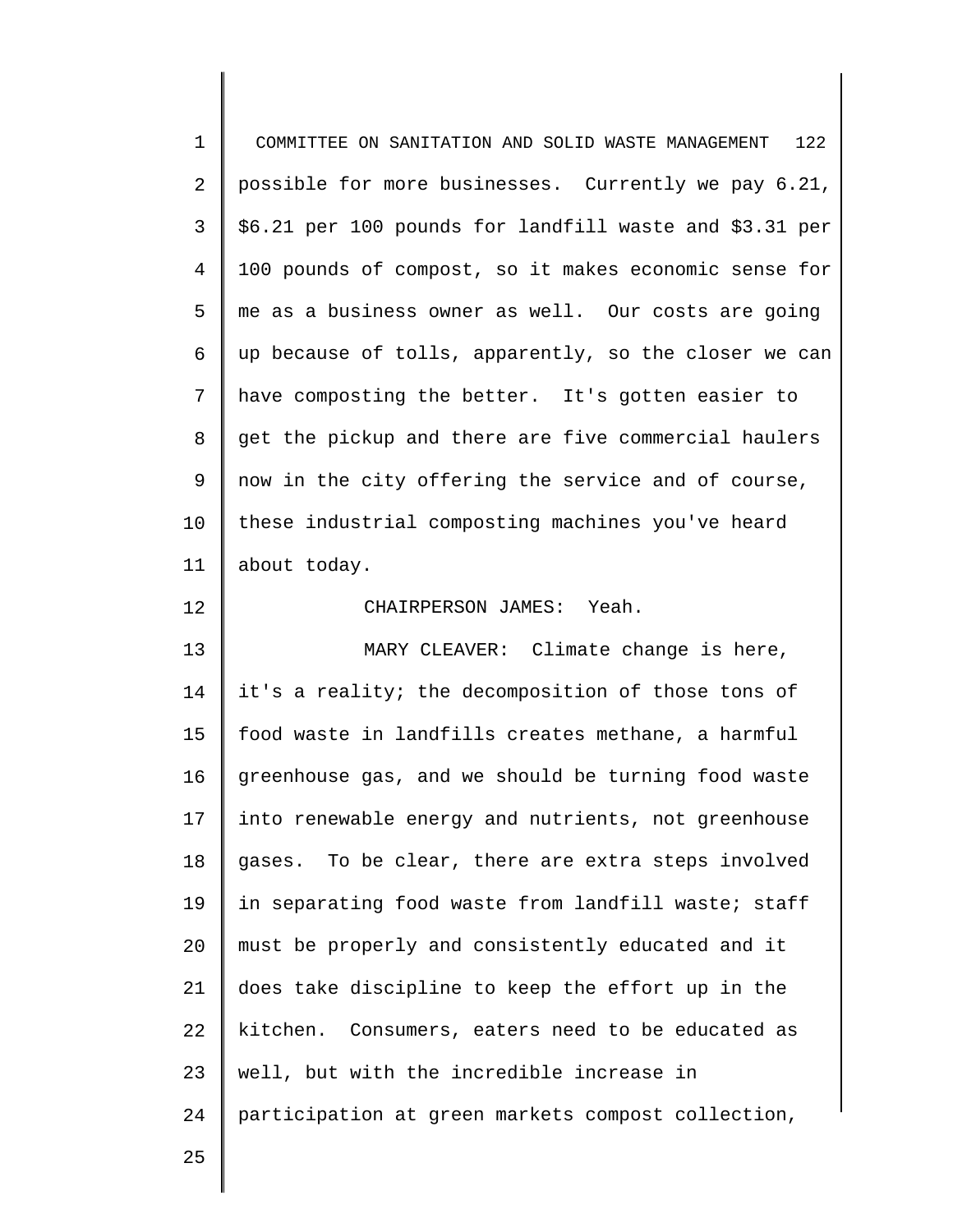possible for more businesses. Currently we pay 6.21, $6.21 per 100 pounds for landfill waste and $3.31 per 100 pounds of compost, so it makes economic sense for me as a business owner as well. Our costs are going up because of tolls, apparently, so the closer we can have composting the better. It's gotten easier to get the pickup and there are five commercial haulers now in the city offering the service and of course, these industrial composting machines you've heard about today.

CHAIRPERSON JAMES: Yeah.

MARY CLEAVER: Climate change is here, it's a reality; the decomposition of those tons of food waste in landfills creates methane, a harmful greenhouse gas, and we should be turning food waste into renewable energy and nutrients, not greenhouse gases. To be clear, there are extra steps involved in separating food waste from landfill waste; staff must be properly and consistently educated and it does take discipline to keep the effort up in the kitchen. Consumers, eaters need to be educated as well, but with the incredible increase in participation at green markets compost collection,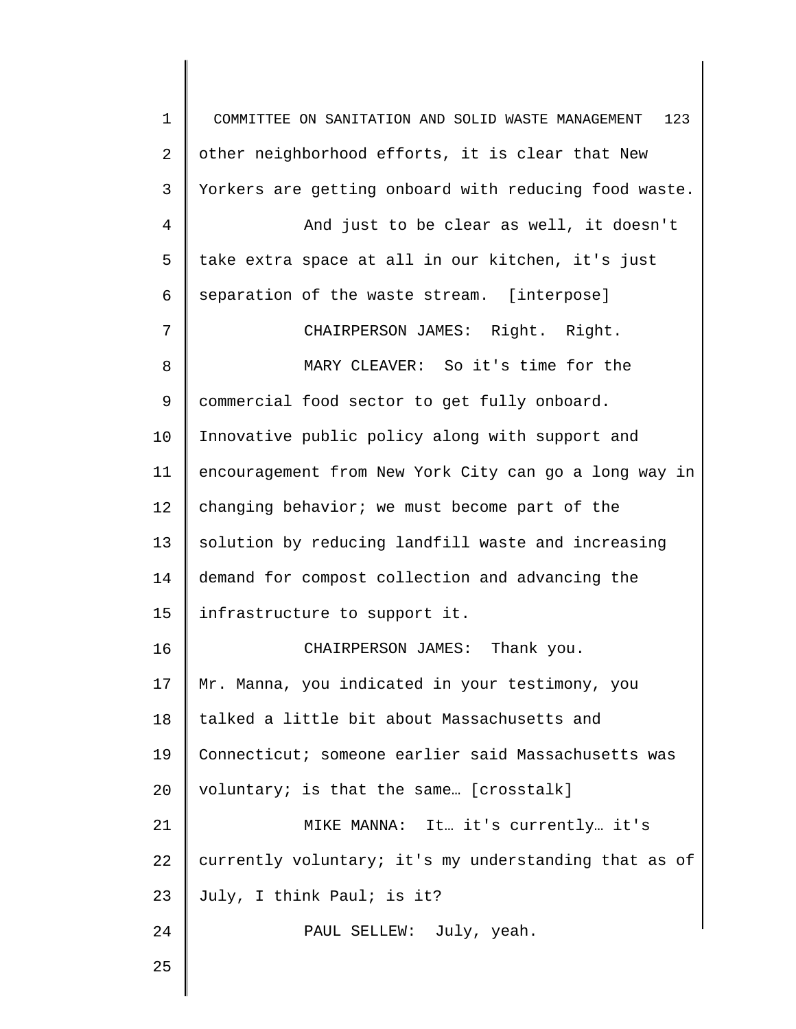other neighborhood efforts, it is clear that New Yorkers are getting onboard with reducing food waste.

And just to be clear as well, it doesn't take extra space at all in our kitchen, it's just separation of the waste stream. [interpose]

CHAIRPERSON JAMES: Right. Right.

MARY CLEAVER: So it's time for the commercial food sector to get fully onboard. Innovative public policy along with support and encouragement from New York City can go a long way in changing behavior; we must become part of the solution by reducing landfill waste and increasing demand for compost collection and advancing the infrastructure to support it.

CHAIRPERSON JAMES: Thank you. Mr. Manna, you indicated in your testimony, you talked a little bit about Massachusetts and Connecticut; someone earlier said Massachusetts was voluntary; is that the same… [crosstalk]

MIKE MANNA: It… it's currently… it's currently voluntary; it's my understanding that as of July, I think Paul; is it?

PAUL SELLEW: July, yeah.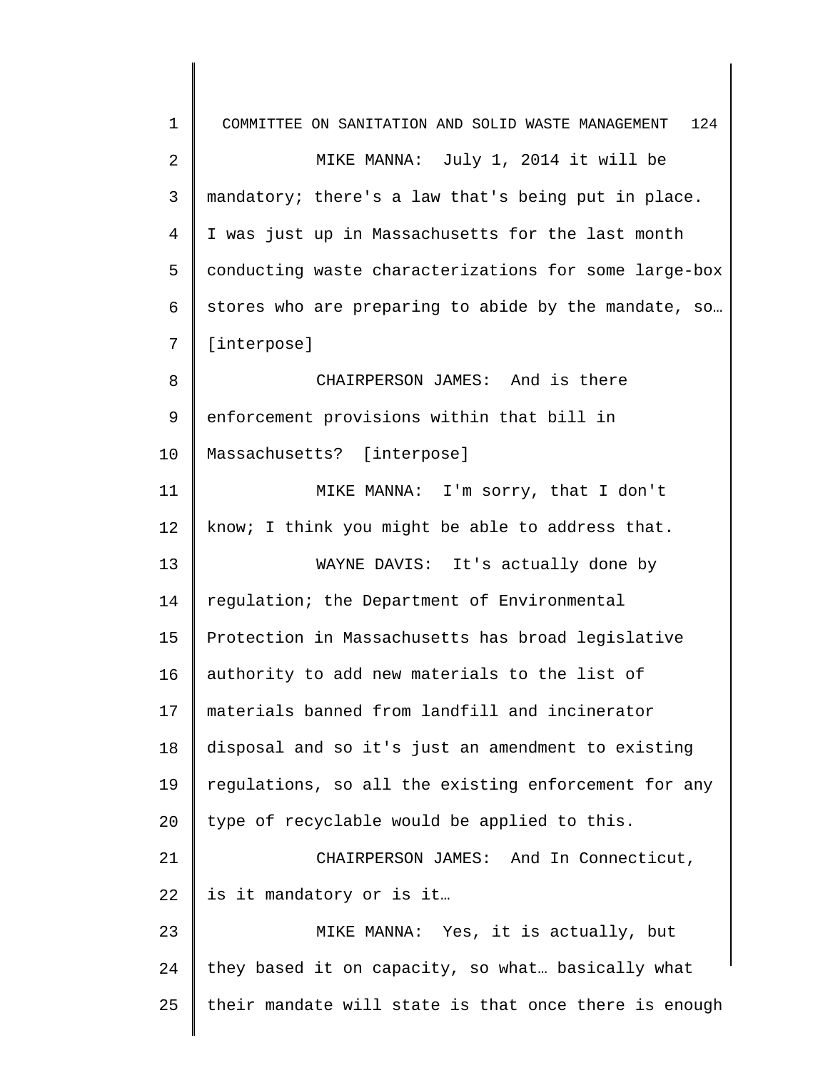MIKE MANNA: July 1, 2014 it will be mandatory; there's a law that's being put in place. I was just up in Massachusetts for the last month conducting waste characterizations for some large-box stores who are preparing to abide by the mandate, so… [interpose]

CHAIRPERSON JAMES: And is there enforcement provisions within that bill in Massachusetts? [interpose]

MIKE MANNA: I'm sorry, that I don't know; I think you might be able to address that.

WAYNE DAVIS: It's actually done by regulation; the Department of Environmental Protection in Massachusetts has broad legislative authority to add new materials to the list of materials banned from landfill and incinerator disposal and so it's just an amendment to existing regulations, so all the existing enforcement for any type of recyclable would be applied to this.

CHAIRPERSON JAMES: And In Connecticut, is it mandatory or is it…

MIKE MANNA: Yes, it is actually, but they based it on capacity, so what… basically what their mandate will state is that once there is enough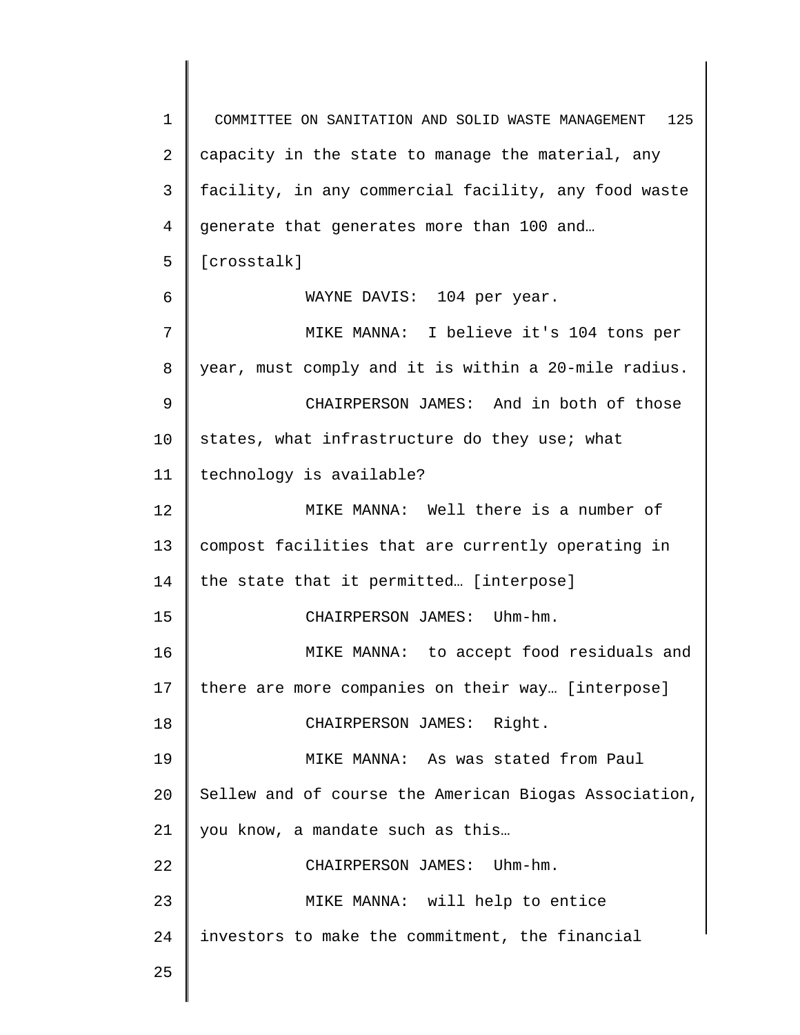capacity in the state to manage the material, any facility, in any commercial facility, any food waste generate that generates more than 100 and… [crosstalk]

WAYNE DAVIS: 104 per year.

MIKE MANNA: I believe it's 104 tons per year, must comply and it is within a 20-mile radius.

CHAIRPERSON JAMES: And in both of those states, what infrastructure do they use; what technology is available?

MIKE MANNA: Well there is a number of compost facilities that are currently operating in the state that it permitted… [interpose]

CHAIRPERSON JAMES: Uhm-hm.

MIKE MANNA: to accept food residuals and there are more companies on their way… [interpose]

CHAIRPERSON JAMES: Right.

MIKE MANNA: As was stated from Paul Sellew and of course the American Biogas Association, you know, a mandate such as this…

CHAIRPERSON JAMES: Uhm-hm.

MIKE MANNA: will help to entice investors to make the commitment, the financial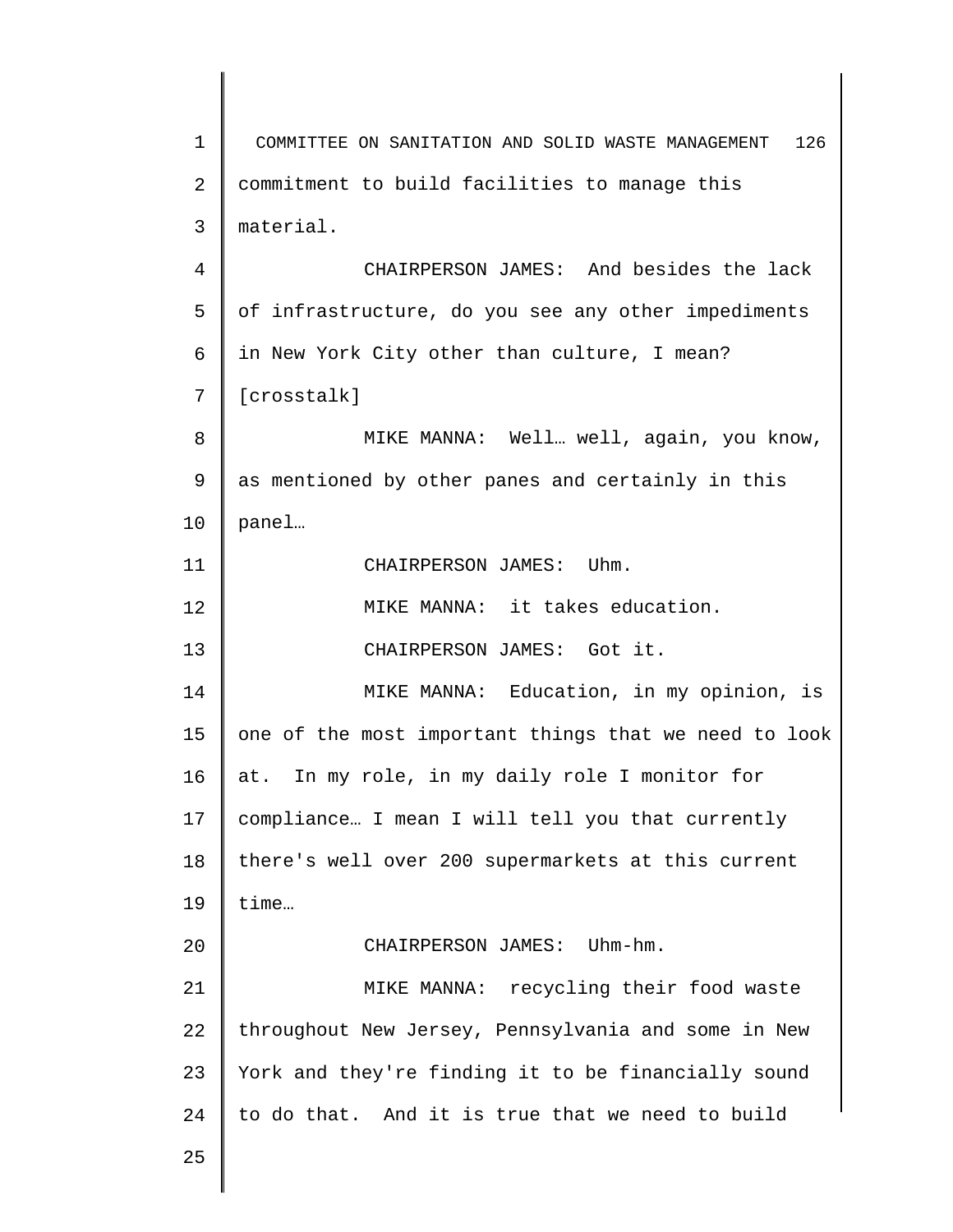commitment to build facilities to manage this material.

CHAIRPERSON JAMES: And besides the lack of infrastructure, do you see any other impediments in New York City other than culture, I mean? [crosstalk]

MIKE MANNA: Well… well, again, you know, as mentioned by other panes and certainly in this panel…

CHAIRPERSON JAMES: Uhm.

MIKE MANNA: it takes education.

CHAIRPERSON JAMES: Got it.

MIKE MANNA: Education, in my opinion, is one of the most important things that we need to look at. In my role, in my daily role I monitor for compliance… I mean I will tell you that currently there's well over 200 supermarkets at this current time…

CHAIRPERSON JAMES: Uhm-hm.

MIKE MANNA: recycling their food waste throughout New Jersey, Pennsylvania and some in New York and they're finding it to be financially sound to do that. And it is true that we need to build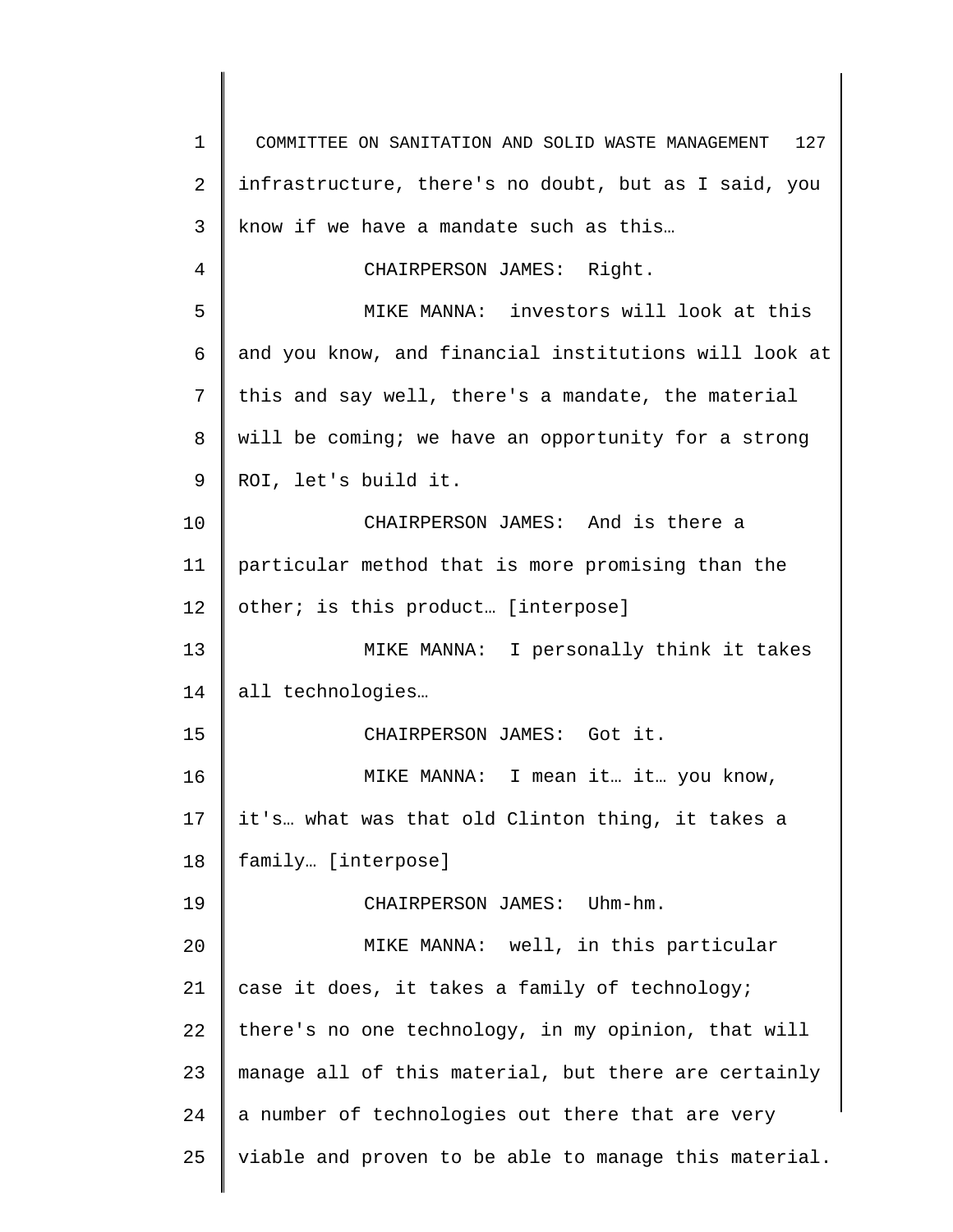infrastructure, there's no doubt, but as I said, you know if we have a mandate such as this…

CHAIRPERSON JAMES: Right.

MIKE MANNA: investors will look at this and you know, and financial institutions will look at this and say well, there's a mandate, the material will be coming; we have an opportunity for a strong ROI, let's build it.

CHAIRPERSON JAMES: And is there a particular method that is more promising than the other; is this product… [interpose]

MIKE MANNA: I personally think it takes all technologies…

CHAIRPERSON JAMES: Got it.

MIKE MANNA: I mean it… it… you know, it's… what was that old Clinton thing, it takes a family… [interpose]

CHAIRPERSON JAMES: Uhm-hm.

MIKE MANNA: well, in this particular case it does, it takes a family of technology; there's no one technology, in my opinion, that will manage all of this material, but there are certainly a number of technologies out there that are very viable and proven to be able to manage this material.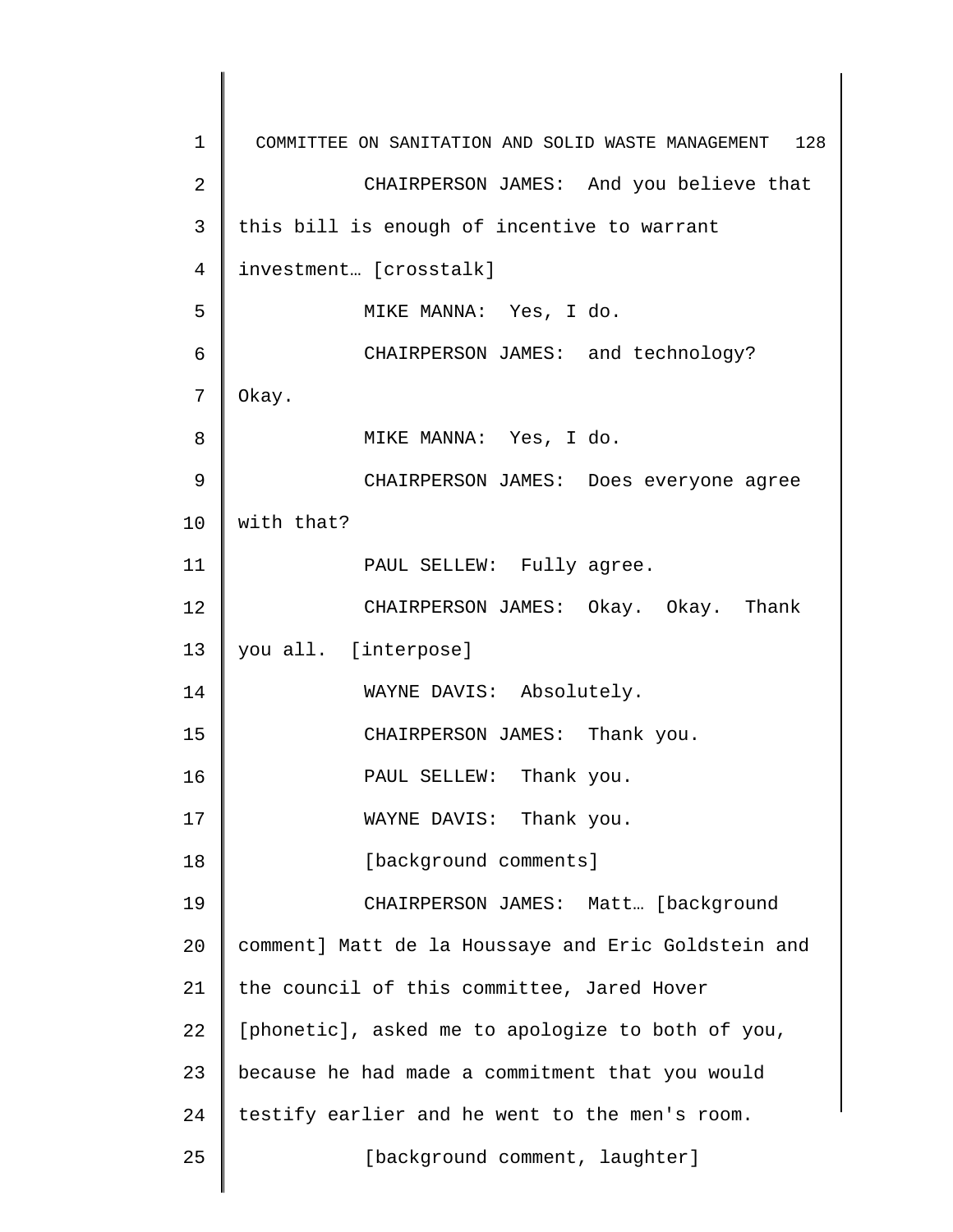CHAIRPERSON JAMES: And you believe that this bill is enough of incentive to warrant investment… [crosstalk]

MIKE MANNA: Yes, I do.

CHAIRPERSON JAMES: and technology? Okay.

MIKE MANNA: Yes, I do.

CHAIRPERSON JAMES: Does everyone agree with that?

PAUL SELLEW: Fully agree.

CHAIRPERSON JAMES: Okay. Okay. Thank you all. [interpose]

WAYNE DAVIS: Absolutely.

CHAIRPERSON JAMES: Thank you.

PAUL SELLEW: Thank you.

WAYNE DAVIS: Thank you.

[background comments]

CHAIRPERSON JAMES: Matt… [background comment] Matt de la Houssaye and Eric Goldstein and the council of this committee, Jared Hover [phonetic], asked me to apologize to both of you, because he had made a commitment that you would testify earlier and he went to the men's room.

[background comment, laughter]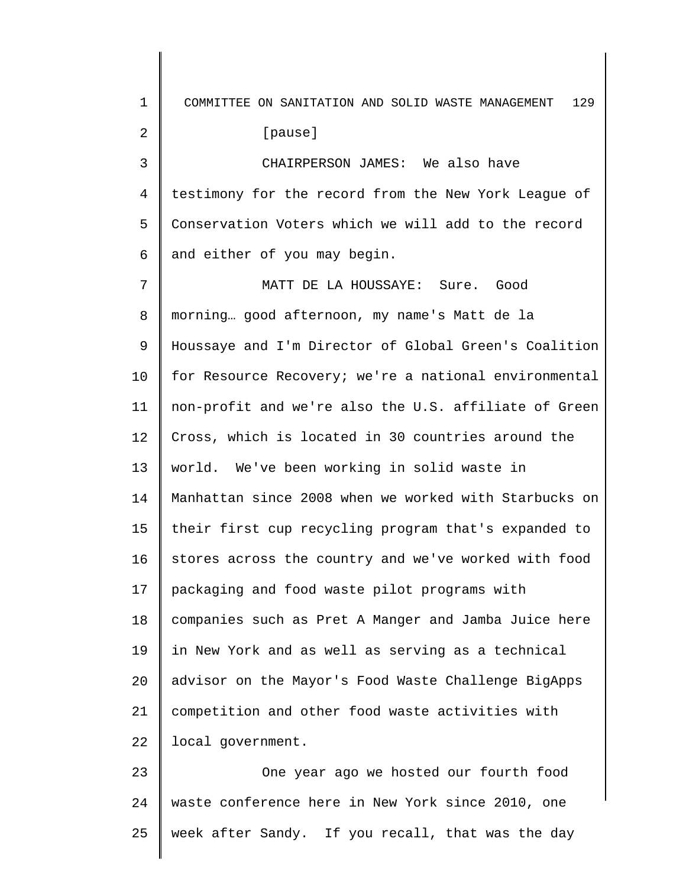[pause]

CHAIRPERSON JAMES: We also have testimony for the record from the New York League of Conservation Voters which we will add to the record and either of you may begin.

MATT DE LA HOUSSAYE: Sure. Good morning… good afternoon, my name's Matt de la Houssaye and I'm Director of Global Green's Coalition for Resource Recovery; we're a national environmental non-profit and we're also the U.S. affiliate of Green Cross, which is located in 30 countries around the world. We've been working in solid waste in Manhattan since 2008 when we worked with Starbucks on their first cup recycling program that's expanded to stores across the country and we've worked with food packaging and food waste pilot programs with companies such as Pret A Manger and Jamba Juice here in New York and as well as serving as a technical advisor on the Mayor's Food Waste Challenge BigApps competition and other food waste activities with local government.

One year ago we hosted our fourth food waste conference here in New York since 2010, one week after Sandy. If you recall, that was the day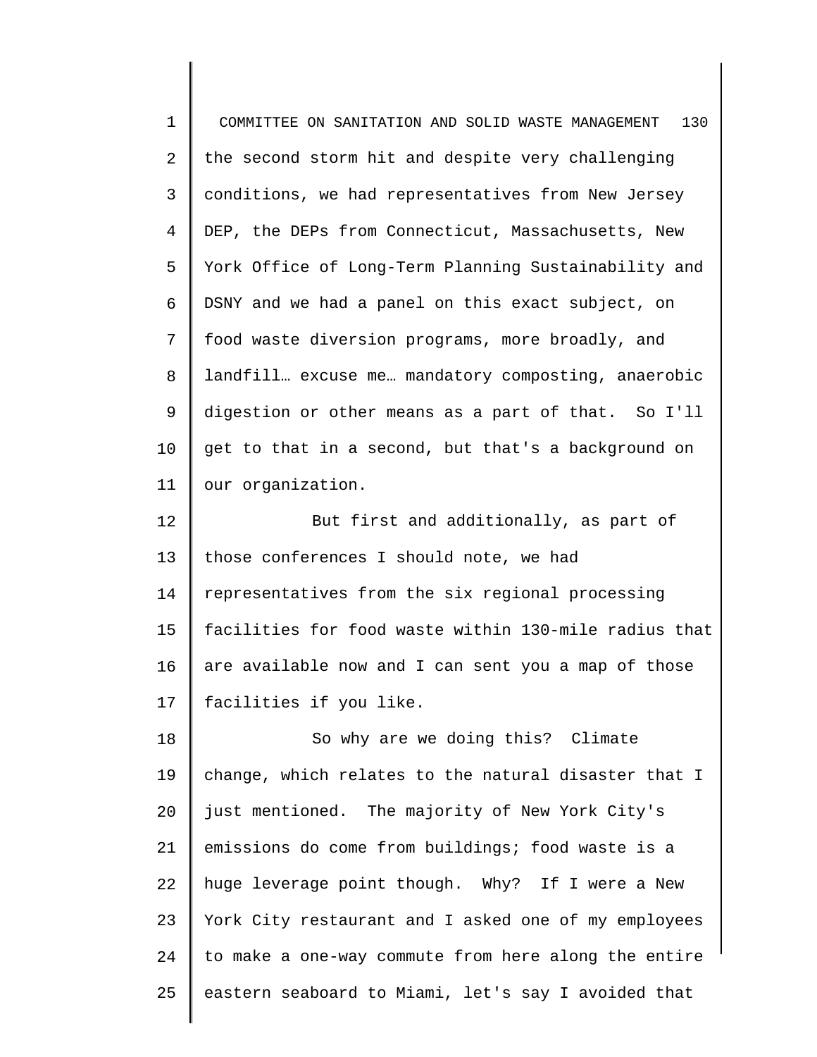the second storm hit and despite very challenging conditions, we had representatives from New Jersey DEP, the DEPs from Connecticut, Massachusetts, New York Office of Long-Term Planning Sustainability and DSNY and we had a panel on this exact subject, on food waste diversion programs, more broadly, and landfill… excuse me… mandatory composting, anaerobic digestion or other means as a part of that. So I'll get to that in a second, but that's a background on our organization.

But first and additionally, as part of those conferences I should note, we had representatives from the six regional processing facilities for food waste within 130-mile radius that are available now and I can sent you a map of those facilities if you like.

So why are we doing this? Climate change, which relates to the natural disaster that I just mentioned. The majority of New York City's emissions do come from buildings; food waste is a huge leverage point though. Why? If I were a New York City restaurant and I asked one of my employees to make a one-way commute from here along the entire eastern seaboard to Miami, let's say I avoided that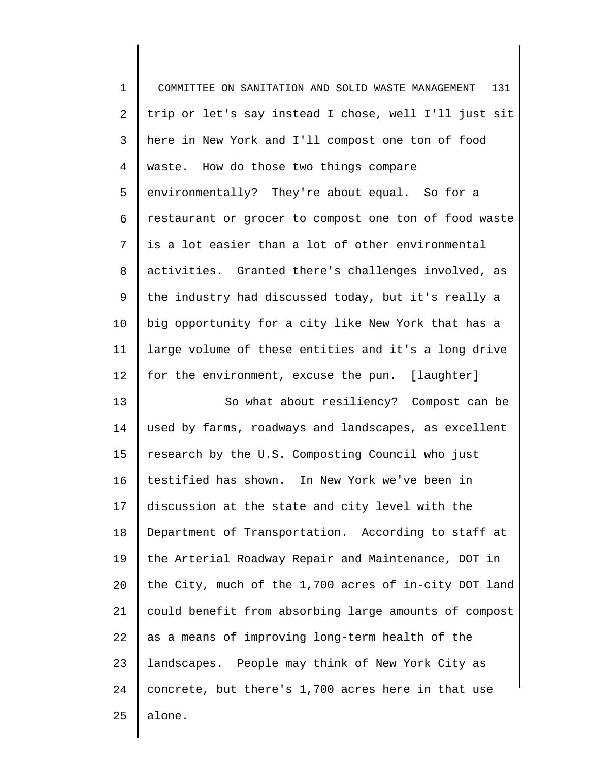trip or let's say instead I chose, well I'll just sit here in New York and I'll compost one ton of food waste. How do those two things compare environmentally? They're about equal. So for a restaurant or grocer to compost one ton of food waste is a lot easier than a lot of other environmental activities. Granted there's challenges involved, as the industry had discussed today, but it's really a big opportunity for a city like New York that has a large volume of these entities and it's a long drive for the environment, excuse the pun. [laughter]

So what about resiliency? Compost can be used by farms, roadways and landscapes, as excellent research by the U.S. Composting Council who just testified has shown. In New York we've been in discussion at the state and city level with the Department of Transportation. According to staff at the Arterial Roadway Repair and Maintenance, DOT in the City, much of the 1,700 acres of in-city DOT land could benefit from absorbing large amounts of compost as a means of improving long-term health of the landscapes. People may think of New York City as concrete, but there's 1,700 acres here in that use alone.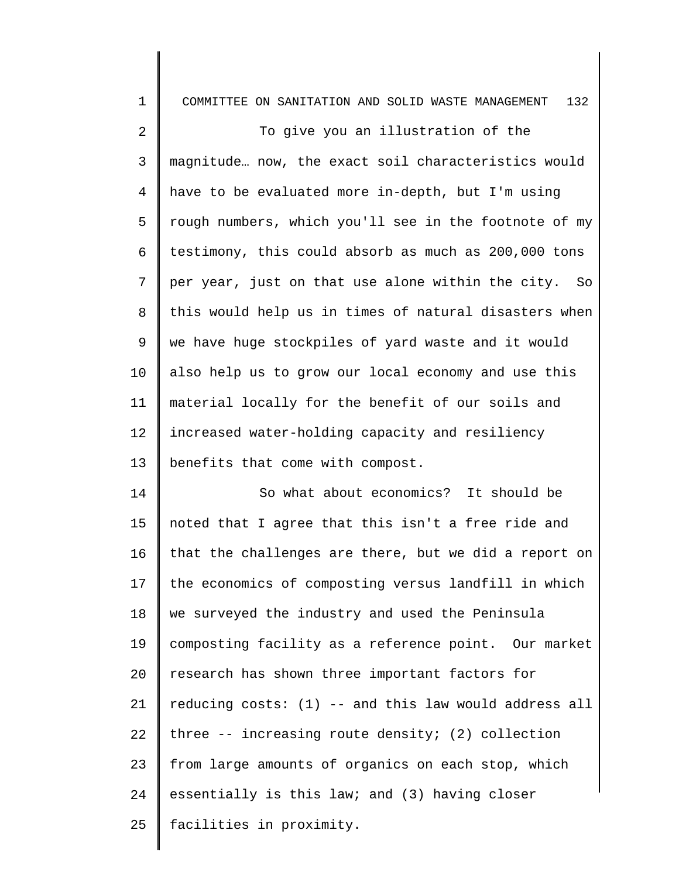To give you an illustration of the magnitude… now, the exact soil characteristics would have to be evaluated more in-depth, but I'm using rough numbers, which you'll see in the footnote of my testimony, this could absorb as much as 200,000 tons per year, just on that use alone within the city. So this would help us in times of natural disasters when we have huge stockpiles of yard waste and it would also help us to grow our local economy and use this material locally for the benefit of our soils and increased water-holding capacity and resiliency benefits that come with compost.

So what about economics? It should be noted that I agree that this isn't a free ride and that the challenges are there, but we did a report on the economics of composting versus landfill in which we surveyed the industry and used the Peninsula composting facility as a reference point. Our market research has shown three important factors for reducing costs: (1) -- and this law would address all three -- increasing route density; (2) collection from large amounts of organics on each stop, which essentially is this law; and (3) having closer facilities in proximity.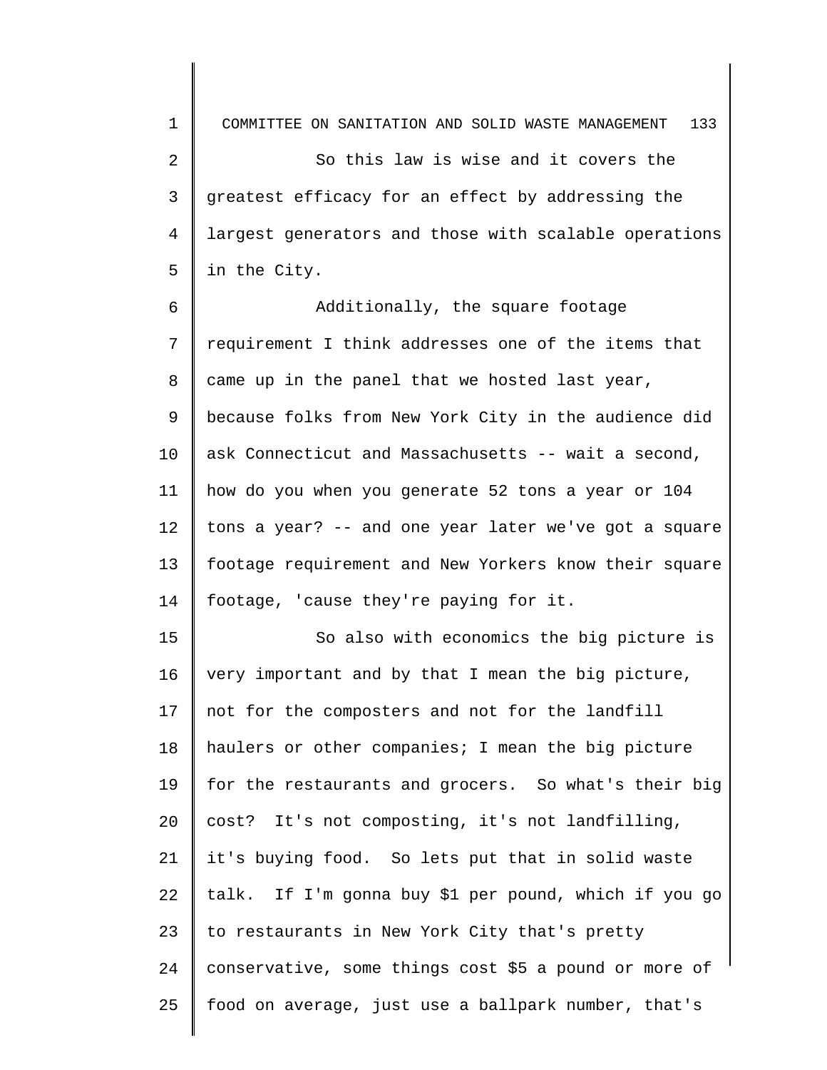So this law is wise and it covers the greatest efficacy for an effect by addressing the largest generators and those with scalable operations in the City.

Additionally, the square footage requirement I think addresses one of the items that came up in the panel that we hosted last year, because folks from New York City in the audience did ask Connecticut and Massachusetts -- wait a second, how do you when you generate 52 tons a year or 104 tons a year? -- and one year later we've got a square footage requirement and New Yorkers know their square footage, 'cause they're paying for it.

So also with economics the big picture is very important and by that I mean the big picture, not for the composters and not for the landfill haulers or other companies; I mean the big picture for the restaurants and grocers. So what's their big cost? It's not composting, it's not landfilling, it's buying food. So lets put that in solid waste talk. If I'm gonna buy $1 per pound, which if you go to restaurants in New York City that's pretty conservative, some things cost $5 a pound or more of food on average, just use a ballpark number, that's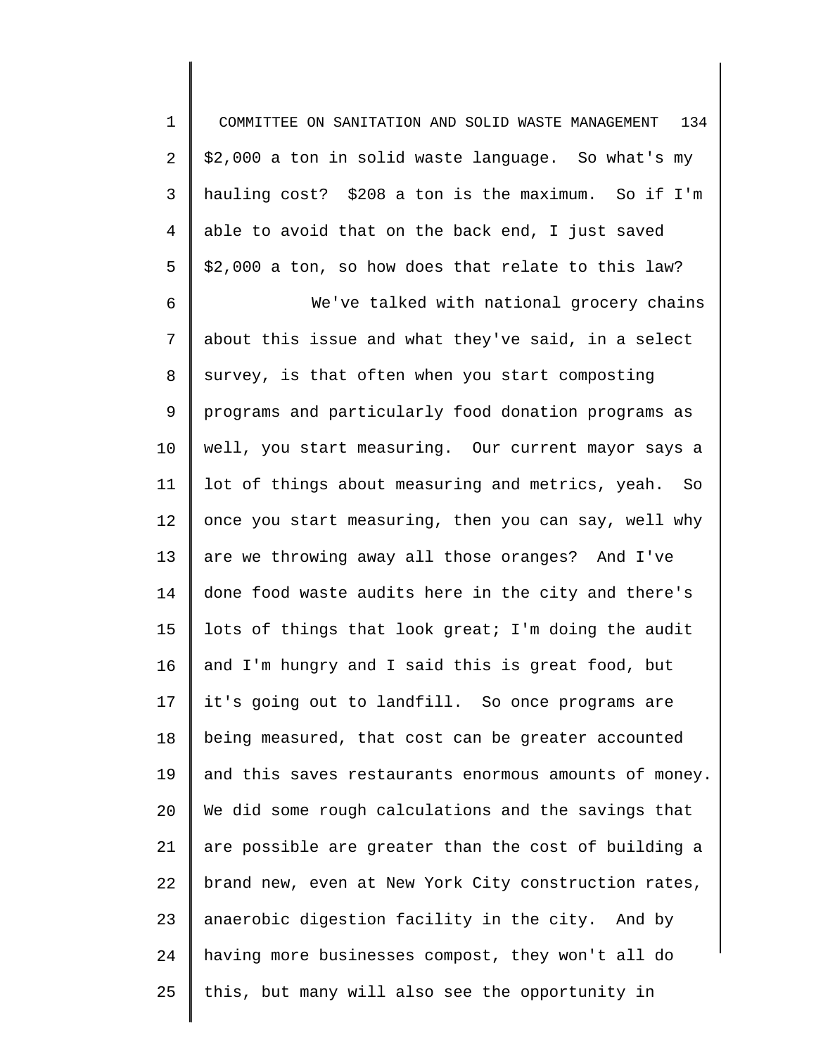$2,000 a ton in solid waste language. So what's my hauling cost? $208 a ton is the maximum. So if I'm able to avoid that on the back end, I just saved $2,000 a ton, so how does that relate to this law?

We've talked with national grocery chains about this issue and what they've said, in a select survey, is that often when you start composting programs and particularly food donation programs as well, you start measuring. Our current mayor says a lot of things about measuring and metrics, yeah. So once you start measuring, then you can say, well why are we throwing away all those oranges? And I've done food waste audits here in the city and there's lots of things that look great; I'm doing the audit and I'm hungry and I said this is great food, but it's going out to landfill. So once programs are being measured, that cost can be greater accounted and this saves restaurants enormous amounts of money. We did some rough calculations and the savings that are possible are greater than the cost of building a brand new, even at New York City construction rates, anaerobic digestion facility in the city. And by having more businesses compost, they won't all do this, but many will also see the opportunity in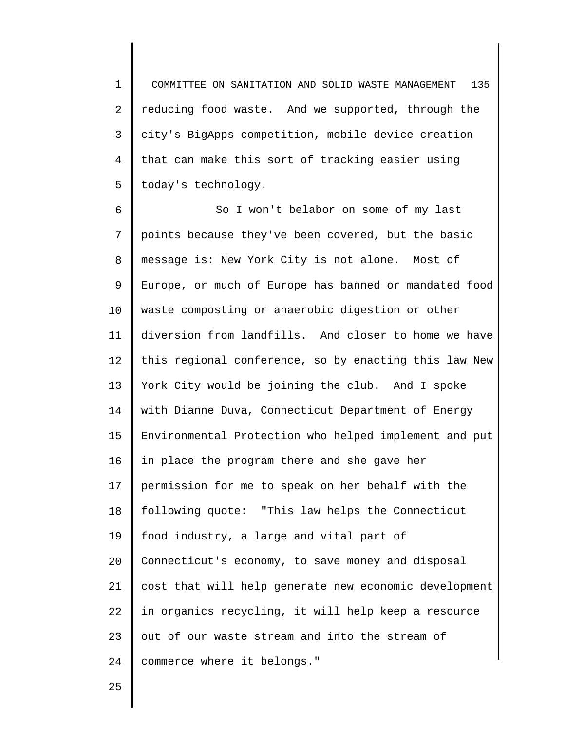reducing food waste. And we supported, through the city's BigApps competition, mobile device creation that can make this sort of tracking easier using today's technology.

So I won't belabor on some of my last points because they've been covered, but the basic message is: New York City is not alone. Most of Europe, or much of Europe has banned or mandated food waste composting or anaerobic digestion or other diversion from landfills. And closer to home we have this regional conference, so by enacting this law New York City would be joining the club. And I spoke with Dianne Duva, Connecticut Department of Energy Environmental Protection who helped implement and put in place the program there and she gave her permission for me to speak on her behalf with the following quote: "This law helps the Connecticut food industry, a large and vital part of Connecticut's economy, to save money and disposal cost that will help generate new economic development in organics recycling, it will help keep a resource out of our waste stream and into the stream of commerce where it belongs."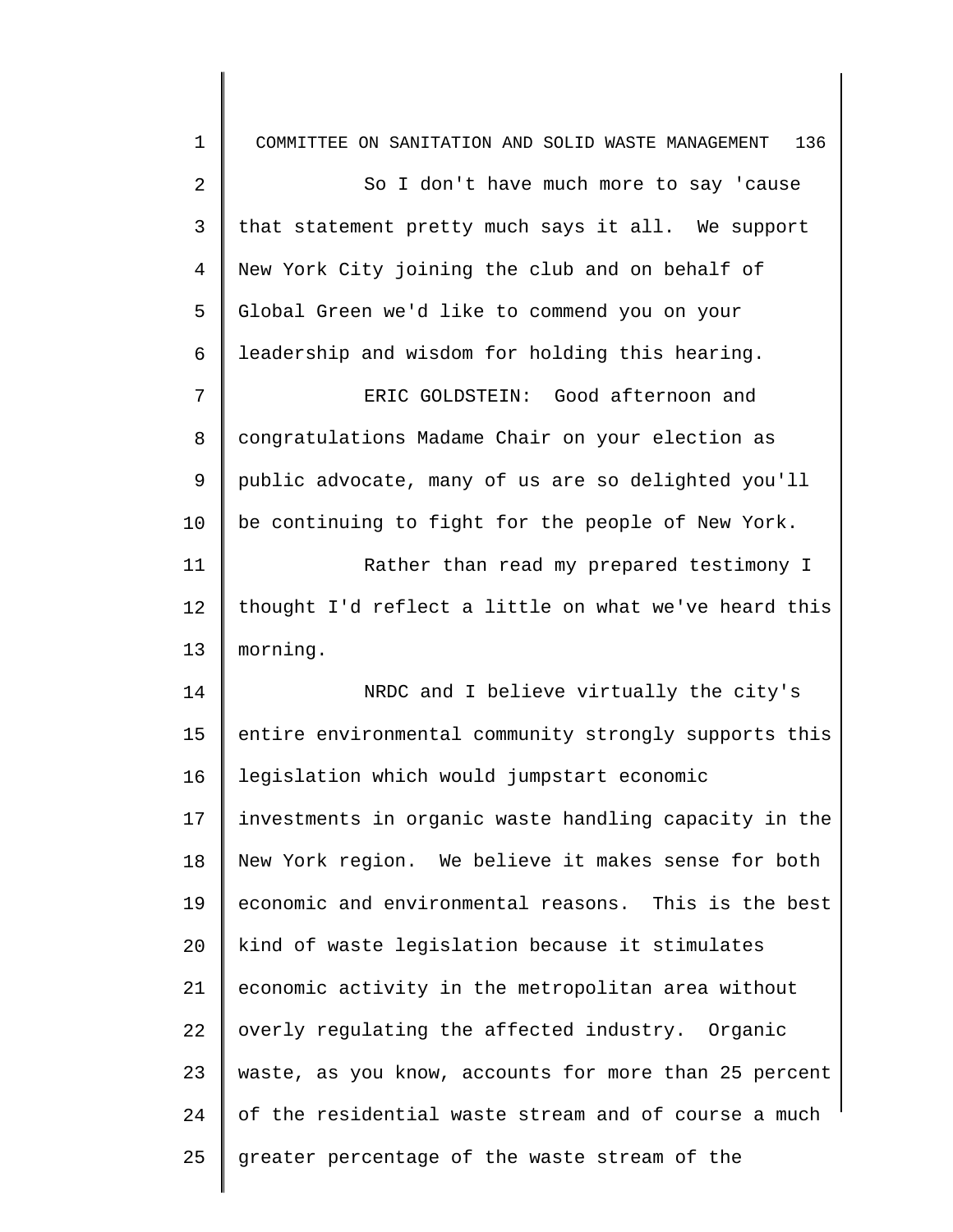So I don't have much more to say 'cause that statement pretty much says it all. We support New York City joining the club and on behalf of Global Green we'd like to commend you on your leadership and wisdom for holding this hearing.

ERIC GOLDSTEIN: Good afternoon and congratulations Madame Chair on your election as public advocate, many of us are so delighted you'll be continuing to fight for the people of New York.

Rather than read my prepared testimony I thought I'd reflect a little on what we've heard this morning.

NRDC and I believe virtually the city's entire environmental community strongly supports this legislation which would jumpstart economic investments in organic waste handling capacity in the New York region. We believe it makes sense for both economic and environmental reasons. This is the best kind of waste legislation because it stimulates economic activity in the metropolitan area without overly regulating the affected industry. Organic waste, as you know, accounts for more than 25 percent of the residential waste stream and of course a much greater percentage of the waste stream of the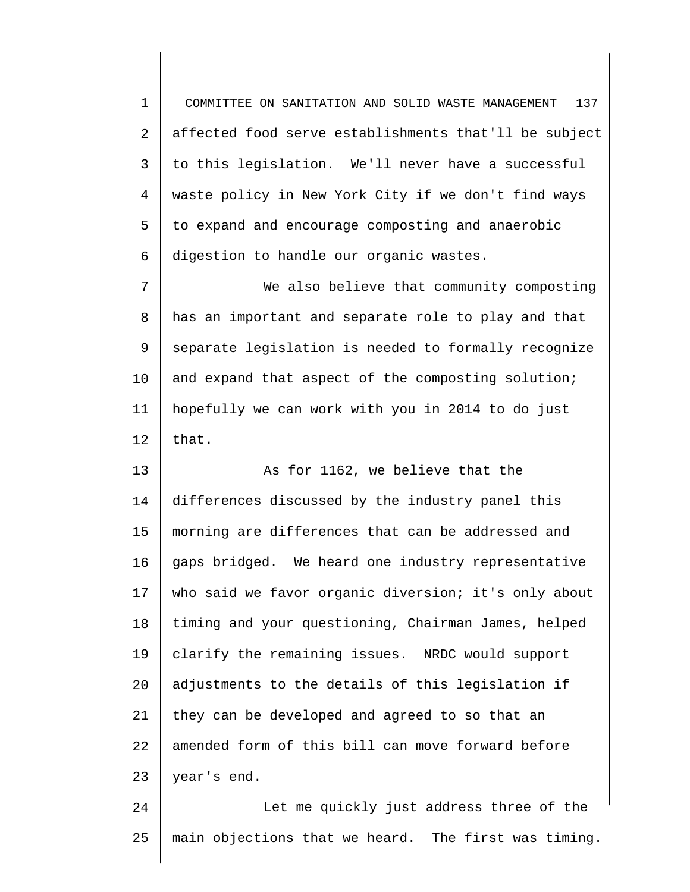affected food serve establishments that'll be subject to this legislation. We'll never have a successful waste policy in New York City if we don't find ways to expand and encourage composting and anaerobic digestion to handle our organic wastes.

We also believe that community composting has an important and separate role to play and that separate legislation is needed to formally recognize and expand that aspect of the composting solution; hopefully we can work with you in 2014 to do just that.

As for 1162, we believe that the differences discussed by the industry panel this morning are differences that can be addressed and gaps bridged. We heard one industry representative who said we favor organic diversion; it's only about timing and your questioning, Chairman James, helped clarify the remaining issues. NRDC would support adjustments to the details of this legislation if they can be developed and agreed to so that an amended form of this bill can move forward before year's end.

Let me quickly just address three of the main objections that we heard. The first was timing.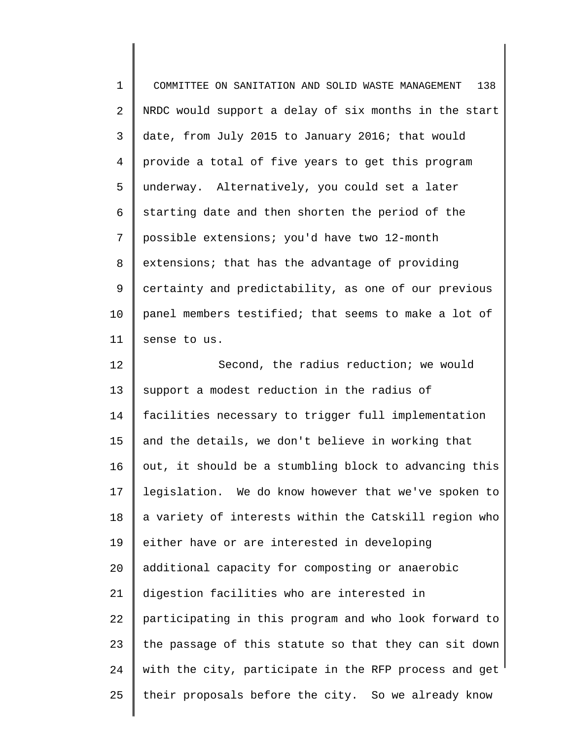NRDC would support a delay of six months in the start date, from July 2015 to January 2016; that would provide a total of five years to get this program underway. Alternatively, you could set a later starting date and then shorten the period of the possible extensions; you'd have two 12-month extensions; that has the advantage of providing certainty and predictability, as one of our previous panel members testified; that seems to make a lot of sense to us.

Second, the radius reduction; we would support a modest reduction in the radius of facilities necessary to trigger full implementation and the details, we don't believe in working that out, it should be a stumbling block to advancing this legislation. We do know however that we've spoken to a variety of interests within the Catskill region who either have or are interested in developing additional capacity for composting or anaerobic digestion facilities who are interested in participating in this program and who look forward to the passage of this statute so that they can sit down with the city, participate in the RFP process and get their proposals before the city. So we already know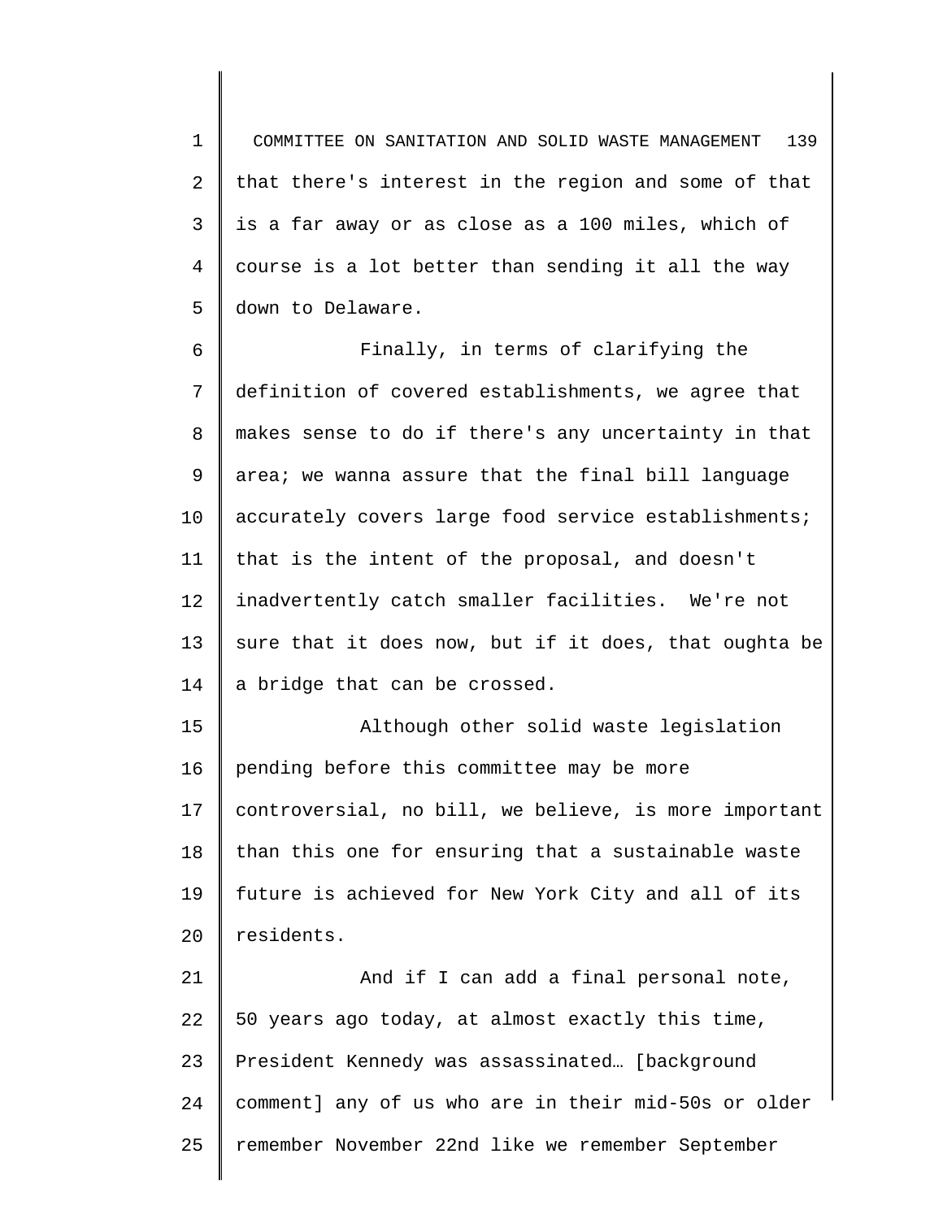that there's interest in the region and some of that is a far away or as close as a 100 miles, which of course is a lot better than sending it all the way down to Delaware.

Finally, in terms of clarifying the definition of covered establishments, we agree that makes sense to do if there's any uncertainty in that area; we wanna assure that the final bill language accurately covers large food service establishments; that is the intent of the proposal, and doesn't inadvertently catch smaller facilities. We're not sure that it does now, but if it does, that oughta be a bridge that can be crossed.

Although other solid waste legislation pending before this committee may be more controversial, no bill, we believe, is more important than this one for ensuring that a sustainable waste future is achieved for New York City and all of its residents.

And if I can add a final personal note, 50 years ago today, at almost exactly this time, President Kennedy was assassinated… [background comment] any of us who are in their mid-50s or older remember November 22nd like we remember September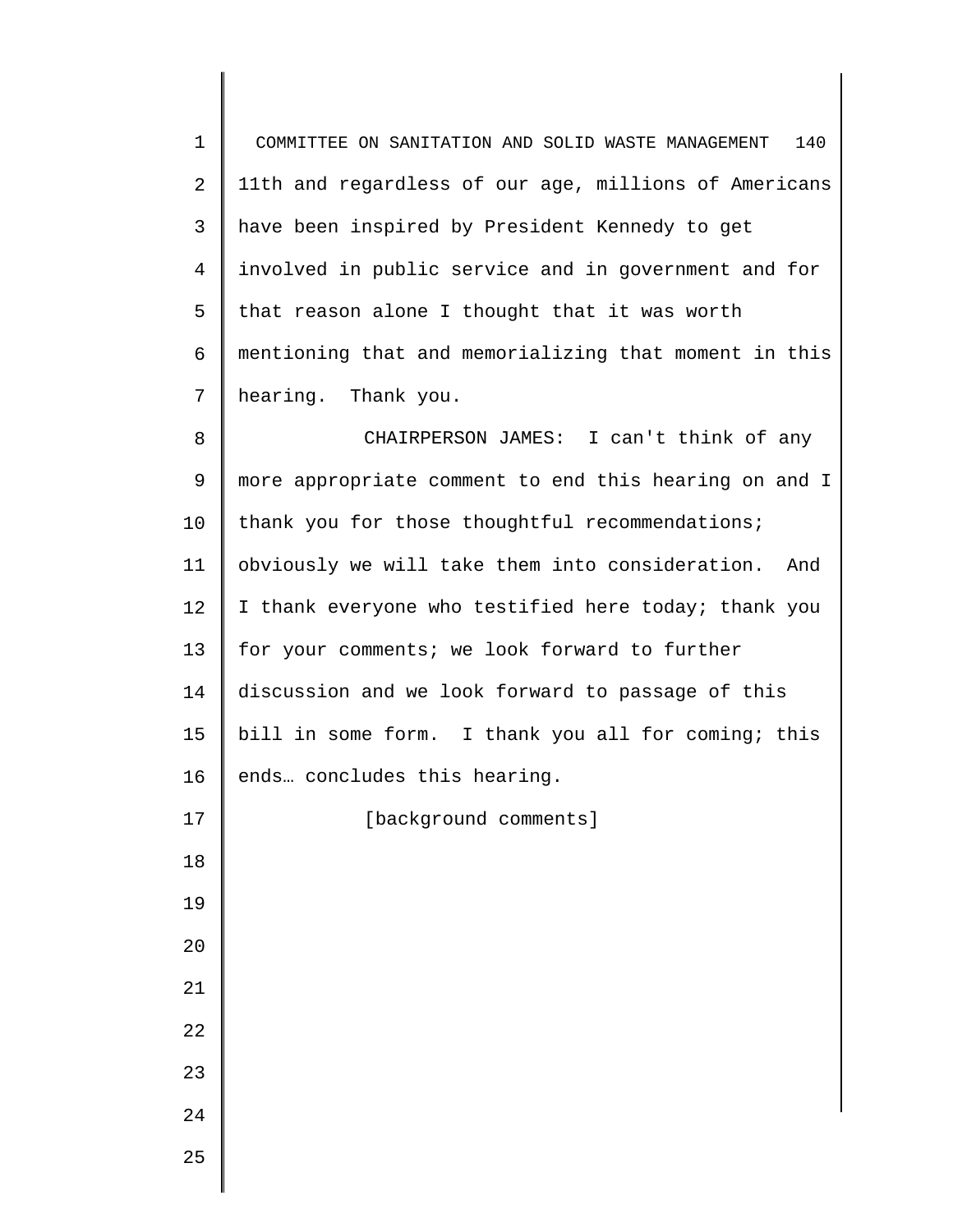11th and regardless of our age, millions of Americans have been inspired by President Kennedy to get involved in public service and in government and for that reason alone I thought that it was worth mentioning that and memorializing that moment in this hearing. Thank you.

CHAIRPERSON JAMES: I can't think of any more appropriate comment to end this hearing on and I thank you for those thoughtful recommendations; obviously we will take them into consideration. And I thank everyone who testified here today; thank you for your comments; we look forward to further discussion and we look forward to passage of this bill in some form. I thank you all for coming; this ends… concludes this hearing.

[background comments]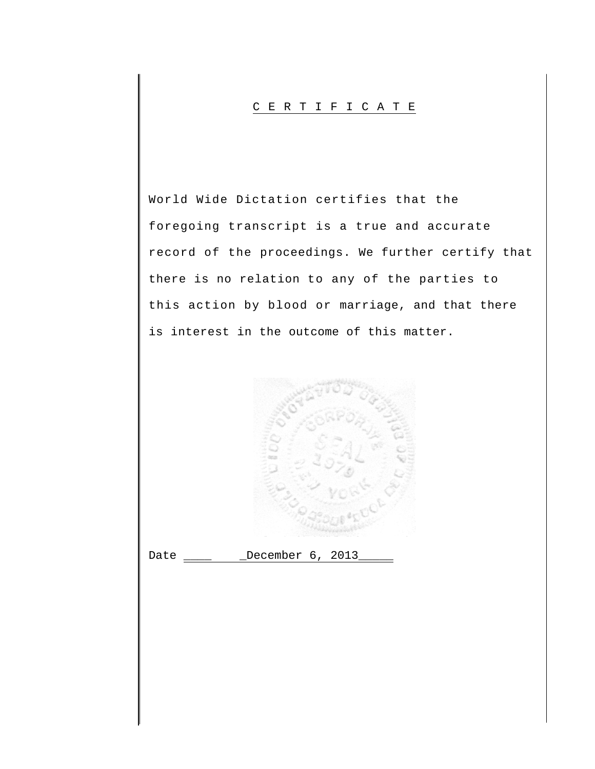# C E R T I F I C A T E

World Wide Dictation certifies that the foregoing transcript is a true and accurate record of the proceedings. We further certify that there is no relation to any of the parties to this action by blood or marriage, and that there is interest in the outcome of this matter.

Date ____ _December 6, 2013_____